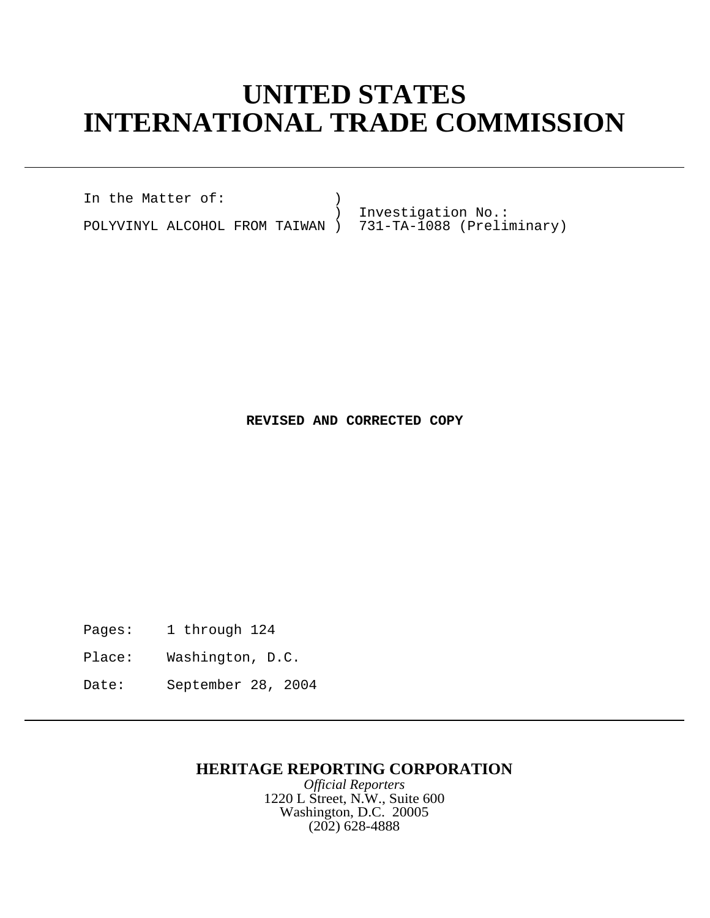# UNITED STATES
# INTERNATIONAL TRADE COMMISSION

---

```
In the Matter of:              )
                               )  Investigation No.:
POLYVINYL ALCOHOL FROM TAIWAN )  731-TA-1088 (Preliminary)
```

**REVISED AND CORRECTED COPY**

Pages: 1 through 124

Place: Washington, D.C.

Date: September 28, 2004

---

**HERITAGE REPORTING CORPORATION**

*Official Reporters*

1220 L Street, N.W., Suite 600

Washington, D.C. 20005

(202) 628-4888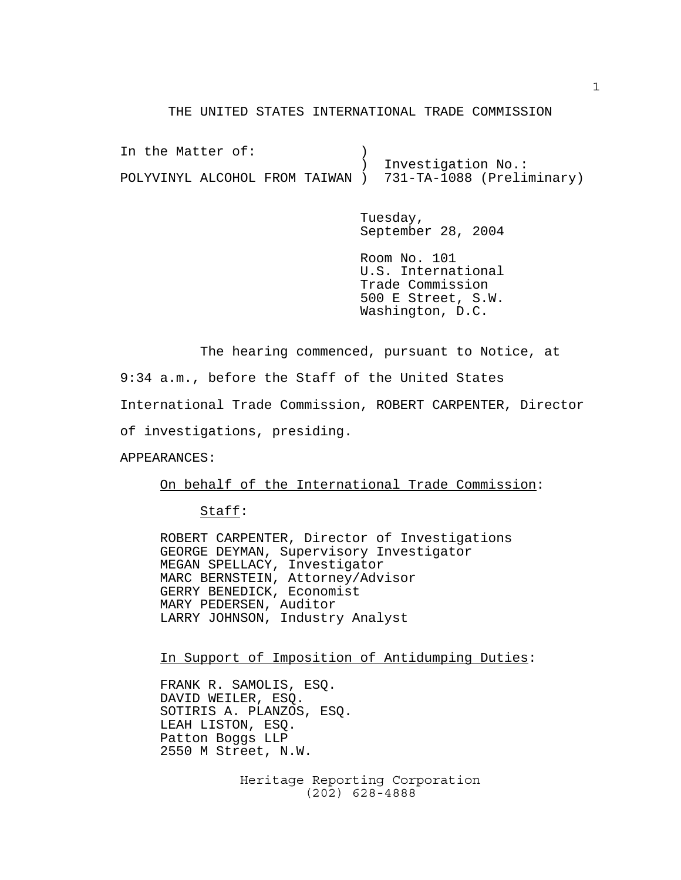THE UNITED STATES INTERNATIONAL TRADE COMMISSION

In the Matter of: ) Investigation No.:
POLYVINYL ALCOHOL FROM TAIWAN ) 731-TA-1088 (Preliminary)

Tuesday,
September 28, 2004

Room No. 101
U.S. International
Trade Commission
500 E Street, S.W.
Washington, D.C.

The hearing commenced, pursuant to Notice, at 9:34 a.m., before the Staff of the United States International Trade Commission, ROBERT CARPENTER, Director of investigations, presiding.

APPEARANCES:

On behalf of the International Trade Commission:

Staff:

ROBERT CARPENTER, Director of Investigations
GEORGE DEYMAN, Supervisory Investigator
MEGAN SPELLACY, Investigator
MARC BERNSTEIN, Attorney/Advisor
GERRY BENEDICK, Economist
MARY PEDERSEN, Auditor
LARRY JOHNSON, Industry Analyst

In Support of Imposition of Antidumping Duties:

FRANK R. SAMOLIS, ESQ.
DAVID WEILER, ESQ.
SOTIRIS A. PLANZOS, ESQ.
LEAH LISTON, ESQ.
Patton Boggs LLP
2550 M Street, N.W.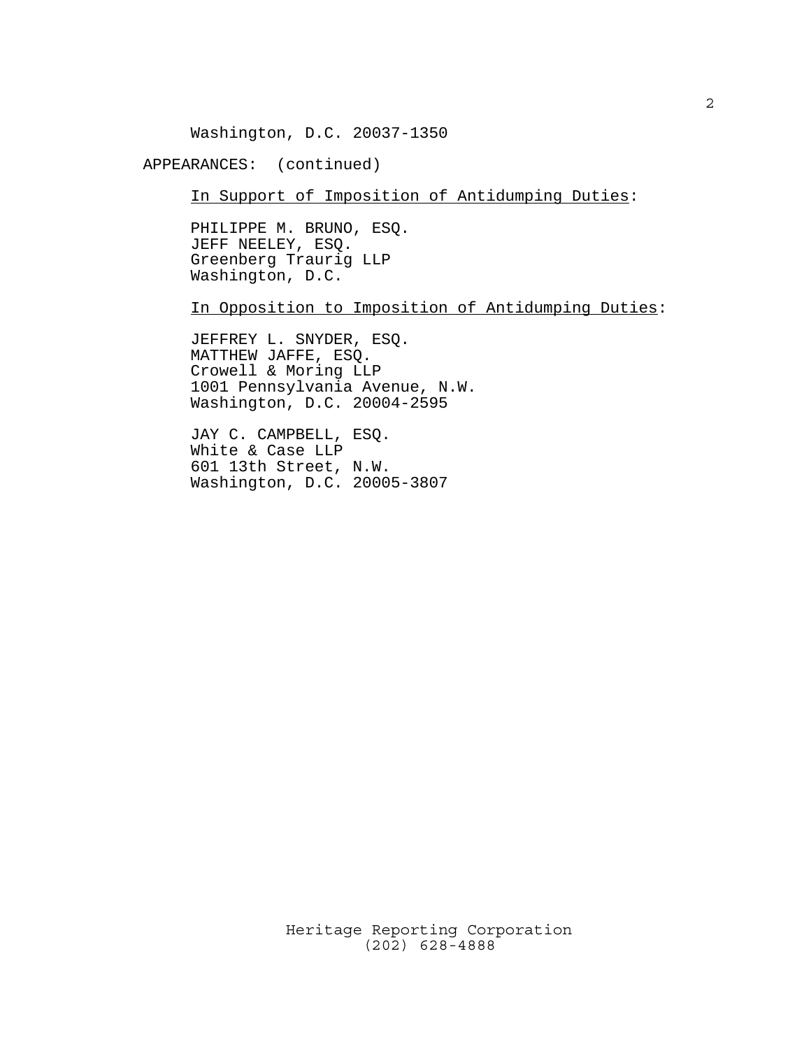Washington, D.C. 20037-1350

APPEARANCES: (continued)

In Support of Imposition of Antidumping Duties:

PHILIPPE M. BRUNO, ESQ.
JEFF NEELEY, ESQ.
Greenberg Traurig LLP
Washington, D.C.

In Opposition to Imposition of Antidumping Duties:

JEFFREY L. SNYDER, ESQ.
MATTHEW JAFFE, ESQ.
Crowell & Moring LLP
1001 Pennsylvania Avenue, N.W.
Washington, D.C. 20004-2595

JAY C. CAMPBELL, ESQ.
White & Case LLP
601 13th Street, N.W.
Washington, D.C. 20005-3807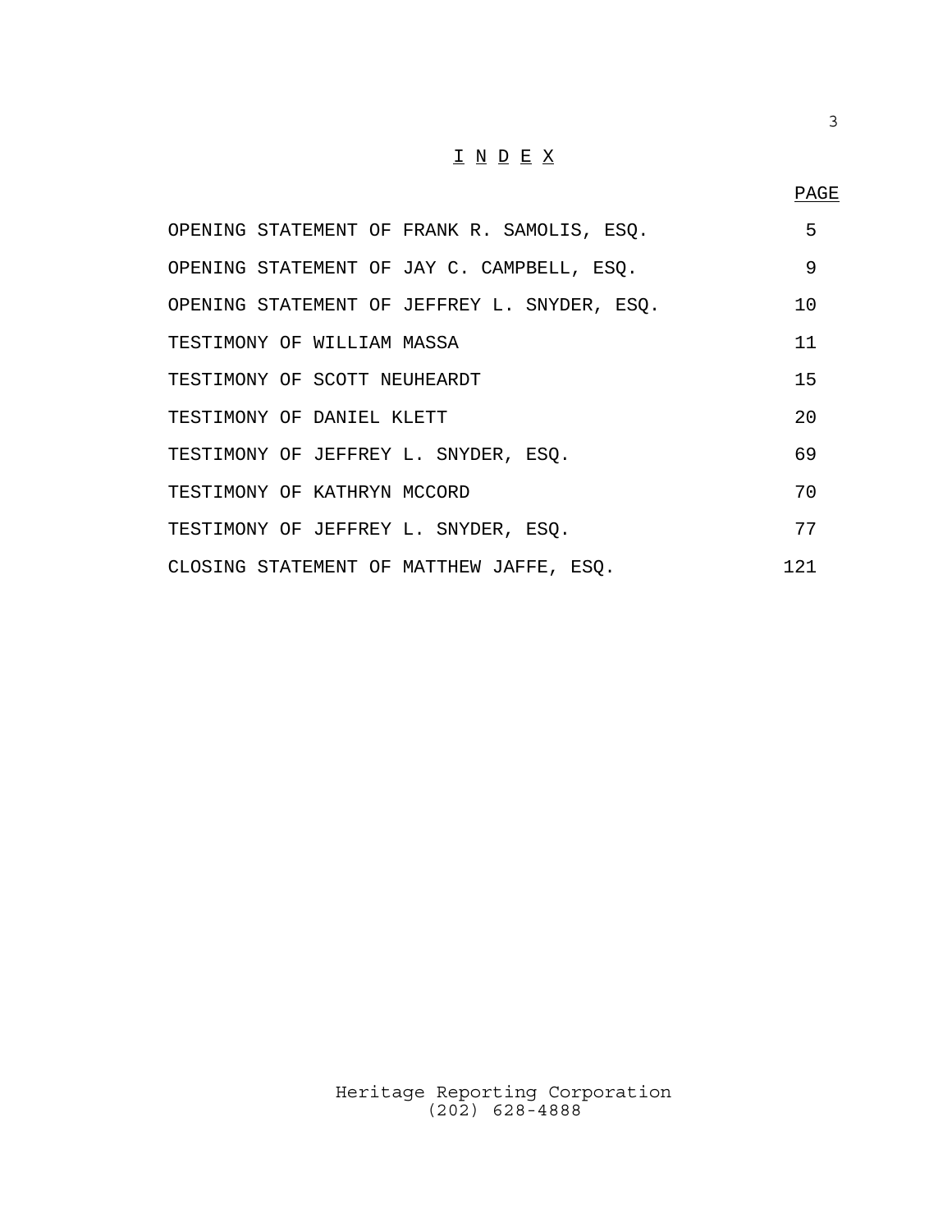# I N D E X

| | PAGE |
|---|---|
| OPENING STATEMENT OF FRANK R. SAMOLIS, ESQ. | 5 |
| OPENING STATEMENT OF JAY C. CAMPBELL, ESQ. | 9 |
| OPENING STATEMENT OF JEFFREY L. SNYDER, ESQ. | 10 |
| TESTIMONY OF WILLIAM MASSA | 11 |
| TESTIMONY OF SCOTT NEUHEARDT | 15 |
| TESTIMONY OF DANIEL KLETT | 20 |
| TESTIMONY OF JEFFREY L. SNYDER, ESQ. | 69 |
| TESTIMONY OF KATHRYN MCCORD | 70 |
| TESTIMONY OF JEFFREY L. SNYDER, ESQ. | 77 |
| CLOSING STATEMENT OF MATTHEW JAFFE, ESQ. | 121 |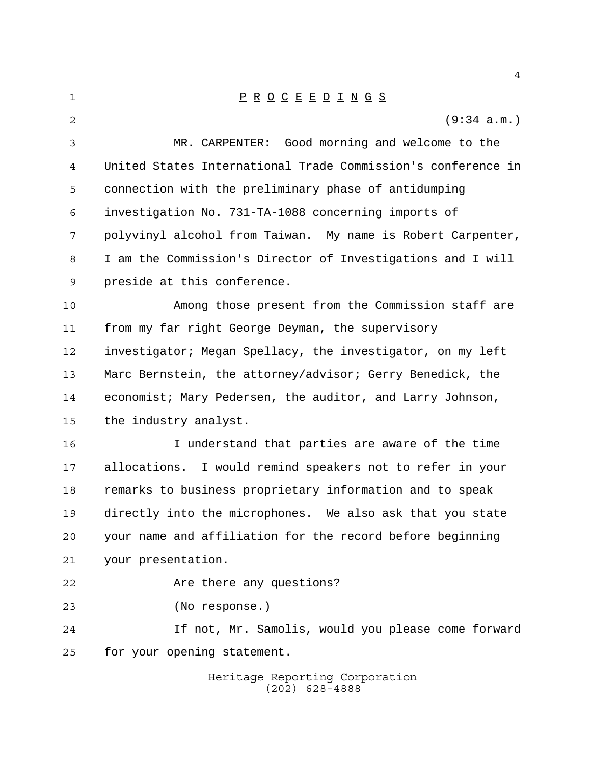P R O C E E D I N G S

(9:34 a.m.)

MR. CARPENTER: Good morning and welcome to the United States International Trade Commission's conference in connection with the preliminary phase of antidumping investigation No. 731-TA-1088 concerning imports of polyvinyl alcohol from Taiwan. My name is Robert Carpenter, I am the Commission's Director of Investigations and I will preside at this conference.

Among those present from the Commission staff are from my far right George Deyman, the supervisory investigator; Megan Spellacy, the investigator, on my left Marc Bernstein, the attorney/advisor; Gerry Benedick, the economist; Mary Pedersen, the auditor, and Larry Johnson, the industry analyst.

I understand that parties are aware of the time allocations. I would remind speakers not to refer in your remarks to business proprietary information and to speak directly into the microphones. We also ask that you state your name and affiliation for the record before beginning your presentation.

Are there any questions?

(No response.)

If not, Mr. Samolis, would you please come forward for your opening statement.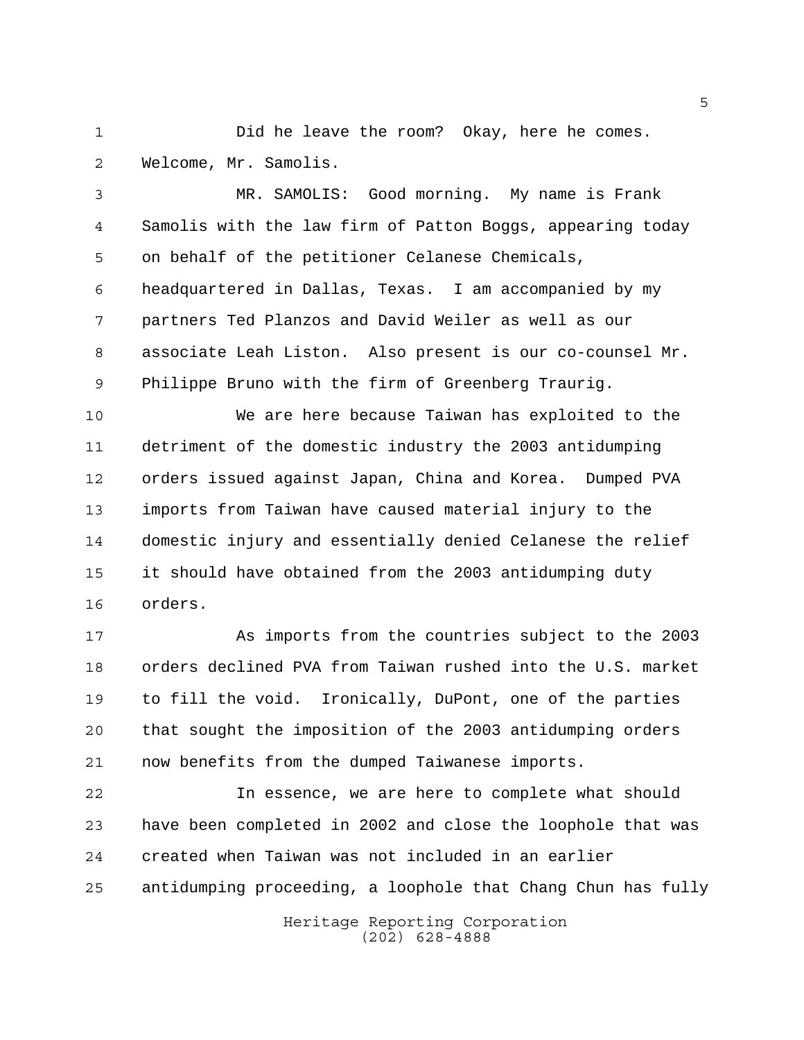Did he leave the room? Okay, here he comes. Welcome, Mr. Samolis.

MR. SAMOLIS: Good morning. My name is Frank Samolis with the law firm of Patton Boggs, appearing today on behalf of the petitioner Celanese Chemicals, headquartered in Dallas, Texas. I am accompanied by my partners Ted Planzos and David Weiler as well as our associate Leah Liston. Also present is our co-counsel Mr. Philippe Bruno with the firm of Greenberg Traurig.

We are here because Taiwan has exploited to the detriment of the domestic industry the 2003 antidumping orders issued against Japan, China and Korea. Dumped PVA imports from Taiwan have caused material injury to the domestic injury and essentially denied Celanese the relief it should have obtained from the 2003 antidumping duty orders.

As imports from the countries subject to the 2003 orders declined PVA from Taiwan rushed into the U.S. market to fill the void. Ironically, DuPont, one of the parties that sought the imposition of the 2003 antidumping orders now benefits from the dumped Taiwanese imports.

In essence, we are here to complete what should have been completed in 2002 and close the loophole that was created when Taiwan was not included in an earlier antidumping proceeding, a loophole that Chang Chun has fully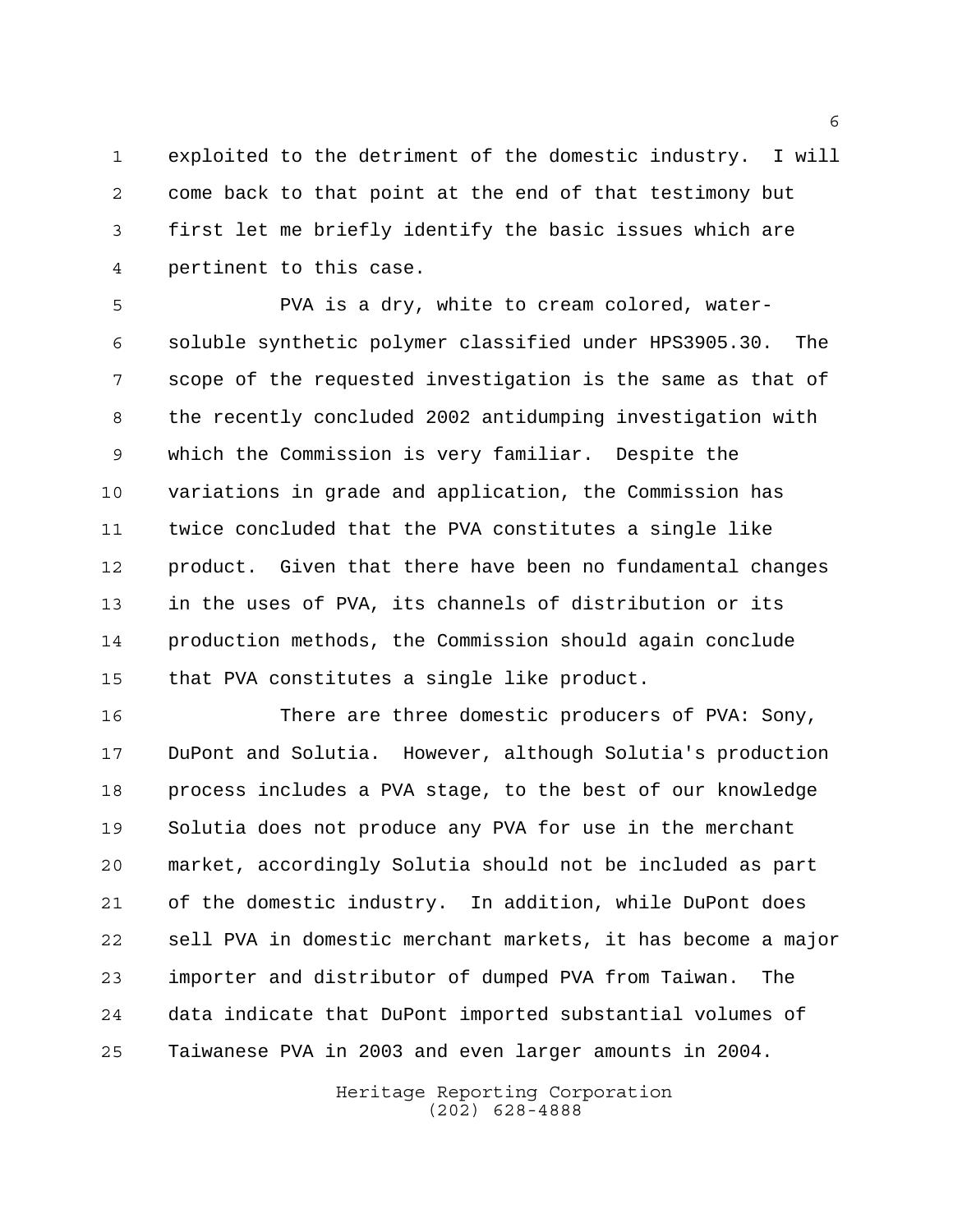exploited to the detriment of the domestic industry. I will come back to that point at the end of that testimony but first let me briefly identify the basic issues which are pertinent to this case.

PVA is a dry, white to cream colored, water-soluble synthetic polymer classified under HPS3905.30. The scope of the requested investigation is the same as that of the recently concluded 2002 antidumping investigation with which the Commission is very familiar. Despite the variations in grade and application, the Commission has twice concluded that the PVA constitutes a single like product. Given that there have been no fundamental changes in the uses of PVA, its channels of distribution or its production methods, the Commission should again conclude that PVA constitutes a single like product.

There are three domestic producers of PVA: Sony, DuPont and Solutia. However, although Solutia's production process includes a PVA stage, to the best of our knowledge Solutia does not produce any PVA for use in the merchant market, accordingly Solutia should not be included as part of the domestic industry. In addition, while DuPont does sell PVA in domestic merchant markets, it has become a major importer and distributor of dumped PVA from Taiwan. The data indicate that DuPont imported substantial volumes of Taiwanese PVA in 2003 and even larger amounts in 2004.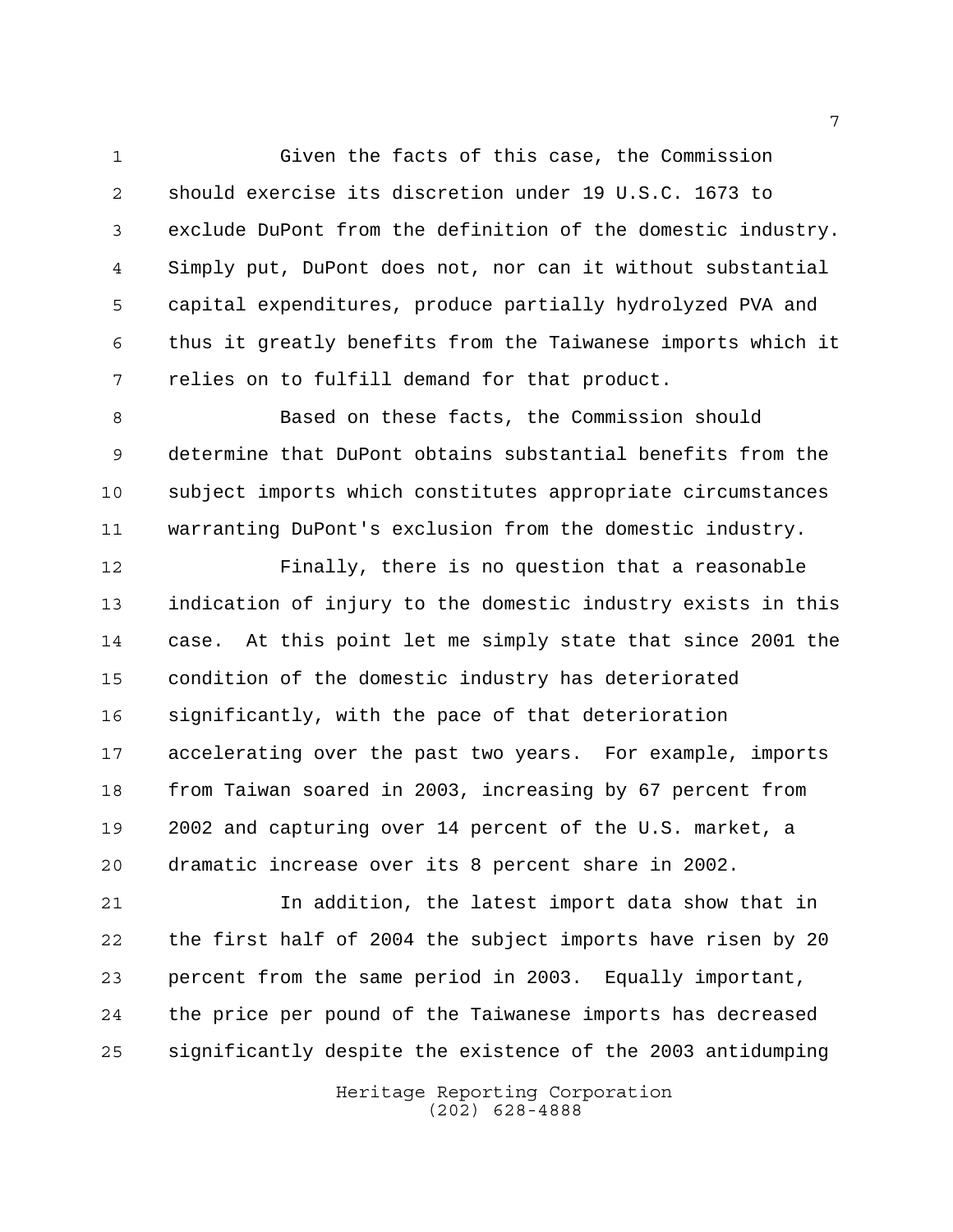Given the facts of this case, the Commission should exercise its discretion under 19 U.S.C. 1673 to exclude DuPont from the definition of the domestic industry. Simply put, DuPont does not, nor can it without substantial capital expenditures, produce partially hydrolyzed PVA and thus it greatly benefits from the Taiwanese imports which it relies on to fulfill demand for that product.

Based on these facts, the Commission should determine that DuPont obtains substantial benefits from the subject imports which constitutes appropriate circumstances warranting DuPont's exclusion from the domestic industry.

Finally, there is no question that a reasonable indication of injury to the domestic industry exists in this case. At this point let me simply state that since 2001 the condition of the domestic industry has deteriorated significantly, with the pace of that deterioration accelerating over the past two years. For example, imports from Taiwan soared in 2003, increasing by 67 percent from 2002 and capturing over 14 percent of the U.S. market, a dramatic increase over its 8 percent share in 2002.

In addition, the latest import data show that in the first half of 2004 the subject imports have risen by 20 percent from the same period in 2003. Equally important, the price per pound of the Taiwanese imports has decreased significantly despite the existence of the 2003 antidumping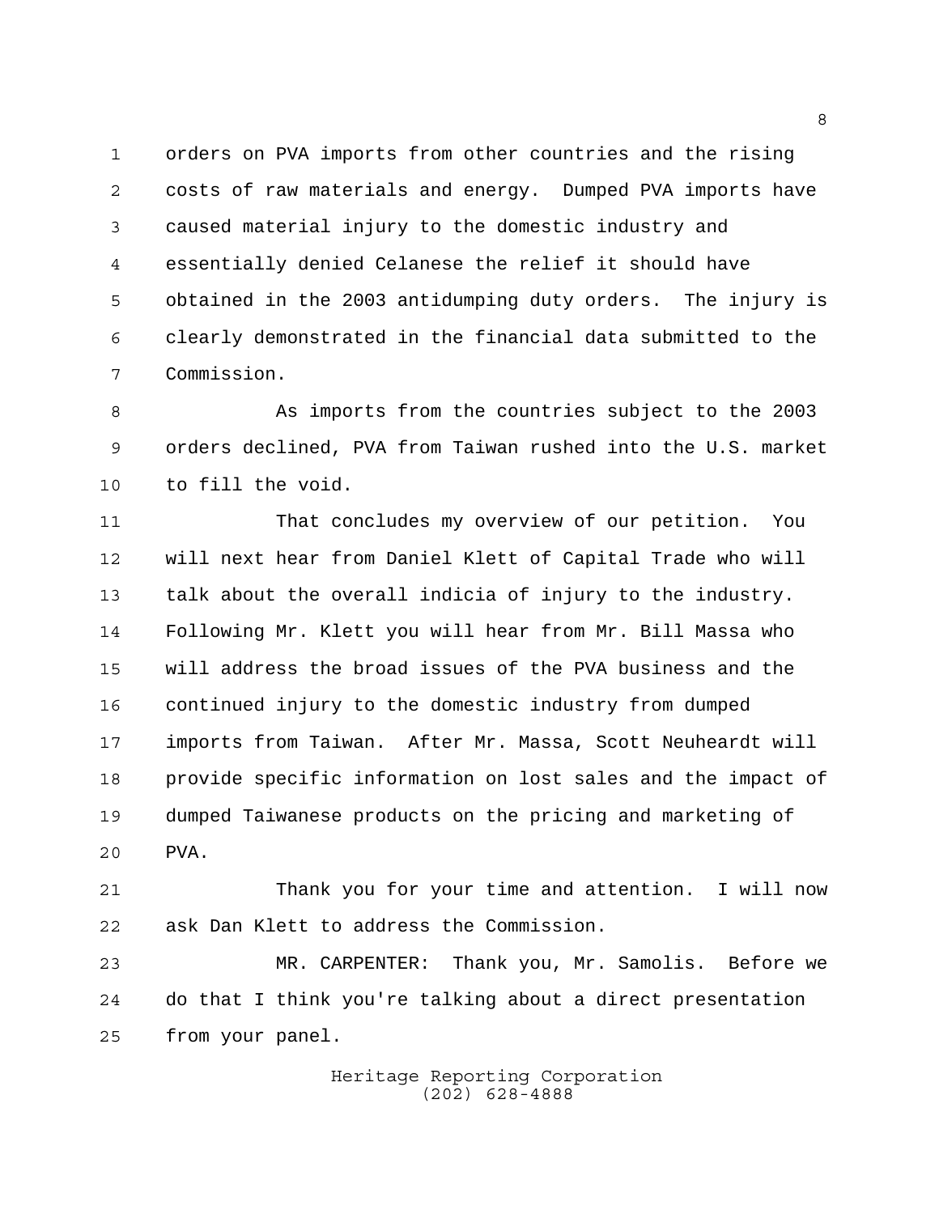orders on PVA imports from other countries and the rising costs of raw materials and energy. Dumped PVA imports have caused material injury to the domestic industry and essentially denied Celanese the relief it should have obtained in the 2003 antidumping duty orders. The injury is clearly demonstrated in the financial data submitted to the Commission.

As imports from the countries subject to the 2003 orders declined, PVA from Taiwan rushed into the U.S. market to fill the void.

That concludes my overview of our petition. You will next hear from Daniel Klett of Capital Trade who will talk about the overall indicia of injury to the industry. Following Mr. Klett you will hear from Mr. Bill Massa who will address the broad issues of the PVA business and the continued injury to the domestic industry from dumped imports from Taiwan. After Mr. Massa, Scott Neuheardt will provide specific information on lost sales and the impact of dumped Taiwanese products on the pricing and marketing of PVA.

Thank you for your time and attention. I will now ask Dan Klett to address the Commission.

MR. CARPENTER: Thank you, Mr. Samolis. Before we do that I think you're talking about a direct presentation from your panel.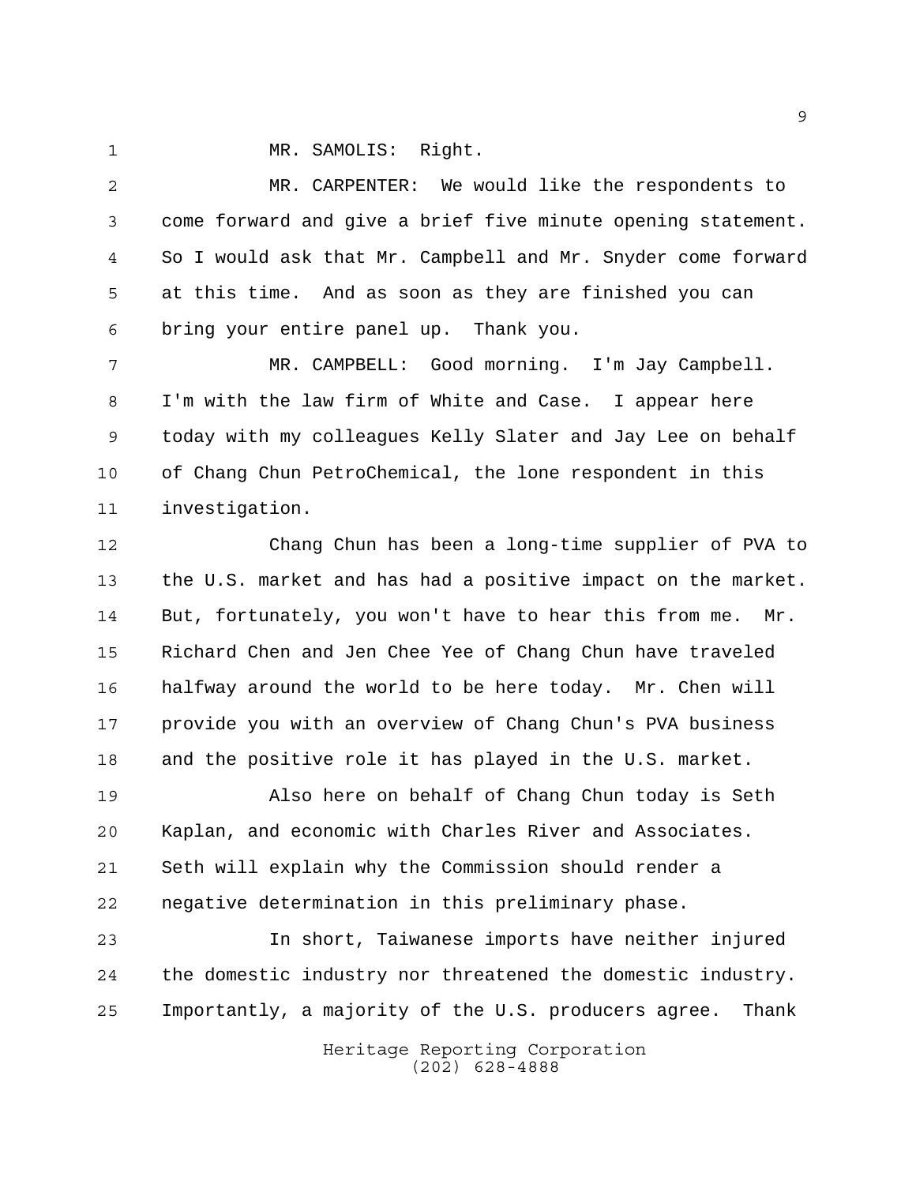MR. SAMOLIS: Right.

MR. CARPENTER: We would like the respondents to come forward and give a brief five minute opening statement. So I would ask that Mr. Campbell and Mr. Snyder come forward at this time. And as soon as they are finished you can bring your entire panel up. Thank you.

MR. CAMPBELL: Good morning. I'm Jay Campbell. I'm with the law firm of White and Case. I appear here today with my colleagues Kelly Slater and Jay Lee on behalf of Chang Chun PetroChemical, the lone respondent in this investigation.

Chang Chun has been a long-time supplier of PVA to the U.S. market and has had a positive impact on the market. But, fortunately, you won't have to hear this from me. Mr. Richard Chen and Jen Chee Yee of Chang Chun have traveled halfway around the world to be here today. Mr. Chen will provide you with an overview of Chang Chun's PVA business and the positive role it has played in the U.S. market.

Also here on behalf of Chang Chun today is Seth Kaplan, and economic with Charles River and Associates. Seth will explain why the Commission should render a negative determination in this preliminary phase.

In short, Taiwanese imports have neither injured the domestic industry nor threatened the domestic industry. Importantly, a majority of the U.S. producers agree. Thank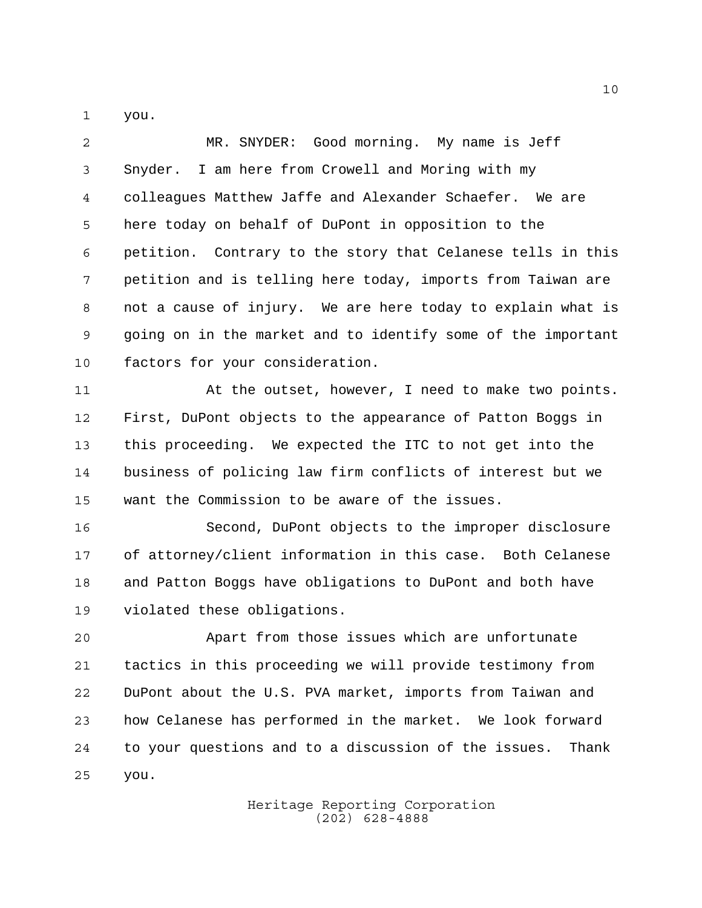you.

MR. SNYDER: Good morning. My name is Jeff Snyder. I am here from Crowell and Moring with my colleagues Matthew Jaffe and Alexander Schaefer. We are here today on behalf of DuPont in opposition to the petition. Contrary to the story that Celanese tells in this petition and is telling here today, imports from Taiwan are not a cause of injury. We are here today to explain what is going on in the market and to identify some of the important factors for your consideration.

At the outset, however, I need to make two points. First, DuPont objects to the appearance of Patton Boggs in this proceeding. We expected the ITC to not get into the business of policing law firm conflicts of interest but we want the Commission to be aware of the issues.

Second, DuPont objects to the improper disclosure of attorney/client information in this case. Both Celanese and Patton Boggs have obligations to DuPont and both have violated these obligations.

Apart from those issues which are unfortunate tactics in this proceeding we will provide testimony from DuPont about the U.S. PVA market, imports from Taiwan and how Celanese has performed in the market. We look forward to your questions and to a discussion of the issues. Thank you.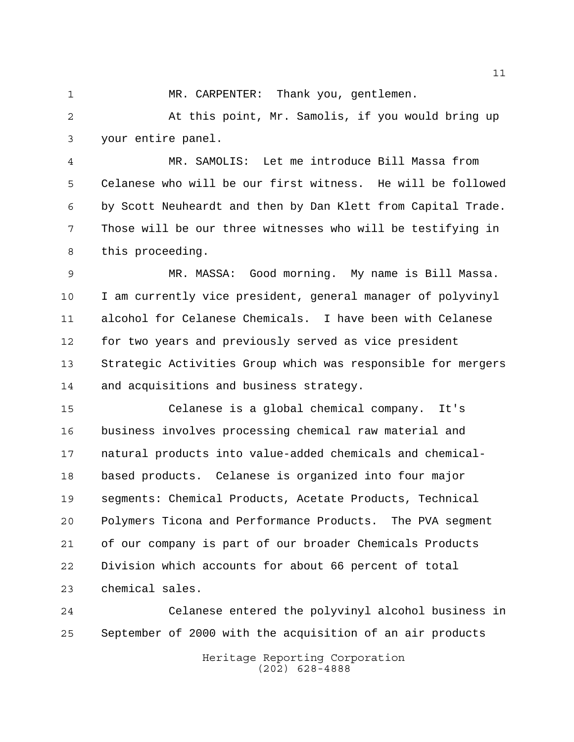MR. CARPENTER: Thank you, gentlemen.

At this point, Mr. Samolis, if you would bring up your entire panel.

MR. SAMOLIS: Let me introduce Bill Massa from Celanese who will be our first witness. He will be followed by Scott Neuheardt and then by Dan Klett from Capital Trade. Those will be our three witnesses who will be testifying in this proceeding.

MR. MASSA: Good morning. My name is Bill Massa. I am currently vice president, general manager of polyvinyl alcohol for Celanese Chemicals. I have been with Celanese for two years and previously served as vice president Strategic Activities Group which was responsible for mergers and acquisitions and business strategy.

Celanese is a global chemical company. It's business involves processing chemical raw material and natural products into value-added chemicals and chemical-based products. Celanese is organized into four major segments: Chemical Products, Acetate Products, Technical Polymers Ticona and Performance Products. The PVA segment of our company is part of our broader Chemicals Products Division which accounts for about 66 percent of total chemical sales.

Celanese entered the polyvinyl alcohol business in September of 2000 with the acquisition of an air products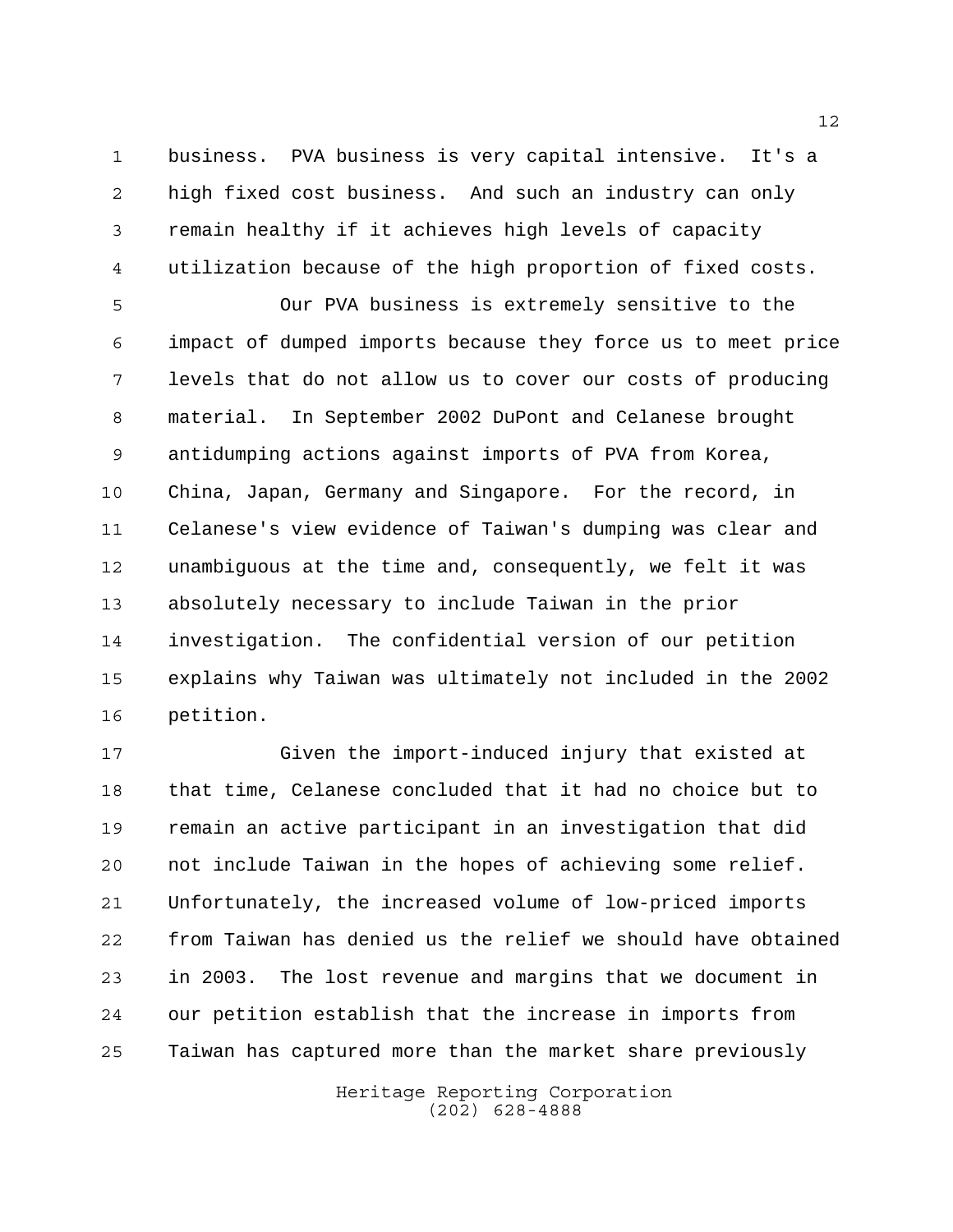business. PVA business is very capital intensive. It's a high fixed cost business. And such an industry can only remain healthy if it achieves high levels of capacity utilization because of the high proportion of fixed costs.

Our PVA business is extremely sensitive to the impact of dumped imports because they force us to meet price levels that do not allow us to cover our costs of producing material. In September 2002 DuPont and Celanese brought antidumping actions against imports of PVA from Korea, China, Japan, Germany and Singapore. For the record, in Celanese's view evidence of Taiwan's dumping was clear and unambiguous at the time and, consequently, we felt it was absolutely necessary to include Taiwan in the prior investigation. The confidential version of our petition explains why Taiwan was ultimately not included in the 2002 petition.

Given the import-induced injury that existed at that time, Celanese concluded that it had no choice but to remain an active participant in an investigation that did not include Taiwan in the hopes of achieving some relief. Unfortunately, the increased volume of low-priced imports from Taiwan has denied us the relief we should have obtained in 2003. The lost revenue and margins that we document in our petition establish that the increase in imports from Taiwan has captured more than the market share previously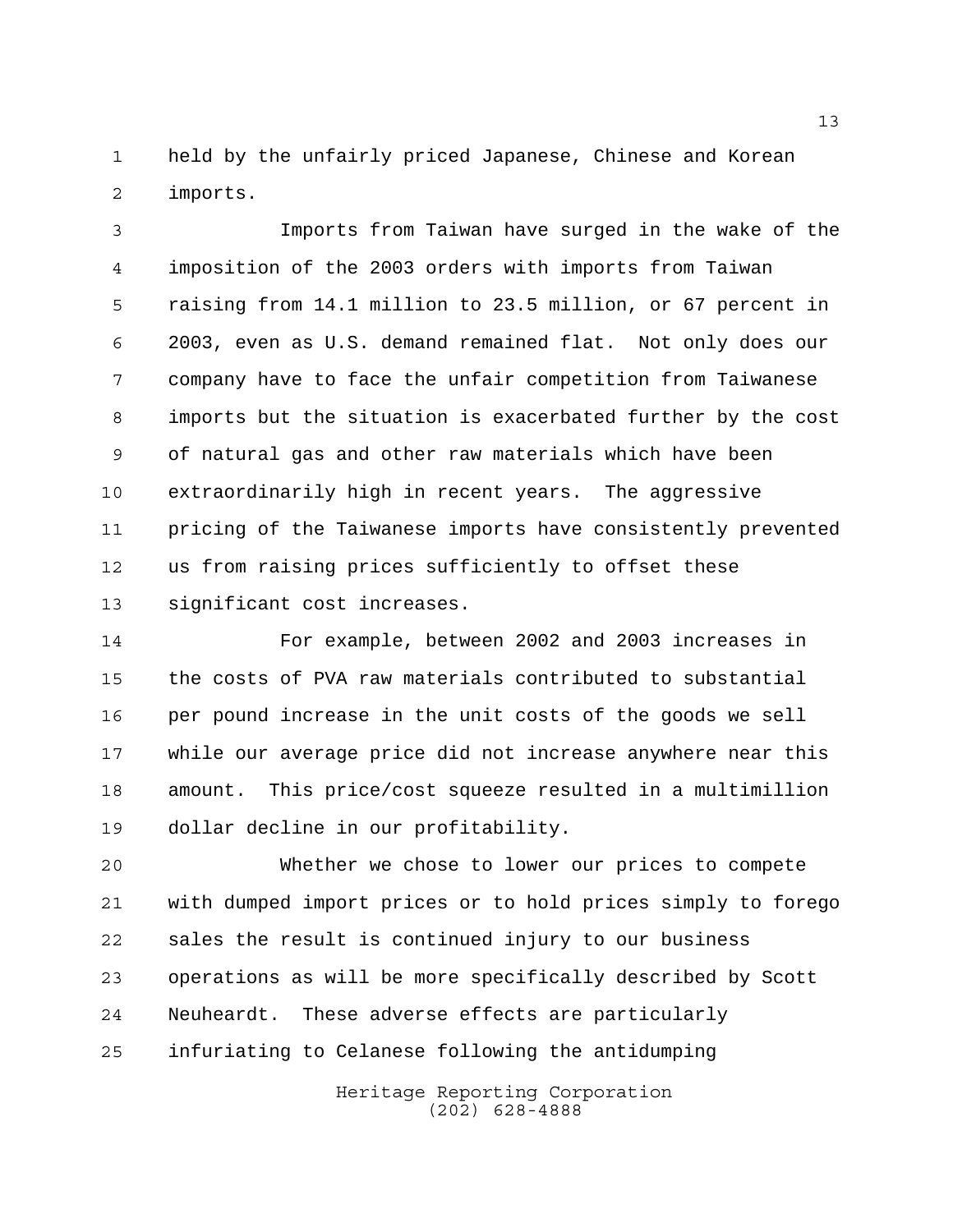held by the unfairly priced Japanese, Chinese and Korean imports.

Imports from Taiwan have surged in the wake of the imposition of the 2003 orders with imports from Taiwan raising from 14.1 million to 23.5 million, or 67 percent in 2003, even as U.S. demand remained flat. Not only does our company have to face the unfair competition from Taiwanese imports but the situation is exacerbated further by the cost of natural gas and other raw materials which have been extraordinarily high in recent years. The aggressive pricing of the Taiwanese imports have consistently prevented us from raising prices sufficiently to offset these significant cost increases.

For example, between 2002 and 2003 increases in the costs of PVA raw materials contributed to substantial per pound increase in the unit costs of the goods we sell while our average price did not increase anywhere near this amount. This price/cost squeeze resulted in a multimillion dollar decline in our profitability.

Whether we chose to lower our prices to compete with dumped import prices or to hold prices simply to forego sales the result is continued injury to our business operations as will be more specifically described by Scott Neuheardt. These adverse effects are particularly infuriating to Celanese following the antidumping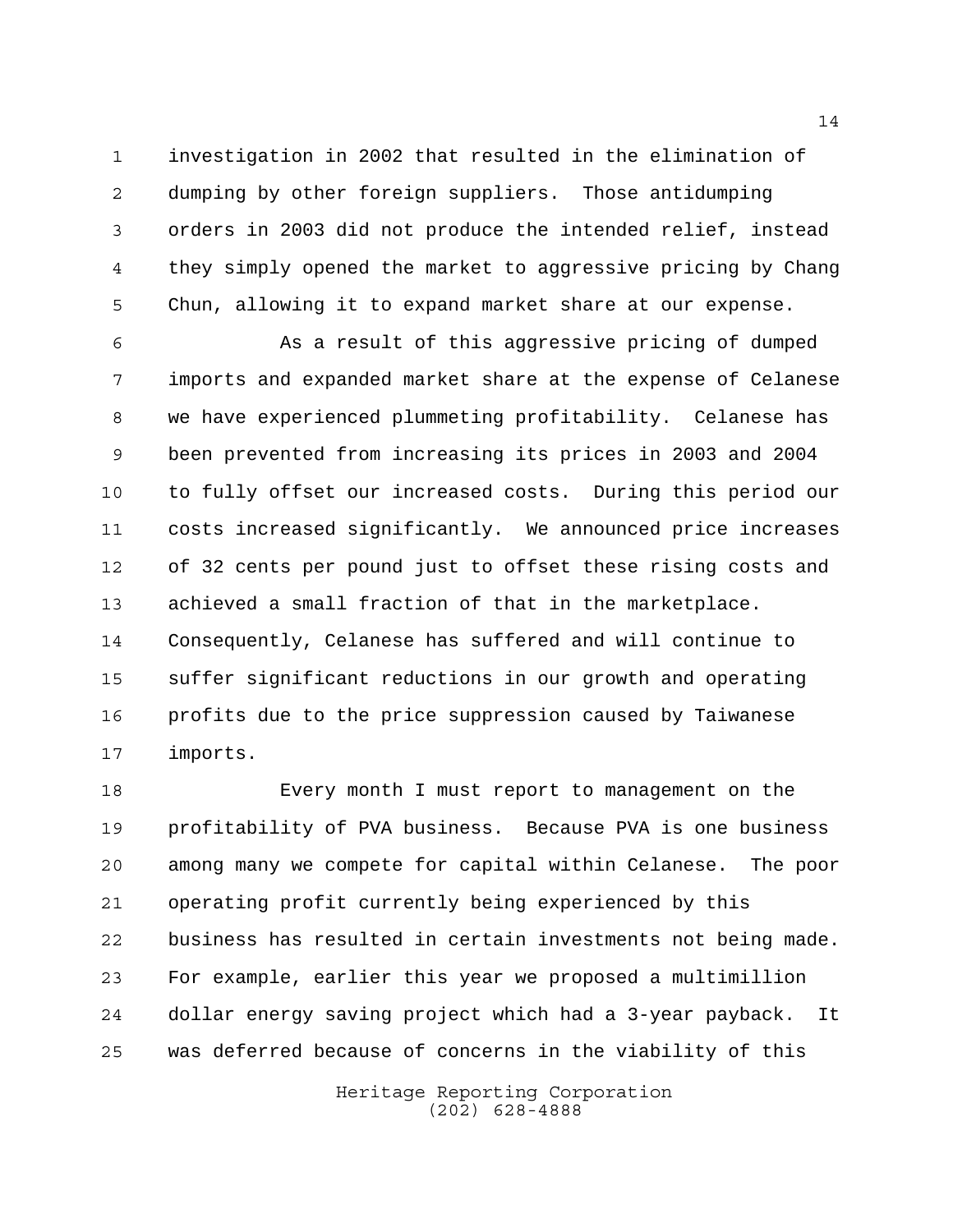investigation in 2002 that resulted in the elimination of dumping by other foreign suppliers. Those antidumping orders in 2003 did not produce the intended relief, instead they simply opened the market to aggressive pricing by Chang Chun, allowing it to expand market share at our expense.

As a result of this aggressive pricing of dumped imports and expanded market share at the expense of Celanese we have experienced plummeting profitability. Celanese has been prevented from increasing its prices in 2003 and 2004 to fully offset our increased costs. During this period our costs increased significantly. We announced price increases of 32 cents per pound just to offset these rising costs and achieved a small fraction of that in the marketplace. Consequently, Celanese has suffered and will continue to suffer significant reductions in our growth and operating profits due to the price suppression caused by Taiwanese imports.

Every month I must report to management on the profitability of PVA business. Because PVA is one business among many we compete for capital within Celanese. The poor operating profit currently being experienced by this business has resulted in certain investments not being made. For example, earlier this year we proposed a multimillion dollar energy saving project which had a 3-year payback. It was deferred because of concerns in the viability of this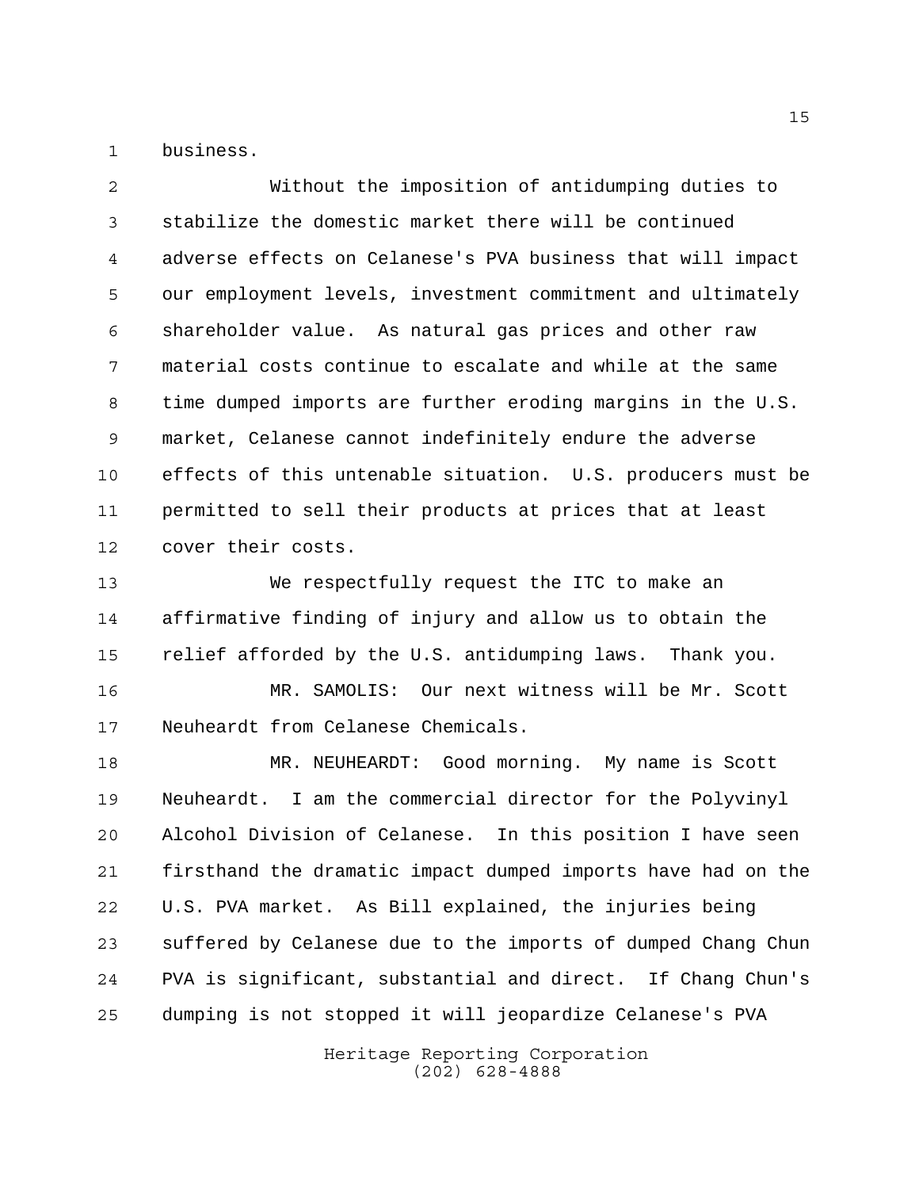business.

Without the imposition of antidumping duties to stabilize the domestic market there will be continued adverse effects on Celanese's PVA business that will impact our employment levels, investment commitment and ultimately shareholder value. As natural gas prices and other raw material costs continue to escalate and while at the same time dumped imports are further eroding margins in the U.S. market, Celanese cannot indefinitely endure the adverse effects of this untenable situation. U.S. producers must be permitted to sell their products at prices that at least cover their costs.

We respectfully request the ITC to make an affirmative finding of injury and allow us to obtain the relief afforded by the U.S. antidumping laws. Thank you.

MR. SAMOLIS: Our next witness will be Mr. Scott Neuheardt from Celanese Chemicals.

MR. NEUHEARDT: Good morning. My name is Scott Neuheardt. I am the commercial director for the Polyvinyl Alcohol Division of Celanese. In this position I have seen firsthand the dramatic impact dumped imports have had on the U.S. PVA market. As Bill explained, the injuries being suffered by Celanese due to the imports of dumped Chang Chun PVA is significant, substantial and direct. If Chang Chun's dumping is not stopped it will jeopardize Celanese's PVA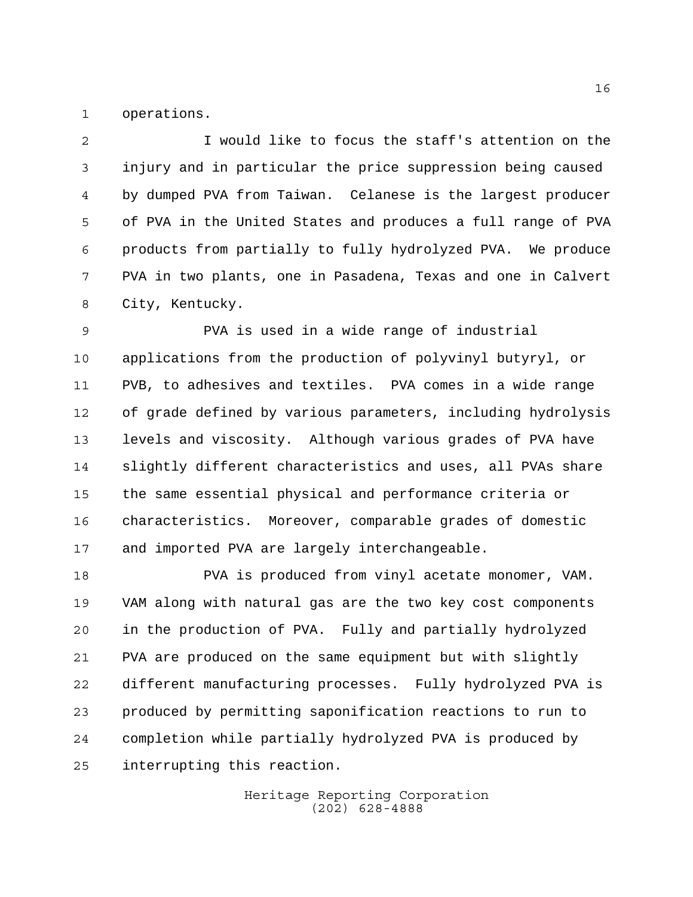operations.

I would like to focus the staff's attention on the injury and in particular the price suppression being caused by dumped PVA from Taiwan. Celanese is the largest producer of PVA in the United States and produces a full range of PVA products from partially to fully hydrolyzed PVA. We produce PVA in two plants, one in Pasadena, Texas and one in Calvert City, Kentucky.

PVA is used in a wide range of industrial applications from the production of polyvinyl butyryl, or PVB, to adhesives and textiles. PVA comes in a wide range of grade defined by various parameters, including hydrolysis levels and viscosity. Although various grades of PVA have slightly different characteristics and uses, all PVAs share the same essential physical and performance criteria or characteristics. Moreover, comparable grades of domestic and imported PVA are largely interchangeable.

PVA is produced from vinyl acetate monomer, VAM. VAM along with natural gas are the two key cost components in the production of PVA. Fully and partially hydrolyzed PVA are produced on the same equipment but with slightly different manufacturing processes. Fully hydrolyzed PVA is produced by permitting saponification reactions to run to completion while partially hydrolyzed PVA is produced by interrupting this reaction.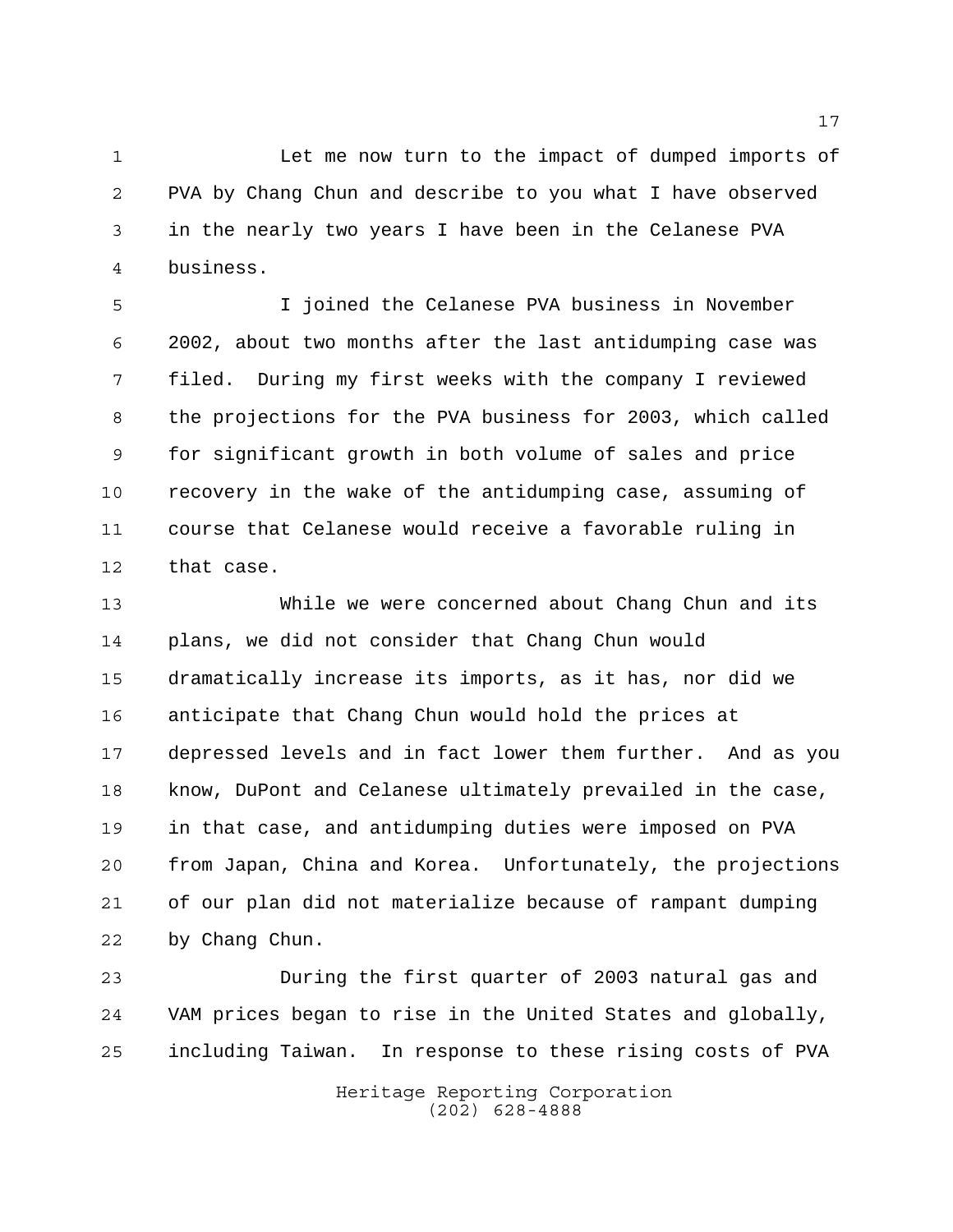Let me now turn to the impact of dumped imports of PVA by Chang Chun and describe to you what I have observed in the nearly two years I have been in the Celanese PVA business.

I joined the Celanese PVA business in November 2002, about two months after the last antidumping case was filed. During my first weeks with the company I reviewed the projections for the PVA business for 2003, which called for significant growth in both volume of sales and price recovery in the wake of the antidumping case, assuming of course that Celanese would receive a favorable ruling in that case.

While we were concerned about Chang Chun and its plans, we did not consider that Chang Chun would dramatically increase its imports, as it has, nor did we anticipate that Chang Chun would hold the prices at depressed levels and in fact lower them further. And as you know, DuPont and Celanese ultimately prevailed in the case, in that case, and antidumping duties were imposed on PVA from Japan, China and Korea. Unfortunately, the projections of our plan did not materialize because of rampant dumping by Chang Chun.

During the first quarter of 2003 natural gas and VAM prices began to rise in the United States and globally, including Taiwan. In response to these rising costs of PVA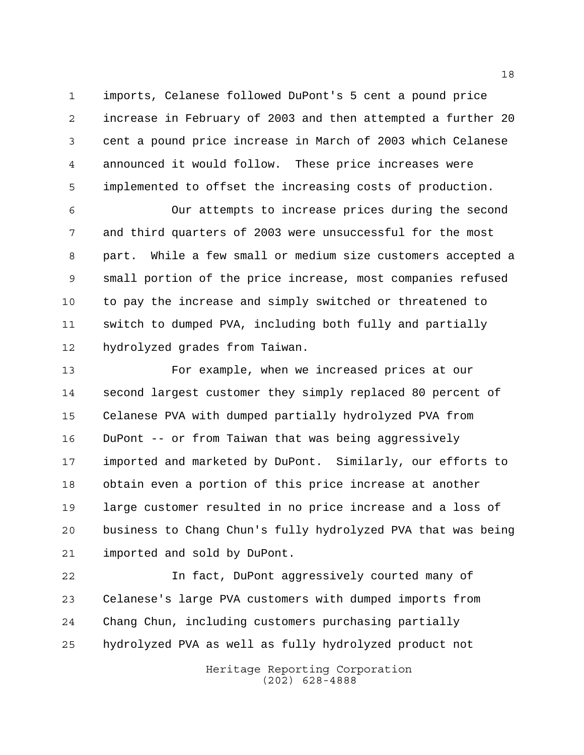imports, Celanese followed DuPont's 5 cent a pound price increase in February of 2003 and then attempted a further 20 cent a pound price increase in March of 2003 which Celanese announced it would follow. These price increases were implemented to offset the increasing costs of production.

Our attempts to increase prices during the second and third quarters of 2003 were unsuccessful for the most part. While a few small or medium size customers accepted a small portion of the price increase, most companies refused to pay the increase and simply switched or threatened to switch to dumped PVA, including both fully and partially hydrolyzed grades from Taiwan.

For example, when we increased prices at our second largest customer they simply replaced 80 percent of Celanese PVA with dumped partially hydrolyzed PVA from DuPont -- or from Taiwan that was being aggressively imported and marketed by DuPont. Similarly, our efforts to obtain even a portion of this price increase at another large customer resulted in no price increase and a loss of business to Chang Chun's fully hydrolyzed PVA that was being imported and sold by DuPont.

In fact, DuPont aggressively courted many of Celanese's large PVA customers with dumped imports from Chang Chun, including customers purchasing partially hydrolyzed PVA as well as fully hydrolyzed product not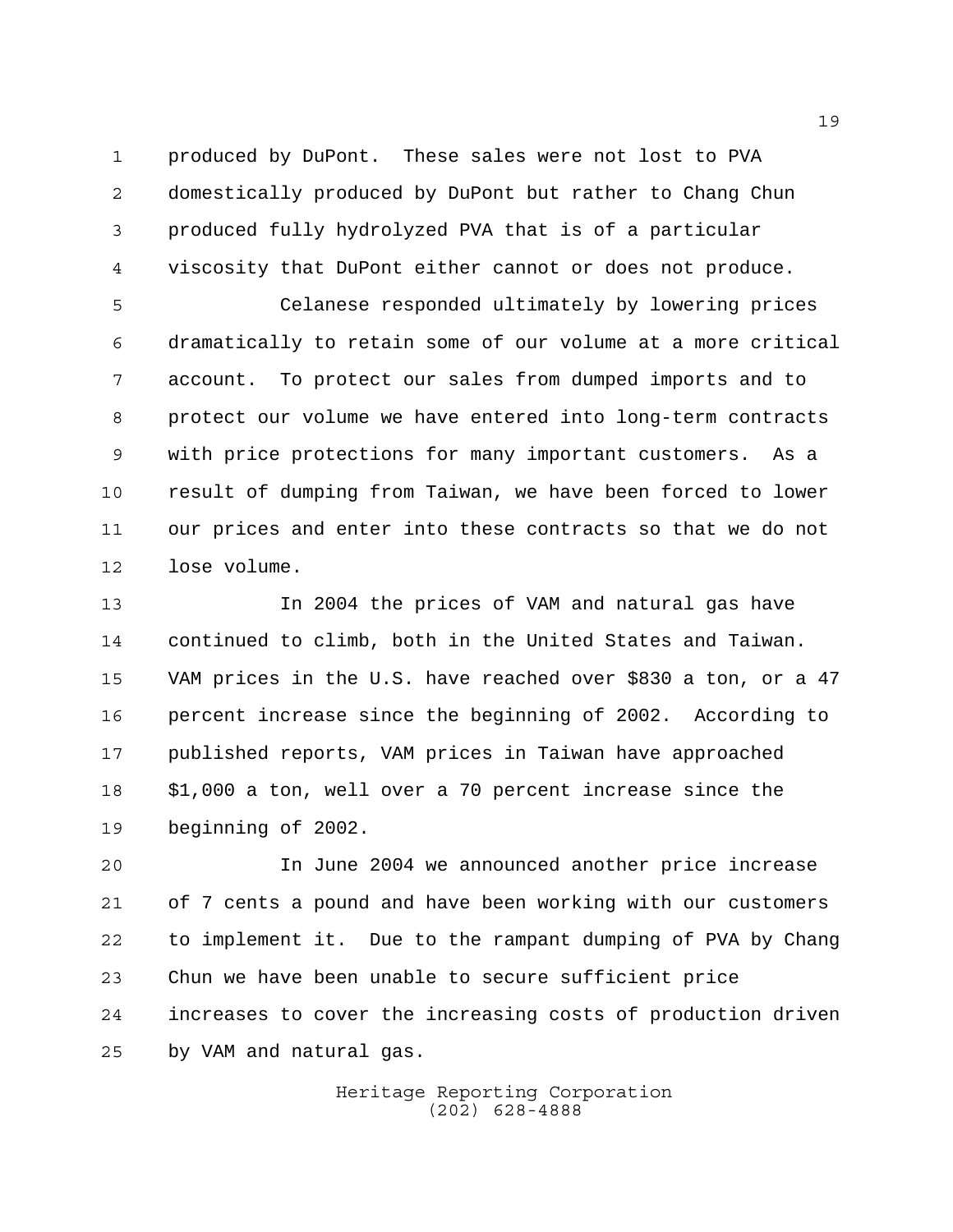produced by DuPont. These sales were not lost to PVA domestically produced by DuPont but rather to Chang Chun produced fully hydrolyzed PVA that is of a particular viscosity that DuPont either cannot or does not produce.

Celanese responded ultimately by lowering prices dramatically to retain some of our volume at a more critical account. To protect our sales from dumped imports and to protect our volume we have entered into long-term contracts with price protections for many important customers. As a result of dumping from Taiwan, we have been forced to lower our prices and enter into these contracts so that we do not lose volume.

In 2004 the prices of VAM and natural gas have continued to climb, both in the United States and Taiwan. VAM prices in the U.S. have reached over $830 a ton, or a 47 percent increase since the beginning of 2002. According to published reports, VAM prices in Taiwan have approached $1,000 a ton, well over a 70 percent increase since the beginning of 2002.

In June 2004 we announced another price increase of 7 cents a pound and have been working with our customers to implement it. Due to the rampant dumping of PVA by Chang Chun we have been unable to secure sufficient price increases to cover the increasing costs of production driven by VAM and natural gas.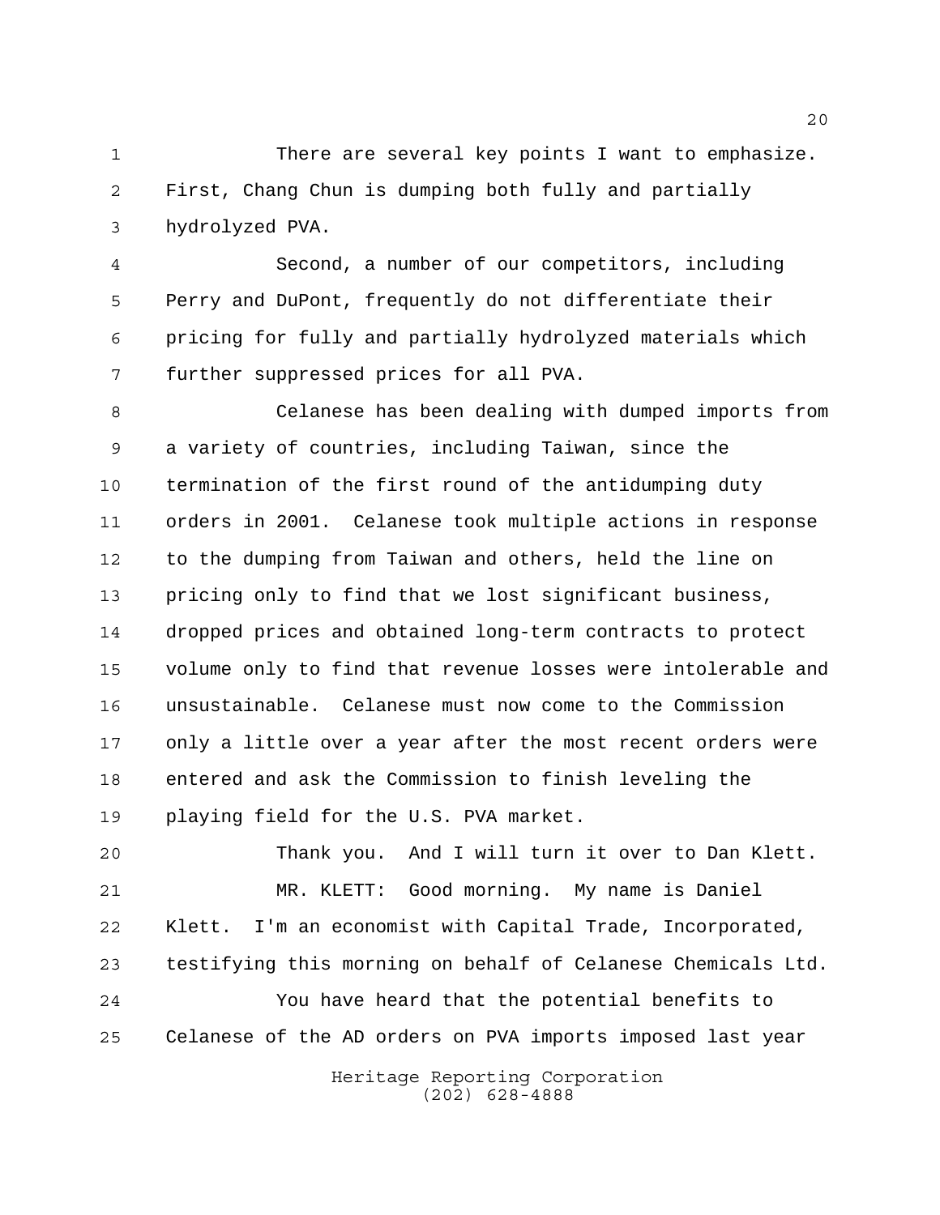There are several key points I want to emphasize. First, Chang Chun is dumping both fully and partially hydrolyzed PVA.

Second, a number of our competitors, including Perry and DuPont, frequently do not differentiate their pricing for fully and partially hydrolyzed materials which further suppressed prices for all PVA.

Celanese has been dealing with dumped imports from a variety of countries, including Taiwan, since the termination of the first round of the antidumping duty orders in 2001. Celanese took multiple actions in response to the dumping from Taiwan and others, held the line on pricing only to find that we lost significant business, dropped prices and obtained long-term contracts to protect volume only to find that revenue losses were intolerable and unsustainable. Celanese must now come to the Commission only a little over a year after the most recent orders were entered and ask the Commission to finish leveling the playing field for the U.S. PVA market.

Thank you. And I will turn it over to Dan Klett.

MR. KLETT: Good morning. My name is Daniel Klett. I'm an economist with Capital Trade, Incorporated, testifying this morning on behalf of Celanese Chemicals Ltd.

You have heard that the potential benefits to Celanese of the AD orders on PVA imports imposed last year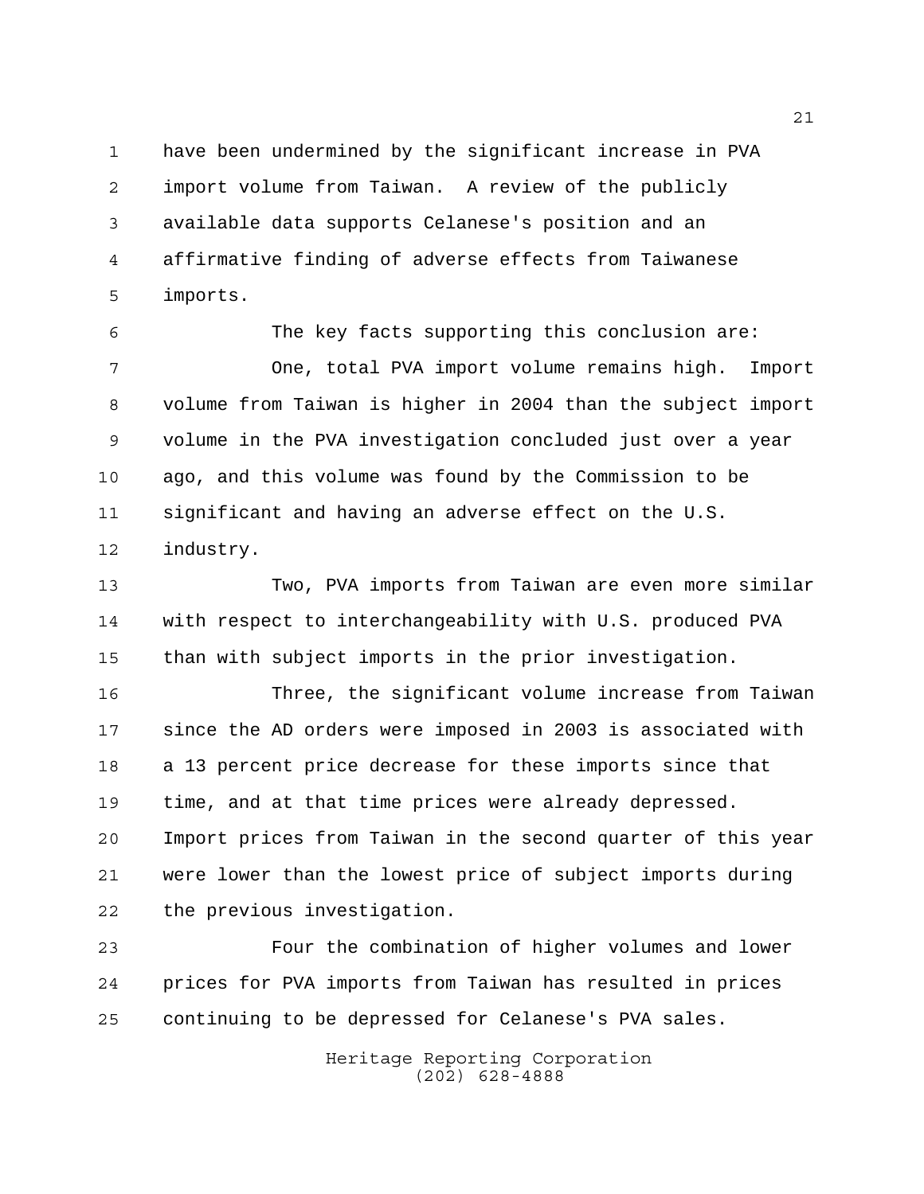have been undermined by the significant increase in PVA import volume from Taiwan. A review of the publicly available data supports Celanese's position and an affirmative finding of adverse effects from Taiwanese imports.

The key facts supporting this conclusion are:

One, total PVA import volume remains high. Import volume from Taiwan is higher in 2004 than the subject import volume in the PVA investigation concluded just over a year ago, and this volume was found by the Commission to be significant and having an adverse effect on the U.S. industry.

Two, PVA imports from Taiwan are even more similar with respect to interchangeability with U.S. produced PVA than with subject imports in the prior investigation.

Three, the significant volume increase from Taiwan since the AD orders were imposed in 2003 is associated with a 13 percent price decrease for these imports since that time, and at that time prices were already depressed. Import prices from Taiwan in the second quarter of this year were lower than the lowest price of subject imports during the previous investigation.

Four the combination of higher volumes and lower prices for PVA imports from Taiwan has resulted in prices continuing to be depressed for Celanese's PVA sales.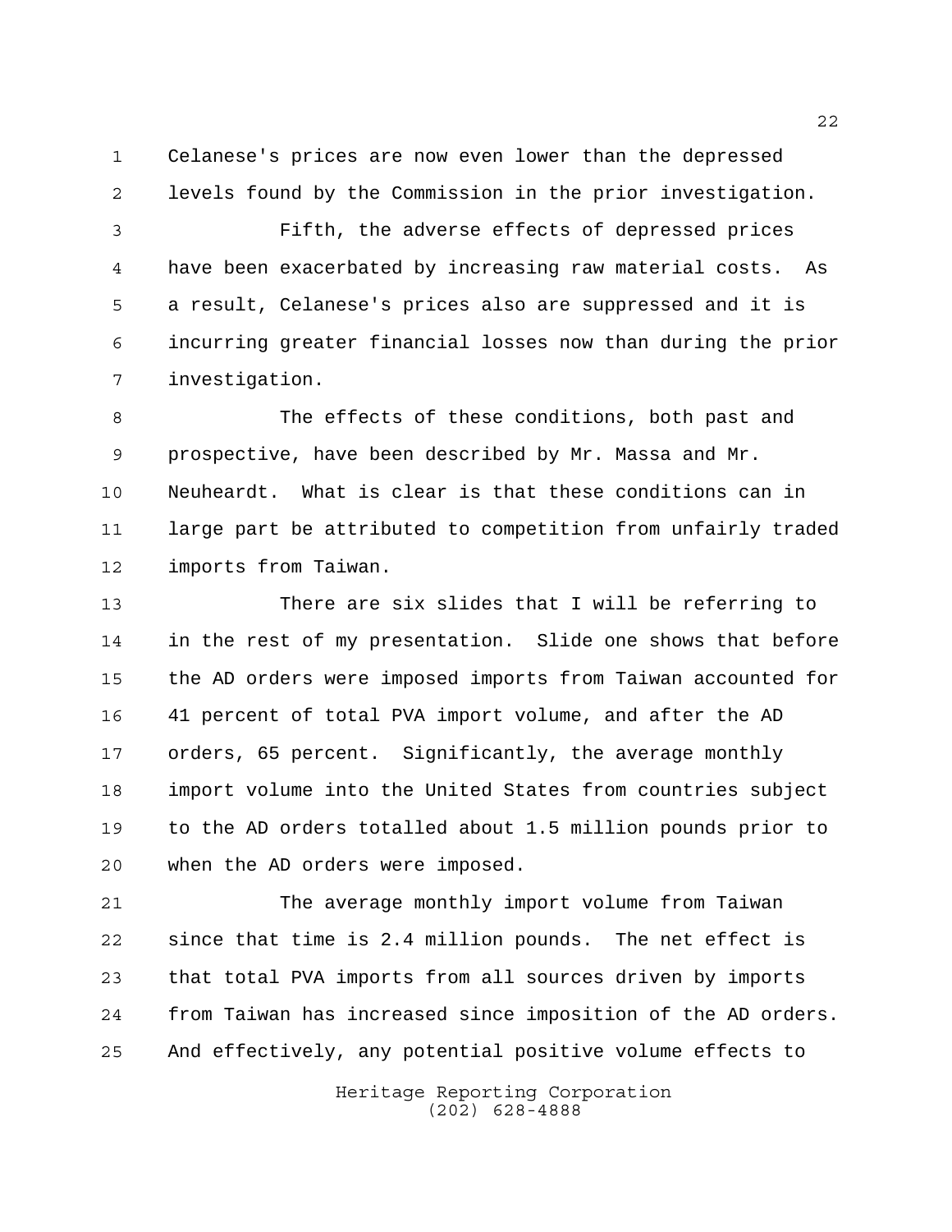Celanese's prices are now even lower than the depressed levels found by the Commission in the prior investigation.

Fifth, the adverse effects of depressed prices have been exacerbated by increasing raw material costs. As a result, Celanese's prices also are suppressed and it is incurring greater financial losses now than during the prior investigation.

The effects of these conditions, both past and prospective, have been described by Mr. Massa and Mr. Neuheardt. What is clear is that these conditions can in large part be attributed to competition from unfairly traded imports from Taiwan.

There are six slides that I will be referring to in the rest of my presentation. Slide one shows that before the AD orders were imposed imports from Taiwan accounted for 41 percent of total PVA import volume, and after the AD orders, 65 percent. Significantly, the average monthly import volume into the United States from countries subject to the AD orders totalled about 1.5 million pounds prior to when the AD orders were imposed.

The average monthly import volume from Taiwan since that time is 2.4 million pounds. The net effect is that total PVA imports from all sources driven by imports from Taiwan has increased since imposition of the AD orders. And effectively, any potential positive volume effects to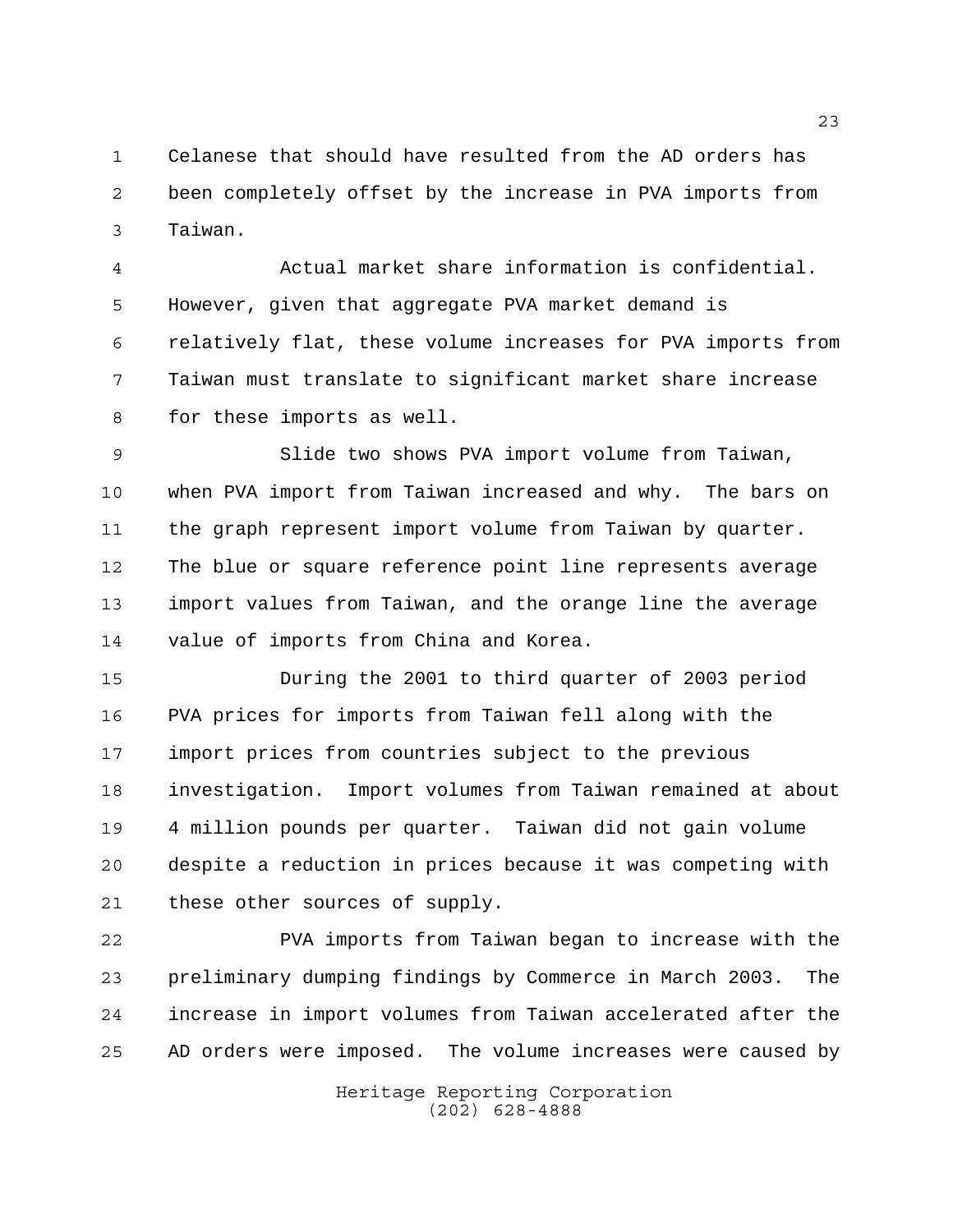Celanese that should have resulted from the AD orders has been completely offset by the increase in PVA imports from Taiwan.

Actual market share information is confidential. However, given that aggregate PVA market demand is relatively flat, these volume increases for PVA imports from Taiwan must translate to significant market share increase for these imports as well.

Slide two shows PVA import volume from Taiwan, when PVA import from Taiwan increased and why. The bars on the graph represent import volume from Taiwan by quarter. The blue or square reference point line represents average import values from Taiwan, and the orange line the average value of imports from China and Korea.

During the 2001 to third quarter of 2003 period PVA prices for imports from Taiwan fell along with the import prices from countries subject to the previous investigation. Import volumes from Taiwan remained at about 4 million pounds per quarter. Taiwan did not gain volume despite a reduction in prices because it was competing with these other sources of supply.

PVA imports from Taiwan began to increase with the preliminary dumping findings by Commerce in March 2003. The increase in import volumes from Taiwan accelerated after the AD orders were imposed. The volume increases were caused by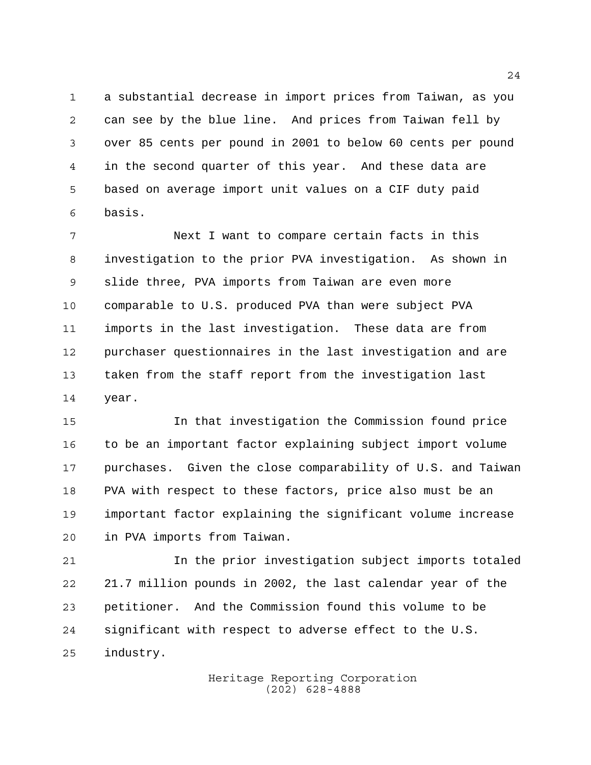a substantial decrease in import prices from Taiwan, as you can see by the blue line. And prices from Taiwan fell by over 85 cents per pound in 2001 to below 60 cents per pound in the second quarter of this year. And these data are based on average import unit values on a CIF duty paid basis.

Next I want to compare certain facts in this investigation to the prior PVA investigation. As shown in slide three, PVA imports from Taiwan are even more comparable to U.S. produced PVA than were subject PVA imports in the last investigation. These data are from purchaser questionnaires in the last investigation and are taken from the staff report from the investigation last year.

In that investigation the Commission found price to be an important factor explaining subject import volume purchases. Given the close comparability of U.S. and Taiwan PVA with respect to these factors, price also must be an important factor explaining the significant volume increase in PVA imports from Taiwan.

In the prior investigation subject imports totaled 21.7 million pounds in 2002, the last calendar year of the petitioner. And the Commission found this volume to be significant with respect to adverse effect to the U.S. industry.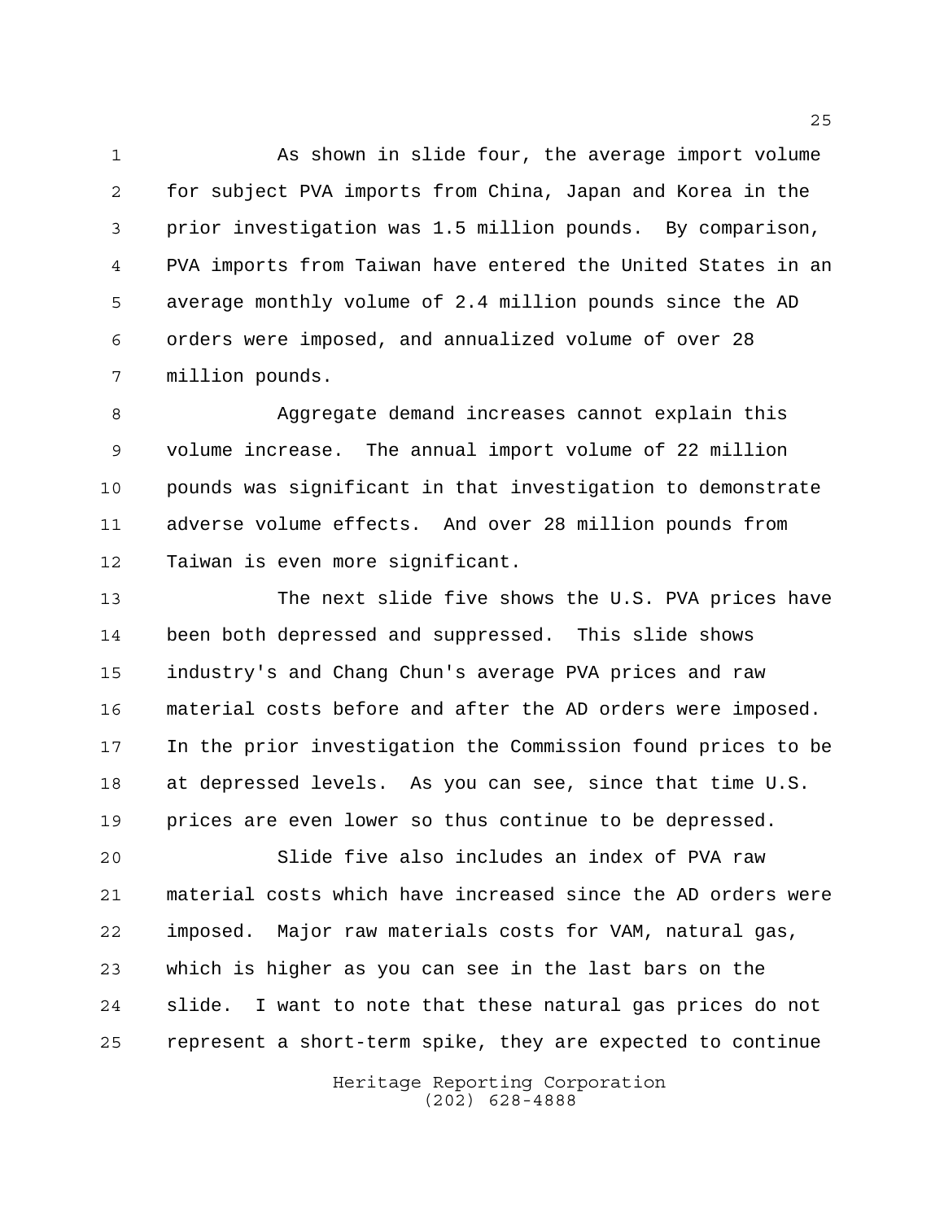As shown in slide four, the average import volume for subject PVA imports from China, Japan and Korea in the prior investigation was 1.5 million pounds. By comparison, PVA imports from Taiwan have entered the United States in an average monthly volume of 2.4 million pounds since the AD orders were imposed, and annualized volume of over 28 million pounds.

Aggregate demand increases cannot explain this volume increase. The annual import volume of 22 million pounds was significant in that investigation to demonstrate adverse volume effects. And over 28 million pounds from Taiwan is even more significant.

The next slide five shows the U.S. PVA prices have been both depressed and suppressed. This slide shows industry's and Chang Chun's average PVA prices and raw material costs before and after the AD orders were imposed. In the prior investigation the Commission found prices to be at depressed levels. As you can see, since that time U.S. prices are even lower so thus continue to be depressed.

Slide five also includes an index of PVA raw material costs which have increased since the AD orders were imposed. Major raw materials costs for VAM, natural gas, which is higher as you can see in the last bars on the slide. I want to note that these natural gas prices do not represent a short-term spike, they are expected to continue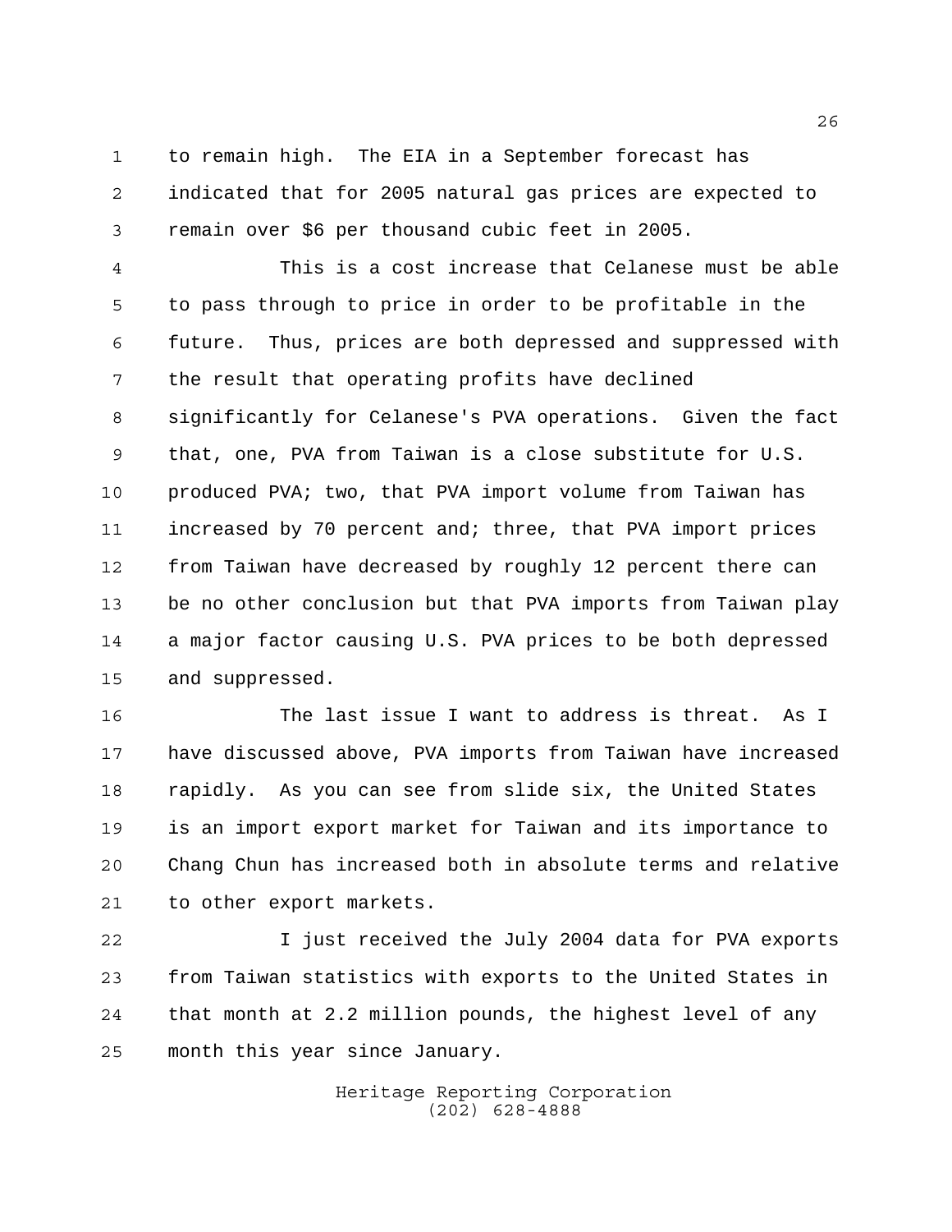to remain high. The EIA in a September forecast has indicated that for 2005 natural gas prices are expected to remain over $6 per thousand cubic feet in 2005.

This is a cost increase that Celanese must be able to pass through to price in order to be profitable in the future. Thus, prices are both depressed and suppressed with the result that operating profits have declined significantly for Celanese's PVA operations. Given the fact that, one, PVA from Taiwan is a close substitute for U.S. produced PVA; two, that PVA import volume from Taiwan has increased by 70 percent and; three, that PVA import prices from Taiwan have decreased by roughly 12 percent there can be no other conclusion but that PVA imports from Taiwan play a major factor causing U.S. PVA prices to be both depressed and suppressed.

The last issue I want to address is threat. As I have discussed above, PVA imports from Taiwan have increased rapidly. As you can see from slide six, the United States is an import export market for Taiwan and its importance to Chang Chun has increased both in absolute terms and relative to other export markets.

I just received the July 2004 data for PVA exports from Taiwan statistics with exports to the United States in that month at 2.2 million pounds, the highest level of any month this year since January.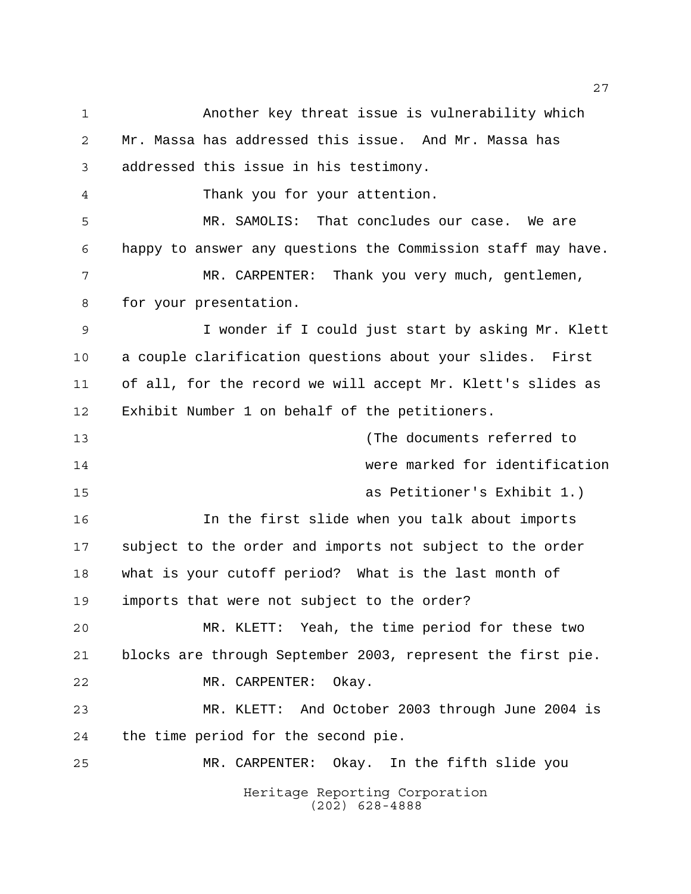Another key threat issue is vulnerability which Mr. Massa has addressed this issue. And Mr. Massa has addressed this issue in his testimony.

Thank you for your attention.

MR. SAMOLIS: That concludes our case. We are happy to answer any questions the Commission staff may have.

MR. CARPENTER: Thank you very much, gentlemen, for your presentation.

I wonder if I could just start by asking Mr. Klett a couple clarification questions about your slides. First of all, for the record we will accept Mr. Klett's slides as Exhibit Number 1 on behalf of the petitioners.

(The documents referred to were marked for identification as Petitioner's Exhibit 1.)

In the first slide when you talk about imports subject to the order and imports not subject to the order what is your cutoff period? What is the last month of imports that were not subject to the order?

MR. KLETT: Yeah, the time period for these two blocks are through September 2003, represent the first pie.

MR. CARPENTER: Okay.

MR. KLETT: And October 2003 through June 2004 is the time period for the second pie.

MR. CARPENTER: Okay. In the fifth slide you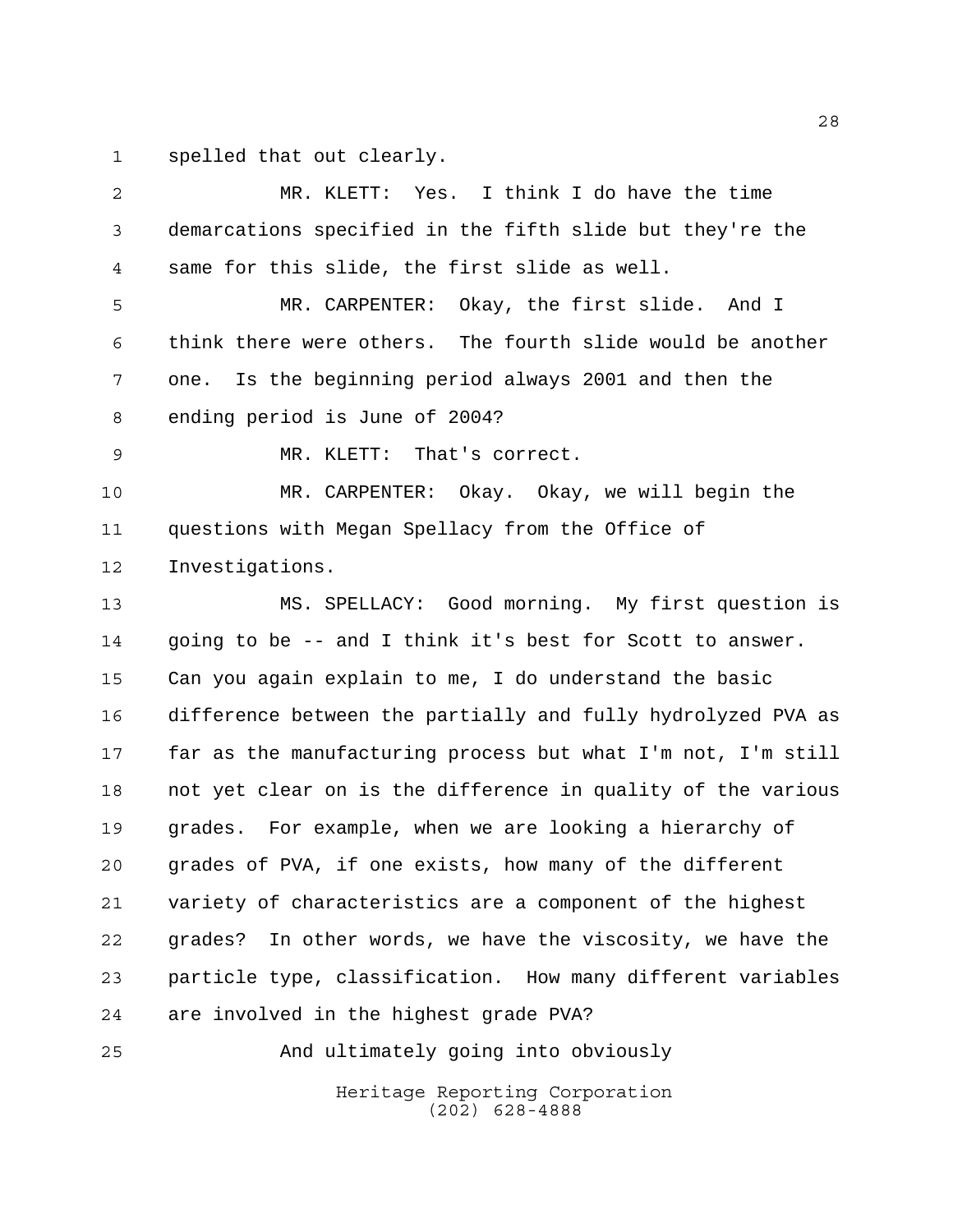spelled that out clearly.

MR. KLETT: Yes. I think I do have the time demarcations specified in the fifth slide but they're the same for this slide, the first slide as well.

MR. CARPENTER: Okay, the first slide. And I think there were others. The fourth slide would be another one. Is the beginning period always 2001 and then the ending period is June of 2004?

MR. KLETT: That's correct.

MR. CARPENTER: Okay. Okay, we will begin the questions with Megan Spellacy from the Office of Investigations.

MS. SPELLACY: Good morning. My first question is going to be -- and I think it's best for Scott to answer. Can you again explain to me, I do understand the basic difference between the partially and fully hydrolyzed PVA as far as the manufacturing process but what I'm not, I'm still not yet clear on is the difference in quality of the various grades. For example, when we are looking a hierarchy of grades of PVA, if one exists, how many of the different variety of characteristics are a component of the highest grades? In other words, we have the viscosity, we have the particle type, classification. How many different variables are involved in the highest grade PVA?

And ultimately going into obviously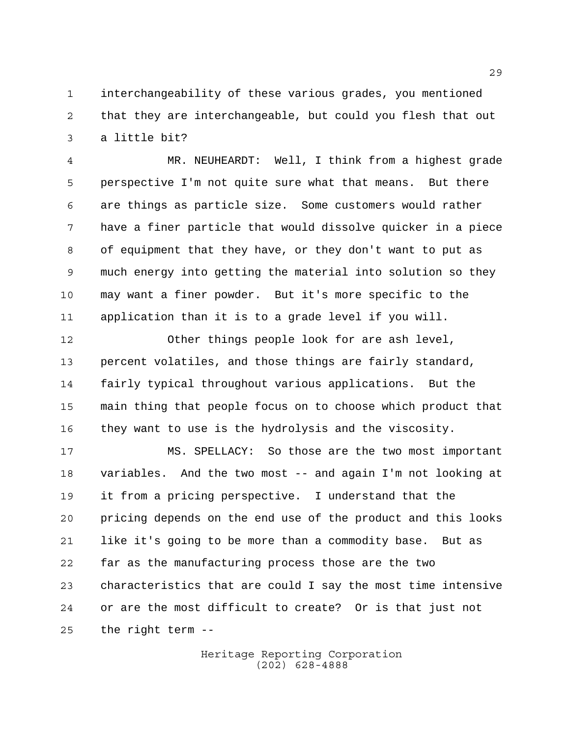interchangeability of these various grades, you mentioned that they are interchangeable, but could you flesh that out a little bit?

MR. NEUHEARDT: Well, I think from a highest grade perspective I'm not quite sure what that means. But there are things as particle size. Some customers would rather have a finer particle that would dissolve quicker in a piece of equipment that they have, or they don't want to put as much energy into getting the material into solution so they may want a finer powder. But it's more specific to the application than it is to a grade level if you will.

Other things people look for are ash level, percent volatiles, and those things are fairly standard, fairly typical throughout various applications. But the main thing that people focus on to choose which product that they want to use is the hydrolysis and the viscosity.

MS. SPELLACY: So those are the two most important variables. And the two most -- and again I'm not looking at it from a pricing perspective. I understand that the pricing depends on the end use of the product and this looks like it's going to be more than a commodity base. But as far as the manufacturing process those are the two characteristics that are could I say the most time intensive or are the most difficult to create? Or is that just not the right term --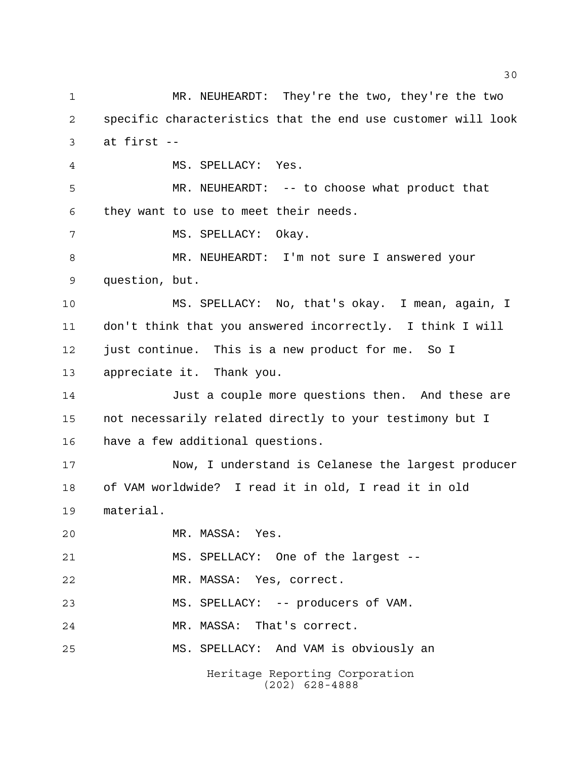MR. NEUHEARDT: They're the two, they're the two specific characteristics that the end use customer will look at first --

MS. SPELLACY: Yes.

MR. NEUHEARDT: -- to choose what product that they want to use to meet their needs.

MS. SPELLACY: Okay.

MR. NEUHEARDT: I'm not sure I answered your question, but.

MS. SPELLACY: No, that's okay. I mean, again, I don't think that you answered incorrectly. I think I will just continue. This is a new product for me. So I appreciate it. Thank you.

Just a couple more questions then. And these are not necessarily related directly to your testimony but I have a few additional questions.

Now, I understand is Celanese the largest producer of VAM worldwide? I read it in old, I read it in old material.

MR. MASSA: Yes.

MS. SPELLACY: One of the largest --

MR. MASSA: Yes, correct.

MS. SPELLACY: -- producers of VAM.

MR. MASSA: That's correct.

MS. SPELLACY: And VAM is obviously an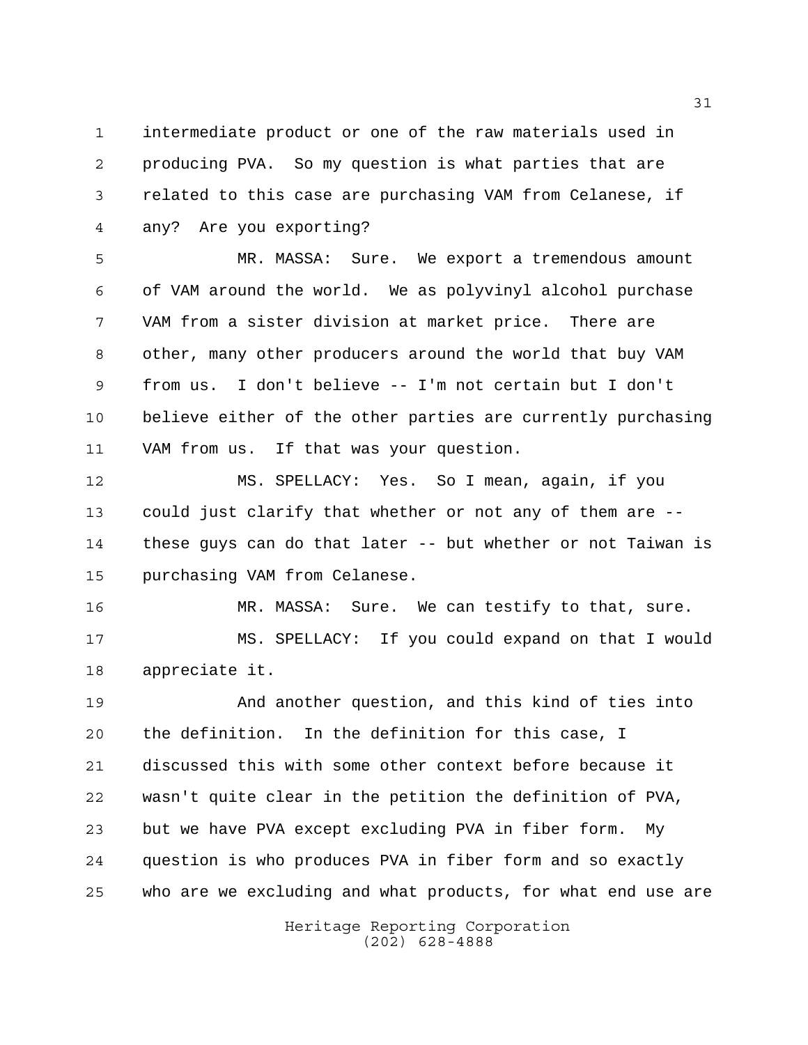intermediate product or one of the raw materials used in producing PVA. So my question is what parties that are related to this case are purchasing VAM from Celanese, if any? Are you exporting?

MR. MASSA: Sure. We export a tremendous amount of VAM around the world. We as polyvinyl alcohol purchase VAM from a sister division at market price. There are other, many other producers around the world that buy VAM from us. I don't believe -- I'm not certain but I don't believe either of the other parties are currently purchasing VAM from us. If that was your question.

MS. SPELLACY: Yes. So I mean, again, if you could just clarify that whether or not any of them are -- these guys can do that later -- but whether or not Taiwan is purchasing VAM from Celanese.

MR. MASSA: Sure. We can testify to that, sure.

MS. SPELLACY: If you could expand on that I would appreciate it.

And another question, and this kind of ties into the definition. In the definition for this case, I discussed this with some other context before because it wasn't quite clear in the petition the definition of PVA, but we have PVA except excluding PVA in fiber form. My question is who produces PVA in fiber form and so exactly who are we excluding and what products, for what end use are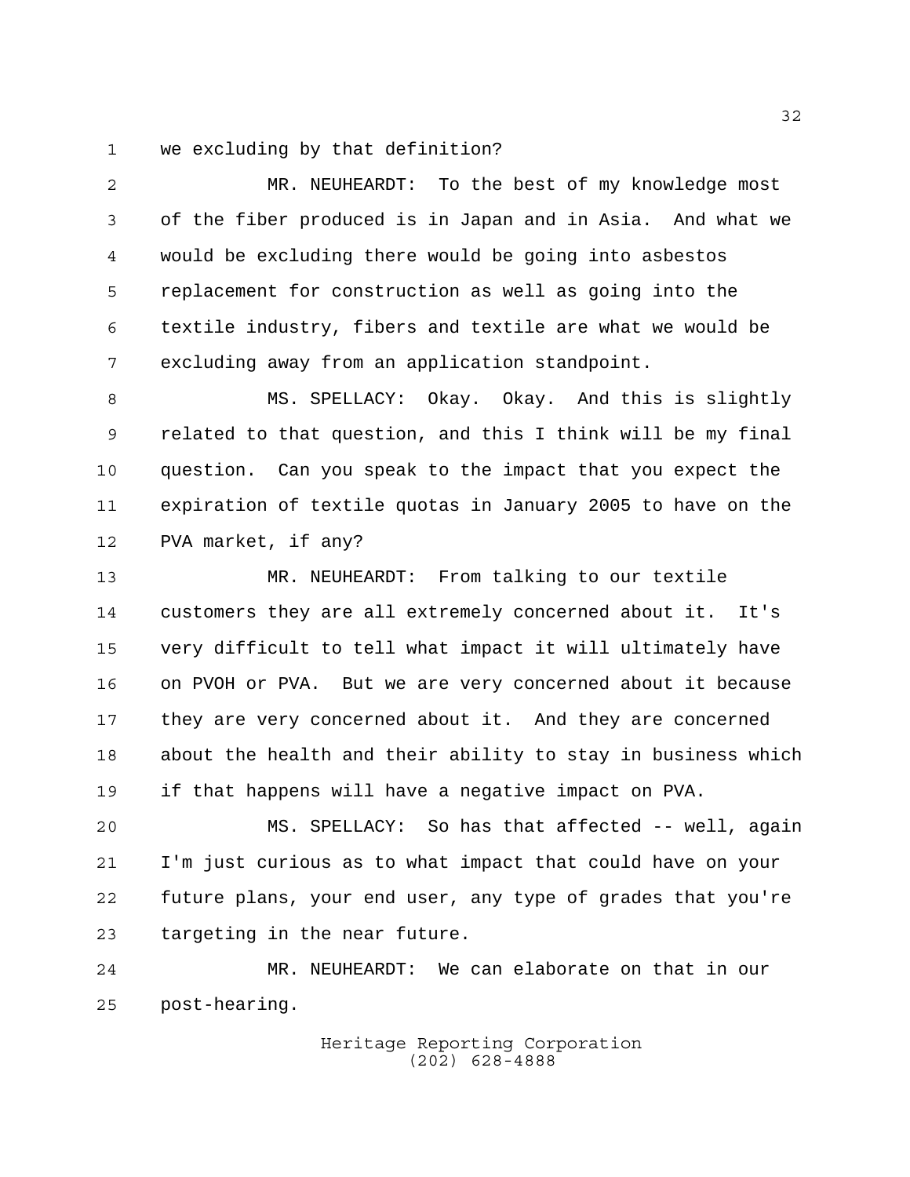we excluding by that definition?

MR. NEUHEARDT: To the best of my knowledge most of the fiber produced is in Japan and in Asia. And what we would be excluding there would be going into asbestos replacement for construction as well as going into the textile industry, fibers and textile are what we would be excluding away from an application standpoint.

MS. SPELLACY: Okay. Okay. And this is slightly related to that question, and this I think will be my final question. Can you speak to the impact that you expect the expiration of textile quotas in January 2005 to have on the PVA market, if any?

MR. NEUHEARDT: From talking to our textile customers they are all extremely concerned about it. It's very difficult to tell what impact it will ultimately have on PVOH or PVA. But we are very concerned about it because they are very concerned about it. And they are concerned about the health and their ability to stay in business which if that happens will have a negative impact on PVA.

MS. SPELLACY: So has that affected -- well, again I'm just curious as to what impact that could have on your future plans, your end user, any type of grades that you're targeting in the near future.

MR. NEUHEARDT: We can elaborate on that in our post-hearing.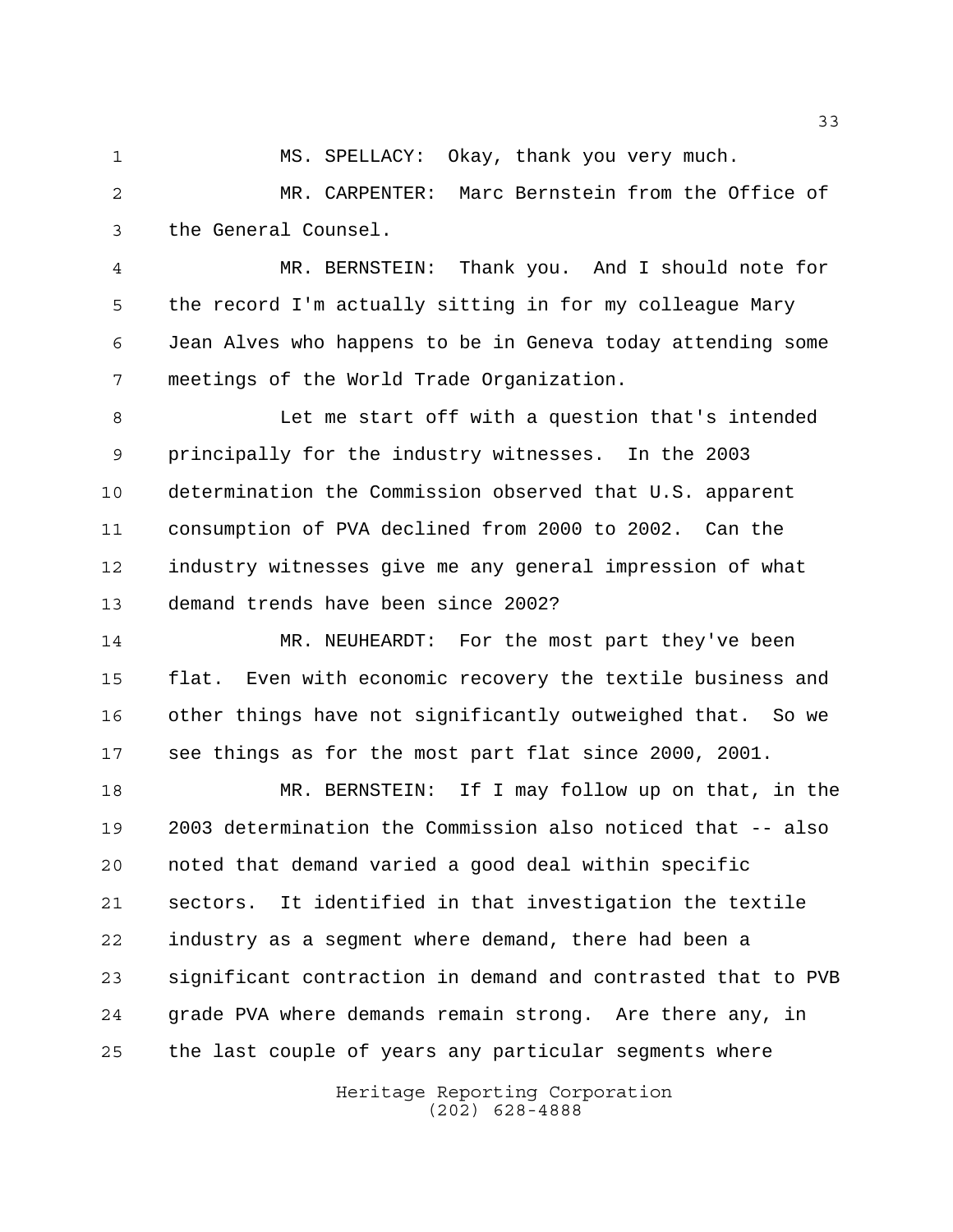MS. SPELLACY: Okay, thank you very much.

MR. CARPENTER: Marc Bernstein from the Office of the General Counsel.

MR. BERNSTEIN: Thank you. And I should note for the record I'm actually sitting in for my colleague Mary Jean Alves who happens to be in Geneva today attending some meetings of the World Trade Organization.

Let me start off with a question that's intended principally for the industry witnesses. In the 2003 determination the Commission observed that U.S. apparent consumption of PVA declined from 2000 to 2002. Can the industry witnesses give me any general impression of what demand trends have been since 2002?

MR. NEUHEARDT: For the most part they've been flat. Even with economic recovery the textile business and other things have not significantly outweighed that. So we see things as for the most part flat since 2000, 2001.

MR. BERNSTEIN: If I may follow up on that, in the 2003 determination the Commission also noticed that -- also noted that demand varied a good deal within specific sectors. It identified in that investigation the textile industry as a segment where demand, there had been a significant contraction in demand and contrasted that to PVB grade PVA where demands remain strong. Are there any, in the last couple of years any particular segments where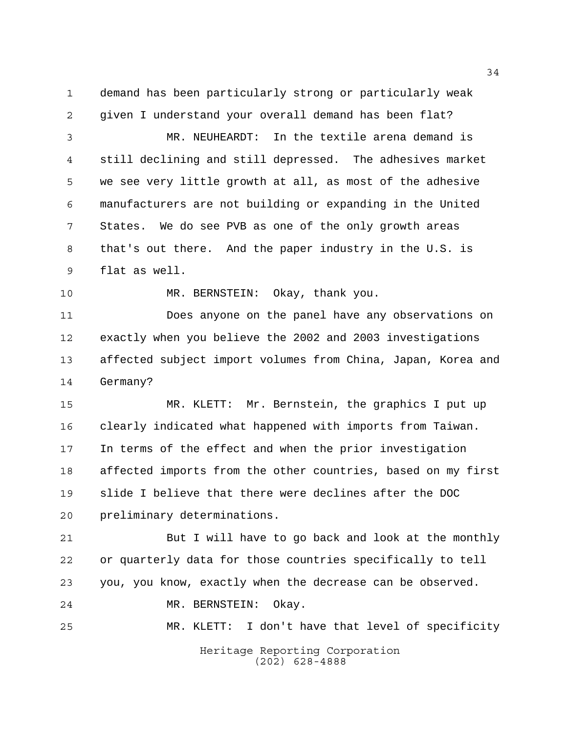demand has been particularly strong or particularly weak given I understand your overall demand has been flat?

MR. NEUHEARDT: In the textile arena demand is still declining and still depressed. The adhesives market we see very little growth at all, as most of the adhesive manufacturers are not building or expanding in the United States. We do see PVB as one of the only growth areas that's out there. And the paper industry in the U.S. is flat as well.

MR. BERNSTEIN: Okay, thank you.

Does anyone on the panel have any observations on exactly when you believe the 2002 and 2003 investigations affected subject import volumes from China, Japan, Korea and Germany?

MR. KLETT: Mr. Bernstein, the graphics I put up clearly indicated what happened with imports from Taiwan. In terms of the effect and when the prior investigation affected imports from the other countries, based on my first slide I believe that there were declines after the DOC preliminary determinations.

But I will have to go back and look at the monthly or quarterly data for those countries specifically to tell you, you know, exactly when the decrease can be observed.

MR. BERNSTEIN: Okay.

MR. KLETT: I don't have that level of specificity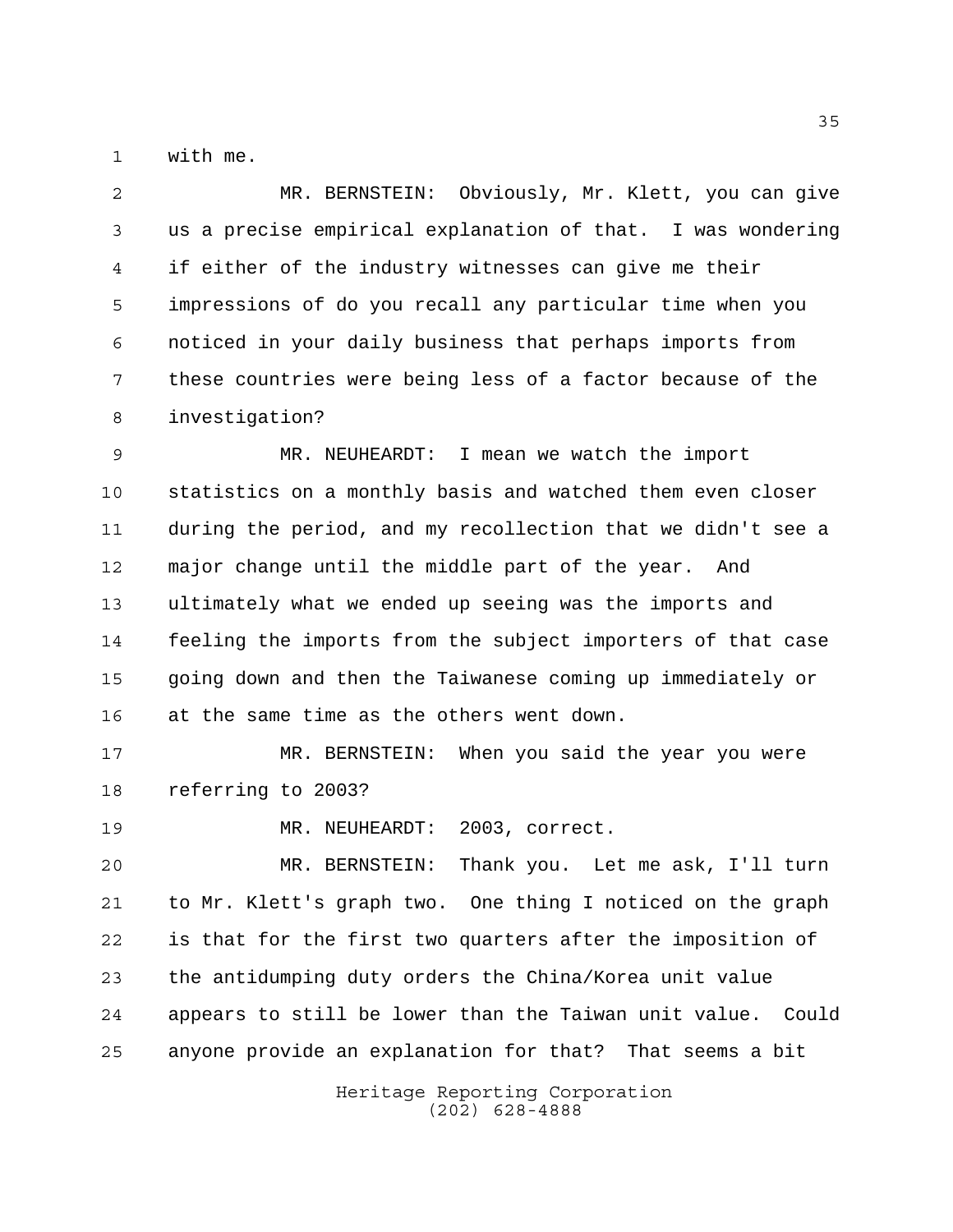with me.

MR. BERNSTEIN: Obviously, Mr. Klett, you can give us a precise empirical explanation of that. I was wondering if either of the industry witnesses can give me their impressions of do you recall any particular time when you noticed in your daily business that perhaps imports from these countries were being less of a factor because of the investigation?

MR. NEUHEARDT: I mean we watch the import statistics on a monthly basis and watched them even closer during the period, and my recollection that we didn't see a major change until the middle part of the year. And ultimately what we ended up seeing was the imports and feeling the imports from the subject importers of that case going down and then the Taiwanese coming up immediately or at the same time as the others went down.

MR. BERNSTEIN: When you said the year you were referring to 2003?

MR. NEUHEARDT: 2003, correct.

MR. BERNSTEIN: Thank you. Let me ask, I'll turn to Mr. Klett's graph two. One thing I noticed on the graph is that for the first two quarters after the imposition of the antidumping duty orders the China/Korea unit value appears to still be lower than the Taiwan unit value. Could anyone provide an explanation for that? That seems a bit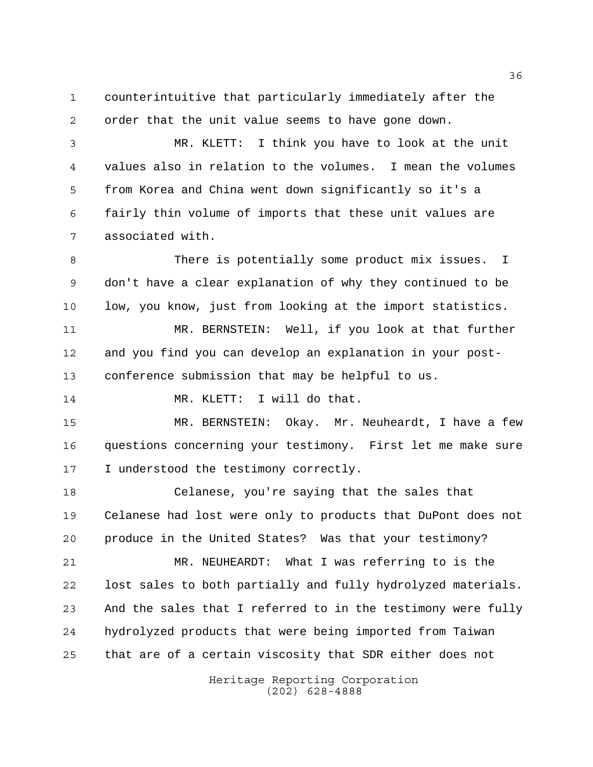counterintuitive that particularly immediately after the order that the unit value seems to have gone down.

MR. KLETT: I think you have to look at the unit values also in relation to the volumes. I mean the volumes from Korea and China went down significantly so it's a fairly thin volume of imports that these unit values are associated with.

There is potentially some product mix issues. I don't have a clear explanation of why they continued to be low, you know, just from looking at the import statistics.

MR. BERNSTEIN: Well, if you look at that further and you find you can develop an explanation in your post-conference submission that may be helpful to us.

MR. KLETT: I will do that.

MR. BERNSTEIN: Okay. Mr. Neuheardt, I have a few questions concerning your testimony. First let me make sure I understood the testimony correctly.

Celanese, you're saying that the sales that Celanese had lost were only to products that DuPont does not produce in the United States? Was that your testimony?

MR. NEUHEARDT: What I was referring to is the lost sales to both partially and fully hydrolyzed materials. And the sales that I referred to in the testimony were fully hydrolyzed products that were being imported from Taiwan that are of a certain viscosity that SDR either does not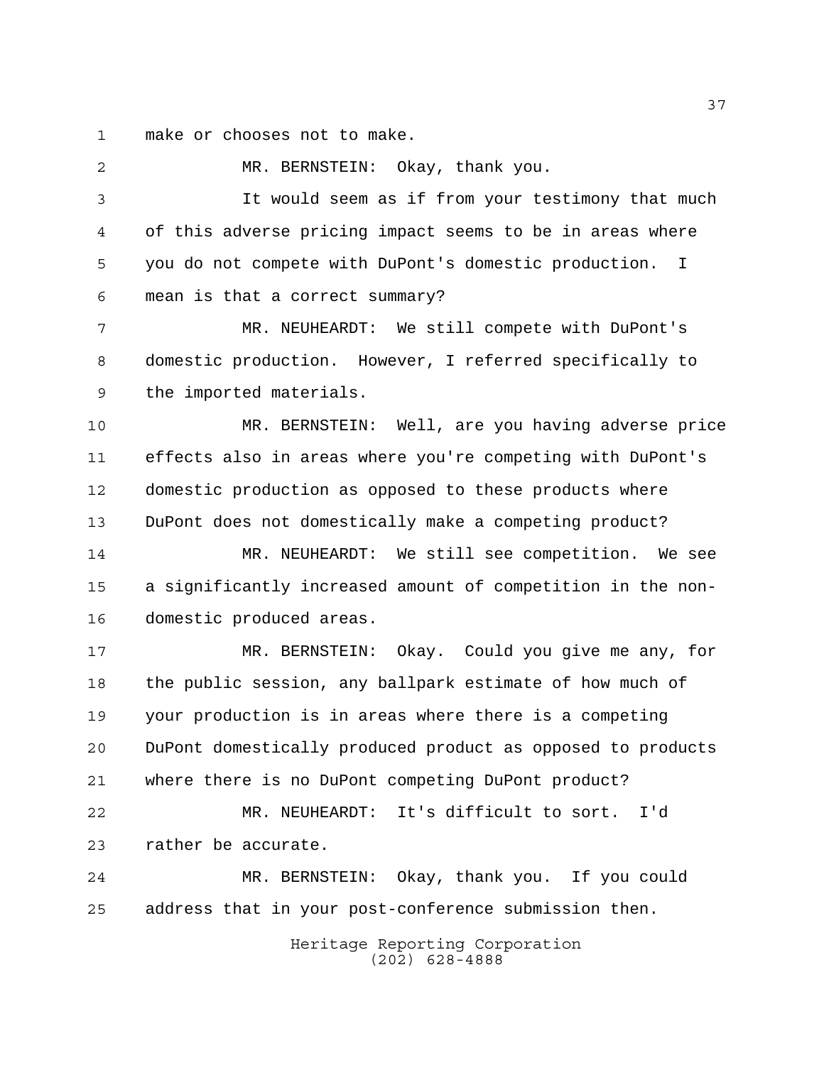make or chooses not to make.

MR. BERNSTEIN: Okay, thank you.

It would seem as if from your testimony that much of this adverse pricing impact seems to be in areas where you do not compete with DuPont's domestic production. I mean is that a correct summary?

MR. NEUHEARDT: We still compete with DuPont's domestic production. However, I referred specifically to the imported materials.

MR. BERNSTEIN: Well, are you having adverse price effects also in areas where you're competing with DuPont's domestic production as opposed to these products where DuPont does not domestically make a competing product?

MR. NEUHEARDT: We still see competition. We see a significantly increased amount of competition in the non-domestic produced areas.

MR. BERNSTEIN: Okay. Could you give me any, for the public session, any ballpark estimate of how much of your production is in areas where there is a competing DuPont domestically produced product as opposed to products where there is no DuPont competing DuPont product?

MR. NEUHEARDT: It's difficult to sort. I'd rather be accurate.

MR. BERNSTEIN: Okay, thank you. If you could address that in your post-conference submission then.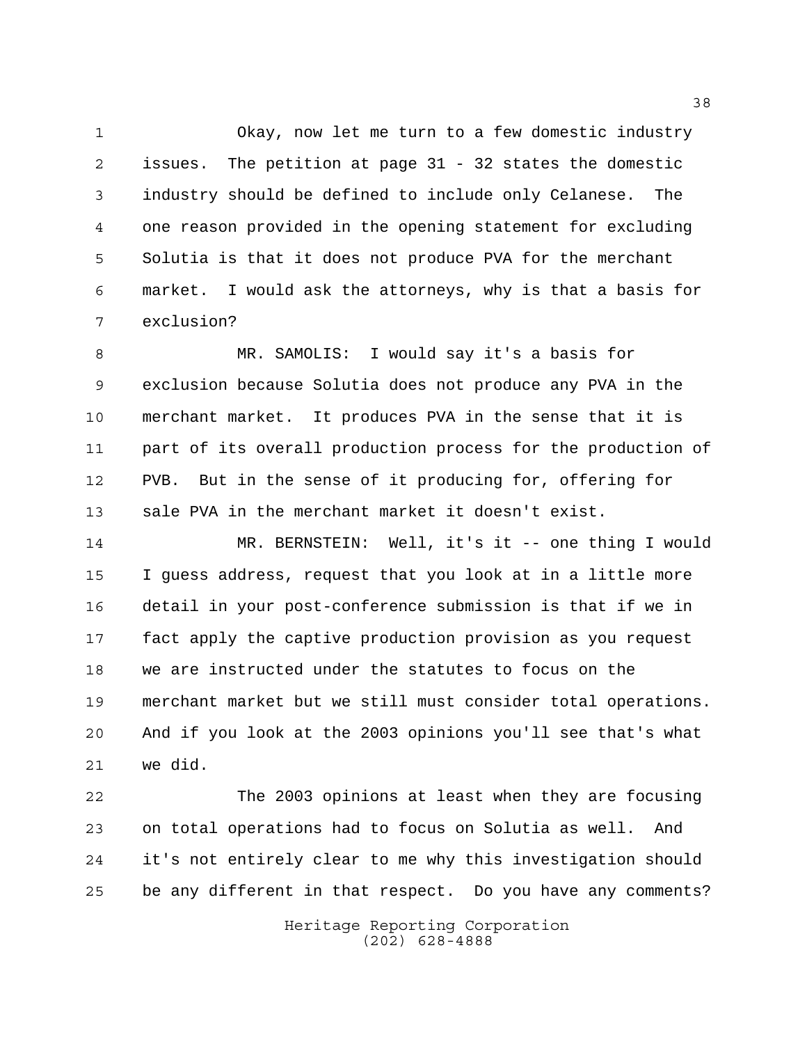Okay, now let me turn to a few domestic industry issues. The petition at page 31 - 32 states the domestic industry should be defined to include only Celanese. The one reason provided in the opening statement for excluding Solutia is that it does not produce PVA for the merchant market. I would ask the attorneys, why is that a basis for exclusion?

MR. SAMOLIS: I would say it's a basis for exclusion because Solutia does not produce any PVA in the merchant market. It produces PVA in the sense that it is part of its overall production process for the production of PVB. But in the sense of it producing for, offering for sale PVA in the merchant market it doesn't exist.

MR. BERNSTEIN: Well, it's it -- one thing I would I guess address, request that you look at in a little more detail in your post-conference submission is that if we in fact apply the captive production provision as you request we are instructed under the statutes to focus on the merchant market but we still must consider total operations. And if you look at the 2003 opinions you'll see that's what we did.

The 2003 opinions at least when they are focusing on total operations had to focus on Solutia as well. And it's not entirely clear to me why this investigation should be any different in that respect. Do you have any comments?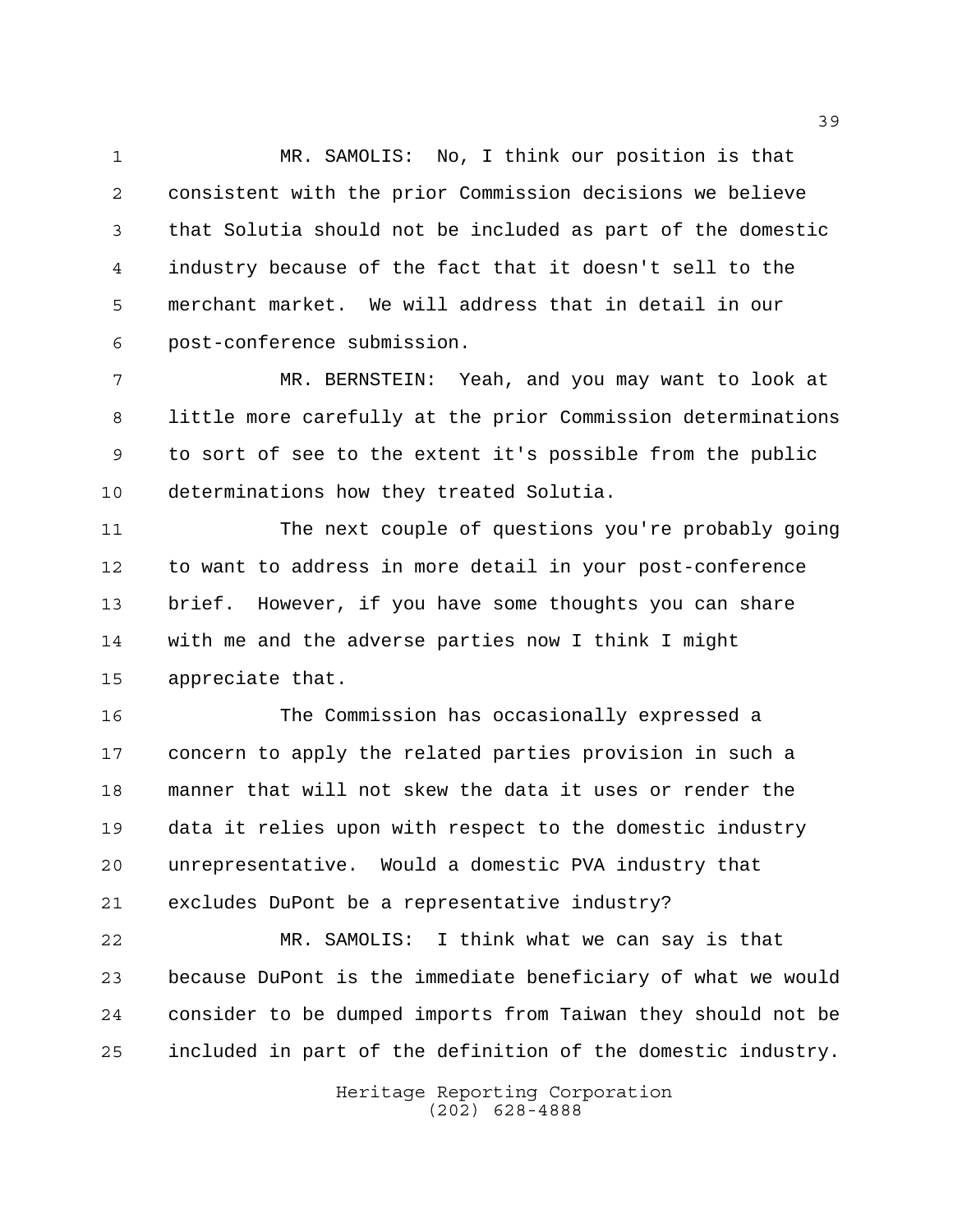MR. SAMOLIS: No, I think our position is that consistent with the prior Commission decisions we believe that Solutia should not be included as part of the domestic industry because of the fact that it doesn't sell to the merchant market. We will address that in detail in our post-conference submission.

MR. BERNSTEIN: Yeah, and you may want to look at little more carefully at the prior Commission determinations to sort of see to the extent it's possible from the public determinations how they treated Solutia.

The next couple of questions you're probably going to want to address in more detail in your post-conference brief. However, if you have some thoughts you can share with me and the adverse parties now I think I might appreciate that.

The Commission has occasionally expressed a concern to apply the related parties provision in such a manner that will not skew the data it uses or render the data it relies upon with respect to the domestic industry unrepresentative. Would a domestic PVA industry that excludes DuPont be a representative industry?

MR. SAMOLIS: I think what we can say is that because DuPont is the immediate beneficiary of what we would consider to be dumped imports from Taiwan they should not be included in part of the definition of the domestic industry.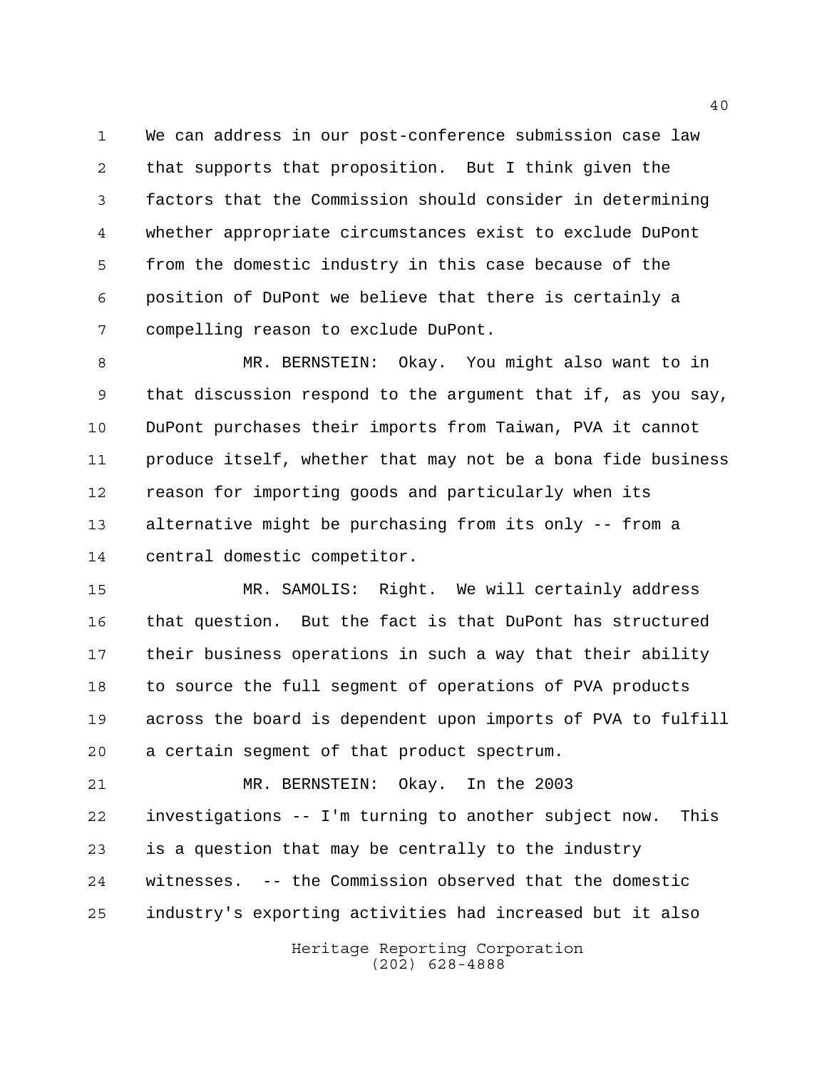We can address in our post-conference submission case law that supports that proposition. But I think given the factors that the Commission should consider in determining whether appropriate circumstances exist to exclude DuPont from the domestic industry in this case because of the position of DuPont we believe that there is certainly a compelling reason to exclude DuPont.

MR. BERNSTEIN: Okay. You might also want to in that discussion respond to the argument that if, as you say, DuPont purchases their imports from Taiwan, PVA it cannot produce itself, whether that may not be a bona fide business reason for importing goods and particularly when its alternative might be purchasing from its only -- from a central domestic competitor.

MR. SAMOLIS: Right. We will certainly address that question. But the fact is that DuPont has structured their business operations in such a way that their ability to source the full segment of operations of PVA products across the board is dependent upon imports of PVA to fulfill a certain segment of that product spectrum.

MR. BERNSTEIN: Okay. In the 2003 investigations -- I'm turning to another subject now. This is a question that may be centrally to the industry witnesses. -- the Commission observed that the domestic industry's exporting activities had increased but it also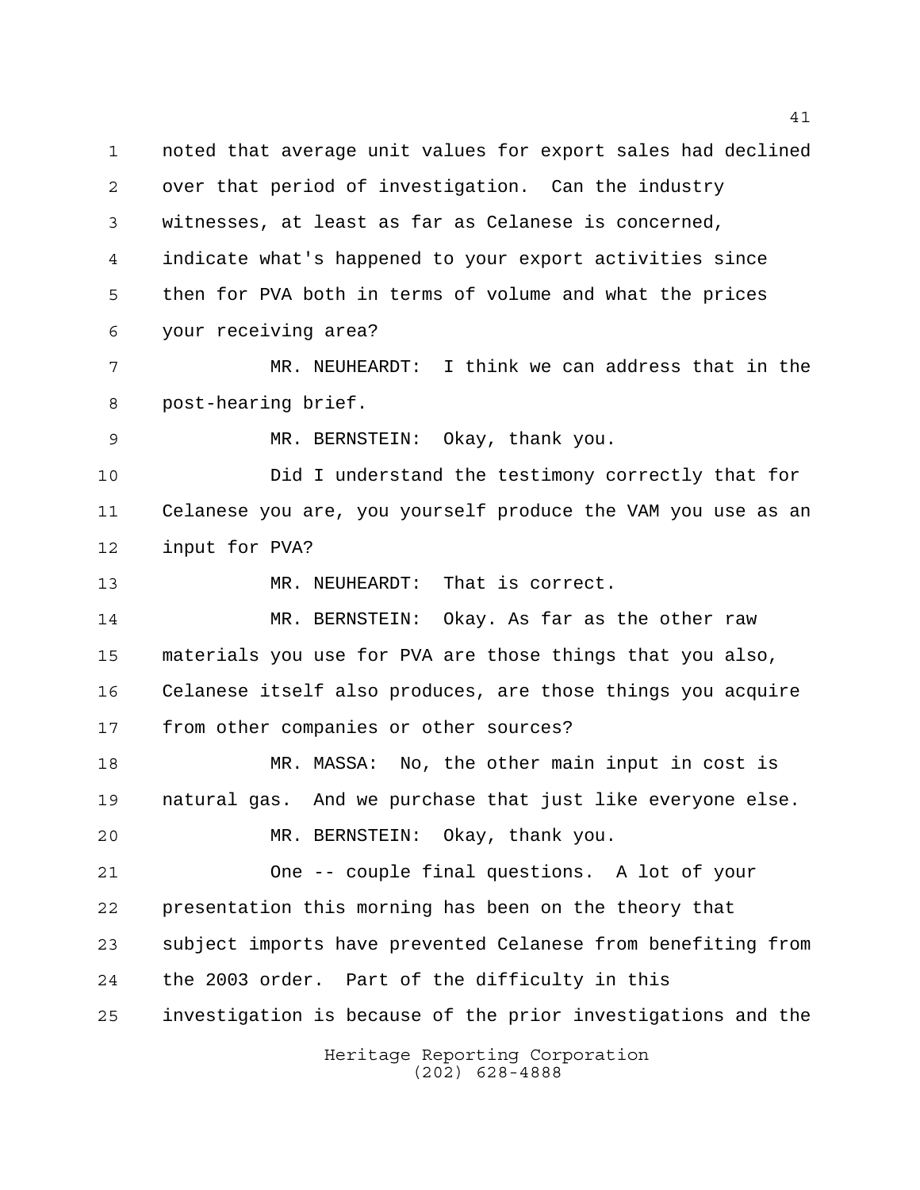noted that average unit values for export sales had declined over that period of investigation. Can the industry witnesses, at least as far as Celanese is concerned, indicate what's happened to your export activities since then for PVA both in terms of volume and what the prices your receiving area?

MR. NEUHEARDT: I think we can address that in the post-hearing brief.

MR. BERNSTEIN: Okay, thank you.

Did I understand the testimony correctly that for Celanese you are, you yourself produce the VAM you use as an input for PVA?

MR. NEUHEARDT: That is correct.

MR. BERNSTEIN: Okay. As far as the other raw materials you use for PVA are those things that you also, Celanese itself also produces, are those things you acquire from other companies or other sources?

MR. MASSA: No, the other main input in cost is natural gas. And we purchase that just like everyone else.

MR. BERNSTEIN: Okay, thank you.

One -- couple final questions. A lot of your presentation this morning has been on the theory that subject imports have prevented Celanese from benefiting from the 2003 order. Part of the difficulty in this investigation is because of the prior investigations and the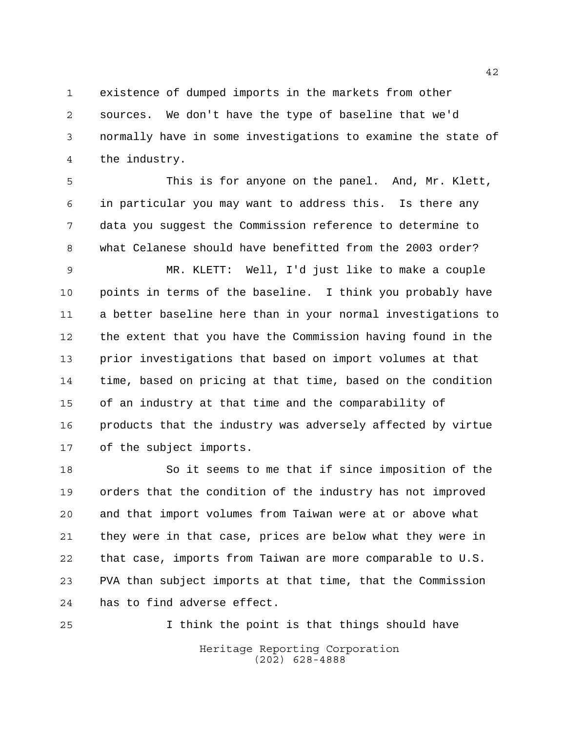existence of dumped imports in the markets from other sources. We don't have the type of baseline that we'd normally have in some investigations to examine the state of the industry.

This is for anyone on the panel. And, Mr. Klett, in particular you may want to address this. Is there any data you suggest the Commission reference to determine to what Celanese should have benefitted from the 2003 order?

MR. KLETT: Well, I'd just like to make a couple points in terms of the baseline. I think you probably have a better baseline here than in your normal investigations to the extent that you have the Commission having found in the prior investigations that based on import volumes at that time, based on pricing at that time, based on the condition of an industry at that time and the comparability of products that the industry was adversely affected by virtue of the subject imports.

So it seems to me that if since imposition of the orders that the condition of the industry has not improved and that import volumes from Taiwan were at or above what they were in that case, prices are below what they were in that case, imports from Taiwan are more comparable to U.S. PVA than subject imports at that time, that the Commission has to find adverse effect.

I think the point is that things should have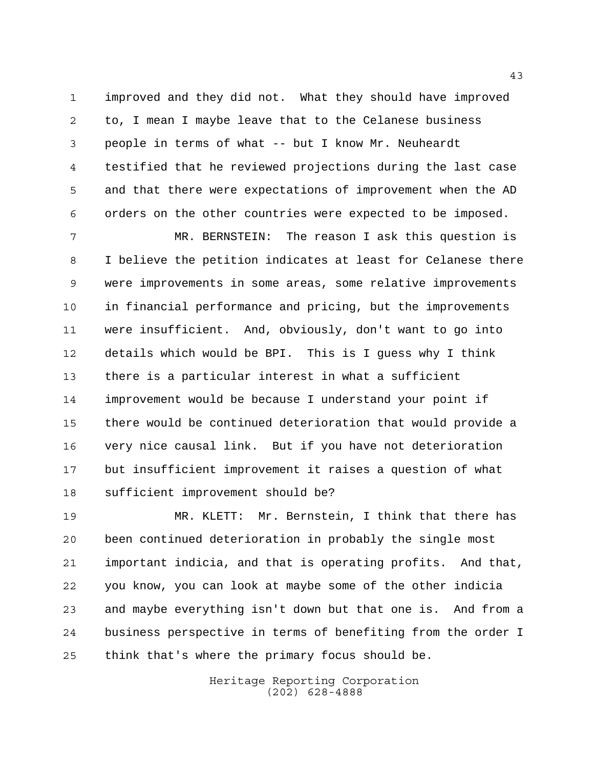improved and they did not. What they should have improved to, I mean I maybe leave that to the Celanese business people in terms of what -- but I know Mr. Neuheardt testified that he reviewed projections during the last case and that there were expectations of improvement when the AD orders on the other countries were expected to be imposed.

MR. BERNSTEIN: The reason I ask this question is I believe the petition indicates at least for Celanese there were improvements in some areas, some relative improvements in financial performance and pricing, but the improvements were insufficient. And, obviously, don't want to go into details which would be BPI. This is I guess why I think there is a particular interest in what a sufficient improvement would be because I understand your point if there would be continued deterioration that would provide a very nice causal link. But if you have not deterioration but insufficient improvement it raises a question of what sufficient improvement should be?

MR. KLETT: Mr. Bernstein, I think that there has been continued deterioration in probably the single most important indicia, and that is operating profits. And that, you know, you can look at maybe some of the other indicia and maybe everything isn't down but that one is. And from a business perspective in terms of benefiting from the order I think that's where the primary focus should be.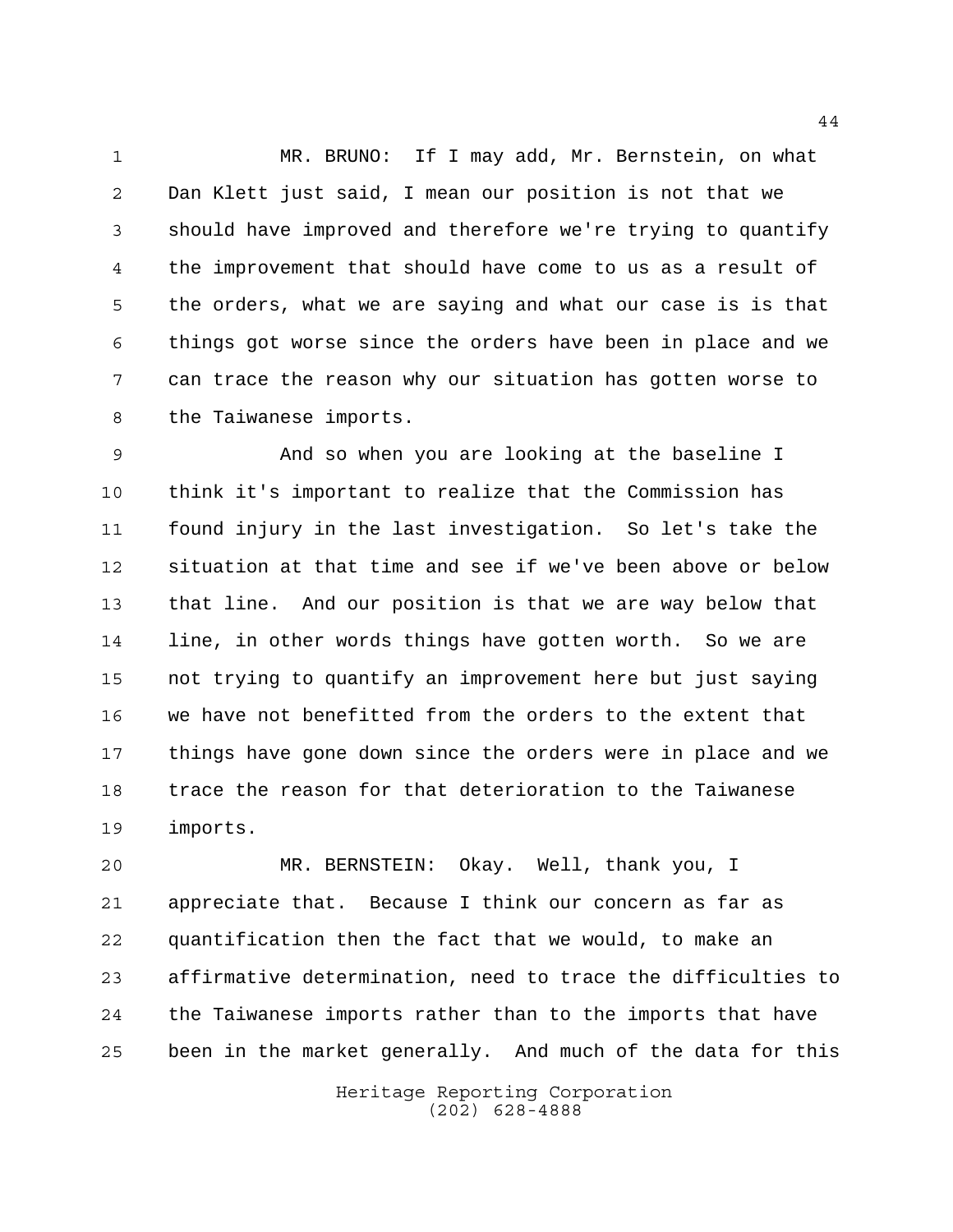MR. BRUNO: If I may add, Mr. Bernstein, on what Dan Klett just said, I mean our position is not that we should have improved and therefore we're trying to quantify the improvement that should have come to us as a result of the orders, what we are saying and what our case is is that things got worse since the orders have been in place and we can trace the reason why our situation has gotten worse to the Taiwanese imports.

And so when you are looking at the baseline I think it's important to realize that the Commission has found injury in the last investigation. So let's take the situation at that time and see if we've been above or below that line. And our position is that we are way below that line, in other words things have gotten worth. So we are not trying to quantify an improvement here but just saying we have not benefitted from the orders to the extent that things have gone down since the orders were in place and we trace the reason for that deterioration to the Taiwanese imports.

MR. BERNSTEIN: Okay. Well, thank you, I appreciate that. Because I think our concern as far as quantification then the fact that we would, to make an affirmative determination, need to trace the difficulties to the Taiwanese imports rather than to the imports that have been in the market generally. And much of the data for this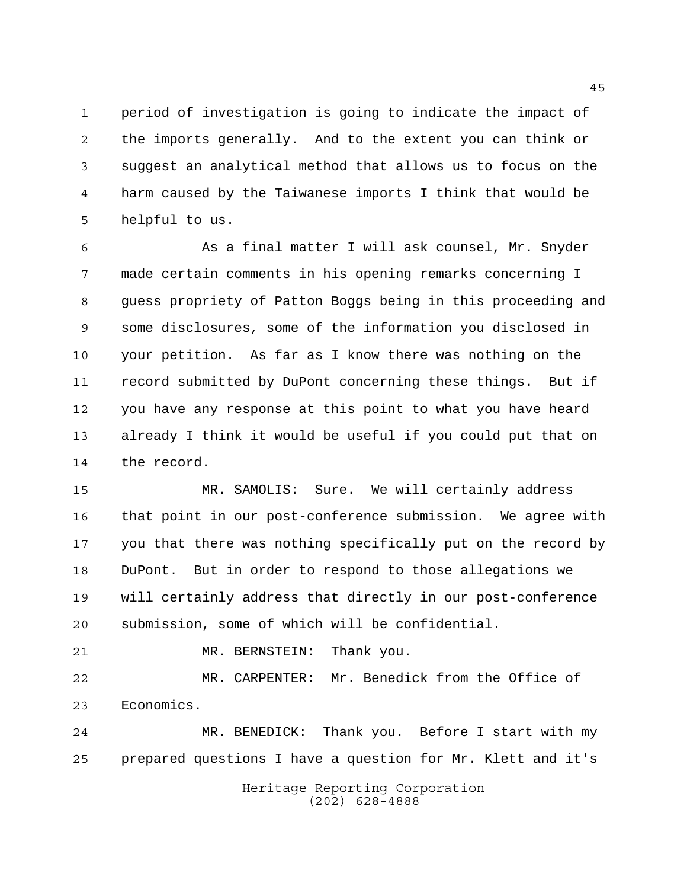period of investigation is going to indicate the impact of the imports generally. And to the extent you can think or suggest an analytical method that allows us to focus on the harm caused by the Taiwanese imports I think that would be helpful to us.

As a final matter I will ask counsel, Mr. Snyder made certain comments in his opening remarks concerning I guess propriety of Patton Boggs being in this proceeding and some disclosures, some of the information you disclosed in your petition. As far as I know there was nothing on the record submitted by DuPont concerning these things. But if you have any response at this point to what you have heard already I think it would be useful if you could put that on the record.

MR. SAMOLIS: Sure. We will certainly address that point in our post-conference submission. We agree with you that there was nothing specifically put on the record by DuPont. But in order to respond to those allegations we will certainly address that directly in our post-conference submission, some of which will be confidential.

MR. BERNSTEIN: Thank you.

MR. CARPENTER: Mr. Benedick from the Office of Economics.

MR. BENEDICK: Thank you. Before I start with my prepared questions I have a question for Mr. Klett and it's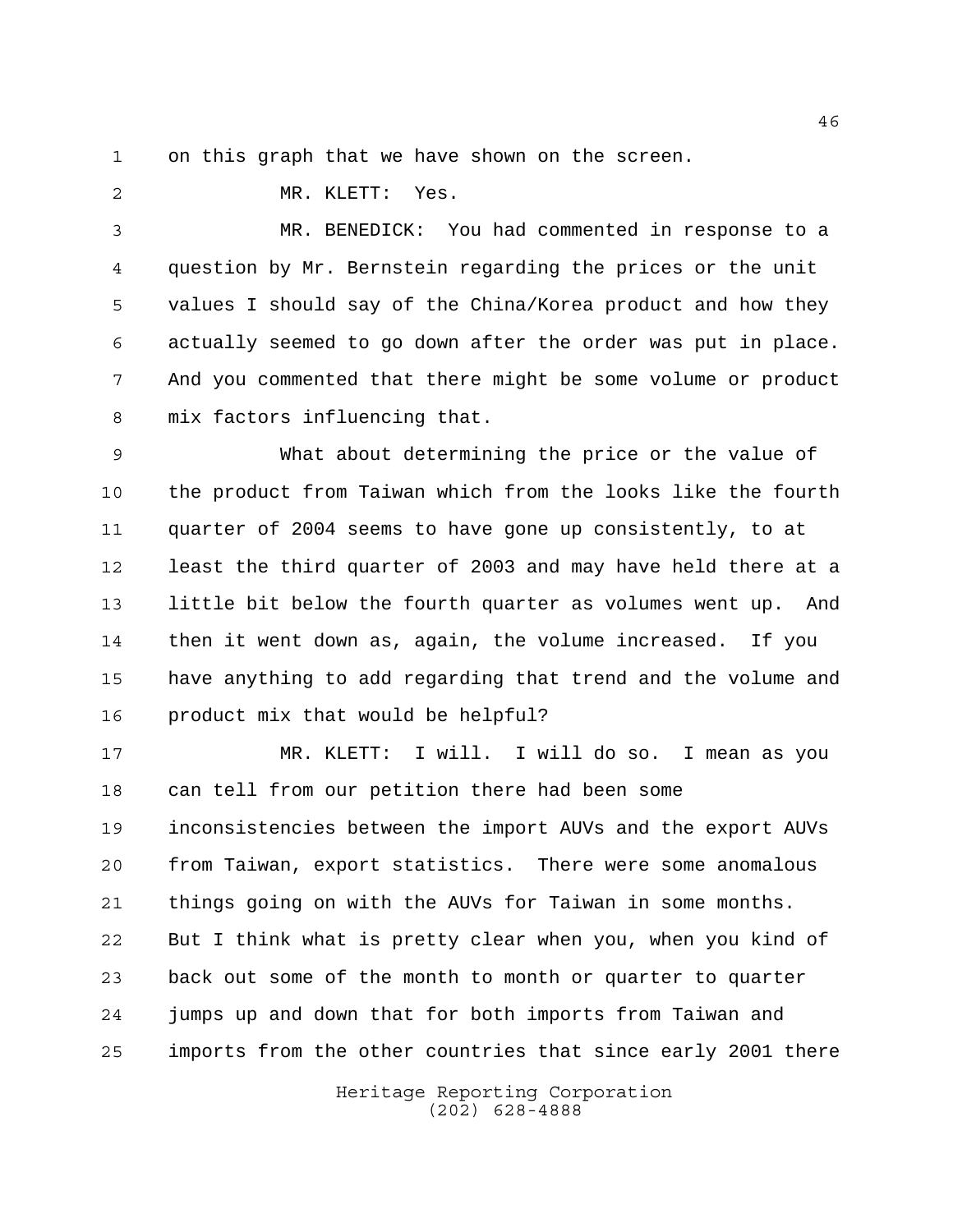on this graph that we have shown on the screen.

MR. KLETT: Yes.

MR. BENEDICK: You had commented in response to a question by Mr. Bernstein regarding the prices or the unit values I should say of the China/Korea product and how they actually seemed to go down after the order was put in place. And you commented that there might be some volume or product mix factors influencing that.

What about determining the price or the value of the product from Taiwan which from the looks like the fourth quarter of 2004 seems to have gone up consistently, to at least the third quarter of 2003 and may have held there at a little bit below the fourth quarter as volumes went up. And then it went down as, again, the volume increased. If you have anything to add regarding that trend and the volume and product mix that would be helpful?

MR. KLETT: I will. I will do so. I mean as you can tell from our petition there had been some inconsistencies between the import AUVs and the export AUVs from Taiwan, export statistics. There were some anomalous things going on with the AUVs for Taiwan in some months. But I think what is pretty clear when you, when you kind of back out some of the month to month or quarter to quarter jumps up and down that for both imports from Taiwan and imports from the other countries that since early 2001 there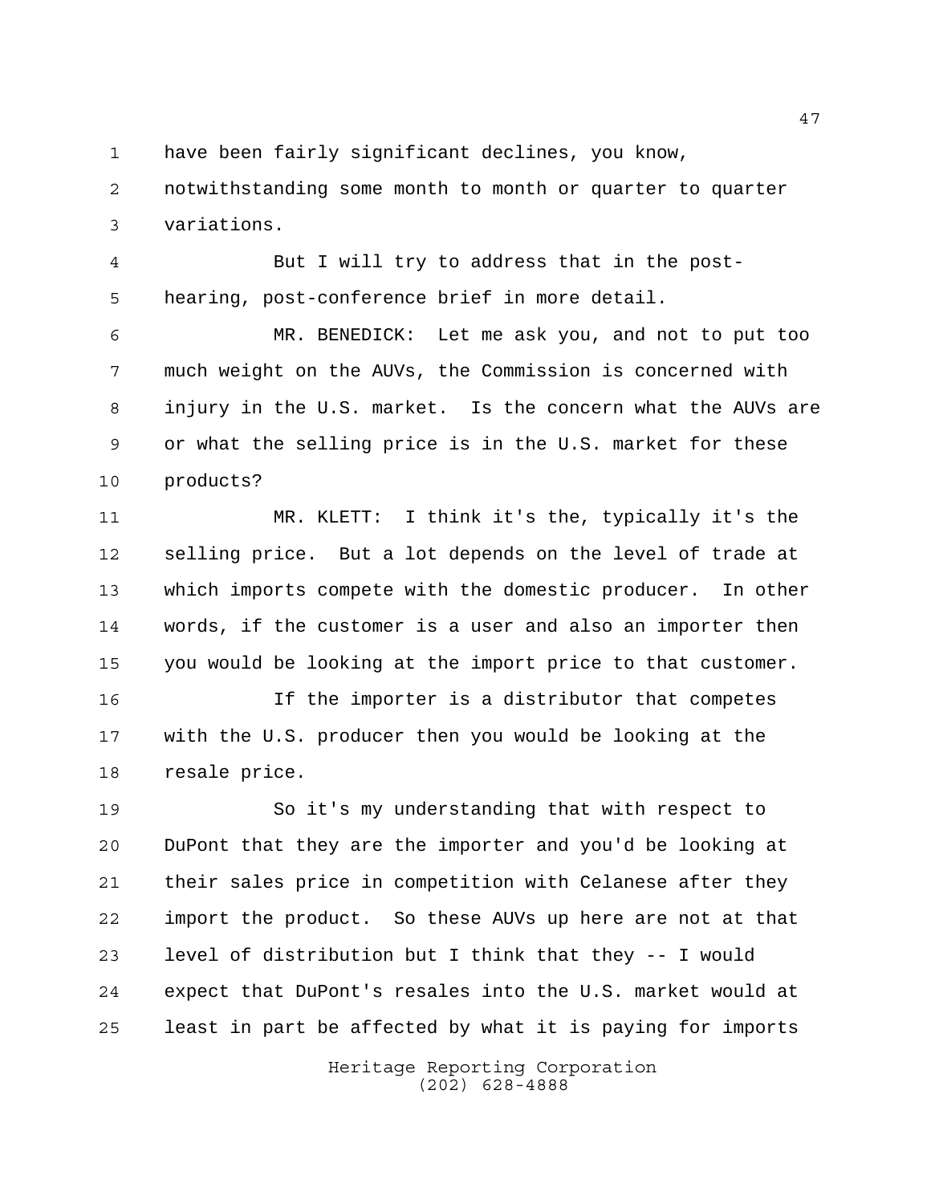have been fairly significant declines, you know, notwithstanding some month to month or quarter to quarter variations.

But I will try to address that in the post-hearing, post-conference brief in more detail.

MR. BENEDICK: Let me ask you, and not to put too much weight on the AUVs, the Commission is concerned with injury in the U.S. market. Is the concern what the AUVs are or what the selling price is in the U.S. market for these products?

MR. KLETT: I think it's the, typically it's the selling price. But a lot depends on the level of trade at which imports compete with the domestic producer. In other words, if the customer is a user and also an importer then you would be looking at the import price to that customer.

If the importer is a distributor that competes with the U.S. producer then you would be looking at the resale price.

So it's my understanding that with respect to DuPont that they are the importer and you'd be looking at their sales price in competition with Celanese after they import the product. So these AUVs up here are not at that level of distribution but I think that they -- I would expect that DuPont's resales into the U.S. market would at least in part be affected by what it is paying for imports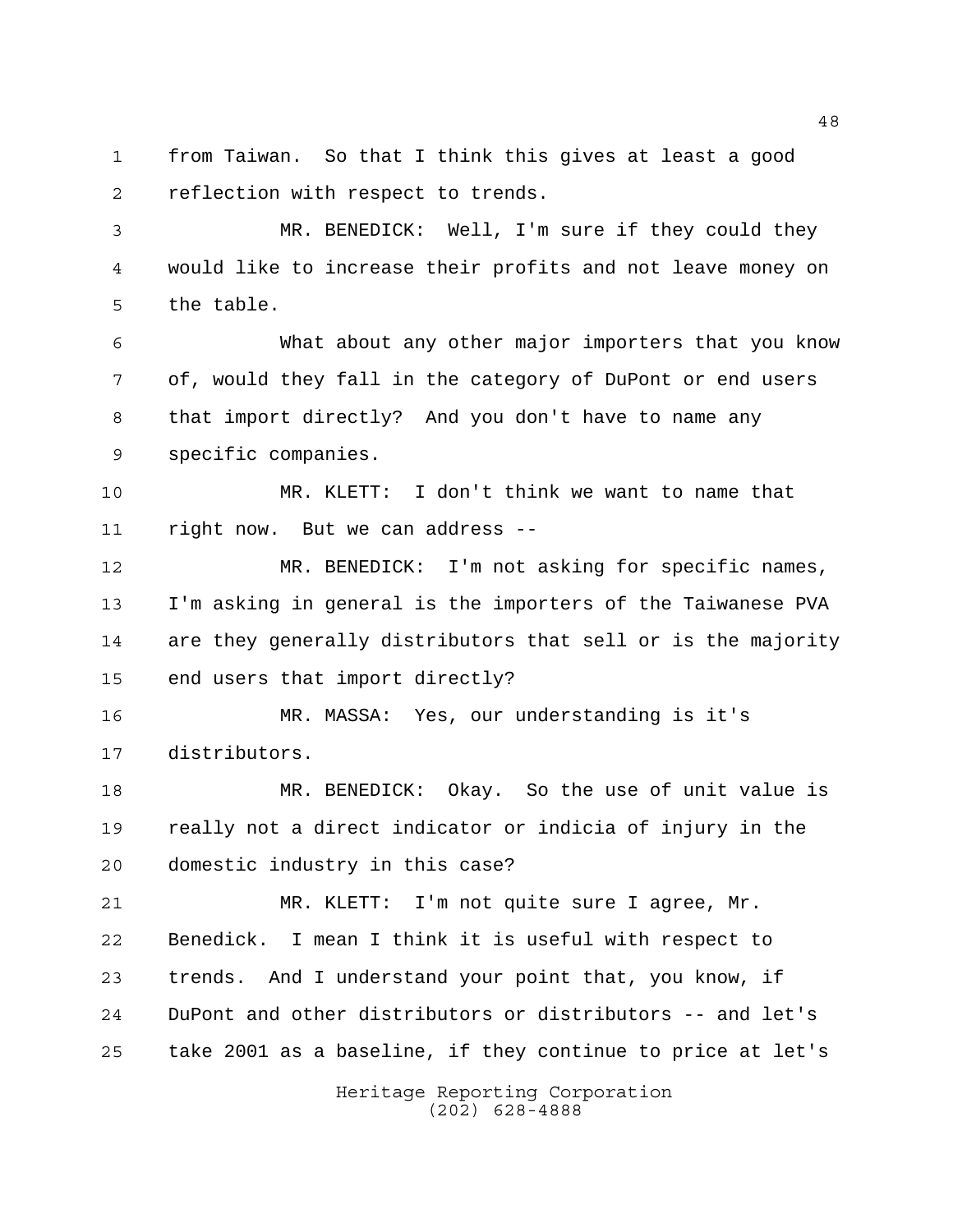from Taiwan. So that I think this gives at least a good reflection with respect to trends.

MR. BENEDICK: Well, I'm sure if they could they would like to increase their profits and not leave money on the table.

What about any other major importers that you know of, would they fall in the category of DuPont or end users that import directly? And you don't have to name any specific companies.

MR. KLETT: I don't think we want to name that right now. But we can address --

MR. BENEDICK: I'm not asking for specific names, I'm asking in general is the importers of the Taiwanese PVA are they generally distributors that sell or is the majority end users that import directly?

MR. MASSA: Yes, our understanding is it's distributors.

MR. BENEDICK: Okay. So the use of unit value is really not a direct indicator or indicia of injury in the domestic industry in this case?

MR. KLETT: I'm not quite sure I agree, Mr. Benedick. I mean I think it is useful with respect to trends. And I understand your point that, you know, if DuPont and other distributors or distributors -- and let's take 2001 as a baseline, if they continue to price at let's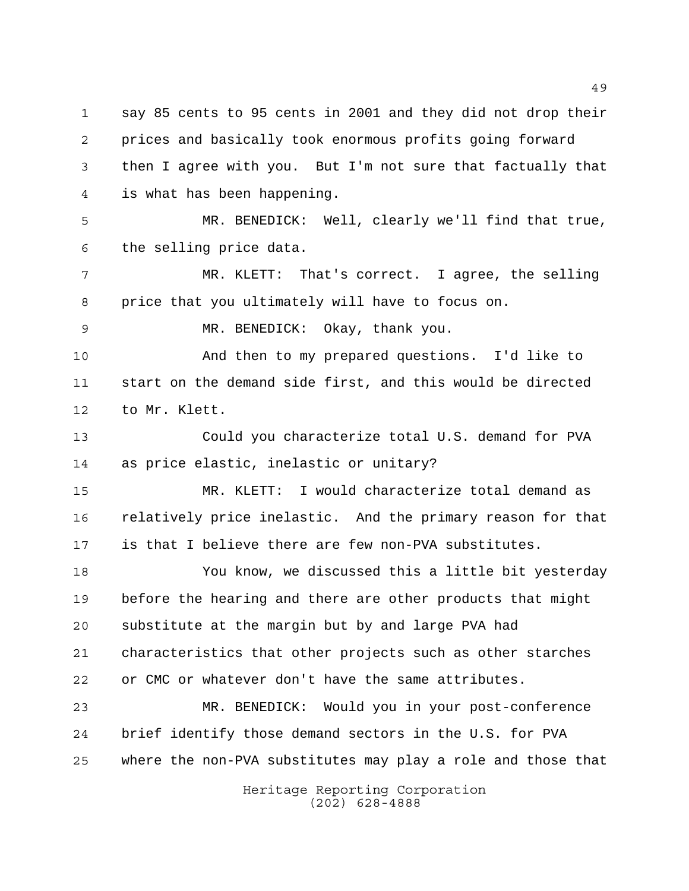say 85 cents to 95 cents in 2001 and they did not drop their prices and basically took enormous profits going forward then I agree with you. But I'm not sure that factually that is what has been happening.

MR. BENEDICK: Well, clearly we'll find that true, the selling price data.

MR. KLETT: That's correct. I agree, the selling price that you ultimately will have to focus on.

MR. BENEDICK: Okay, thank you.

And then to my prepared questions. I'd like to start on the demand side first, and this would be directed to Mr. Klett.

Could you characterize total U.S. demand for PVA as price elastic, inelastic or unitary?

MR. KLETT: I would characterize total demand as relatively price inelastic. And the primary reason for that is that I believe there are few non-PVA substitutes.

You know, we discussed this a little bit yesterday before the hearing and there are other products that might substitute at the margin but by and large PVA had characteristics that other projects such as other starches or CMC or whatever don't have the same attributes.

MR. BENEDICK: Would you in your post-conference brief identify those demand sectors in the U.S. for PVA where the non-PVA substitutes may play a role and those that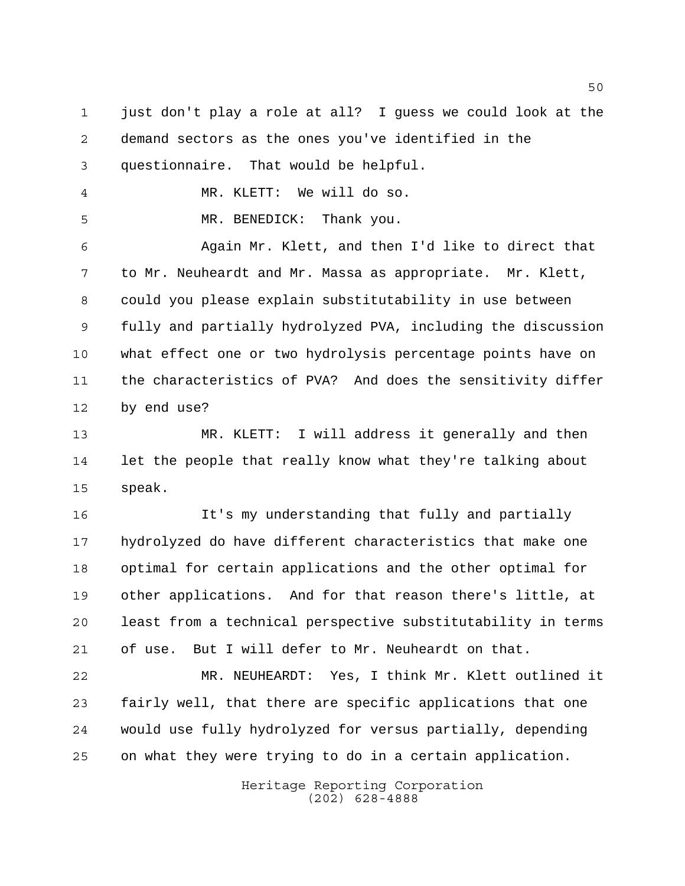just don't play a role at all? I guess we could look at the demand sectors as the ones you've identified in the questionnaire. That would be helpful.

MR. KLETT: We will do so.

MR. BENEDICK: Thank you.

Again Mr. Klett, and then I'd like to direct that to Mr. Neuheardt and Mr. Massa as appropriate. Mr. Klett, could you please explain substitutability in use between fully and partially hydrolyzed PVA, including the discussion what effect one or two hydrolysis percentage points have on the characteristics of PVA? And does the sensitivity differ by end use?

MR. KLETT: I will address it generally and then let the people that really know what they're talking about speak.

It's my understanding that fully and partially hydrolyzed do have different characteristics that make one optimal for certain applications and the other optimal for other applications. And for that reason there's little, at least from a technical perspective substitutability in terms of use. But I will defer to Mr. Neuheardt on that.

MR. NEUHEARDT: Yes, I think Mr. Klett outlined it fairly well, that there are specific applications that one would use fully hydrolyzed for versus partially, depending on what they were trying to do in a certain application.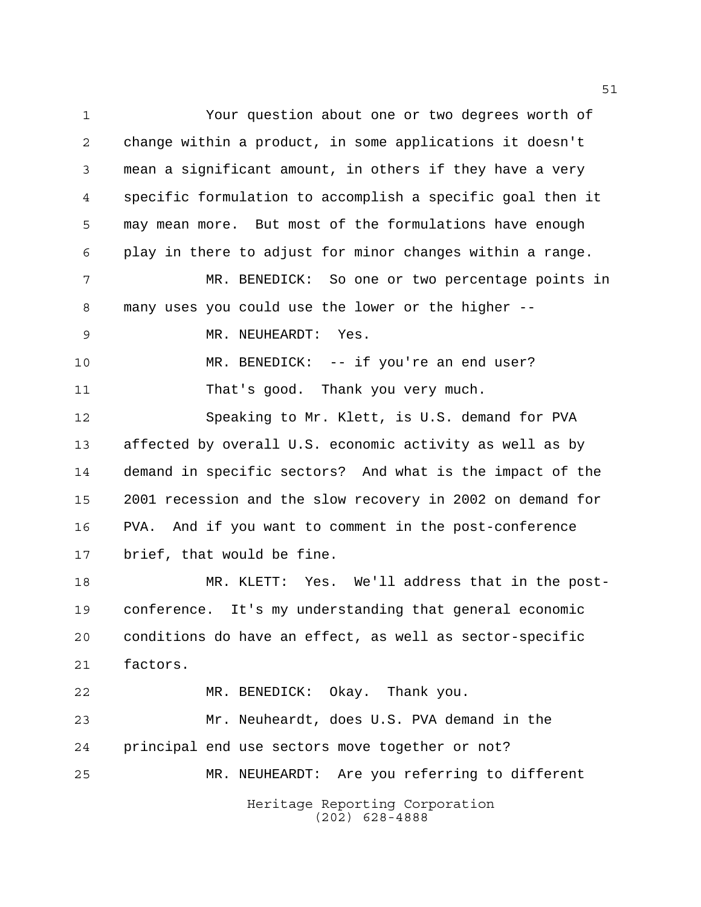Your question about one or two degrees worth of change within a product, in some applications it doesn't mean a significant amount, in others if they have a very specific formulation to accomplish a specific goal then it may mean more. But most of the formulations have enough play in there to adjust for minor changes within a range.

MR. BENEDICK: So one or two percentage points in many uses you could use the lower or the higher --

MR. NEUHEARDT: Yes.

MR. BENEDICK: -- if you're an end user?

That's good. Thank you very much.

Speaking to Mr. Klett, is U.S. demand for PVA affected by overall U.S. economic activity as well as by demand in specific sectors? And what is the impact of the 2001 recession and the slow recovery in 2002 on demand for PVA. And if you want to comment in the post-conference brief, that would be fine.

MR. KLETT: Yes. We'll address that in the post-conference. It's my understanding that general economic conditions do have an effect, as well as sector-specific factors.

MR. BENEDICK: Okay. Thank you.

Mr. Neuheardt, does U.S. PVA demand in the principal end use sectors move together or not?

MR. NEUHEARDT: Are you referring to different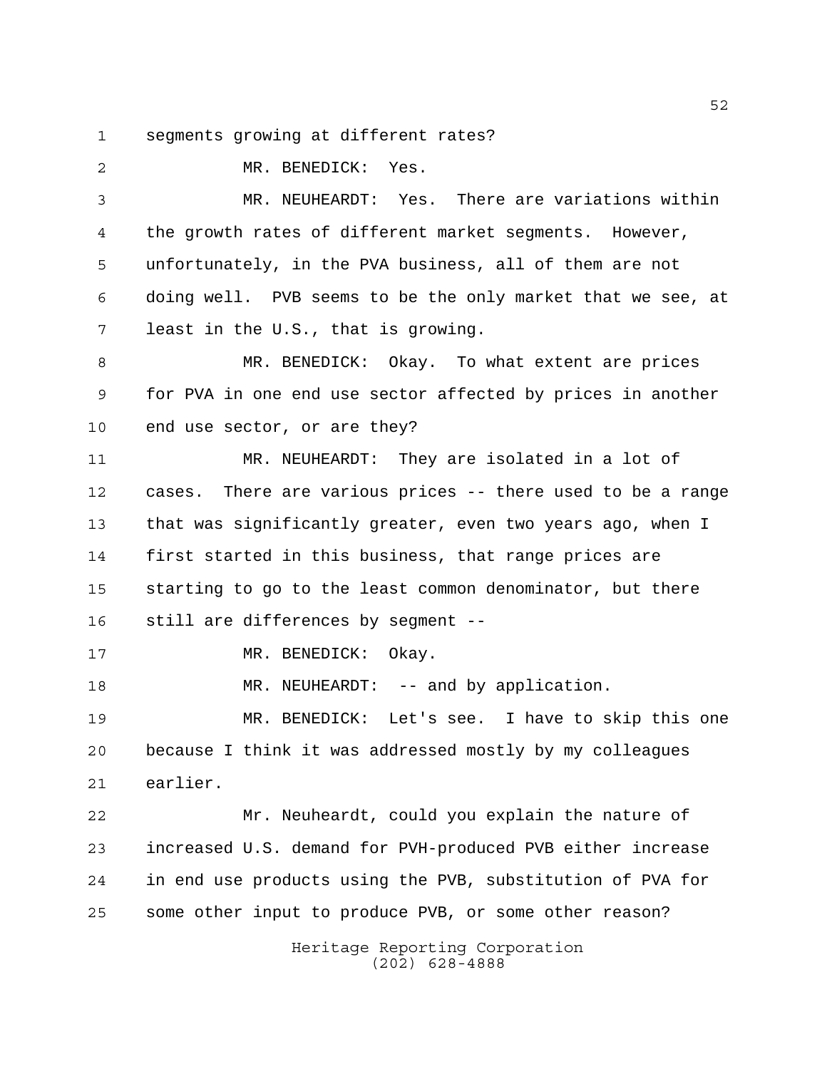segments growing at different rates?

MR. BENEDICK: Yes.

MR. NEUHEARDT: Yes. There are variations within the growth rates of different market segments. However, unfortunately, in the PVA business, all of them are not doing well. PVB seems to be the only market that we see, at least in the U.S., that is growing.

MR. BENEDICK: Okay. To what extent are prices for PVA in one end use sector affected by prices in another end use sector, or are they?

MR. NEUHEARDT: They are isolated in a lot of cases. There are various prices -- there used to be a range that was significantly greater, even two years ago, when I first started in this business, that range prices are starting to go to the least common denominator, but there still are differences by segment --

MR. BENEDICK: Okay.

MR. NEUHEARDT: -- and by application.

MR. BENEDICK: Let's see. I have to skip this one because I think it was addressed mostly by my colleagues earlier.

Mr. Neuheardt, could you explain the nature of increased U.S. demand for PVH-produced PVB either increase in end use products using the PVB, substitution of PVA for some other input to produce PVB, or some other reason?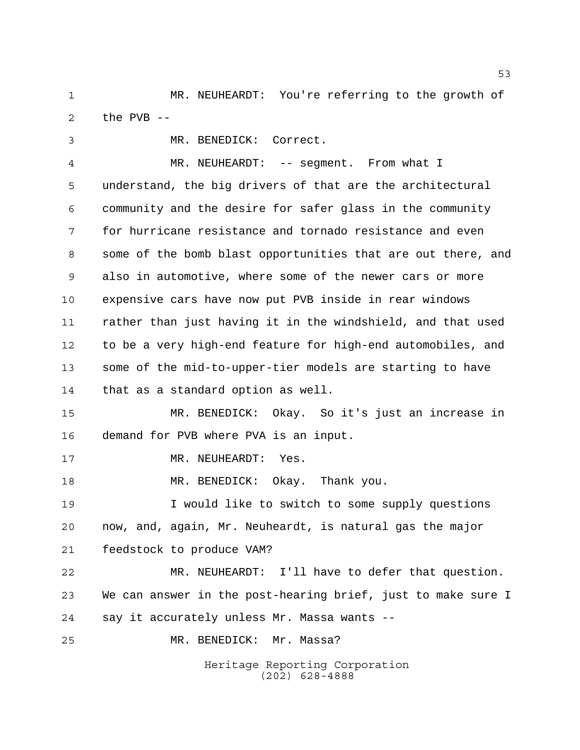MR. NEUHEARDT: You're referring to the growth of the PVB --

MR. BENEDICK: Correct.

MR. NEUHEARDT: -- segment. From what I understand, the big drivers of that are the architectural community and the desire for safer glass in the community for hurricane resistance and tornado resistance and even some of the bomb blast opportunities that are out there, and also in automotive, where some of the newer cars or more expensive cars have now put PVB inside in rear windows rather than just having it in the windshield, and that used to be a very high-end feature for high-end automobiles, and some of the mid-to-upper-tier models are starting to have that as a standard option as well.

MR. BENEDICK: Okay. So it's just an increase in demand for PVB where PVA is an input.

MR. NEUHEARDT: Yes.

MR. BENEDICK: Okay. Thank you.

I would like to switch to some supply questions now, and, again, Mr. Neuheardt, is natural gas the major feedstock to produce VAM?

MR. NEUHEARDT: I'll have to defer that question. We can answer in the post-hearing brief, just to make sure I say it accurately unless Mr. Massa wants --

MR. BENEDICK: Mr. Massa?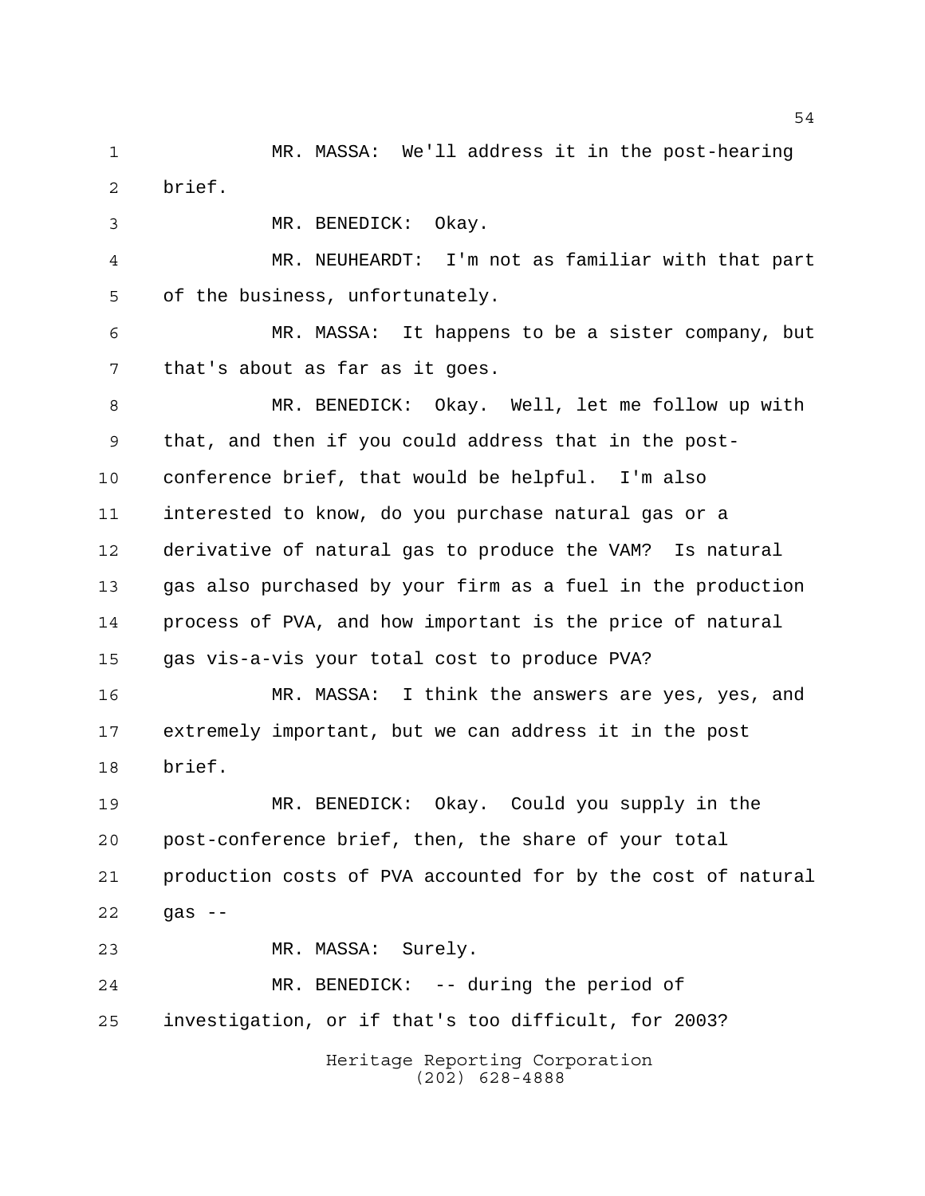MR. MASSA: We'll address it in the post-hearing brief.

MR. BENEDICK: Okay.

MR. NEUHEARDT: I'm not as familiar with that part of the business, unfortunately.

MR. MASSA: It happens to be a sister company, but that's about as far as it goes.

MR. BENEDICK: Okay. Well, let me follow up with that, and then if you could address that in the post-conference brief, that would be helpful. I'm also interested to know, do you purchase natural gas or a derivative of natural gas to produce the VAM? Is natural gas also purchased by your firm as a fuel in the production process of PVA, and how important is the price of natural gas vis-a-vis your total cost to produce PVA?

MR. MASSA: I think the answers are yes, yes, and extremely important, but we can address it in the post brief.

MR. BENEDICK: Okay. Could you supply in the post-conference brief, then, the share of your total production costs of PVA accounted for by the cost of natural gas --

MR. MASSA: Surely.

MR. BENEDICK: -- during the period of investigation, or if that's too difficult, for 2003?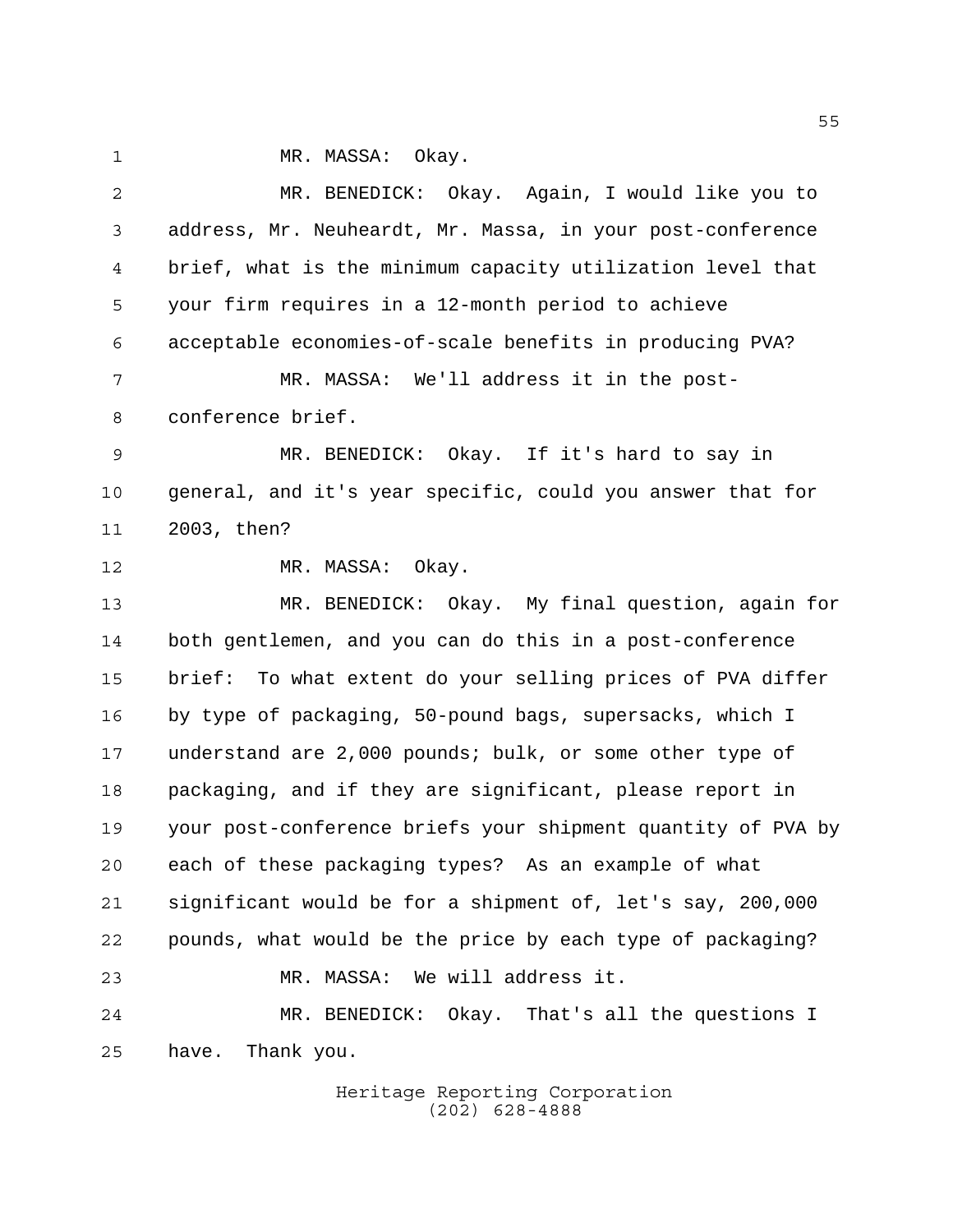MR. MASSA: Okay.

MR. BENEDICK: Okay. Again, I would like you to address, Mr. Neuheardt, Mr. Massa, in your post-conference brief, what is the minimum capacity utilization level that your firm requires in a 12-month period to achieve acceptable economies-of-scale benefits in producing PVA?

MR. MASSA: We'll address it in the post-conference brief.

MR. BENEDICK: Okay. If it's hard to say in general, and it's year specific, could you answer that for 2003, then?

MR. MASSA: Okay.

MR. BENEDICK: Okay. My final question, again for both gentlemen, and you can do this in a post-conference brief: To what extent do your selling prices of PVA differ by type of packaging, 50-pound bags, supersacks, which I understand are 2,000 pounds; bulk, or some other type of packaging, and if they are significant, please report in your post-conference briefs your shipment quantity of PVA by each of these packaging types? As an example of what significant would be for a shipment of, let's say, 200,000 pounds, what would be the price by each type of packaging?

MR. MASSA: We will address it.

MR. BENEDICK: Okay. That's all the questions I have. Thank you.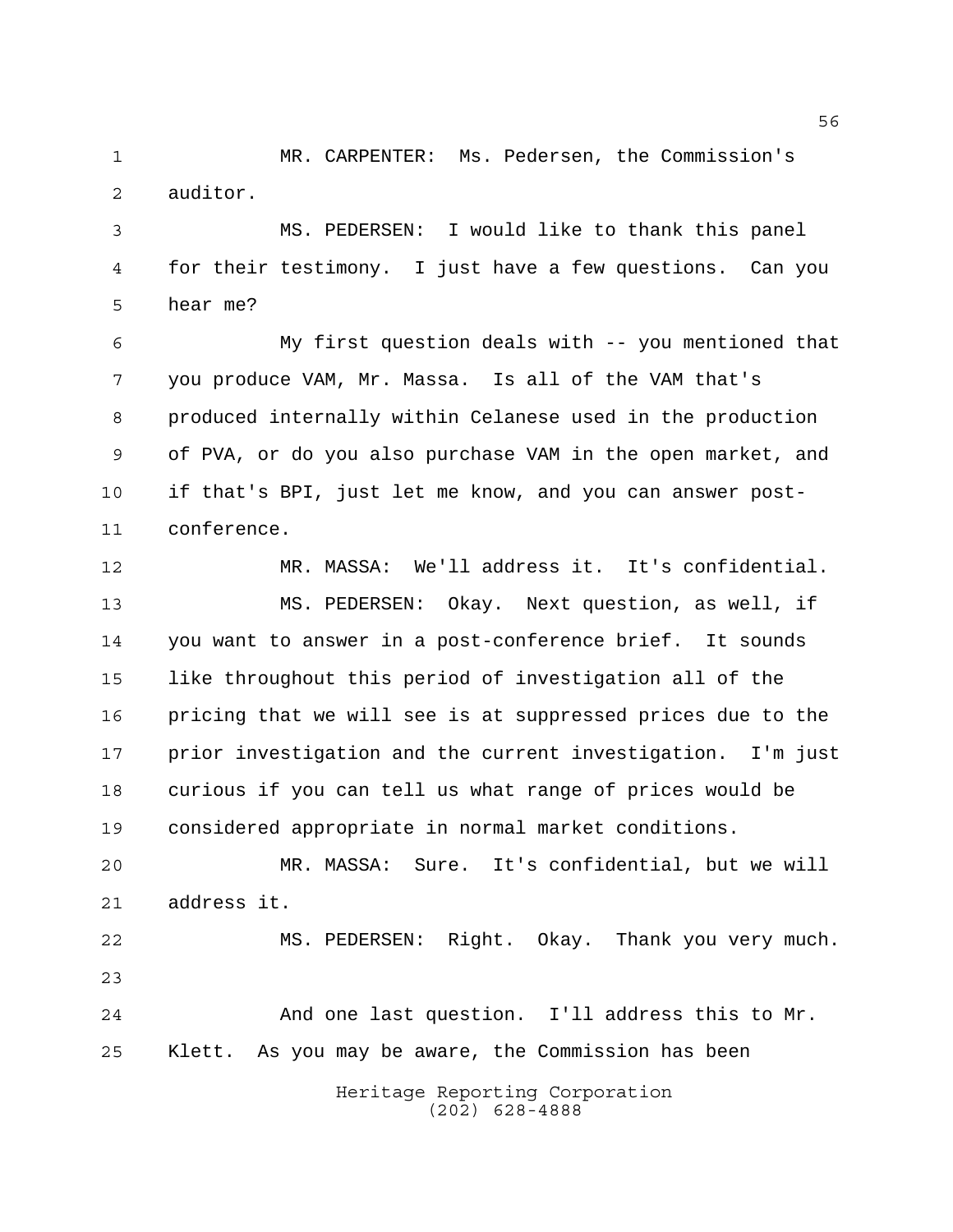MR. CARPENTER: Ms. Pedersen, the Commission's auditor.

MS. PEDERSEN: I would like to thank this panel for their testimony. I just have a few questions. Can you hear me?

My first question deals with -- you mentioned that you produce VAM, Mr. Massa. Is all of the VAM that's produced internally within Celanese used in the production of PVA, or do you also purchase VAM in the open market, and if that's BPI, just let me know, and you can answer post-conference.

MR. MASSA: We'll address it. It's confidential.

MS. PEDERSEN: Okay. Next question, as well, if you want to answer in a post-conference brief. It sounds like throughout this period of investigation all of the pricing that we will see is at suppressed prices due to the prior investigation and the current investigation. I'm just curious if you can tell us what range of prices would be considered appropriate in normal market conditions.

MR. MASSA: Sure. It's confidential, but we will address it.

MS. PEDERSEN: Right. Okay. Thank you very much.

And one last question. I'll address this to Mr. Klett. As you may be aware, the Commission has been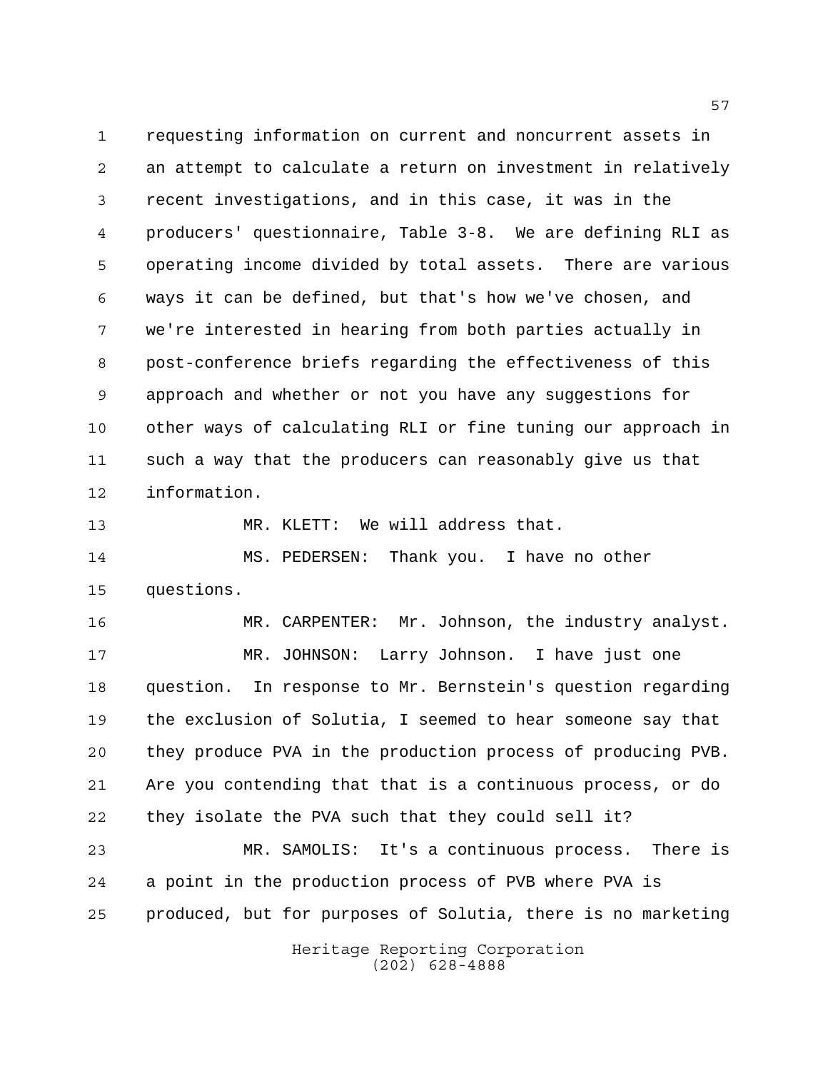requesting information on current and noncurrent assets in an attempt to calculate a return on investment in relatively recent investigations, and in this case, it was in the producers' questionnaire, Table 3-8. We are defining RLI as operating income divided by total assets. There are various ways it can be defined, but that's how we've chosen, and we're interested in hearing from both parties actually in post-conference briefs regarding the effectiveness of this approach and whether or not you have any suggestions for other ways of calculating RLI or fine tuning our approach in such a way that the producers can reasonably give us that information.

MR. KLETT: We will address that.

MS. PEDERSEN: Thank you. I have no other questions.

MR. CARPENTER: Mr. Johnson, the industry analyst.

MR. JOHNSON: Larry Johnson. I have just one question. In response to Mr. Bernstein's question regarding the exclusion of Solutia, I seemed to hear someone say that they produce PVA in the production process of producing PVB. Are you contending that that is a continuous process, or do they isolate the PVA such that they could sell it?

MR. SAMOLIS: It's a continuous process. There is a point in the production process of PVB where PVA is produced, but for purposes of Solutia, there is no marketing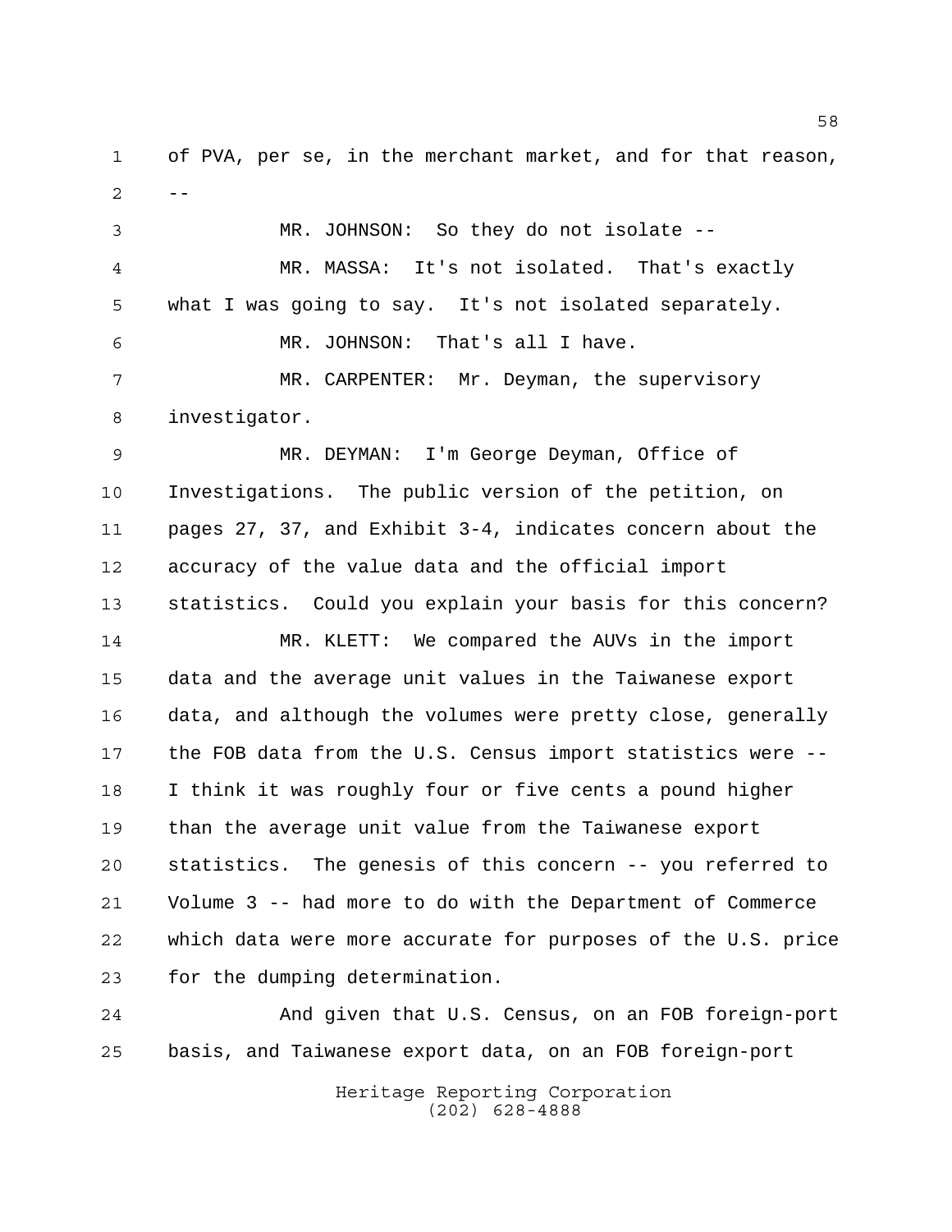of PVA, per se, in the merchant market, and for that reason, --

MR. JOHNSON: So they do not isolate --

MR. MASSA: It's not isolated. That's exactly what I was going to say. It's not isolated separately.

MR. JOHNSON: That's all I have.

MR. CARPENTER: Mr. Deyman, the supervisory investigator.

MR. DEYMAN: I'm George Deyman, Office of Investigations. The public version of the petition, on pages 27, 37, and Exhibit 3-4, indicates concern about the accuracy of the value data and the official import statistics. Could you explain your basis for this concern?

MR. KLETT: We compared the AUVs in the import data and the average unit values in the Taiwanese export data, and although the volumes were pretty close, generally the FOB data from the U.S. Census import statistics were -- I think it was roughly four or five cents a pound higher than the average unit value from the Taiwanese export statistics. The genesis of this concern -- you referred to Volume 3 -- had more to do with the Department of Commerce which data were more accurate for purposes of the U.S. price for the dumping determination.

And given that U.S. Census, on an FOB foreign-port basis, and Taiwanese export data, on an FOB foreign-port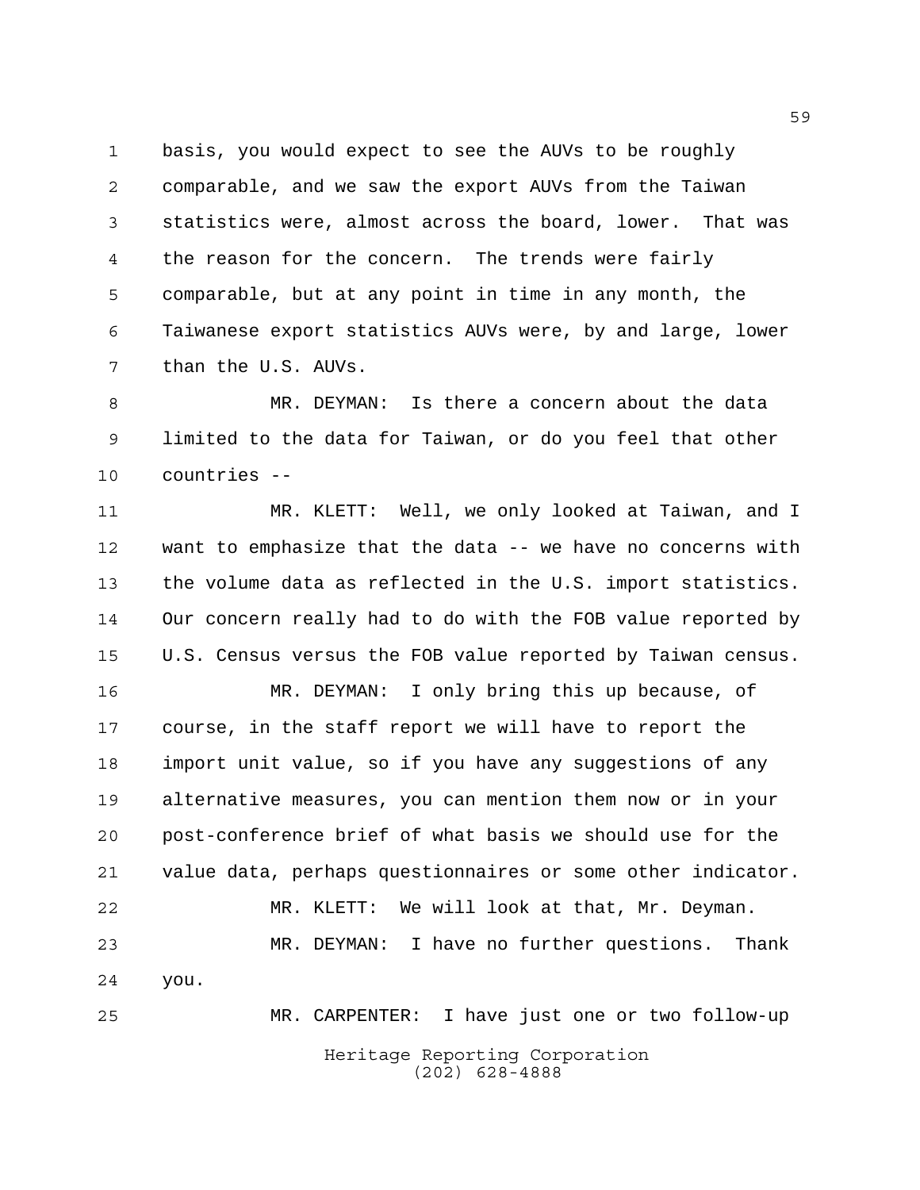basis, you would expect to see the AUVs to be roughly comparable, and we saw the export AUVs from the Taiwan statistics were, almost across the board, lower. That was the reason for the concern. The trends were fairly comparable, but at any point in time in any month, the Taiwanese export statistics AUVs were, by and large, lower than the U.S. AUVs.

MR. DEYMAN: Is there a concern about the data limited to the data for Taiwan, or do you feel that other countries --

MR. KLETT: Well, we only looked at Taiwan, and I want to emphasize that the data -- we have no concerns with the volume data as reflected in the U.S. import statistics. Our concern really had to do with the FOB value reported by U.S. Census versus the FOB value reported by Taiwan census.

MR. DEYMAN: I only bring this up because, of course, in the staff report we will have to report the import unit value, so if you have any suggestions of any alternative measures, you can mention them now or in your post-conference brief of what basis we should use for the value data, perhaps questionnaires or some other indicator.

MR. KLETT: We will look at that, Mr. Deyman.

MR. DEYMAN: I have no further questions. Thank you.

MR. CARPENTER: I have just one or two follow-up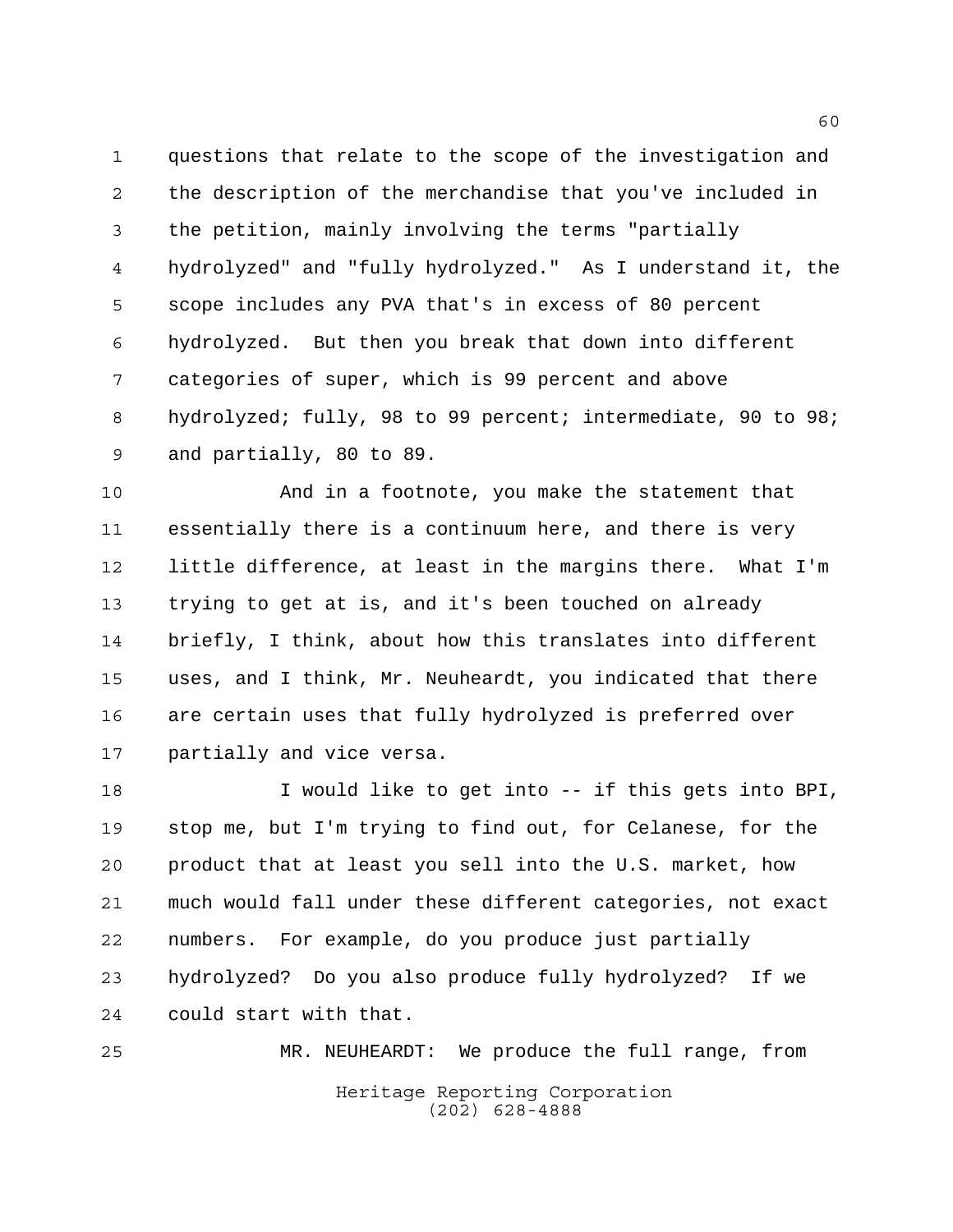questions that relate to the scope of the investigation and the description of the merchandise that you've included in the petition, mainly involving the terms "partially hydrolyzed" and "fully hydrolyzed." As I understand it, the scope includes any PVA that's in excess of 80 percent hydrolyzed. But then you break that down into different categories of super, which is 99 percent and above hydrolyzed; fully, 98 to 99 percent; intermediate, 90 to 98; and partially, 80 to 89.

And in a footnote, you make the statement that essentially there is a continuum here, and there is very little difference, at least in the margins there. What I'm trying to get at is, and it's been touched on already briefly, I think, about how this translates into different uses, and I think, Mr. Neuheardt, you indicated that there are certain uses that fully hydrolyzed is preferred over partially and vice versa.

I would like to get into -- if this gets into BPI, stop me, but I'm trying to find out, for Celanese, for the product that at least you sell into the U.S. market, how much would fall under these different categories, not exact numbers. For example, do you produce just partially hydrolyzed? Do you also produce fully hydrolyzed? If we could start with that.

MR. NEUHEARDT: We produce the full range, from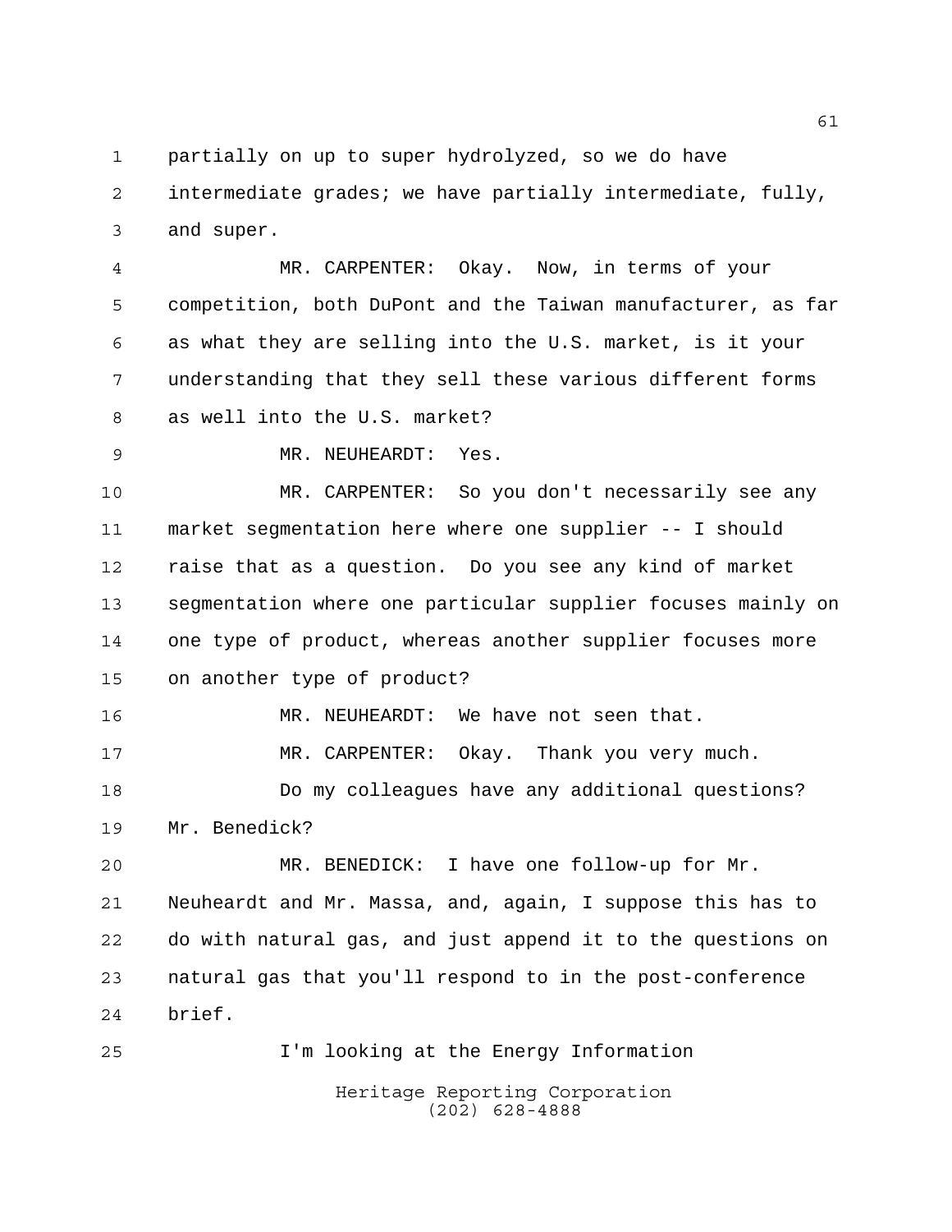partially on up to super hydrolyzed, so we do have intermediate grades; we have partially intermediate, fully, and super.

MR. CARPENTER: Okay. Now, in terms of your competition, both DuPont and the Taiwan manufacturer, as far as what they are selling into the U.S. market, is it your understanding that they sell these various different forms as well into the U.S. market?

MR. NEUHEARDT: Yes.

MR. CARPENTER: So you don't necessarily see any market segmentation here where one supplier -- I should raise that as a question. Do you see any kind of market segmentation where one particular supplier focuses mainly on one type of product, whereas another supplier focuses more on another type of product?

MR. NEUHEARDT: We have not seen that.

MR. CARPENTER: Okay. Thank you very much.

Do my colleagues have any additional questions? Mr. Benedick?

MR. BENEDICK: I have one follow-up for Mr. Neuheardt and Mr. Massa, and, again, I suppose this has to do with natural gas, and just append it to the questions on natural gas that you'll respond to in the post-conference brief.

I'm looking at the Energy Information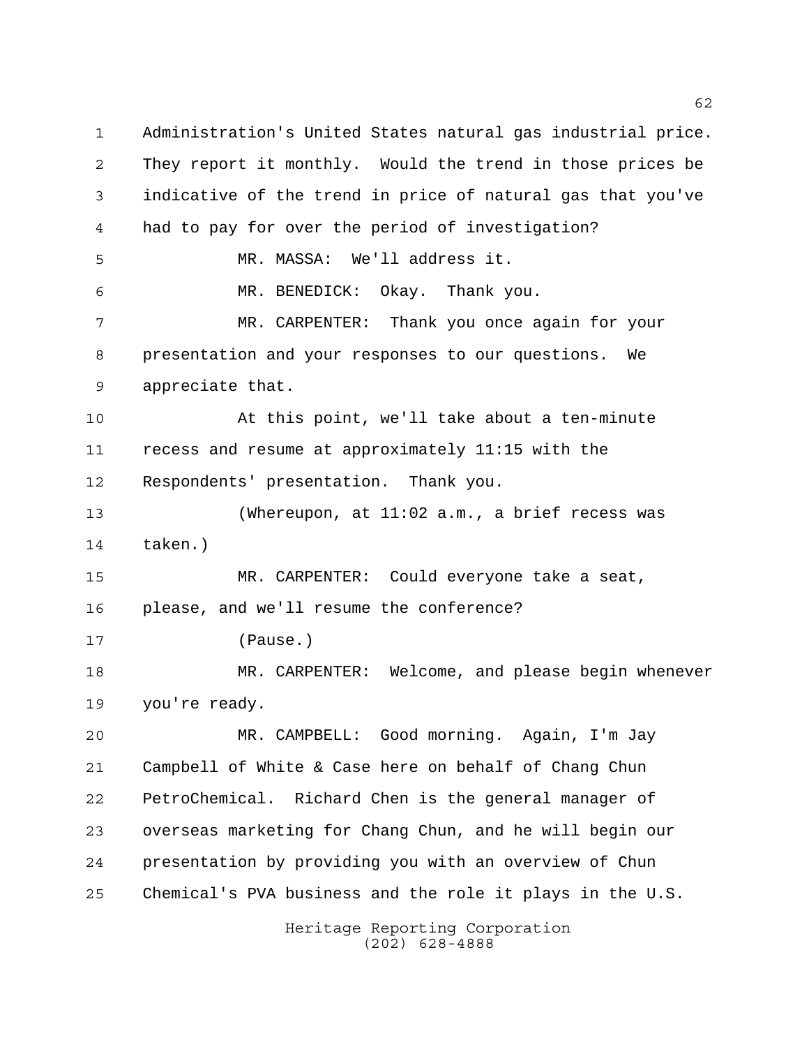Administration's United States natural gas industrial price. They report it monthly. Would the trend in those prices be indicative of the trend in price of natural gas that you've had to pay for over the period of investigation?

MR. MASSA: We'll address it.

MR. BENEDICK: Okay. Thank you.

MR. CARPENTER: Thank you once again for your presentation and your responses to our questions. We appreciate that.

At this point, we'll take about a ten-minute recess and resume at approximately 11:15 with the Respondents' presentation. Thank you.

(Whereupon, at 11:02 a.m., a brief recess was taken.)

MR. CARPENTER: Could everyone take a seat, please, and we'll resume the conference?

(Pause.)

MR. CARPENTER: Welcome, and please begin whenever you're ready.

MR. CAMPBELL: Good morning. Again, I'm Jay Campbell of White & Case here on behalf of Chang Chun PetroChemical. Richard Chen is the general manager of overseas marketing for Chang Chun, and he will begin our presentation by providing you with an overview of Chun Chemical's PVA business and the role it plays in the U.S.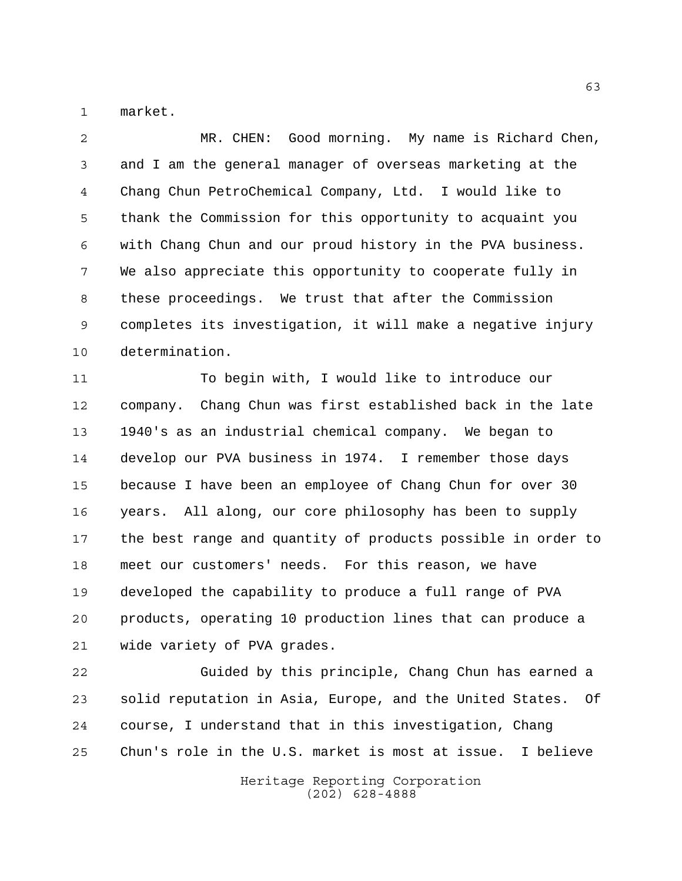market.

MR. CHEN: Good morning. My name is Richard Chen, and I am the general manager of overseas marketing at the Chang Chun PetroChemical Company, Ltd. I would like to thank the Commission for this opportunity to acquaint you with Chang Chun and our proud history in the PVA business. We also appreciate this opportunity to cooperate fully in these proceedings. We trust that after the Commission completes its investigation, it will make a negative injury determination.

To begin with, I would like to introduce our company. Chang Chun was first established back in the late 1940's as an industrial chemical company. We began to develop our PVA business in 1974. I remember those days because I have been an employee of Chang Chun for over 30 years. All along, our core philosophy has been to supply the best range and quantity of products possible in order to meet our customers' needs. For this reason, we have developed the capability to produce a full range of PVA products, operating 10 production lines that can produce a wide variety of PVA grades.

Guided by this principle, Chang Chun has earned a solid reputation in Asia, Europe, and the United States. Of course, I understand that in this investigation, Chang Chun's role in the U.S. market is most at issue. I believe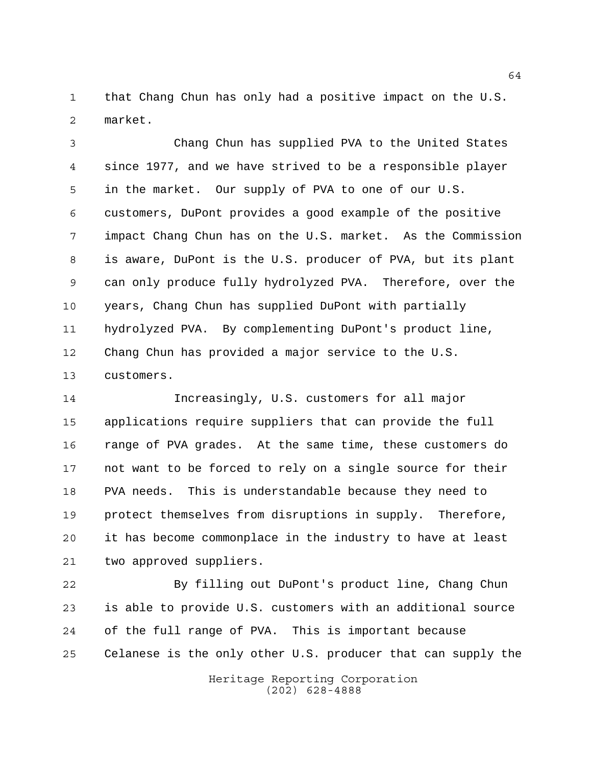that Chang Chun has only had a positive impact on the U.S. market.

Chang Chun has supplied PVA to the United States since 1977, and we have strived to be a responsible player in the market. Our supply of PVA to one of our U.S. customers, DuPont provides a good example of the positive impact Chang Chun has on the U.S. market. As the Commission is aware, DuPont is the U.S. producer of PVA, but its plant can only produce fully hydrolyzed PVA. Therefore, over the years, Chang Chun has supplied DuPont with partially hydrolyzed PVA. By complementing DuPont's product line, Chang Chun has provided a major service to the U.S. customers.

Increasingly, U.S. customers for all major applications require suppliers that can provide the full range of PVA grades. At the same time, these customers do not want to be forced to rely on a single source for their PVA needs. This is understandable because they need to protect themselves from disruptions in supply. Therefore, it has become commonplace in the industry to have at least two approved suppliers.

By filling out DuPont's product line, Chang Chun is able to provide U.S. customers with an additional source of the full range of PVA. This is important because Celanese is the only other U.S. producer that can supply the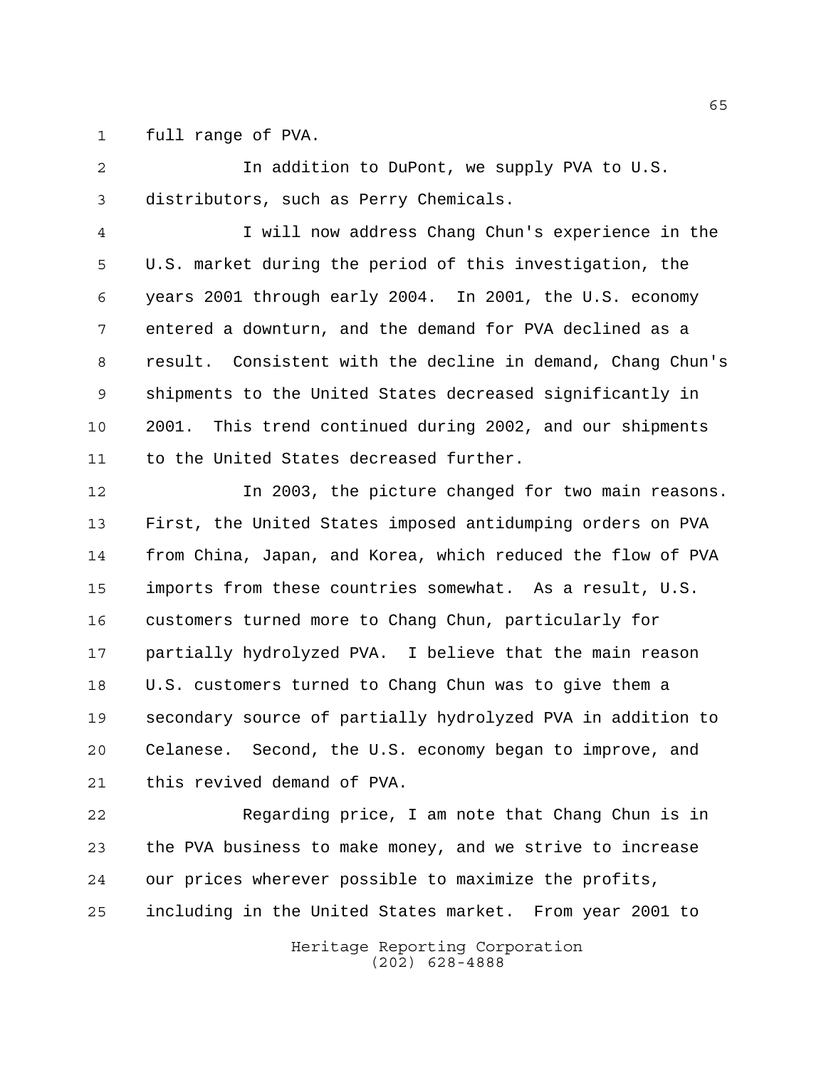full range of PVA.

In addition to DuPont, we supply PVA to U.S. distributors, such as Perry Chemicals.

I will now address Chang Chun's experience in the U.S. market during the period of this investigation, the years 2001 through early 2004. In 2001, the U.S. economy entered a downturn, and the demand for PVA declined as a result. Consistent with the decline in demand, Chang Chun's shipments to the United States decreased significantly in 2001. This trend continued during 2002, and our shipments to the United States decreased further.

In 2003, the picture changed for two main reasons. First, the United States imposed antidumping orders on PVA from China, Japan, and Korea, which reduced the flow of PVA imports from these countries somewhat. As a result, U.S. customers turned more to Chang Chun, particularly for partially hydrolyzed PVA. I believe that the main reason U.S. customers turned to Chang Chun was to give them a secondary source of partially hydrolyzed PVA in addition to Celanese. Second, the U.S. economy began to improve, and this revived demand of PVA.

Regarding price, I am note that Chang Chun is in the PVA business to make money, and we strive to increase our prices wherever possible to maximize the profits, including in the United States market. From year 2001 to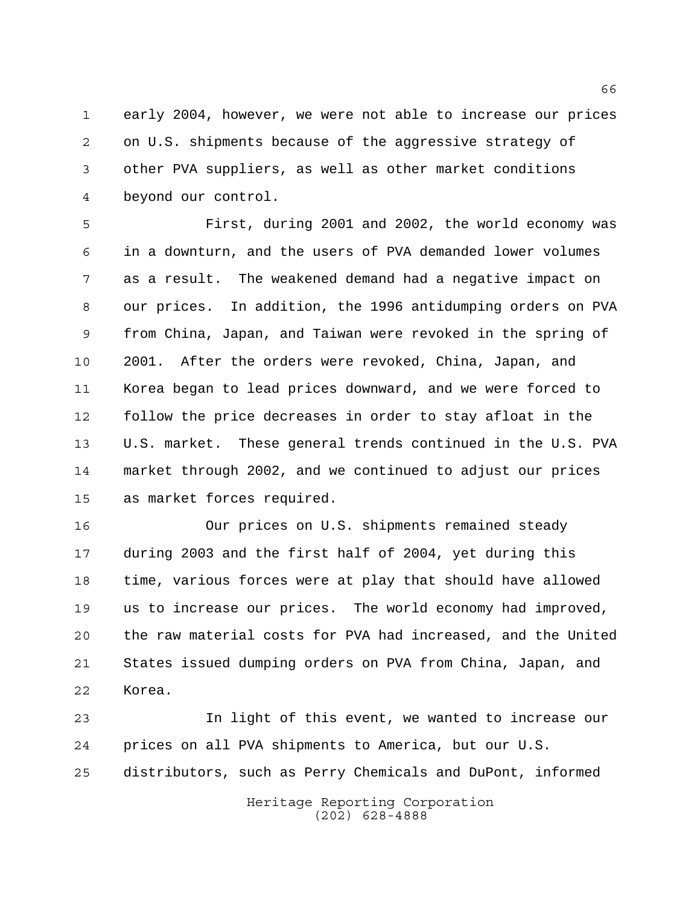early 2004, however, we were not able to increase our prices on U.S. shipments because of the aggressive strategy of other PVA suppliers, as well as other market conditions beyond our control.

First, during 2001 and 2002, the world economy was in a downturn, and the users of PVA demanded lower volumes as a result. The weakened demand had a negative impact on our prices. In addition, the 1996 antidumping orders on PVA from China, Japan, and Taiwan were revoked in the spring of 2001. After the orders were revoked, China, Japan, and Korea began to lead prices downward, and we were forced to follow the price decreases in order to stay afloat in the U.S. market. These general trends continued in the U.S. PVA market through 2002, and we continued to adjust our prices as market forces required.

Our prices on U.S. shipments remained steady during 2003 and the first half of 2004, yet during this time, various forces were at play that should have allowed us to increase our prices. The world economy had improved, the raw material costs for PVA had increased, and the United States issued dumping orders on PVA from China, Japan, and Korea.

In light of this event, we wanted to increase our prices on all PVA shipments to America, but our U.S. distributors, such as Perry Chemicals and DuPont, informed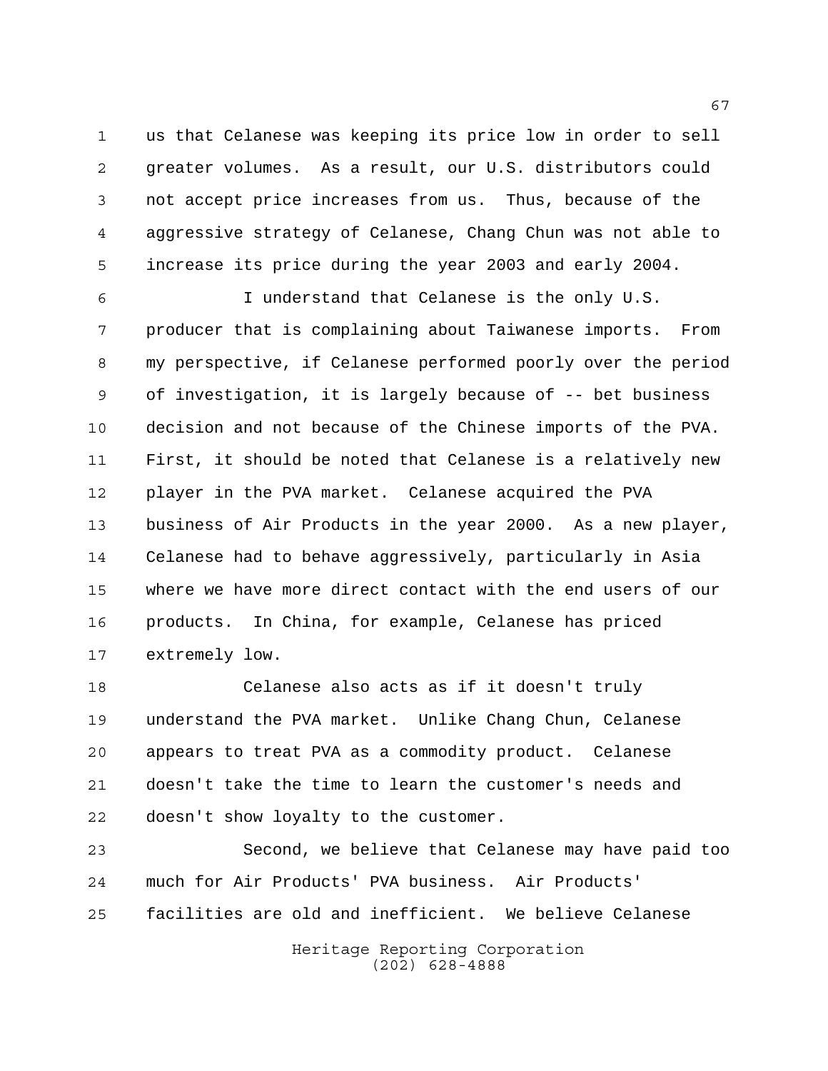us that Celanese was keeping its price low in order to sell greater volumes. As a result, our U.S. distributors could not accept price increases from us. Thus, because of the aggressive strategy of Celanese, Chang Chun was not able to increase its price during the year 2003 and early 2004.

I understand that Celanese is the only U.S. producer that is complaining about Taiwanese imports. From my perspective, if Celanese performed poorly over the period of investigation, it is largely because of -- bet business decision and not because of the Chinese imports of the PVA. First, it should be noted that Celanese is a relatively new player in the PVA market. Celanese acquired the PVA business of Air Products in the year 2000. As a new player, Celanese had to behave aggressively, particularly in Asia where we have more direct contact with the end users of our products. In China, for example, Celanese has priced extremely low.

Celanese also acts as if it doesn't truly understand the PVA market. Unlike Chang Chun, Celanese appears to treat PVA as a commodity product. Celanese doesn't take the time to learn the customer's needs and doesn't show loyalty to the customer.

Second, we believe that Celanese may have paid too much for Air Products' PVA business. Air Products' facilities are old and inefficient. We believe Celanese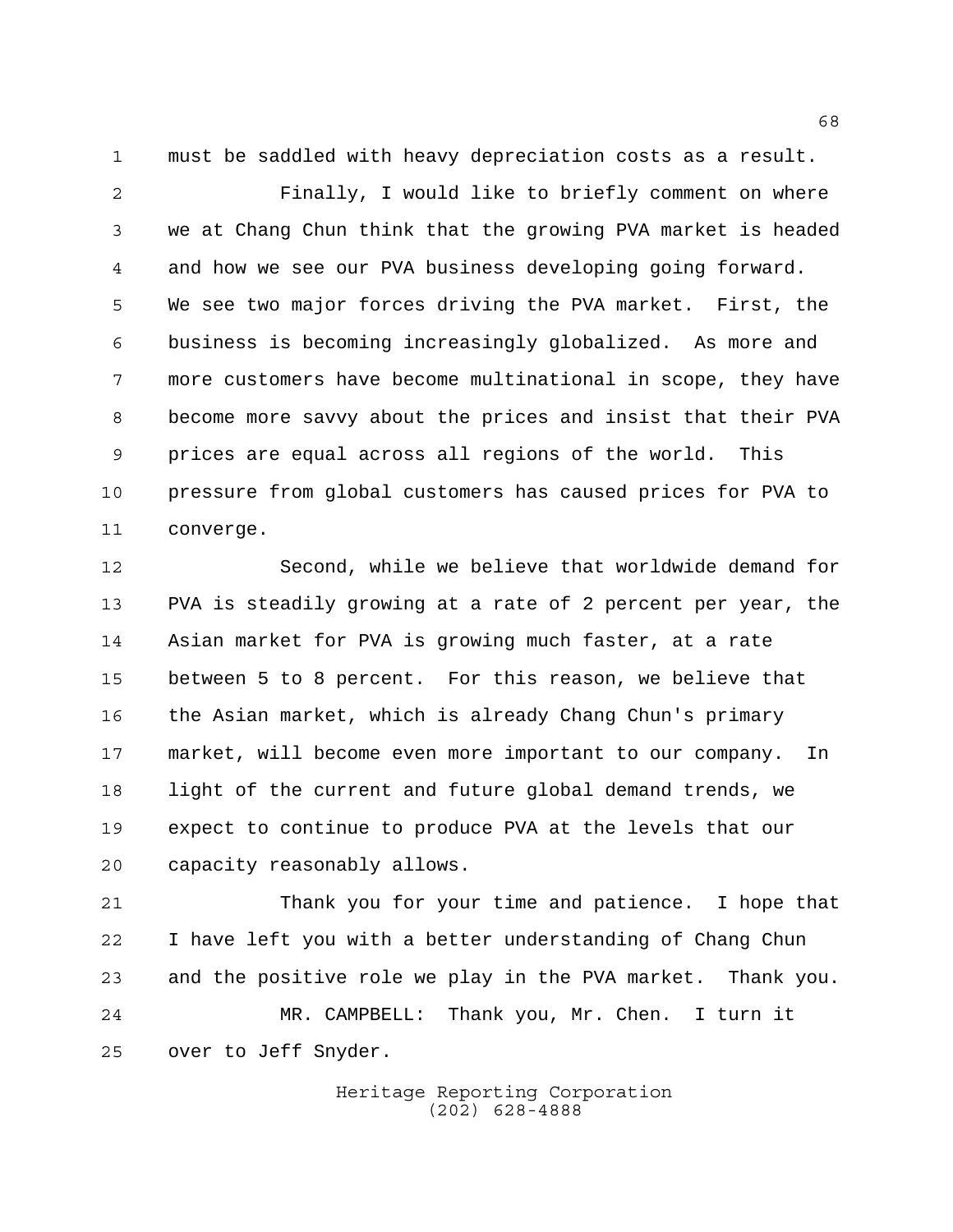must be saddled with heavy depreciation costs as a result.

Finally, I would like to briefly comment on where we at Chang Chun think that the growing PVA market is headed and how we see our PVA business developing going forward. We see two major forces driving the PVA market. First, the business is becoming increasingly globalized. As more and more customers have become multinational in scope, they have become more savvy about the prices and insist that their PVA prices are equal across all regions of the world. This pressure from global customers has caused prices for PVA to converge.

Second, while we believe that worldwide demand for PVA is steadily growing at a rate of 2 percent per year, the Asian market for PVA is growing much faster, at a rate between 5 to 8 percent. For this reason, we believe that the Asian market, which is already Chang Chun's primary market, will become even more important to our company. In light of the current and future global demand trends, we expect to continue to produce PVA at the levels that our capacity reasonably allows.

Thank you for your time and patience. I hope that I have left you with a better understanding of Chang Chun and the positive role we play in the PVA market. Thank you.

MR. CAMPBELL: Thank you, Mr. Chen. I turn it over to Jeff Snyder.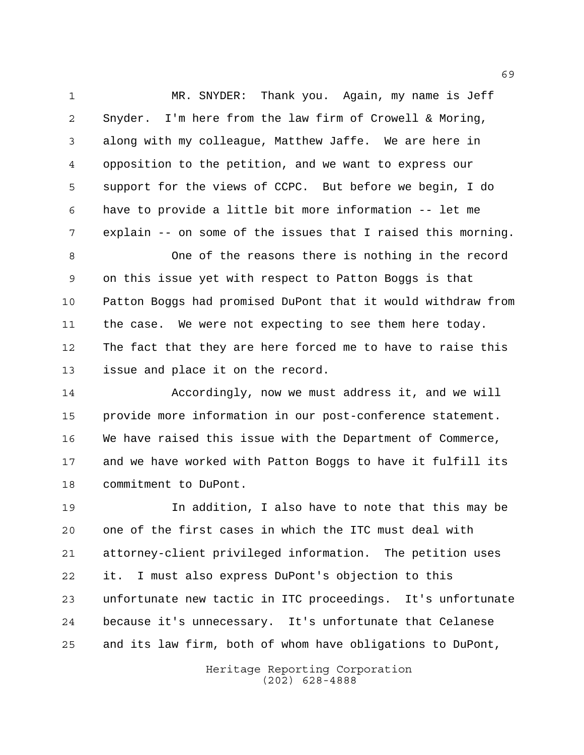MR. SNYDER: Thank you. Again, my name is Jeff Snyder. I'm here from the law firm of Crowell & Moring, along with my colleague, Matthew Jaffe. We are here in opposition to the petition, and we want to express our support for the views of CCPC. But before we begin, I do have to provide a little bit more information -- let me explain -- on some of the issues that I raised this morning.

One of the reasons there is nothing in the record on this issue yet with respect to Patton Boggs is that Patton Boggs had promised DuPont that it would withdraw from the case. We were not expecting to see them here today. The fact that they are here forced me to have to raise this issue and place it on the record.

Accordingly, now we must address it, and we will provide more information in our post-conference statement. We have raised this issue with the Department of Commerce, and we have worked with Patton Boggs to have it fulfill its commitment to DuPont.

In addition, I also have to note that this may be one of the first cases in which the ITC must deal with attorney-client privileged information. The petition uses it. I must also express DuPont's objection to this unfortunate new tactic in ITC proceedings. It's unfortunate because it's unnecessary. It's unfortunate that Celanese and its law firm, both of whom have obligations to DuPont,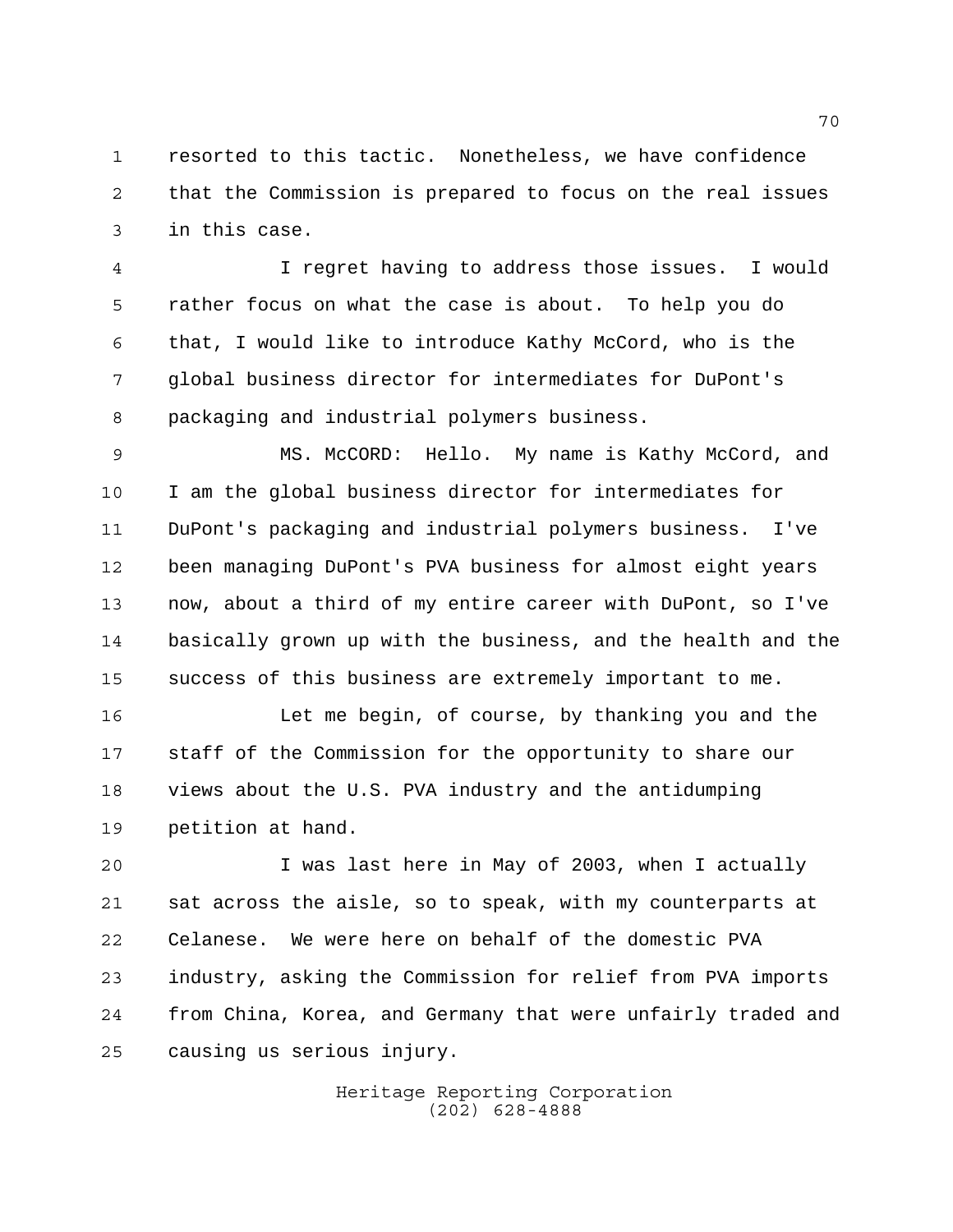resorted to this tactic. Nonetheless, we have confidence that the Commission is prepared to focus on the real issues in this case.

I regret having to address those issues. I would rather focus on what the case is about. To help you do that, I would like to introduce Kathy McCord, who is the global business director for intermediates for DuPont's packaging and industrial polymers business.

MS. McCORD: Hello. My name is Kathy McCord, and I am the global business director for intermediates for DuPont's packaging and industrial polymers business. I've been managing DuPont's PVA business for almost eight years now, about a third of my entire career with DuPont, so I've basically grown up with the business, and the health and the success of this business are extremely important to me.

Let me begin, of course, by thanking you and the staff of the Commission for the opportunity to share our views about the U.S. PVA industry and the antidumping petition at hand.

I was last here in May of 2003, when I actually sat across the aisle, so to speak, with my counterparts at Celanese. We were here on behalf of the domestic PVA industry, asking the Commission for relief from PVA imports from China, Korea, and Germany that were unfairly traded and causing us serious injury.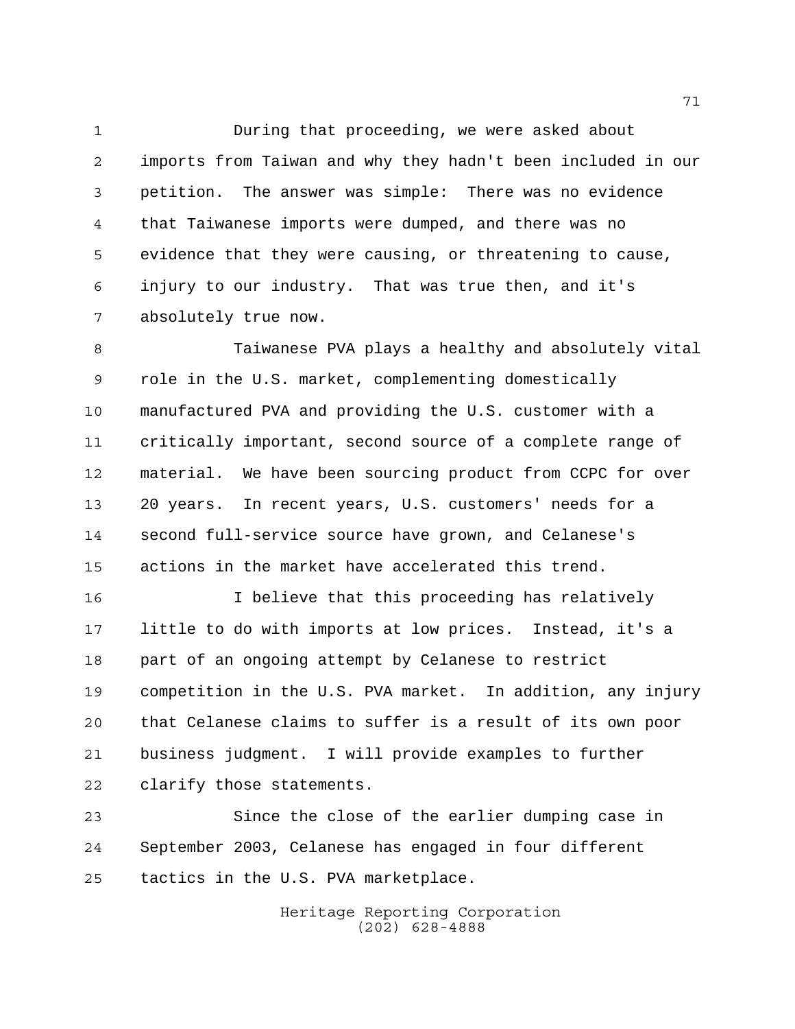During that proceeding, we were asked about imports from Taiwan and why they hadn't been included in our petition. The answer was simple: There was no evidence that Taiwanese imports were dumped, and there was no evidence that they were causing, or threatening to cause, injury to our industry. That was true then, and it's absolutely true now.

Taiwanese PVA plays a healthy and absolutely vital role in the U.S. market, complementing domestically manufactured PVA and providing the U.S. customer with a critically important, second source of a complete range of material. We have been sourcing product from CCPC for over 20 years. In recent years, U.S. customers' needs for a second full-service source have grown, and Celanese's actions in the market have accelerated this trend.

I believe that this proceeding has relatively little to do with imports at low prices. Instead, it's a part of an ongoing attempt by Celanese to restrict competition in the U.S. PVA market. In addition, any injury that Celanese claims to suffer is a result of its own poor business judgment. I will provide examples to further clarify those statements.

Since the close of the earlier dumping case in September 2003, Celanese has engaged in four different tactics in the U.S. PVA marketplace.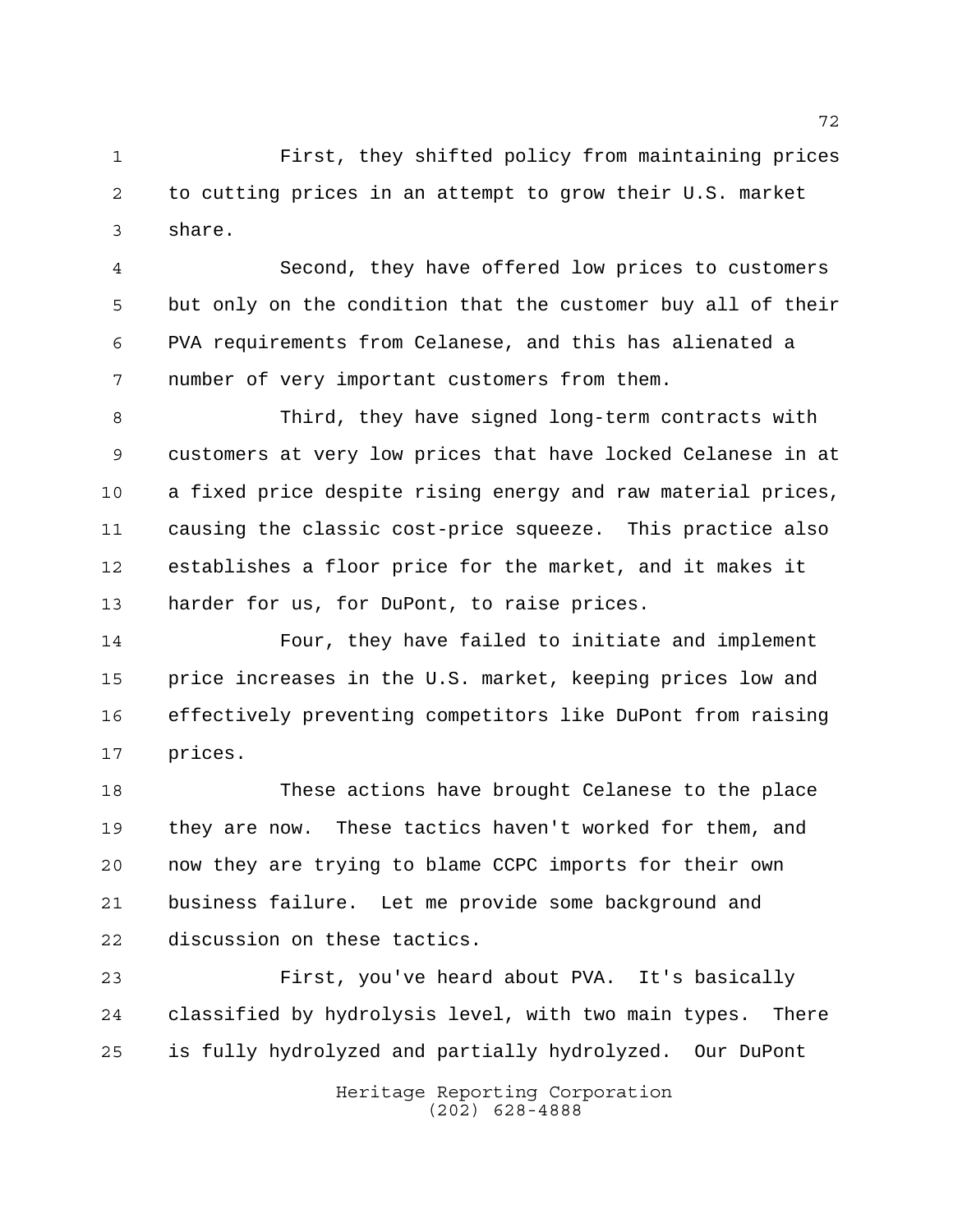First, they shifted policy from maintaining prices to cutting prices in an attempt to grow their U.S. market share.

Second, they have offered low prices to customers but only on the condition that the customer buy all of their PVA requirements from Celanese, and this has alienated a number of very important customers from them.

Third, they have signed long-term contracts with customers at very low prices that have locked Celanese in at a fixed price despite rising energy and raw material prices, causing the classic cost-price squeeze. This practice also establishes a floor price for the market, and it makes it harder for us, for DuPont, to raise prices.

Four, they have failed to initiate and implement price increases in the U.S. market, keeping prices low and effectively preventing competitors like DuPont from raising prices.

These actions have brought Celanese to the place they are now. These tactics haven't worked for them, and now they are trying to blame CCPC imports for their own business failure. Let me provide some background and discussion on these tactics.

First, you've heard about PVA. It's basically classified by hydrolysis level, with two main types. There is fully hydrolyzed and partially hydrolyzed. Our DuPont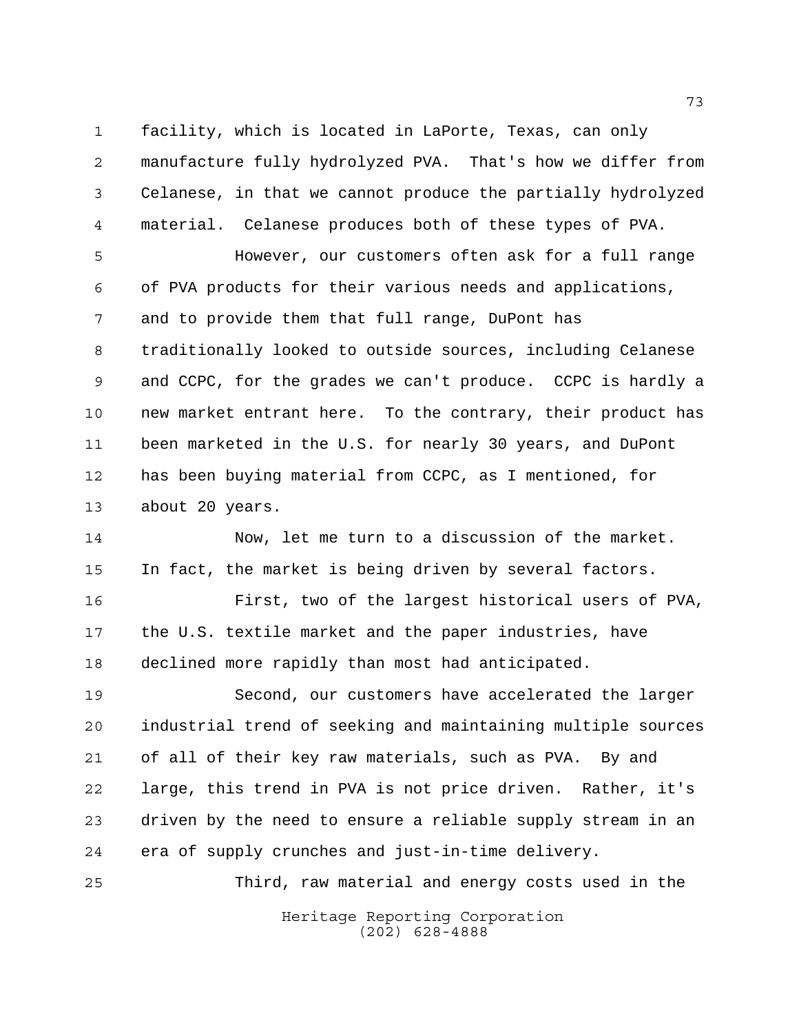facility, which is located in LaPorte, Texas, can only manufacture fully hydrolyzed PVA. That's how we differ from Celanese, in that we cannot produce the partially hydrolyzed material. Celanese produces both of these types of PVA.

However, our customers often ask for a full range of PVA products for their various needs and applications, and to provide them that full range, DuPont has traditionally looked to outside sources, including Celanese and CCPC, for the grades we can't produce. CCPC is hardly a new market entrant here. To the contrary, their product has been marketed in the U.S. for nearly 30 years, and DuPont has been buying material from CCPC, as I mentioned, for about 20 years.

Now, let me turn to a discussion of the market. In fact, the market is being driven by several factors.

First, two of the largest historical users of PVA, the U.S. textile market and the paper industries, have declined more rapidly than most had anticipated.

Second, our customers have accelerated the larger industrial trend of seeking and maintaining multiple sources of all of their key raw materials, such as PVA. By and large, this trend in PVA is not price driven. Rather, it's driven by the need to ensure a reliable supply stream in an era of supply crunches and just-in-time delivery.

Third, raw material and energy costs used in the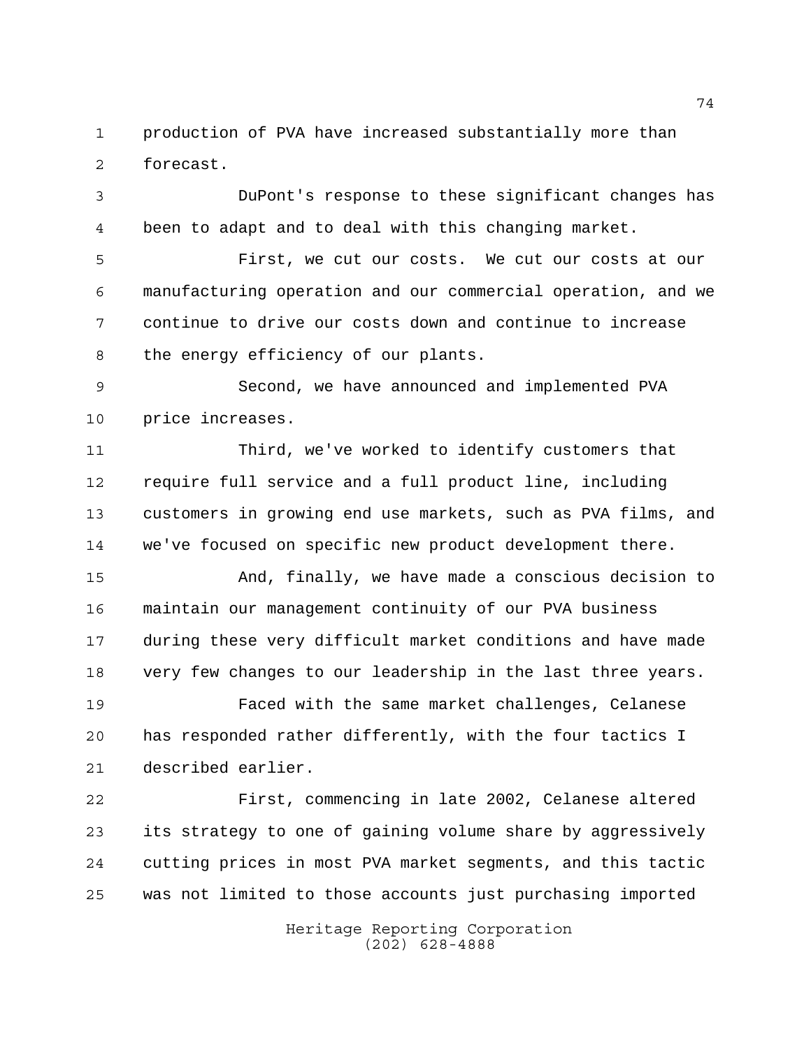production of PVA have increased substantially more than forecast.

DuPont's response to these significant changes has been to adapt and to deal with this changing market.

First, we cut our costs. We cut our costs at our manufacturing operation and our commercial operation, and we continue to drive our costs down and continue to increase the energy efficiency of our plants.

Second, we have announced and implemented PVA price increases.

Third, we've worked to identify customers that require full service and a full product line, including customers in growing end use markets, such as PVA films, and we've focused on specific new product development there.

And, finally, we have made a conscious decision to maintain our management continuity of our PVA business during these very difficult market conditions and have made very few changes to our leadership in the last three years.

Faced with the same market challenges, Celanese has responded rather differently, with the four tactics I described earlier.

First, commencing in late 2002, Celanese altered its strategy to one of gaining volume share by aggressively cutting prices in most PVA market segments, and this tactic was not limited to those accounts just purchasing imported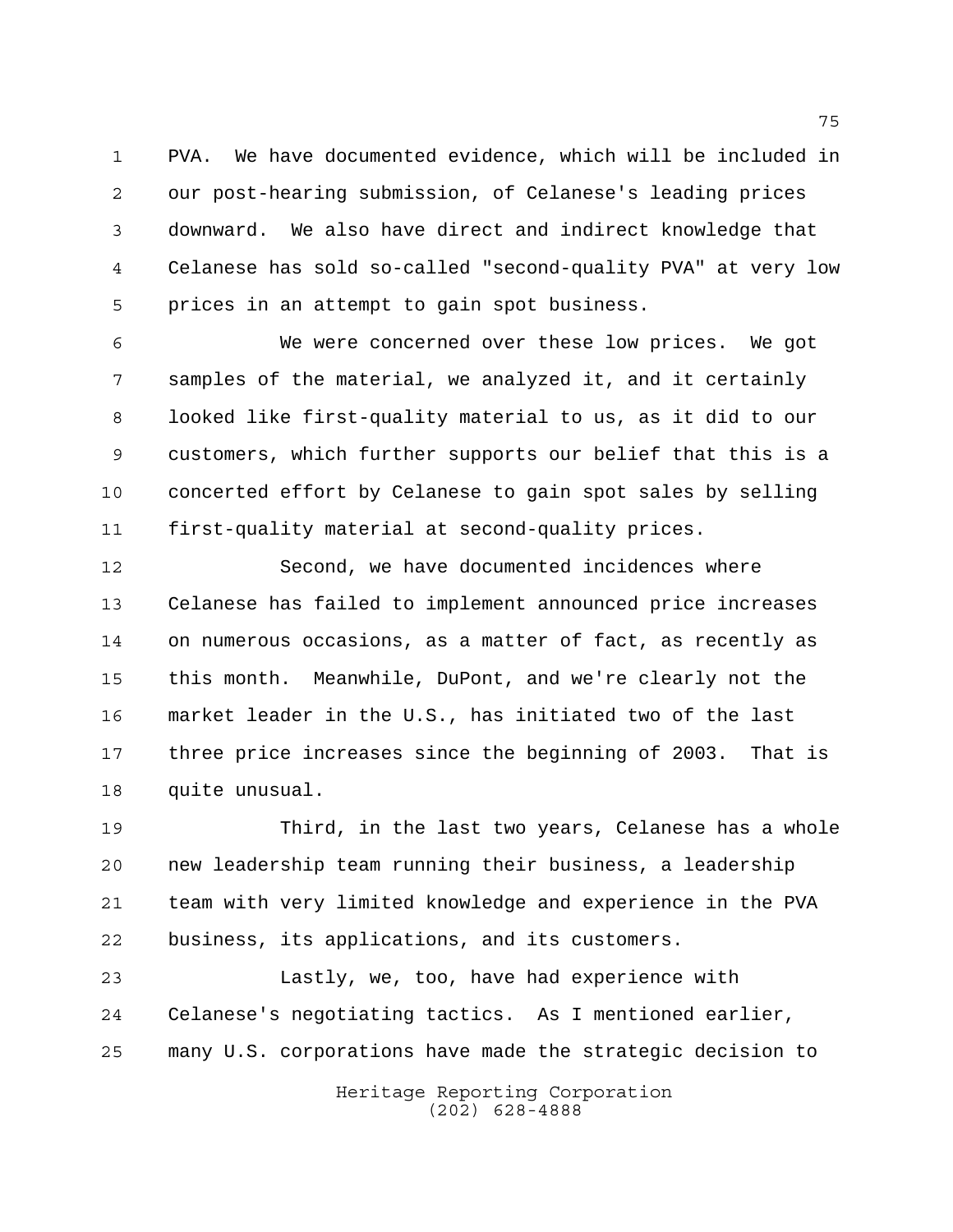PVA. We have documented evidence, which will be included in our post-hearing submission, of Celanese's leading prices downward. We also have direct and indirect knowledge that Celanese has sold so-called "second-quality PVA" at very low prices in an attempt to gain spot business.

We were concerned over these low prices. We got samples of the material, we analyzed it, and it certainly looked like first-quality material to us, as it did to our customers, which further supports our belief that this is a concerted effort by Celanese to gain spot sales by selling first-quality material at second-quality prices.

Second, we have documented incidences where Celanese has failed to implement announced price increases on numerous occasions, as a matter of fact, as recently as this month. Meanwhile, DuPont, and we're clearly not the market leader in the U.S., has initiated two of the last three price increases since the beginning of 2003. That is quite unusual.

Third, in the last two years, Celanese has a whole new leadership team running their business, a leadership team with very limited knowledge and experience in the PVA business, its applications, and its customers.

Lastly, we, too, have had experience with Celanese's negotiating tactics. As I mentioned earlier, many U.S. corporations have made the strategic decision to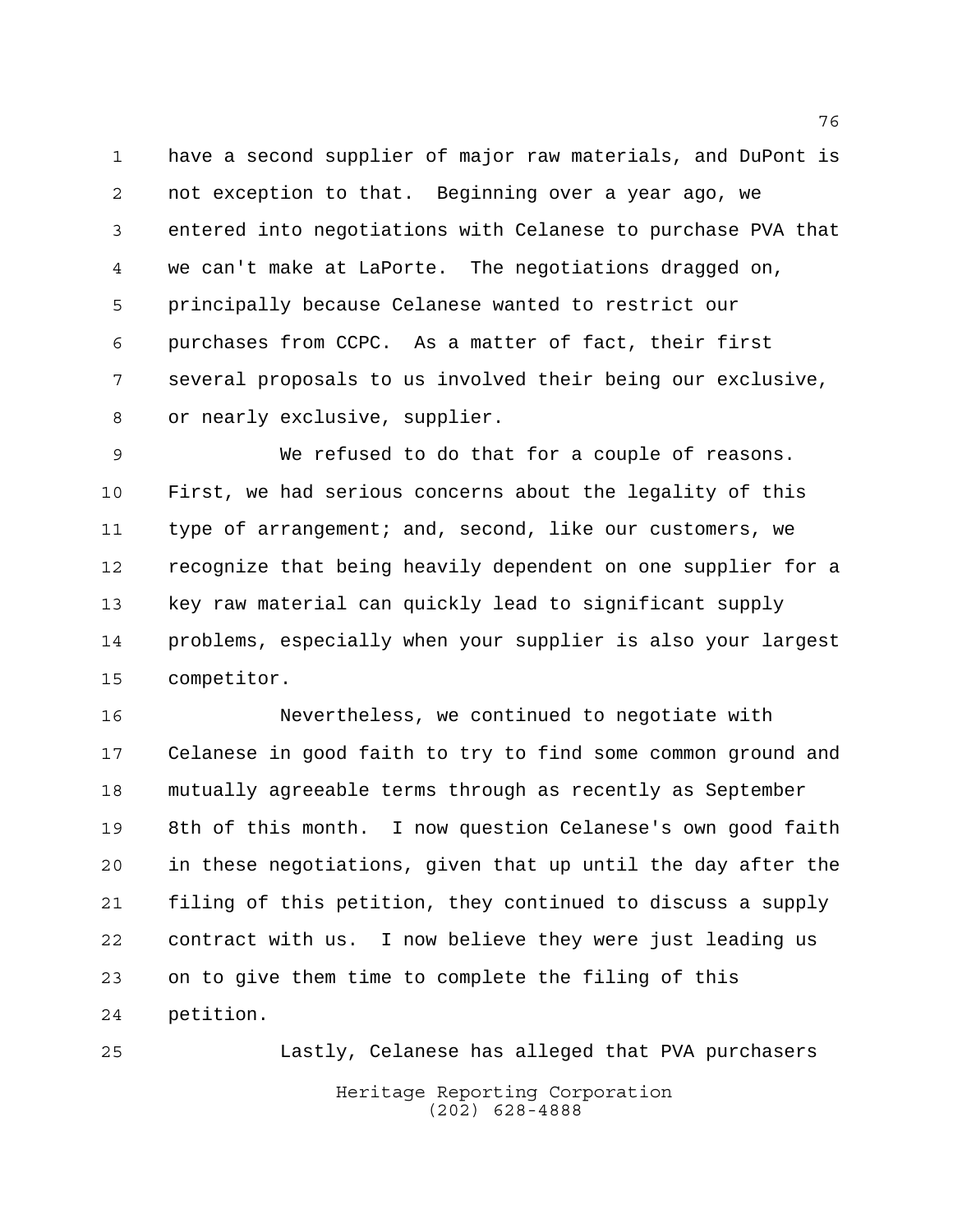have a second supplier of major raw materials, and DuPont is not exception to that. Beginning over a year ago, we entered into negotiations with Celanese to purchase PVA that we can't make at LaPorte. The negotiations dragged on, principally because Celanese wanted to restrict our purchases from CCPC. As a matter of fact, their first several proposals to us involved their being our exclusive, or nearly exclusive, supplier.

We refused to do that for a couple of reasons. First, we had serious concerns about the legality of this type of arrangement; and, second, like our customers, we recognize that being heavily dependent on one supplier for a key raw material can quickly lead to significant supply problems, especially when your supplier is also your largest competitor.

Nevertheless, we continued to negotiate with Celanese in good faith to try to find some common ground and mutually agreeable terms through as recently as September 8th of this month. I now question Celanese's own good faith in these negotiations, given that up until the day after the filing of this petition, they continued to discuss a supply contract with us. I now believe they were just leading us on to give them time to complete the filing of this petition.

Lastly, Celanese has alleged that PVA purchasers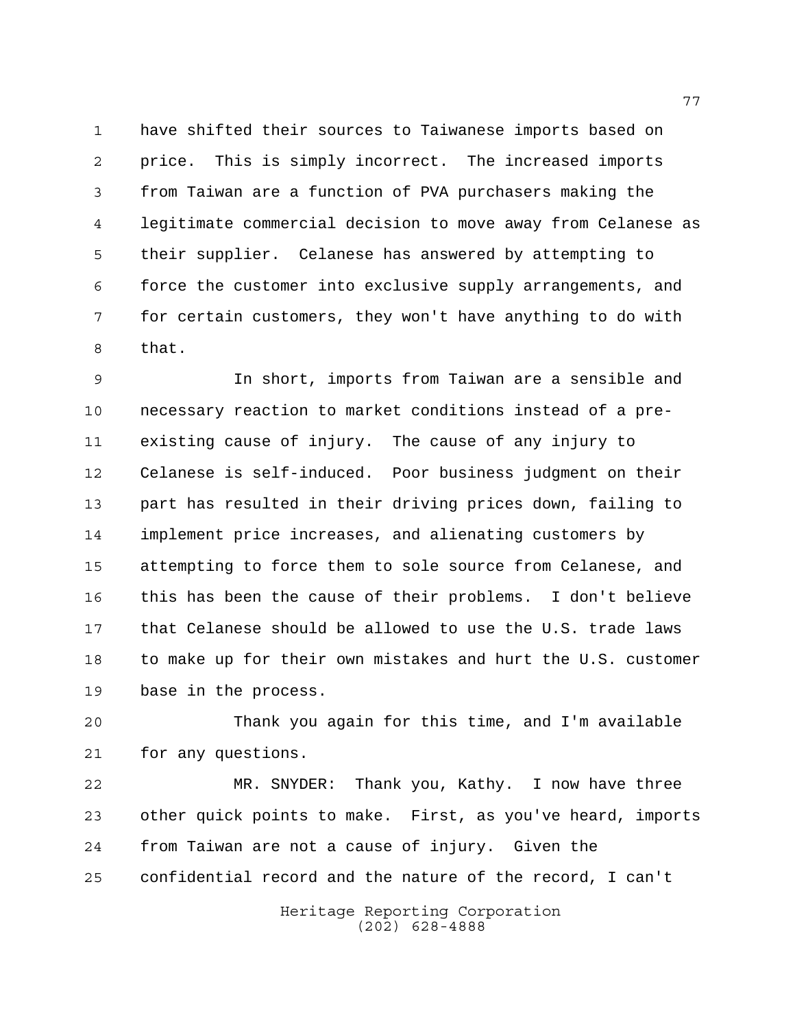have shifted their sources to Taiwanese imports based on price. This is simply incorrect. The increased imports from Taiwan are a function of PVA purchasers making the legitimate commercial decision to move away from Celanese as their supplier. Celanese has answered by attempting to force the customer into exclusive supply arrangements, and for certain customers, they won't have anything to do with that.

In short, imports from Taiwan are a sensible and necessary reaction to market conditions instead of a pre-existing cause of injury. The cause of any injury to Celanese is self-induced. Poor business judgment on their part has resulted in their driving prices down, failing to implement price increases, and alienating customers by attempting to force them to sole source from Celanese, and this has been the cause of their problems. I don't believe that Celanese should be allowed to use the U.S. trade laws to make up for their own mistakes and hurt the U.S. customer base in the process.

Thank you again for this time, and I'm available for any questions.

MR. SNYDER: Thank you, Kathy. I now have three other quick points to make. First, as you've heard, imports from Taiwan are not a cause of injury. Given the confidential record and the nature of the record, I can't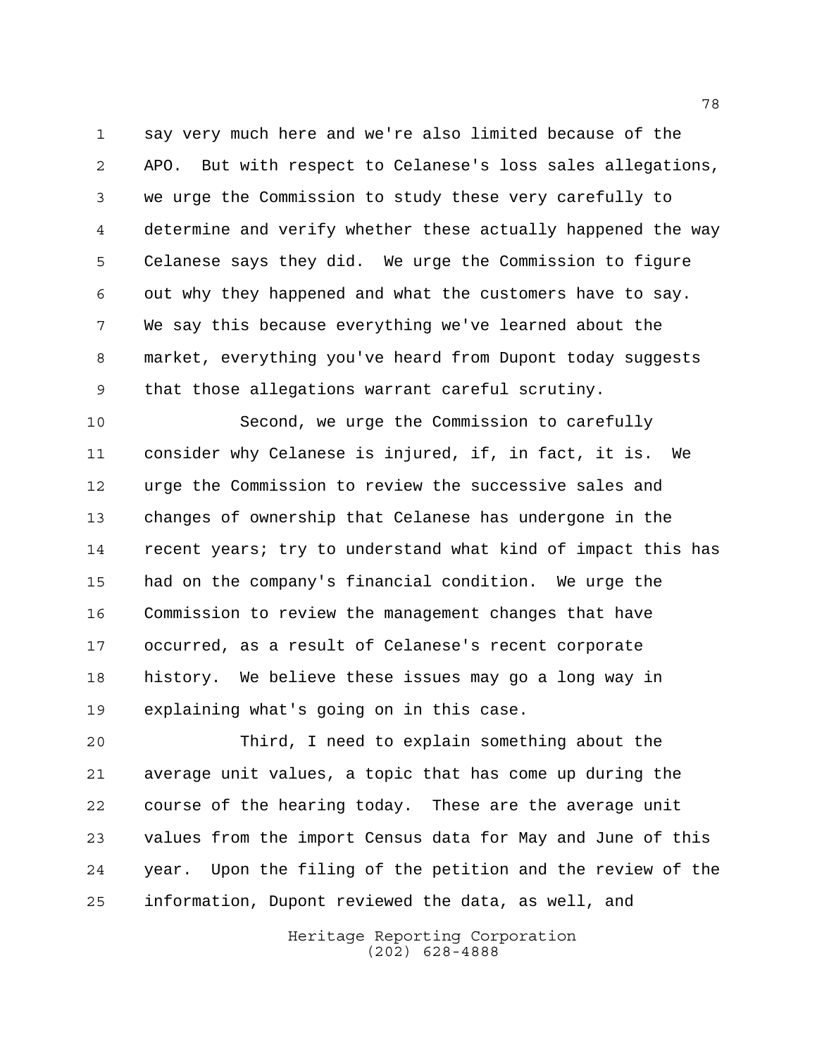say very much here and we're also limited because of the APO. But with respect to Celanese's loss sales allegations, we urge the Commission to study these very carefully to determine and verify whether these actually happened the way Celanese says they did. We urge the Commission to figure out why they happened and what the customers have to say. We say this because everything we've learned about the market, everything you've heard from Dupont today suggests that those allegations warrant careful scrutiny.

Second, we urge the Commission to carefully consider why Celanese is injured, if, in fact, it is. We urge the Commission to review the successive sales and changes of ownership that Celanese has undergone in the recent years; try to understand what kind of impact this has had on the company's financial condition. We urge the Commission to review the management changes that have occurred, as a result of Celanese's recent corporate history. We believe these issues may go a long way in explaining what's going on in this case.

Third, I need to explain something about the average unit values, a topic that has come up during the course of the hearing today. These are the average unit values from the import Census data for May and June of this year. Upon the filing of the petition and the review of the information, Dupont reviewed the data, as well, and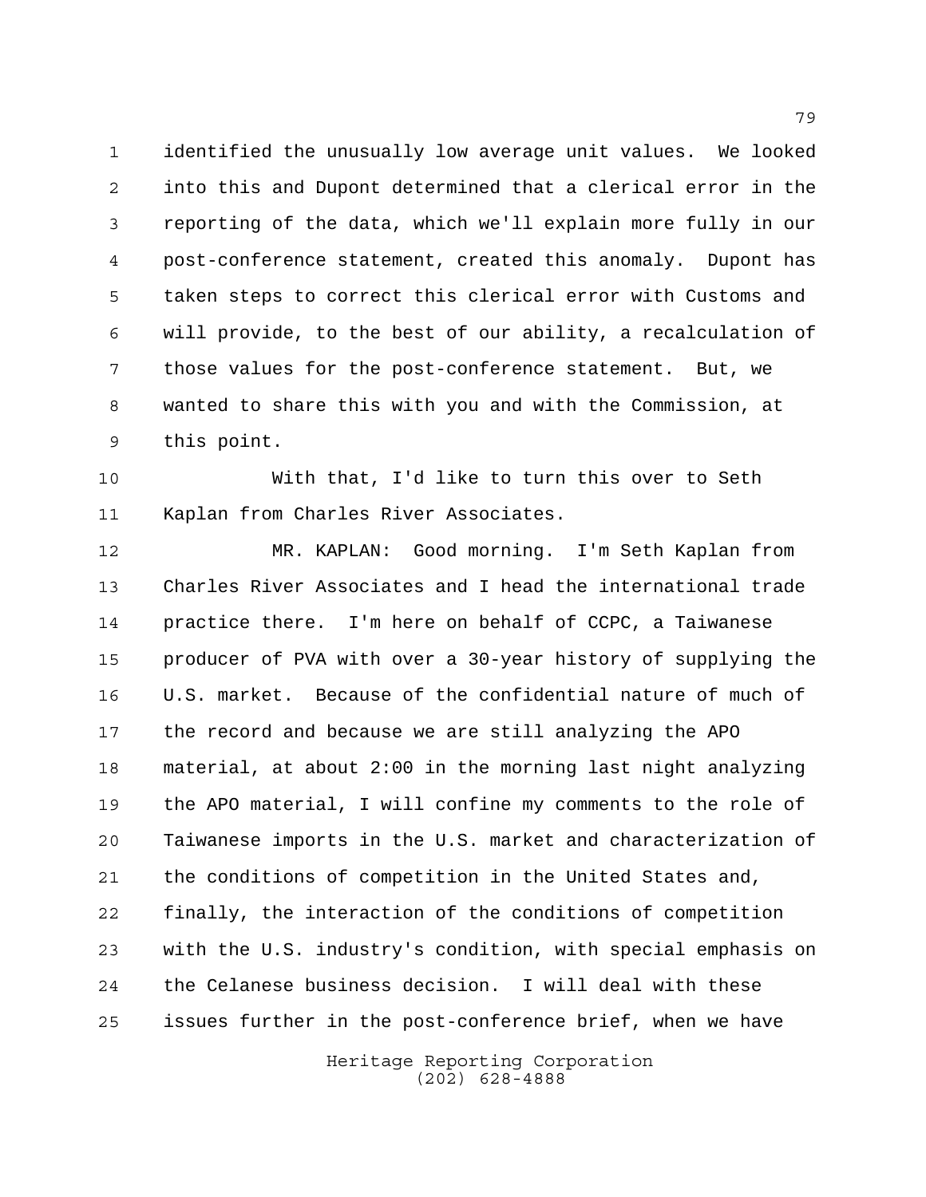identified the unusually low average unit values. We looked into this and Dupont determined that a clerical error in the reporting of the data, which we'll explain more fully in our post-conference statement, created this anomaly. Dupont has taken steps to correct this clerical error with Customs and will provide, to the best of our ability, a recalculation of those values for the post-conference statement. But, we wanted to share this with you and with the Commission, at this point.

With that, I'd like to turn this over to Seth Kaplan from Charles River Associates.

MR. KAPLAN: Good morning. I'm Seth Kaplan from Charles River Associates and I head the international trade practice there. I'm here on behalf of CCPC, a Taiwanese producer of PVA with over a 30-year history of supplying the U.S. market. Because of the confidential nature of much of the record and because we are still analyzing the APO material, at about 2:00 in the morning last night analyzing the APO material, I will confine my comments to the role of Taiwanese imports in the U.S. market and characterization of the conditions of competition in the United States and, finally, the interaction of the conditions of competition with the U.S. industry's condition, with special emphasis on the Celanese business decision. I will deal with these issues further in the post-conference brief, when we have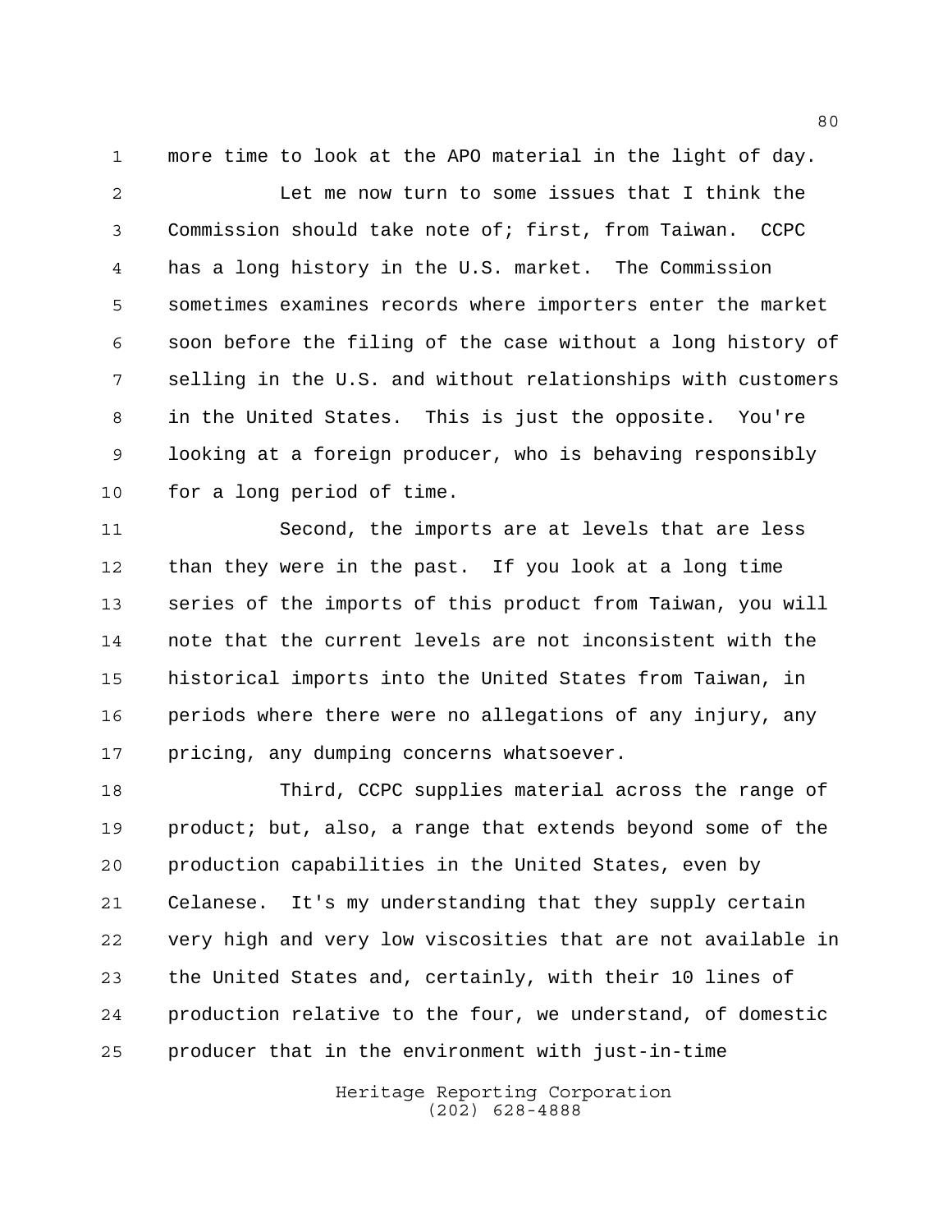more time to look at the APO material in the light of day.

Let me now turn to some issues that I think the Commission should take note of; first, from Taiwan. CCPC has a long history in the U.S. market. The Commission sometimes examines records where importers enter the market soon before the filing of the case without a long history of selling in the U.S. and without relationships with customers in the United States. This is just the opposite. You're looking at a foreign producer, who is behaving responsibly for a long period of time.

Second, the imports are at levels that are less than they were in the past. If you look at a long time series of the imports of this product from Taiwan, you will note that the current levels are not inconsistent with the historical imports into the United States from Taiwan, in periods where there were no allegations of any injury, any pricing, any dumping concerns whatsoever.

Third, CCPC supplies material across the range of product; but, also, a range that extends beyond some of the production capabilities in the United States, even by Celanese. It's my understanding that they supply certain very high and very low viscosities that are not available in the United States and, certainly, with their 10 lines of production relative to the four, we understand, of domestic producer that in the environment with just-in-time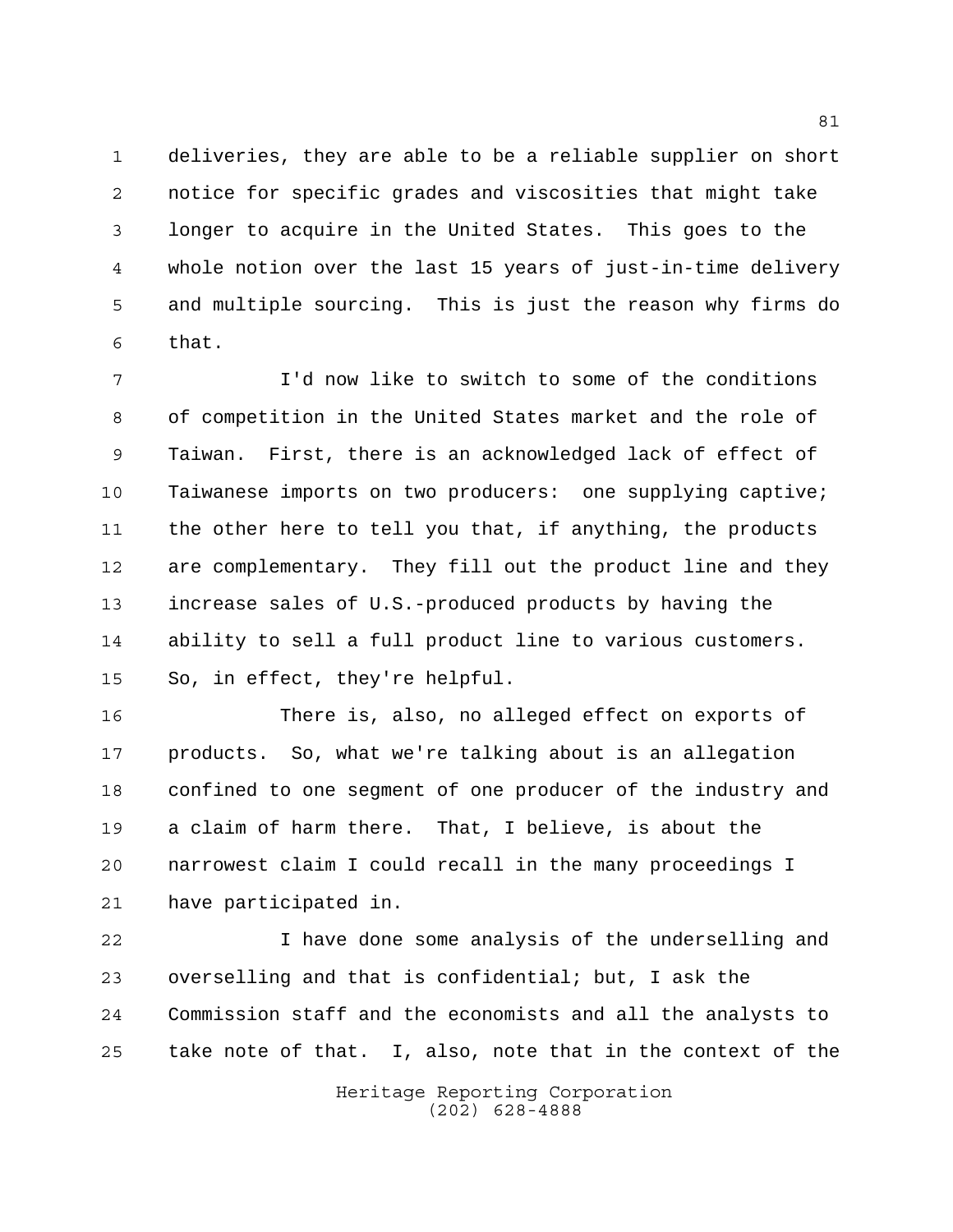deliveries, they are able to be a reliable supplier on short notice for specific grades and viscosities that might take longer to acquire in the United States. This goes to the whole notion over the last 15 years of just-in-time delivery and multiple sourcing. This is just the reason why firms do that.

I'd now like to switch to some of the conditions of competition in the United States market and the role of Taiwan. First, there is an acknowledged lack of effect of Taiwanese imports on two producers: one supplying captive; the other here to tell you that, if anything, the products are complementary. They fill out the product line and they increase sales of U.S.-produced products by having the ability to sell a full product line to various customers. So, in effect, they're helpful.

There is, also, no alleged effect on exports of products. So, what we're talking about is an allegation confined to one segment of one producer of the industry and a claim of harm there. That, I believe, is about the narrowest claim I could recall in the many proceedings I have participated in.

I have done some analysis of the underselling and overselling and that is confidential; but, I ask the Commission staff and the economists and all the analysts to take note of that. I, also, note that in the context of the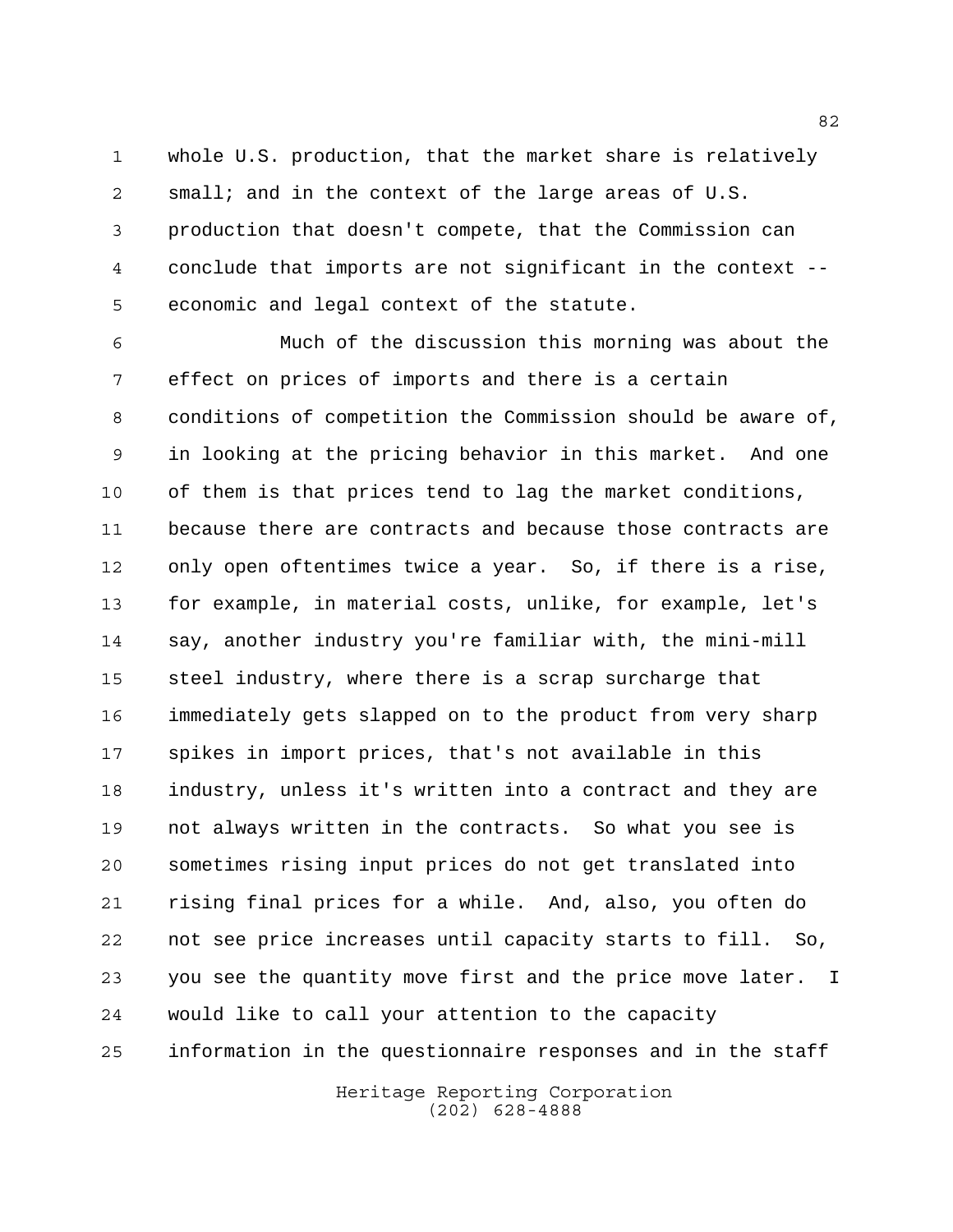whole U.S. production, that the market share is relatively small; and in the context of the large areas of U.S. production that doesn't compete, that the Commission can conclude that imports are not significant in the context -- economic and legal context of the statute.

Much of the discussion this morning was about the effect on prices of imports and there is a certain conditions of competition the Commission should be aware of, in looking at the pricing behavior in this market. And one of them is that prices tend to lag the market conditions, because there are contracts and because those contracts are only open oftentimes twice a year. So, if there is a rise, for example, in material costs, unlike, for example, let's say, another industry you're familiar with, the mini-mill steel industry, where there is a scrap surcharge that immediately gets slapped on to the product from very sharp spikes in import prices, that's not available in this industry, unless it's written into a contract and they are not always written in the contracts. So what you see is sometimes rising input prices do not get translated into rising final prices for a while. And, also, you often do not see price increases until capacity starts to fill. So, you see the quantity move first and the price move later. I would like to call your attention to the capacity information in the questionnaire responses and in the staff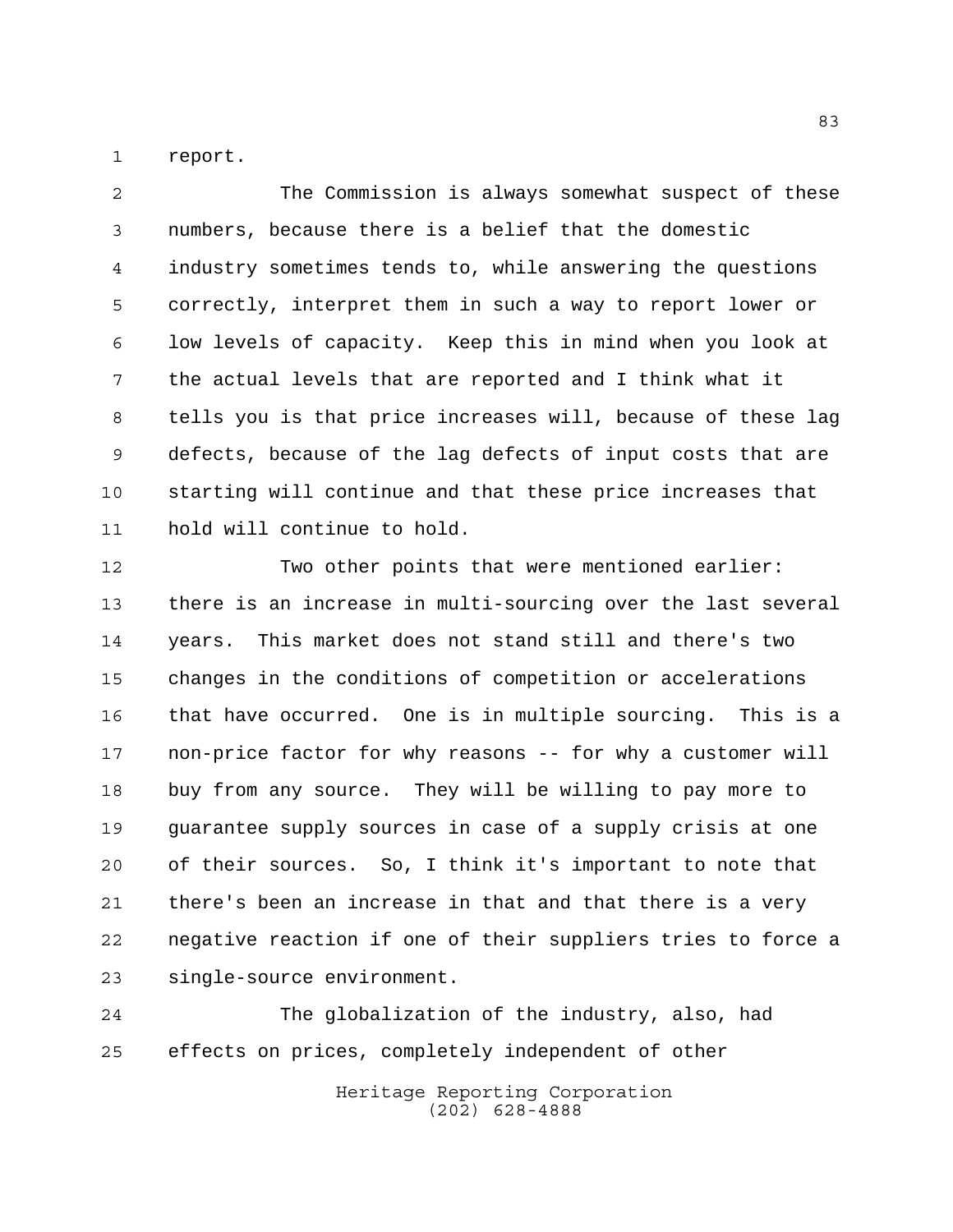report.

The Commission is always somewhat suspect of these numbers, because there is a belief that the domestic industry sometimes tends to, while answering the questions correctly, interpret them in such a way to report lower or low levels of capacity. Keep this in mind when you look at the actual levels that are reported and I think what it tells you is that price increases will, because of these lag defects, because of the lag defects of input costs that are starting will continue and that these price increases that hold will continue to hold.

Two other points that were mentioned earlier: there is an increase in multi-sourcing over the last several years. This market does not stand still and there's two changes in the conditions of competition or accelerations that have occurred. One is in multiple sourcing. This is a non-price factor for why reasons -- for why a customer will buy from any source. They will be willing to pay more to guarantee supply sources in case of a supply crisis at one of their sources. So, I think it's important to note that there's been an increase in that and that there is a very negative reaction if one of their suppliers tries to force a single-source environment.

The globalization of the industry, also, had effects on prices, completely independent of other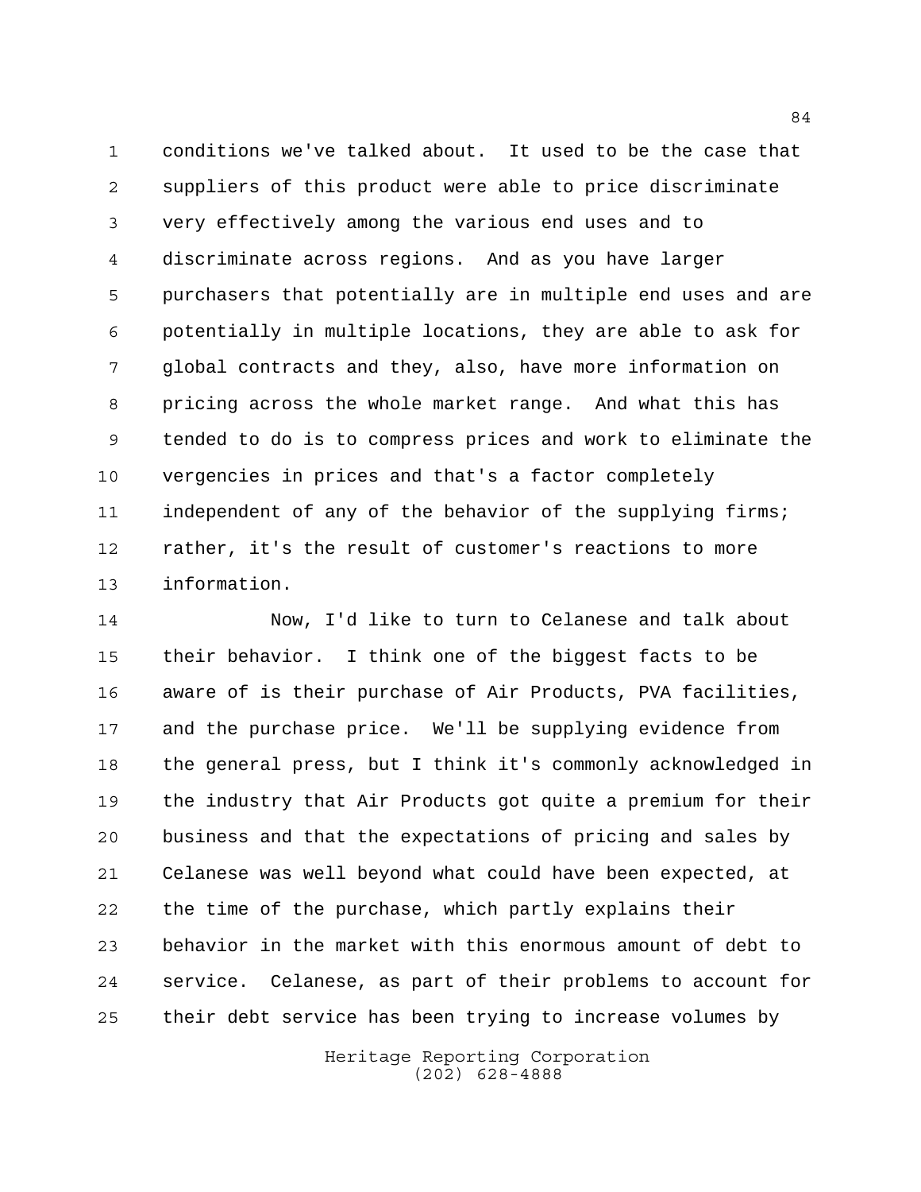conditions we've talked about. It used to be the case that suppliers of this product were able to price discriminate very effectively among the various end uses and to discriminate across regions. And as you have larger purchasers that potentially are in multiple end uses and are potentially in multiple locations, they are able to ask for global contracts and they, also, have more information on pricing across the whole market range. And what this has tended to do is to compress prices and work to eliminate the vergencies in prices and that's a factor completely independent of any of the behavior of the supplying firms; rather, it's the result of customer's reactions to more information.

Now, I'd like to turn to Celanese and talk about their behavior. I think one of the biggest facts to be aware of is their purchase of Air Products, PVA facilities, and the purchase price. We'll be supplying evidence from the general press, but I think it's commonly acknowledged in the industry that Air Products got quite a premium for their business and that the expectations of pricing and sales by Celanese was well beyond what could have been expected, at the time of the purchase, which partly explains their behavior in the market with this enormous amount of debt to service. Celanese, as part of their problems to account for their debt service has been trying to increase volumes by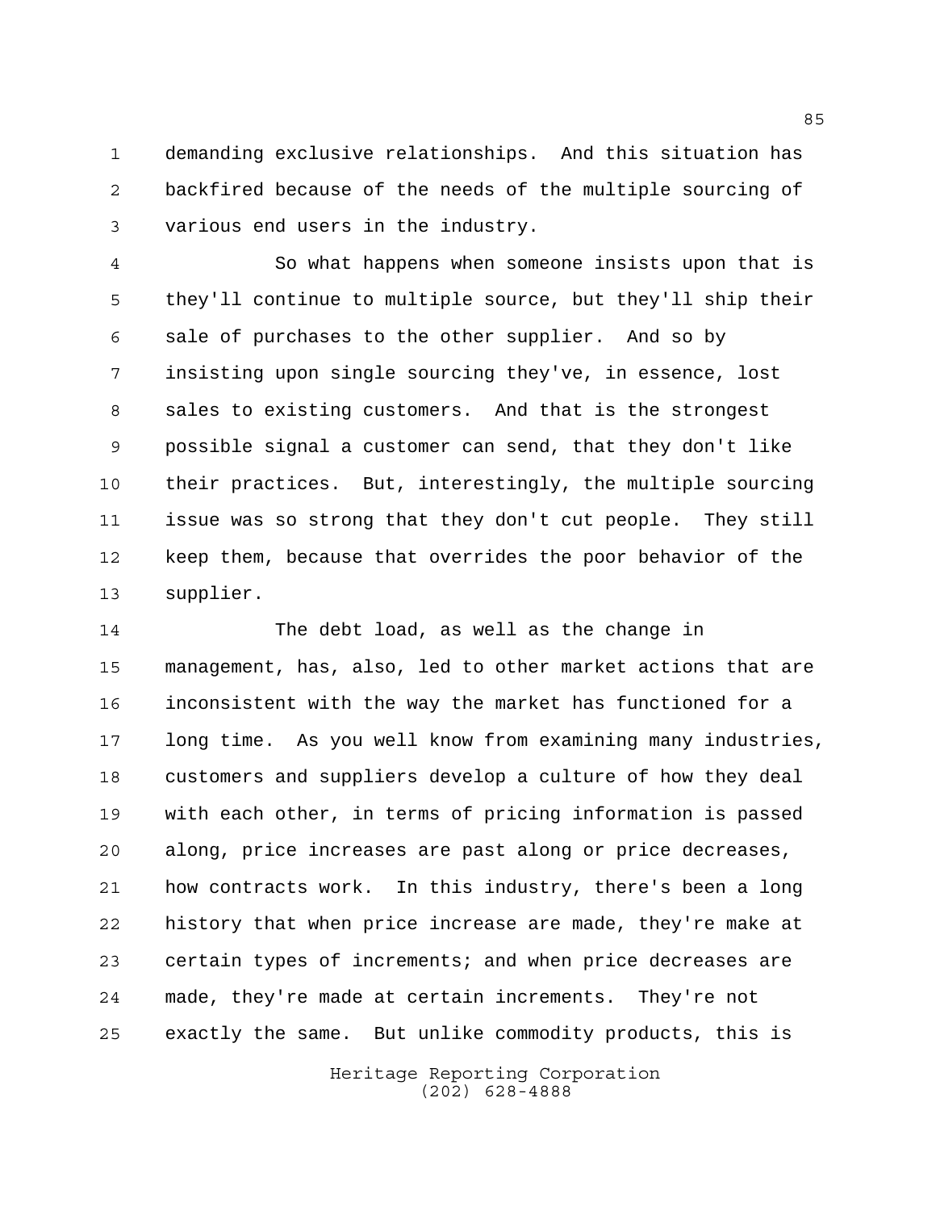demanding exclusive relationships. And this situation has backfired because of the needs of the multiple sourcing of various end users in the industry.

So what happens when someone insists upon that is they'll continue to multiple source, but they'll ship their sale of purchases to the other supplier. And so by insisting upon single sourcing they've, in essence, lost sales to existing customers. And that is the strongest possible signal a customer can send, that they don't like their practices. But, interestingly, the multiple sourcing issue was so strong that they don't cut people. They still keep them, because that overrides the poor behavior of the supplier.

The debt load, as well as the change in management, has, also, led to other market actions that are inconsistent with the way the market has functioned for a long time. As you well know from examining many industries, customers and suppliers develop a culture of how they deal with each other, in terms of pricing information is passed along, price increases are past along or price decreases, how contracts work. In this industry, there's been a long history that when price increase are made, they're make at certain types of increments; and when price decreases are made, they're made at certain increments. They're not exactly the same. But unlike commodity products, this is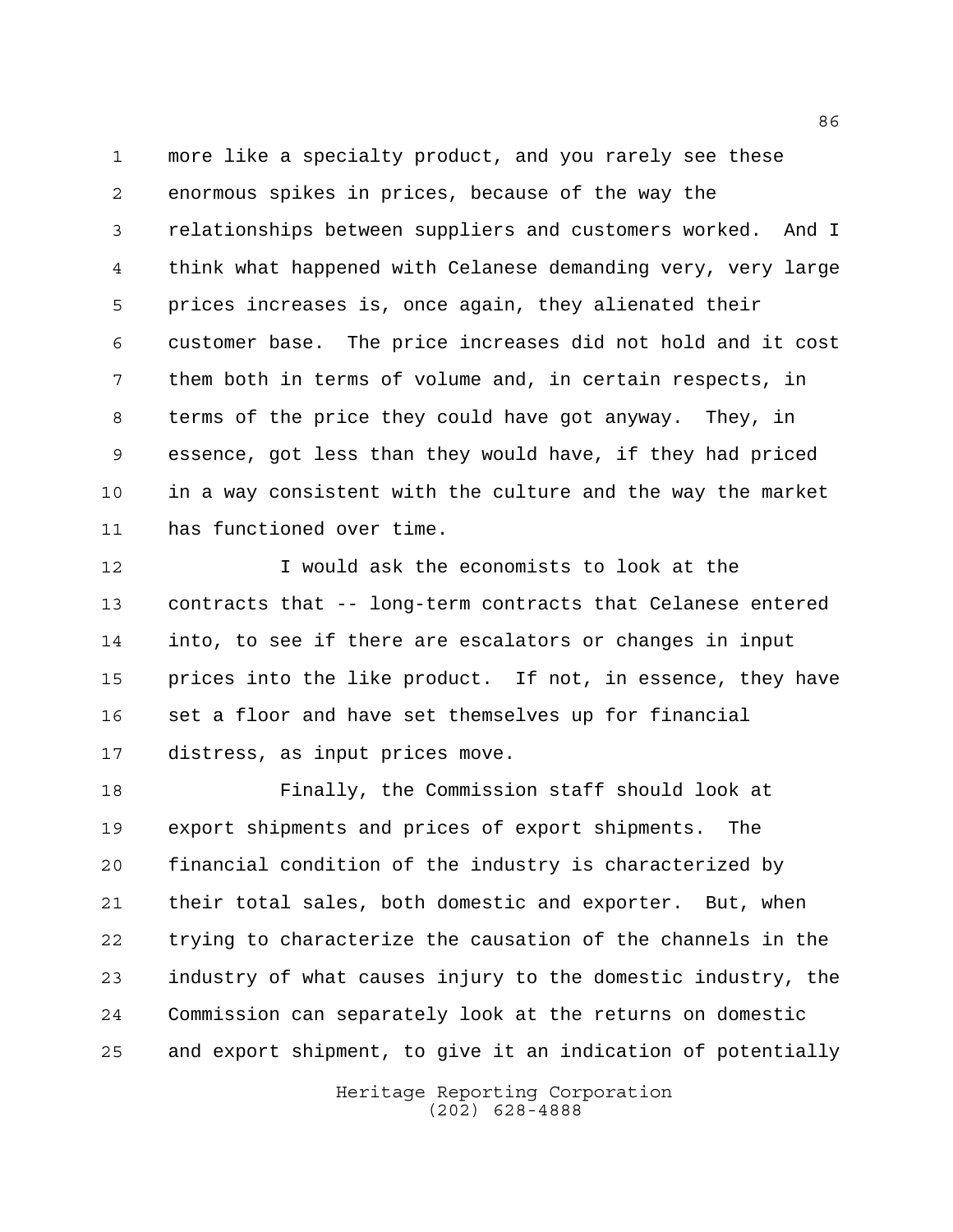more like a specialty product, and you rarely see these enormous spikes in prices, because of the way the relationships between suppliers and customers worked. And I think what happened with Celanese demanding very, very large prices increases is, once again, they alienated their customer base. The price increases did not hold and it cost them both in terms of volume and, in certain respects, in terms of the price they could have got anyway. They, in essence, got less than they would have, if they had priced in a way consistent with the culture and the way the market has functioned over time.

I would ask the economists to look at the contracts that -- long-term contracts that Celanese entered into, to see if there are escalators or changes in input prices into the like product. If not, in essence, they have set a floor and have set themselves up for financial distress, as input prices move.

Finally, the Commission staff should look at export shipments and prices of export shipments. The financial condition of the industry is characterized by their total sales, both domestic and exporter. But, when trying to characterize the causation of the channels in the industry of what causes injury to the domestic industry, the Commission can separately look at the returns on domestic and export shipment, to give it an indication of potentially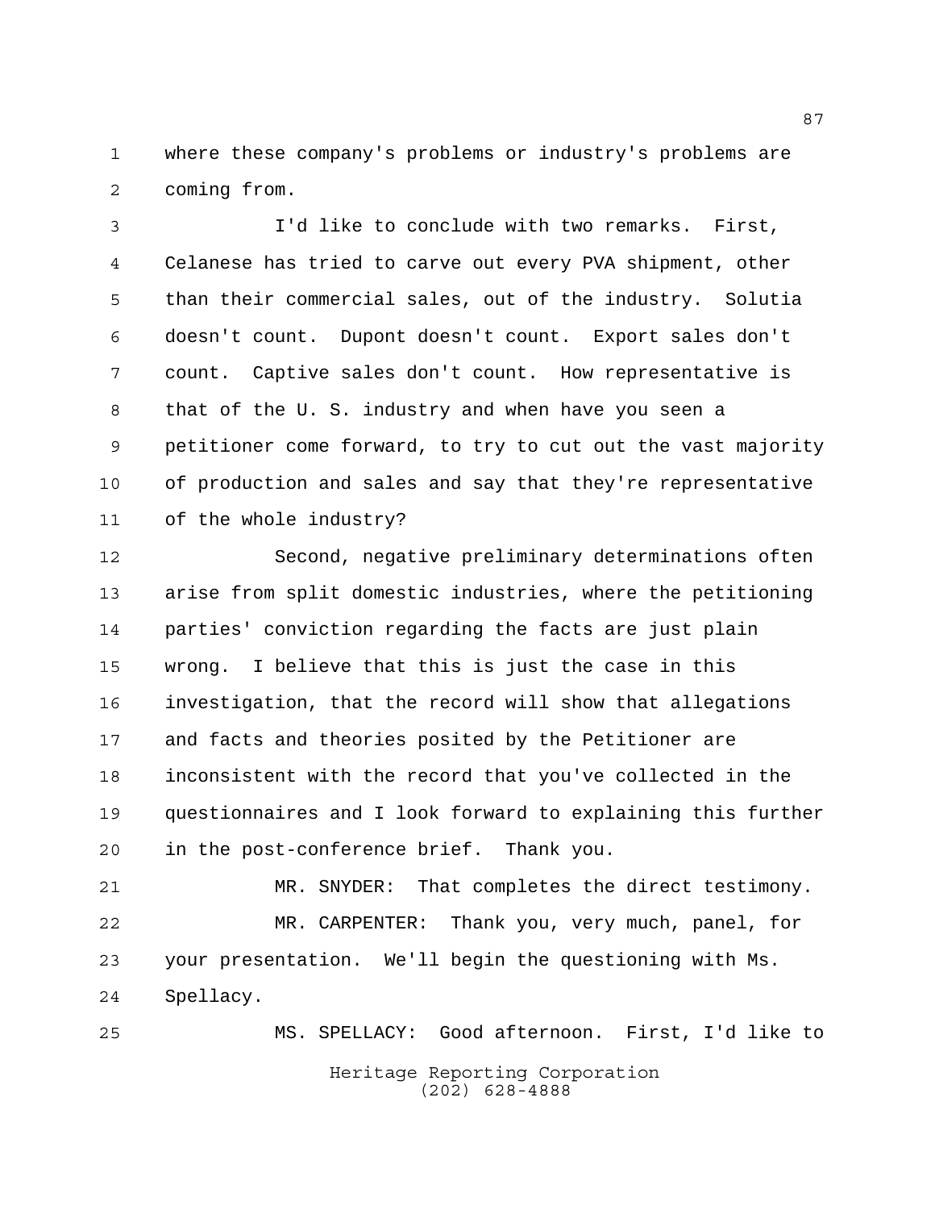where these company's problems or industry's problems are coming from.

I'd like to conclude with two remarks. First, Celanese has tried to carve out every PVA shipment, other than their commercial sales, out of the industry. Solutia doesn't count. Dupont doesn't count. Export sales don't count. Captive sales don't count. How representative is that of the U. S. industry and when have you seen a petitioner come forward, to try to cut out the vast majority of production and sales and say that they're representative of the whole industry?

Second, negative preliminary determinations often arise from split domestic industries, where the petitioning parties' conviction regarding the facts are just plain wrong. I believe that this is just the case in this investigation, that the record will show that allegations and facts and theories posited by the Petitioner are inconsistent with the record that you've collected in the questionnaires and I look forward to explaining this further in the post-conference brief. Thank you.

MR. SNYDER: That completes the direct testimony.

MR. CARPENTER: Thank you, very much, panel, for your presentation. We'll begin the questioning with Ms. Spellacy.

MS. SPELLACY: Good afternoon. First, I'd like to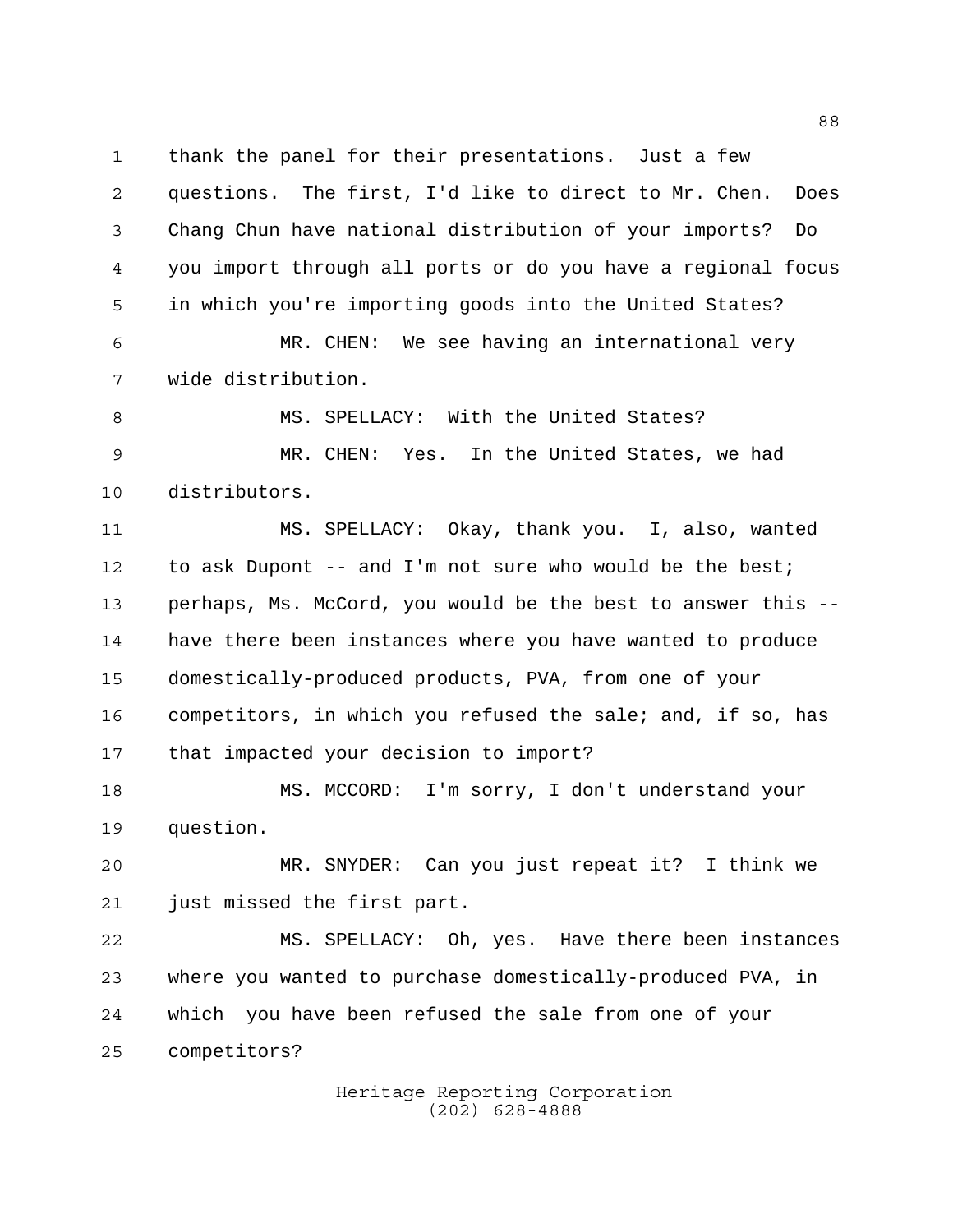thank the panel for their presentations. Just a few questions. The first, I'd like to direct to Mr. Chen. Does Chang Chun have national distribution of your imports? Do you import through all ports or do you have a regional focus in which you're importing goods into the United States?

MR. CHEN: We see having an international very wide distribution.

MS. SPELLACY: With the United States?

MR. CHEN: Yes. In the United States, we had distributors.

MS. SPELLACY: Okay, thank you. I, also, wanted to ask Dupont -- and I'm not sure who would be the best; perhaps, Ms. McCord, you would be the best to answer this -- have there been instances where you have wanted to produce domestically-produced products, PVA, from one of your competitors, in which you refused the sale; and, if so, has that impacted your decision to import?

MS. MCCORD: I'm sorry, I don't understand your question.

MR. SNYDER: Can you just repeat it? I think we just missed the first part.

MS. SPELLACY: Oh, yes. Have there been instances where you wanted to purchase domestically-produced PVA, in which you have been refused the sale from one of your competitors?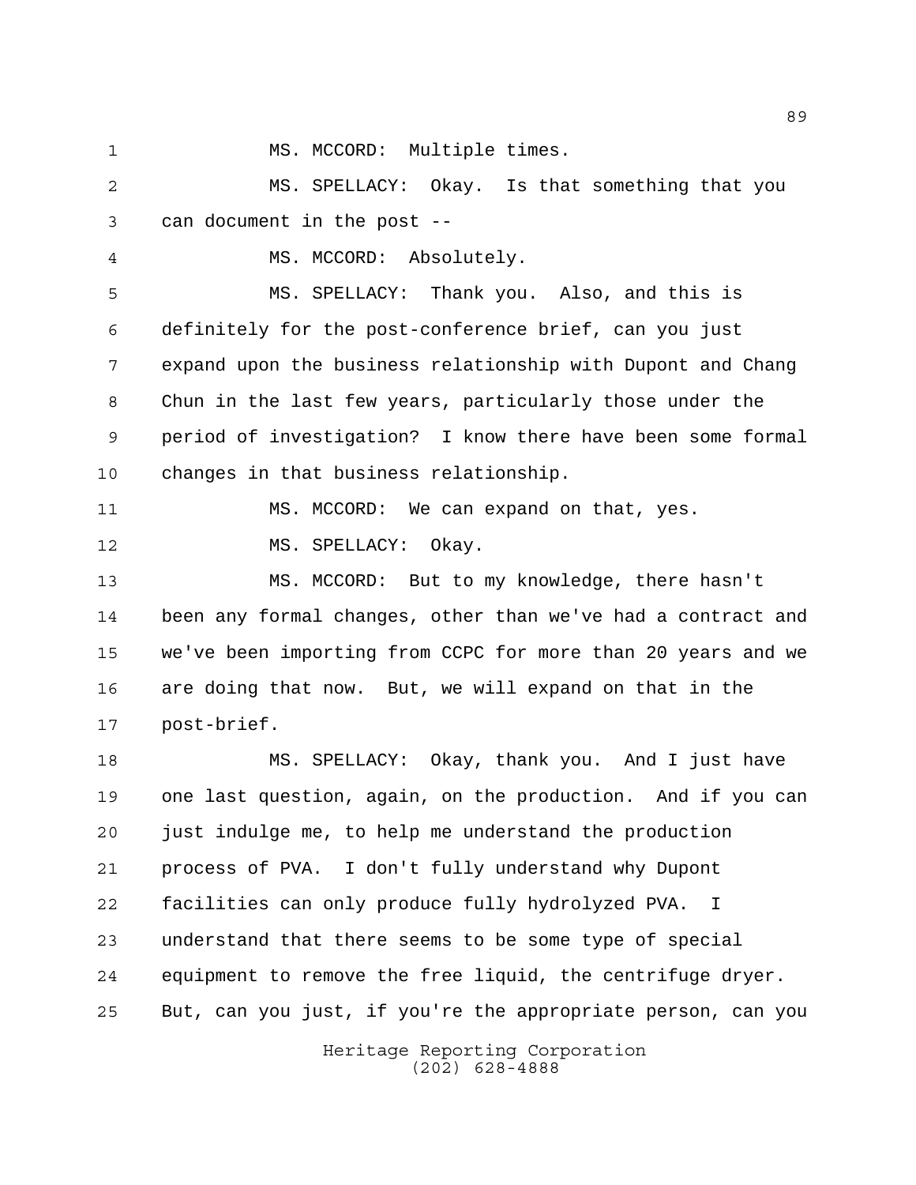MS. MCCORD: Multiple times.

MS. SPELLACY: Okay. Is that something that you can document in the post --

MS. MCCORD: Absolutely.

MS. SPELLACY: Thank you. Also, and this is definitely for the post-conference brief, can you just expand upon the business relationship with Dupont and Chang Chun in the last few years, particularly those under the period of investigation? I know there have been some formal changes in that business relationship.

MS. MCCORD: We can expand on that, yes.

MS. SPELLACY: Okay.

MS. MCCORD: But to my knowledge, there hasn't been any formal changes, other than we've had a contract and we've been importing from CCPC for more than 20 years and we are doing that now. But, we will expand on that in the post-brief.

MS. SPELLACY: Okay, thank you. And I just have one last question, again, on the production. And if you can just indulge me, to help me understand the production process of PVA. I don't fully understand why Dupont facilities can only produce fully hydrolyzed PVA. I understand that there seems to be some type of special equipment to remove the free liquid, the centrifuge dryer. But, can you just, if you're the appropriate person, can you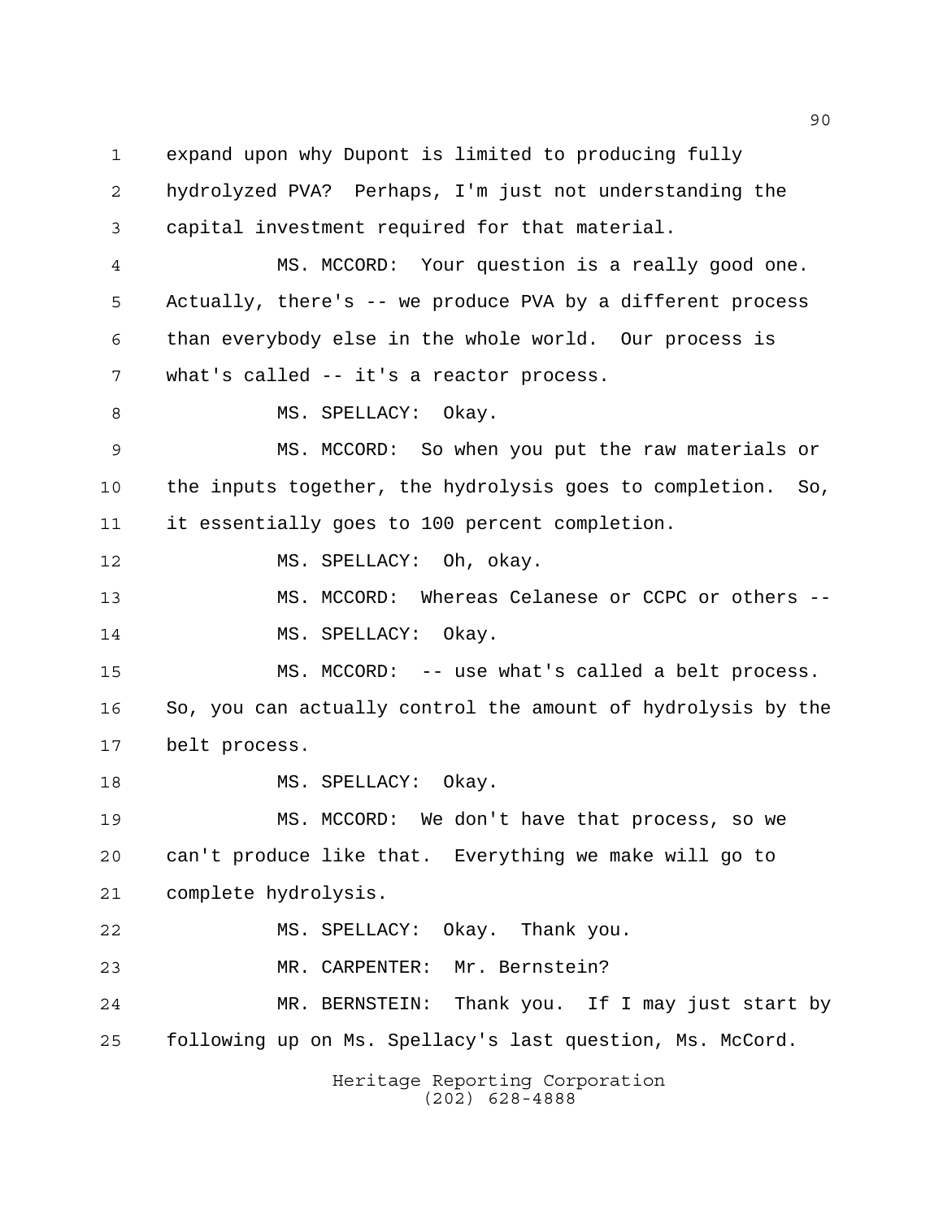expand upon why Dupont is limited to producing fully hydrolyzed PVA? Perhaps, I'm just not understanding the capital investment required for that material.

MS. MCCORD: Your question is a really good one. Actually, there's -- we produce PVA by a different process than everybody else in the whole world. Our process is what's called -- it's a reactor process.

MS. SPELLACY: Okay.

MS. MCCORD: So when you put the raw materials or the inputs together, the hydrolysis goes to completion. So, it essentially goes to 100 percent completion.

MS. SPELLACY: Oh, okay.

MS. MCCORD: Whereas Celanese or CCPC or others --

MS. SPELLACY: Okay.

MS. MCCORD: -- use what's called a belt process. So, you can actually control the amount of hydrolysis by the belt process.

MS. SPELLACY: Okay.

MS. MCCORD: We don't have that process, so we can't produce like that. Everything we make will go to complete hydrolysis.

MS. SPELLACY: Okay. Thank you.

MR. CARPENTER: Mr. Bernstein?

MR. BERNSTEIN: Thank you. If I may just start by following up on Ms. Spellacy's last question, Ms. McCord.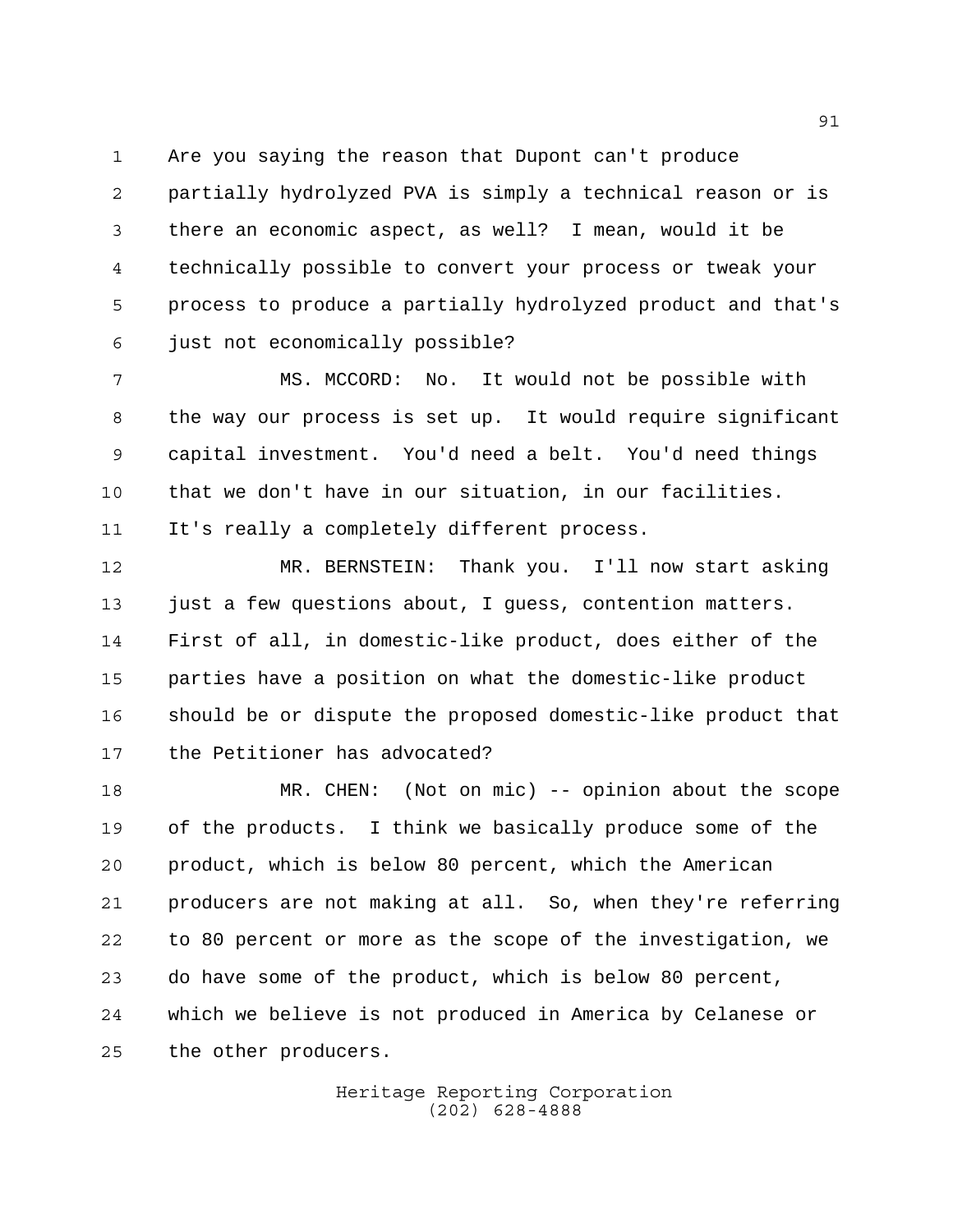Are you saying the reason that Dupont can't produce partially hydrolyzed PVA is simply a technical reason or is there an economic aspect, as well? I mean, would it be technically possible to convert your process or tweak your process to produce a partially hydrolyzed product and that's just not economically possible?

MS. MCCORD: No. It would not be possible with the way our process is set up. It would require significant capital investment. You'd need a belt. You'd need things that we don't have in our situation, in our facilities. It's really a completely different process.

MR. BERNSTEIN: Thank you. I'll now start asking just a few questions about, I guess, contention matters. First of all, in domestic-like product, does either of the parties have a position on what the domestic-like product should be or dispute the proposed domestic-like product that the Petitioner has advocated?

MR. CHEN: (Not on mic) -- opinion about the scope of the products. I think we basically produce some of the product, which is below 80 percent, which the American producers are not making at all. So, when they're referring to 80 percent or more as the scope of the investigation, we do have some of the product, which is below 80 percent, which we believe is not produced in America by Celanese or the other producers.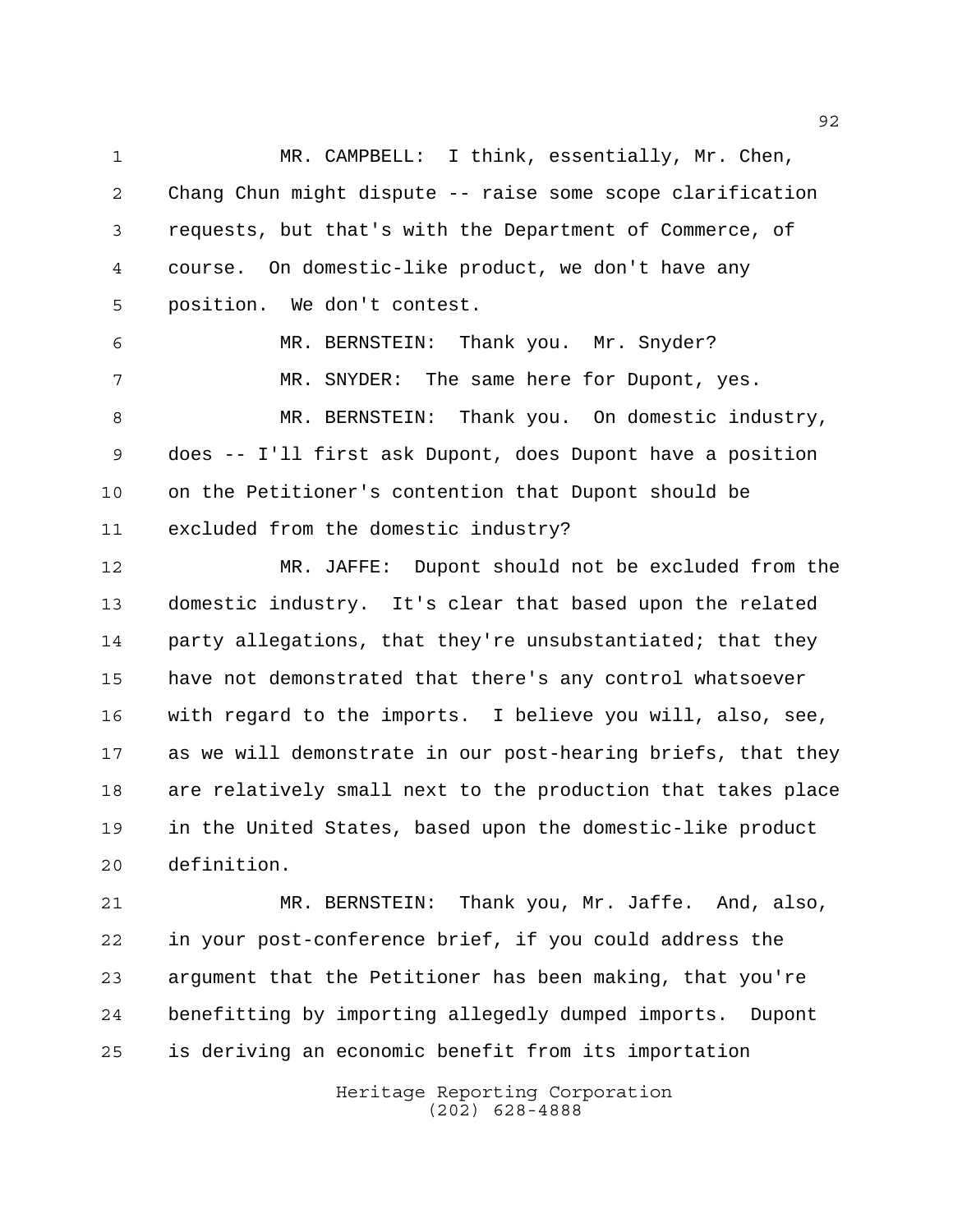MR. CAMPBELL: I think, essentially, Mr. Chen, Chang Chun might dispute -- raise some scope clarification requests, but that's with the Department of Commerce, of course. On domestic-like product, we don't have any position. We don't contest.

MR. BERNSTEIN: Thank you. Mr. Snyder?

MR. SNYDER: The same here for Dupont, yes.

MR. BERNSTEIN: Thank you. On domestic industry, does -- I'll first ask Dupont, does Dupont have a position on the Petitioner's contention that Dupont should be excluded from the domestic industry?

MR. JAFFE: Dupont should not be excluded from the domestic industry. It's clear that based upon the related party allegations, that they're unsubstantiated; that they have not demonstrated that there's any control whatsoever with regard to the imports. I believe you will, also, see, as we will demonstrate in our post-hearing briefs, that they are relatively small next to the production that takes place in the United States, based upon the domestic-like product definition.

MR. BERNSTEIN: Thank you, Mr. Jaffe. And, also, in your post-conference brief, if you could address the argument that the Petitioner has been making, that you're benefitting by importing allegedly dumped imports. Dupont is deriving an economic benefit from its importation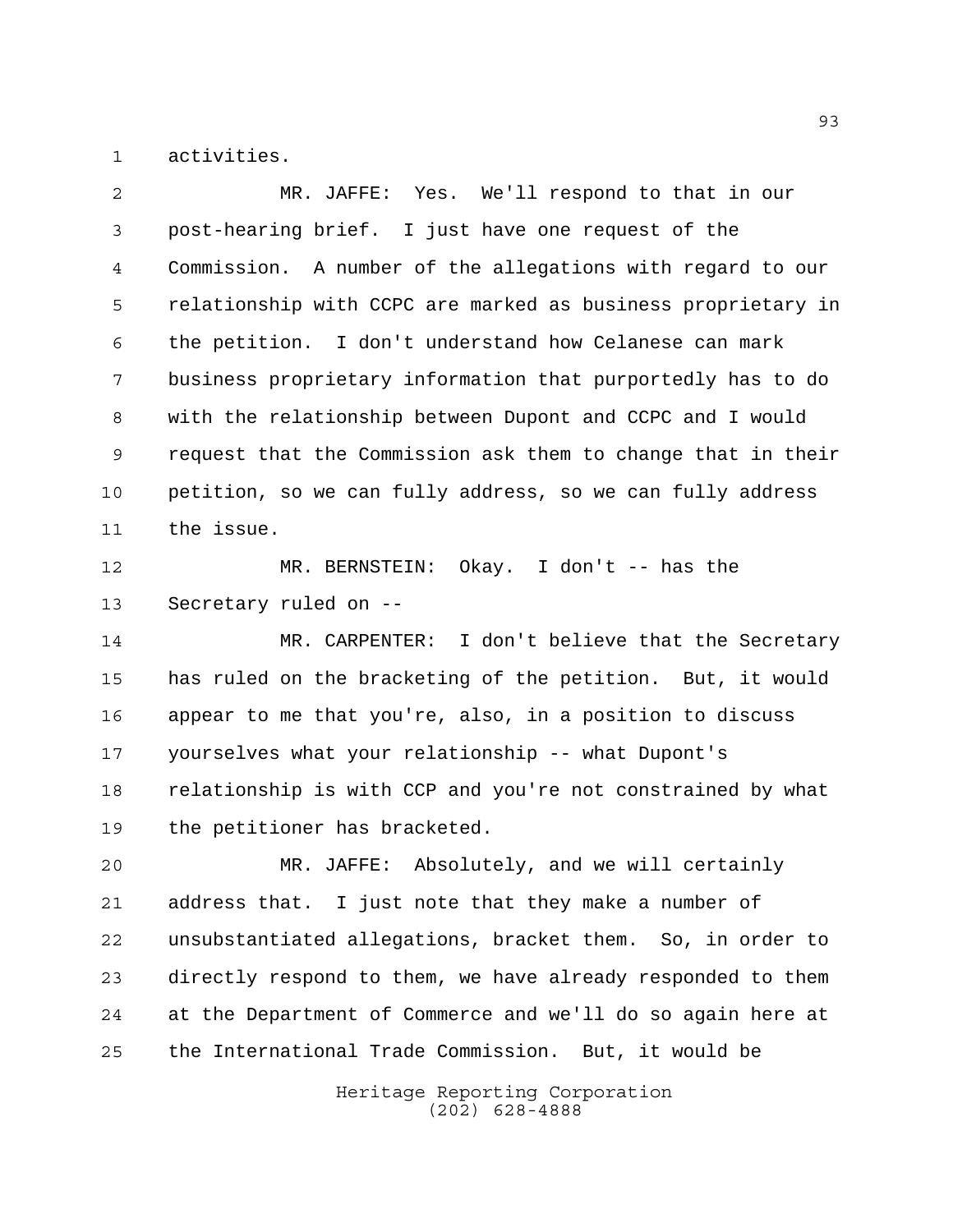activities.

MR. JAFFE: Yes. We'll respond to that in our post-hearing brief. I just have one request of the Commission. A number of the allegations with regard to our relationship with CCPC are marked as business proprietary in the petition. I don't understand how Celanese can mark business proprietary information that purportedly has to do with the relationship between Dupont and CCPC and I would request that the Commission ask them to change that in their petition, so we can fully address, so we can fully address the issue.

MR. BERNSTEIN: Okay. I don't -- has the Secretary ruled on --

MR. CARPENTER: I don't believe that the Secretary has ruled on the bracketing of the petition. But, it would appear to me that you're, also, in a position to discuss yourselves what your relationship -- what Dupont's relationship is with CCP and you're not constrained by what the petitioner has bracketed.

MR. JAFFE: Absolutely, and we will certainly address that. I just note that they make a number of unsubstantiated allegations, bracket them. So, in order to directly respond to them, we have already responded to them at the Department of Commerce and we'll do so again here at the International Trade Commission. But, it would be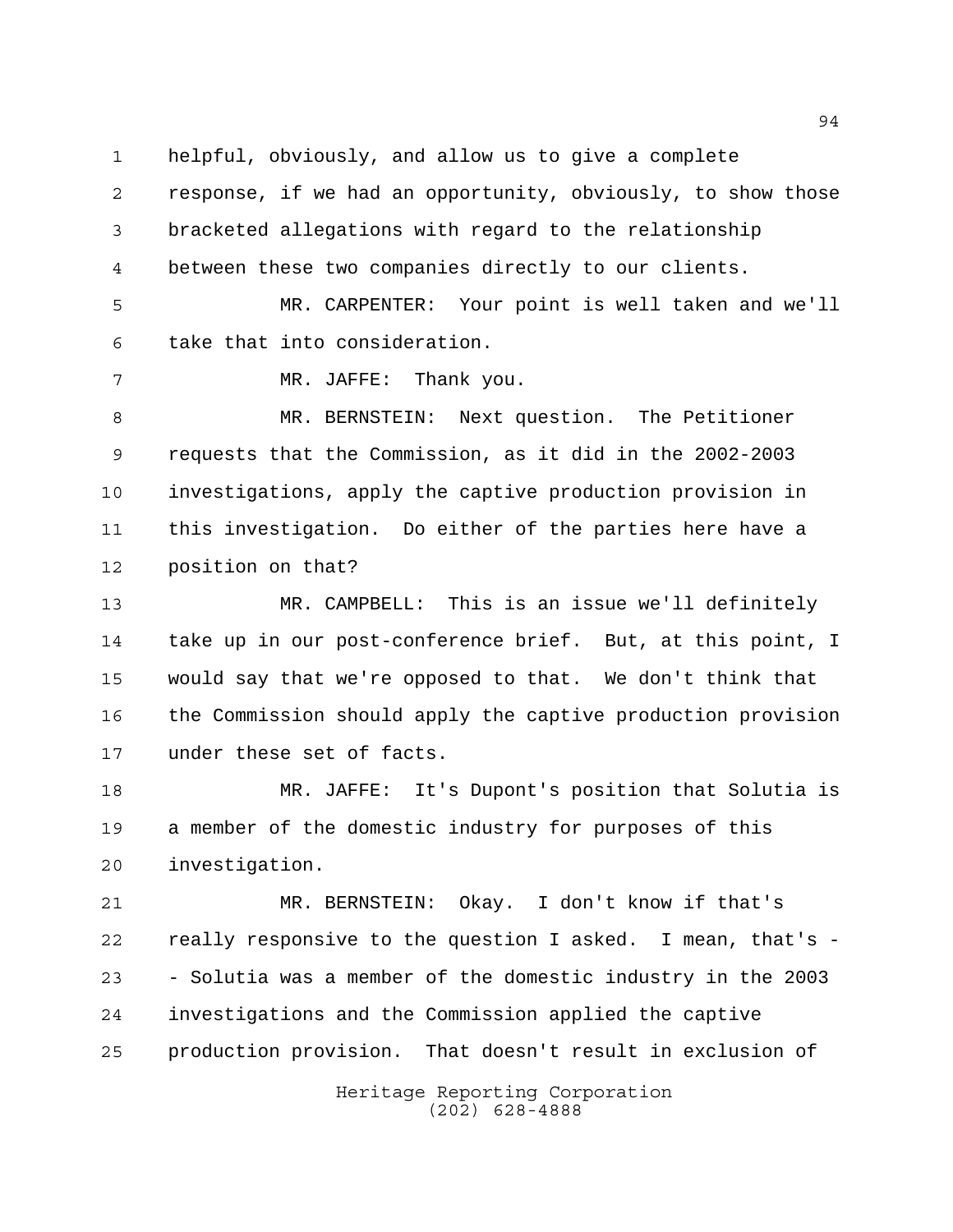helpful, obviously, and allow us to give a complete response, if we had an opportunity, obviously, to show those bracketed allegations with regard to the relationship between these two companies directly to our clients.

MR. CARPENTER: Your point is well taken and we'll take that into consideration.

MR. JAFFE: Thank you.

MR. BERNSTEIN: Next question. The Petitioner requests that the Commission, as it did in the 2002-2003 investigations, apply the captive production provision in this investigation. Do either of the parties here have a position on that?

MR. CAMPBELL: This is an issue we'll definitely take up in our post-conference brief. But, at this point, I would say that we're opposed to that. We don't think that the Commission should apply the captive production provision under these set of facts.

MR. JAFFE: It's Dupont's position that Solutia is a member of the domestic industry for purposes of this investigation.

MR. BERNSTEIN: Okay. I don't know if that's really responsive to the question I asked. I mean, that's -- Solutia was a member of the domestic industry in the 2003 investigations and the Commission applied the captive production provision. That doesn't result in exclusion of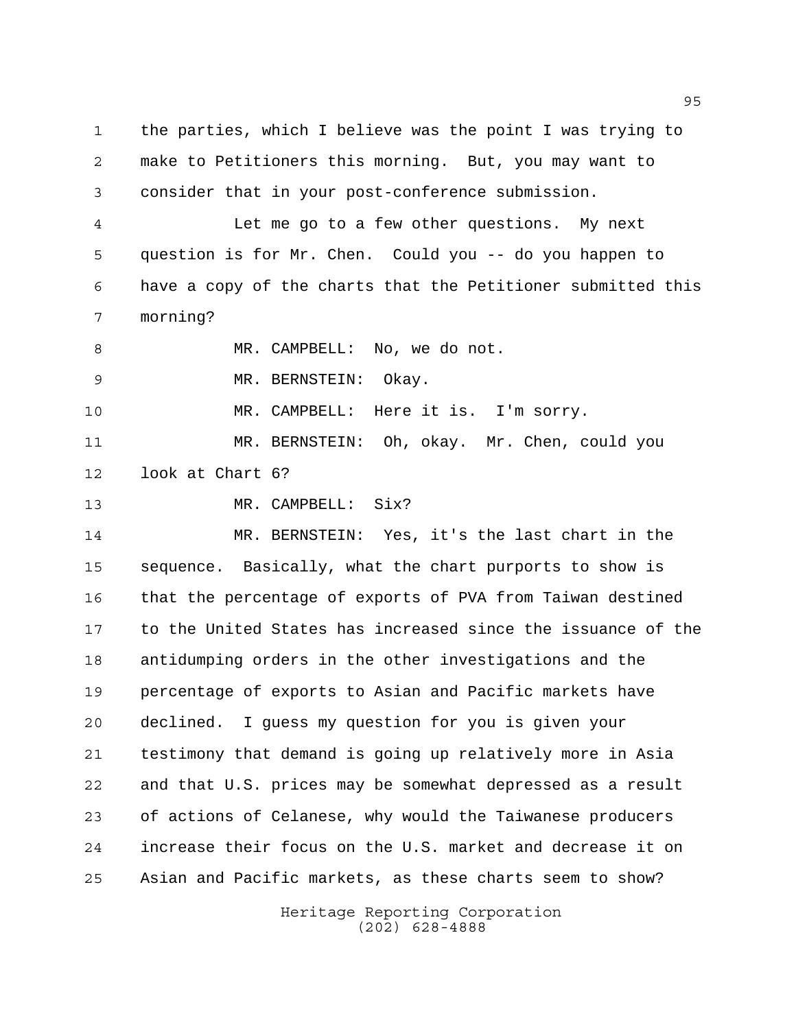the parties, which I believe was the point I was trying to make to Petitioners this morning. But, you may want to consider that in your post-conference submission.

Let me go to a few other questions. My next question is for Mr. Chen. Could you -- do you happen to have a copy of the charts that the Petitioner submitted this morning?

MR. CAMPBELL: No, we do not.

MR. BERNSTEIN: Okay.

MR. CAMPBELL: Here it is. I'm sorry.

MR. BERNSTEIN: Oh, okay. Mr. Chen, could you look at Chart 6?

MR. CAMPBELL: Six?

MR. BERNSTEIN: Yes, it's the last chart in the sequence. Basically, what the chart purports to show is that the percentage of exports of PVA from Taiwan destined to the United States has increased since the issuance of the antidumping orders in the other investigations and the percentage of exports to Asian and Pacific markets have declined. I guess my question for you is given your testimony that demand is going up relatively more in Asia and that U.S. prices may be somewhat depressed as a result of actions of Celanese, why would the Taiwanese producers increase their focus on the U.S. market and decrease it on Asian and Pacific markets, as these charts seem to show?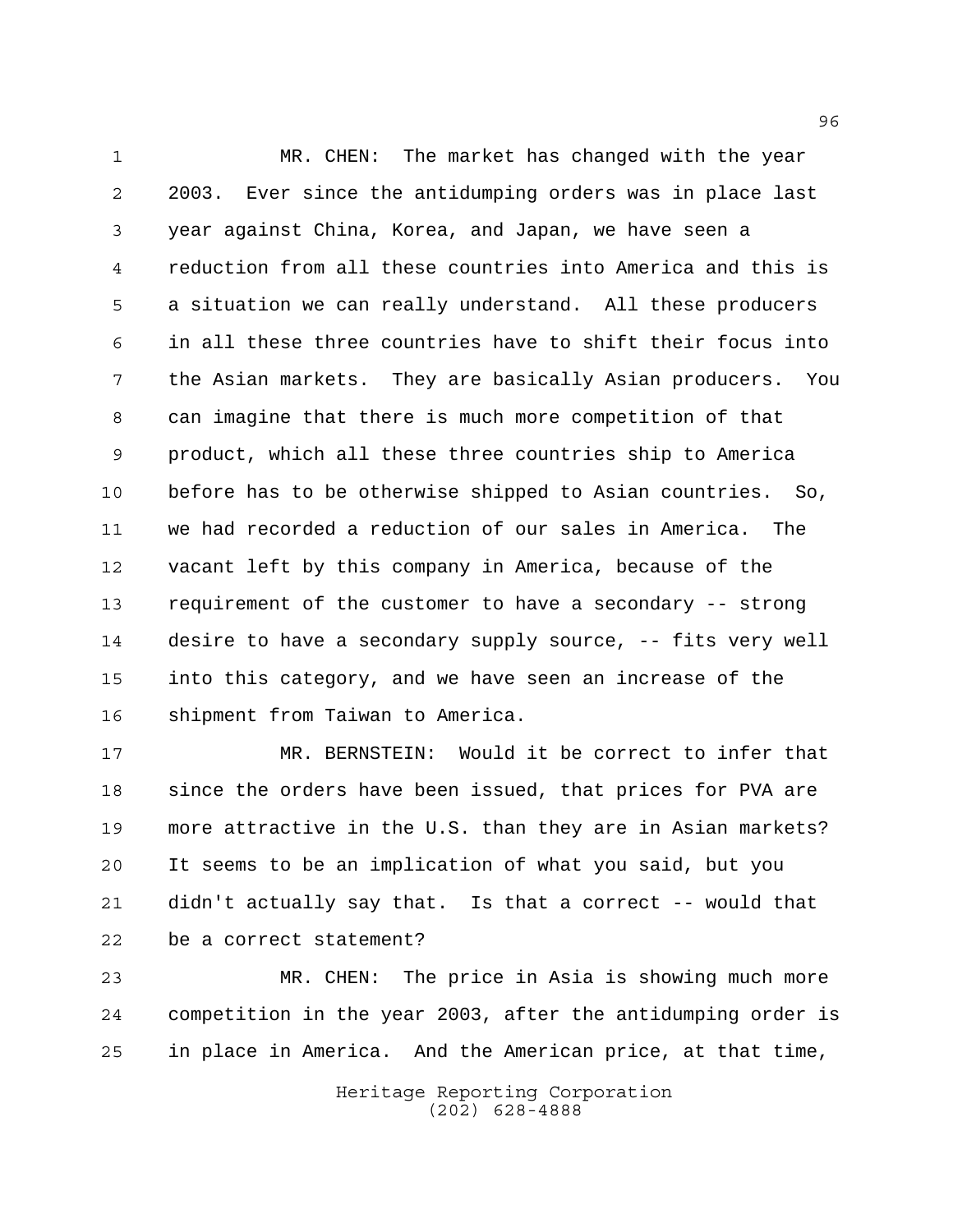MR. CHEN: The market has changed with the year 2003. Ever since the antidumping orders was in place last year against China, Korea, and Japan, we have seen a reduction from all these countries into America and this is a situation we can really understand. All these producers in all these three countries have to shift their focus into the Asian markets. They are basically Asian producers. You can imagine that there is much more competition of that product, which all these three countries ship to America before has to be otherwise shipped to Asian countries. So, we had recorded a reduction of our sales in America. The vacant left by this company in America, because of the requirement of the customer to have a secondary -- strong desire to have a secondary supply source, -- fits very well into this category, and we have seen an increase of the shipment from Taiwan to America.

MR. BERNSTEIN: Would it be correct to infer that since the orders have been issued, that prices for PVA are more attractive in the U.S. than they are in Asian markets? It seems to be an implication of what you said, but you didn't actually say that. Is that a correct -- would that be a correct statement?

MR. CHEN: The price in Asia is showing much more competition in the year 2003, after the antidumping order is in place in America. And the American price, at that time,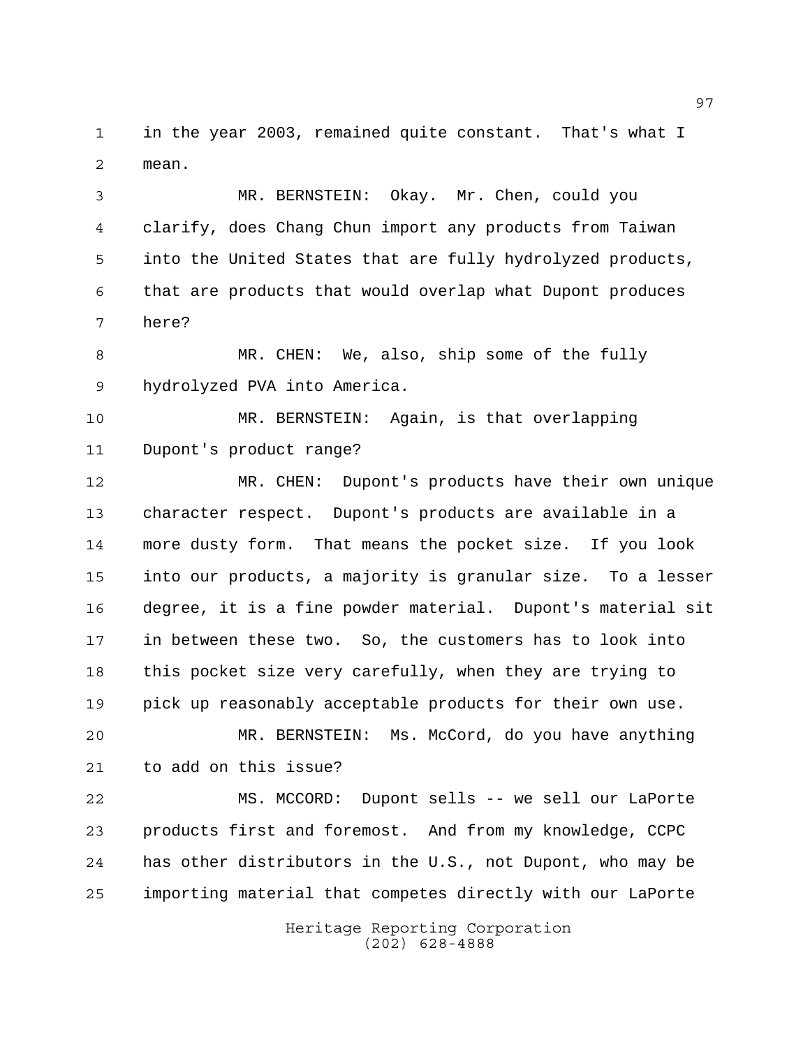in the year 2003, remained quite constant. That's what I mean.

MR. BERNSTEIN: Okay. Mr. Chen, could you clarify, does Chang Chun import any products from Taiwan into the United States that are fully hydrolyzed products, that are products that would overlap what Dupont produces here?

MR. CHEN: We, also, ship some of the fully hydrolyzed PVA into America.

MR. BERNSTEIN: Again, is that overlapping Dupont's product range?

MR. CHEN: Dupont's products have their own unique character respect. Dupont's products are available in a more dusty form. That means the pocket size. If you look into our products, a majority is granular size. To a lesser degree, it is a fine powder material. Dupont's material sit in between these two. So, the customers has to look into this pocket size very carefully, when they are trying to pick up reasonably acceptable products for their own use.

MR. BERNSTEIN: Ms. McCord, do you have anything to add on this issue?

MS. MCCORD: Dupont sells -- we sell our LaPorte products first and foremost. And from my knowledge, CCPC has other distributors in the U.S., not Dupont, who may be importing material that competes directly with our LaPorte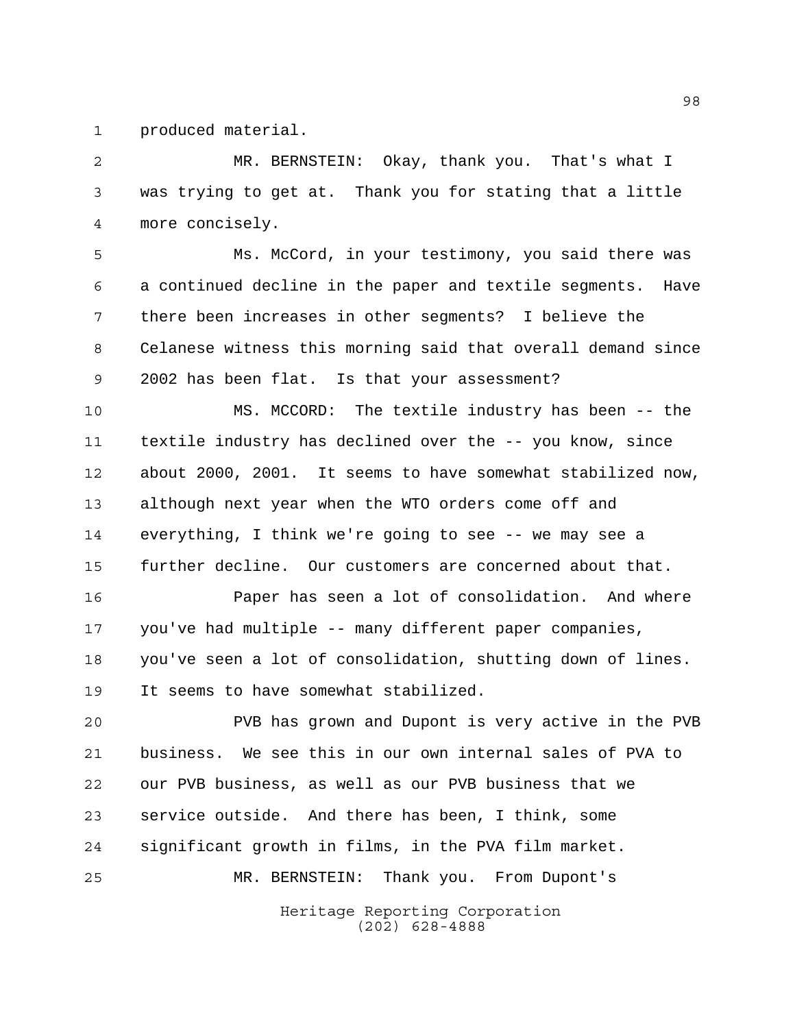produced material.

MR. BERNSTEIN: Okay, thank you. That's what I was trying to get at. Thank you for stating that a little more concisely.

Ms. McCord, in your testimony, you said there was a continued decline in the paper and textile segments. Have there been increases in other segments? I believe the Celanese witness this morning said that overall demand since 2002 has been flat. Is that your assessment?

MS. MCCORD: The textile industry has been -- the textile industry has declined over the -- you know, since about 2000, 2001. It seems to have somewhat stabilized now, although next year when the WTO orders come off and everything, I think we're going to see -- we may see a further decline. Our customers are concerned about that.

Paper has seen a lot of consolidation. And where you've had multiple -- many different paper companies, you've seen a lot of consolidation, shutting down of lines. It seems to have somewhat stabilized.

PVB has grown and Dupont is very active in the PVB business. We see this in our own internal sales of PVA to our PVB business, as well as our PVB business that we service outside. And there has been, I think, some significant growth in films, in the PVA film market.

MR. BERNSTEIN: Thank you. From Dupont's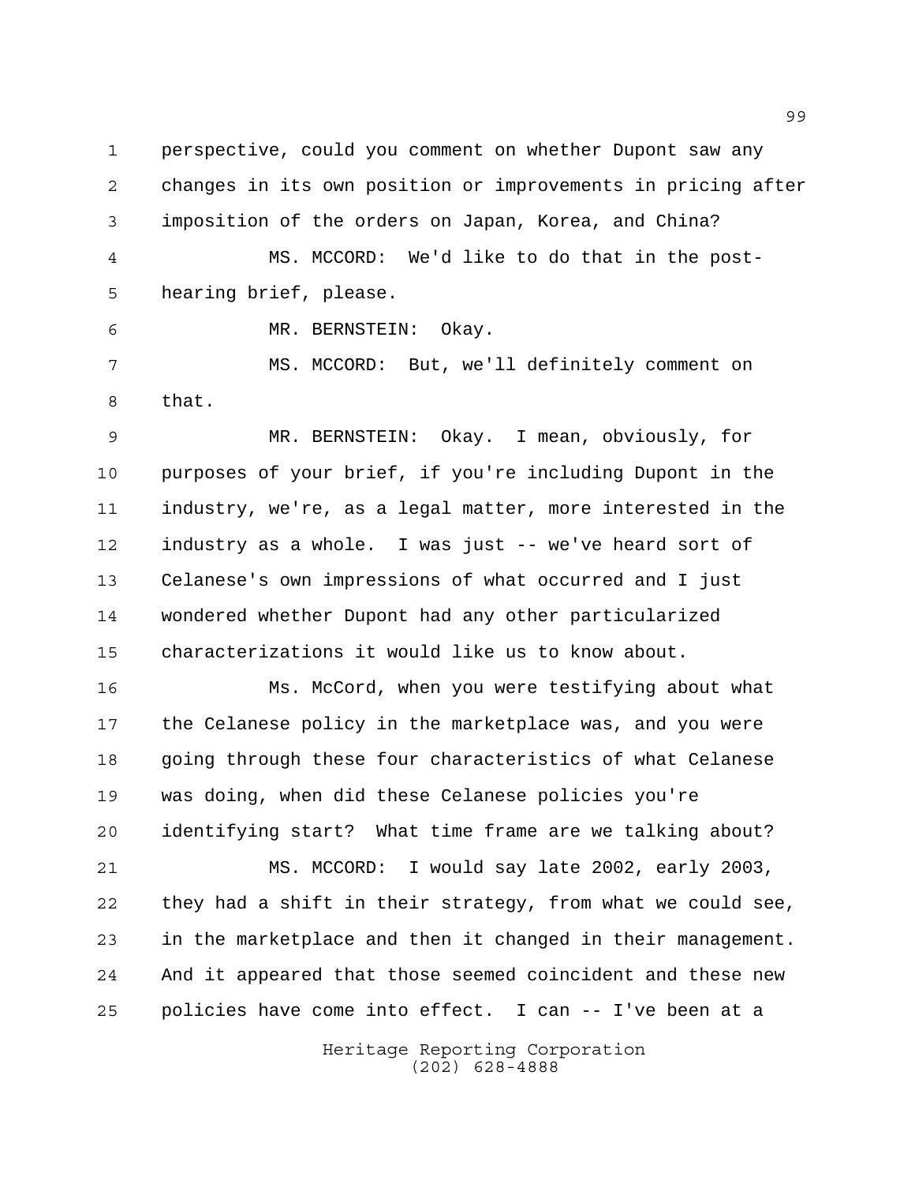perspective, could you comment on whether Dupont saw any changes in its own position or improvements in pricing after imposition of the orders on Japan, Korea, and China?

MS. MCCORD: We'd like to do that in the post-hearing brief, please.

MR. BERNSTEIN: Okay.

MS. MCCORD: But, we'll definitely comment on that.

MR. BERNSTEIN: Okay. I mean, obviously, for purposes of your brief, if you're including Dupont in the industry, we're, as a legal matter, more interested in the industry as a whole. I was just -- we've heard sort of Celanese's own impressions of what occurred and I just wondered whether Dupont had any other particularized characterizations it would like us to know about.

Ms. McCord, when you were testifying about what the Celanese policy in the marketplace was, and you were going through these four characteristics of what Celanese was doing, when did these Celanese policies you're identifying start? What time frame are we talking about?

MS. MCCORD: I would say late 2002, early 2003, they had a shift in their strategy, from what we could see, in the marketplace and then it changed in their management. And it appeared that those seemed coincident and these new policies have come into effect. I can -- I've been at a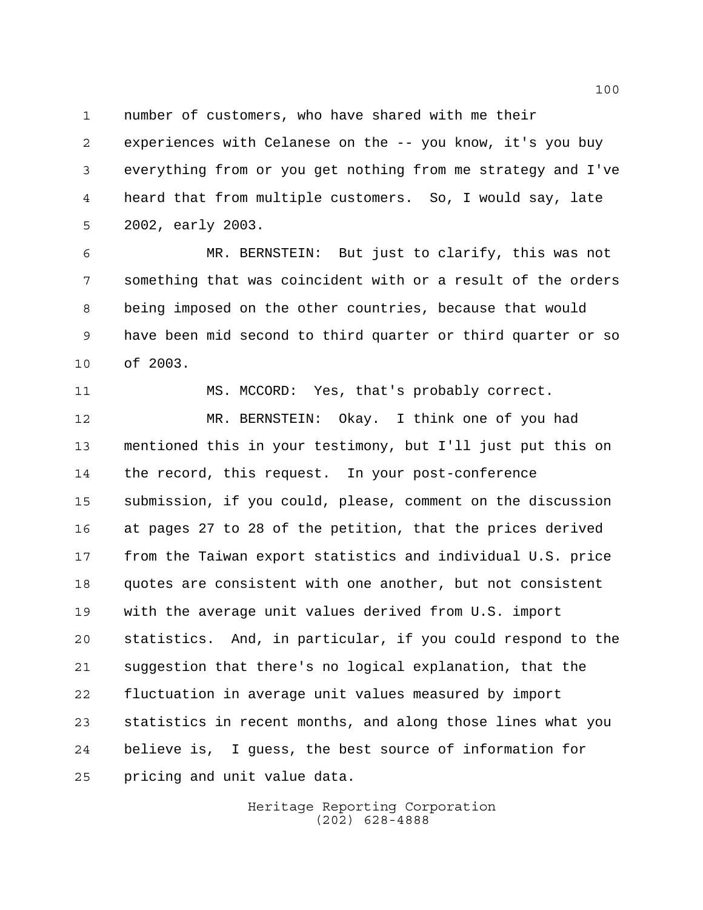number of customers, who have shared with me their experiences with Celanese on the -- you know, it's you buy everything from or you get nothing from me strategy and I've heard that from multiple customers. So, I would say, late 2002, early 2003.

MR. BERNSTEIN: But just to clarify, this was not something that was coincident with or a result of the orders being imposed on the other countries, because that would have been mid second to third quarter or third quarter or so of 2003.

MS. MCCORD: Yes, that's probably correct.

MR. BERNSTEIN: Okay. I think one of you had mentioned this in your testimony, but I'll just put this on the record, this request. In your post-conference submission, if you could, please, comment on the discussion at pages 27 to 28 of the petition, that the prices derived from the Taiwan export statistics and individual U.S. price quotes are consistent with one another, but not consistent with the average unit values derived from U.S. import statistics. And, in particular, if you could respond to the suggestion that there's no logical explanation, that the fluctuation in average unit values measured by import statistics in recent months, and along those lines what you believe is, I guess, the best source of information for pricing and unit value data.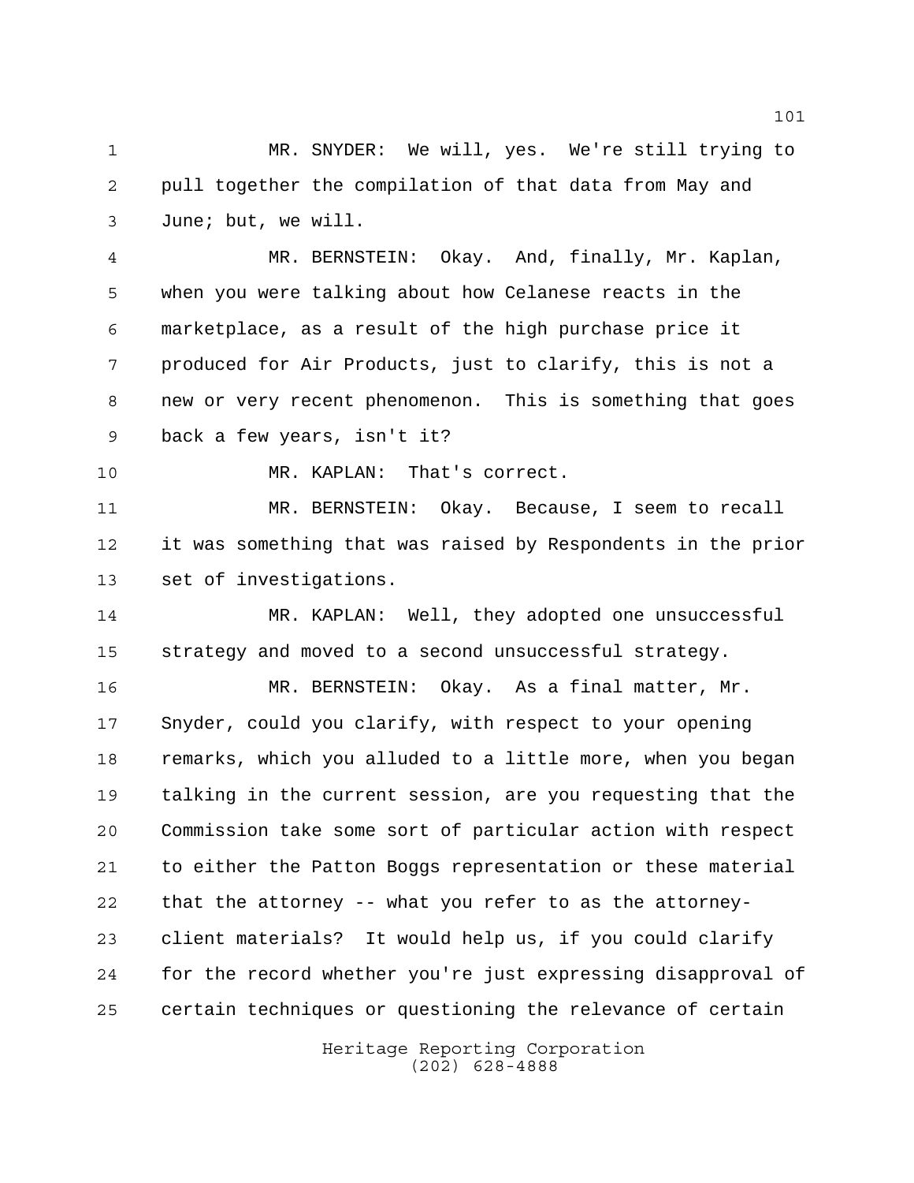MR. SNYDER: We will, yes. We're still trying to pull together the compilation of that data from May and June; but, we will.

MR. BERNSTEIN: Okay. And, finally, Mr. Kaplan, when you were talking about how Celanese reacts in the marketplace, as a result of the high purchase price it produced for Air Products, just to clarify, this is not a new or very recent phenomenon. This is something that goes back a few years, isn't it?

MR. KAPLAN: That's correct.

MR. BERNSTEIN: Okay. Because, I seem to recall it was something that was raised by Respondents in the prior set of investigations.

MR. KAPLAN: Well, they adopted one unsuccessful strategy and moved to a second unsuccessful strategy.

MR. BERNSTEIN: Okay. As a final matter, Mr. Snyder, could you clarify, with respect to your opening remarks, which you alluded to a little more, when you began talking in the current session, are you requesting that the Commission take some sort of particular action with respect to either the Patton Boggs representation or these material that the attorney -- what you refer to as the attorney-client materials? It would help us, if you could clarify for the record whether you're just expressing disapproval of certain techniques or questioning the relevance of certain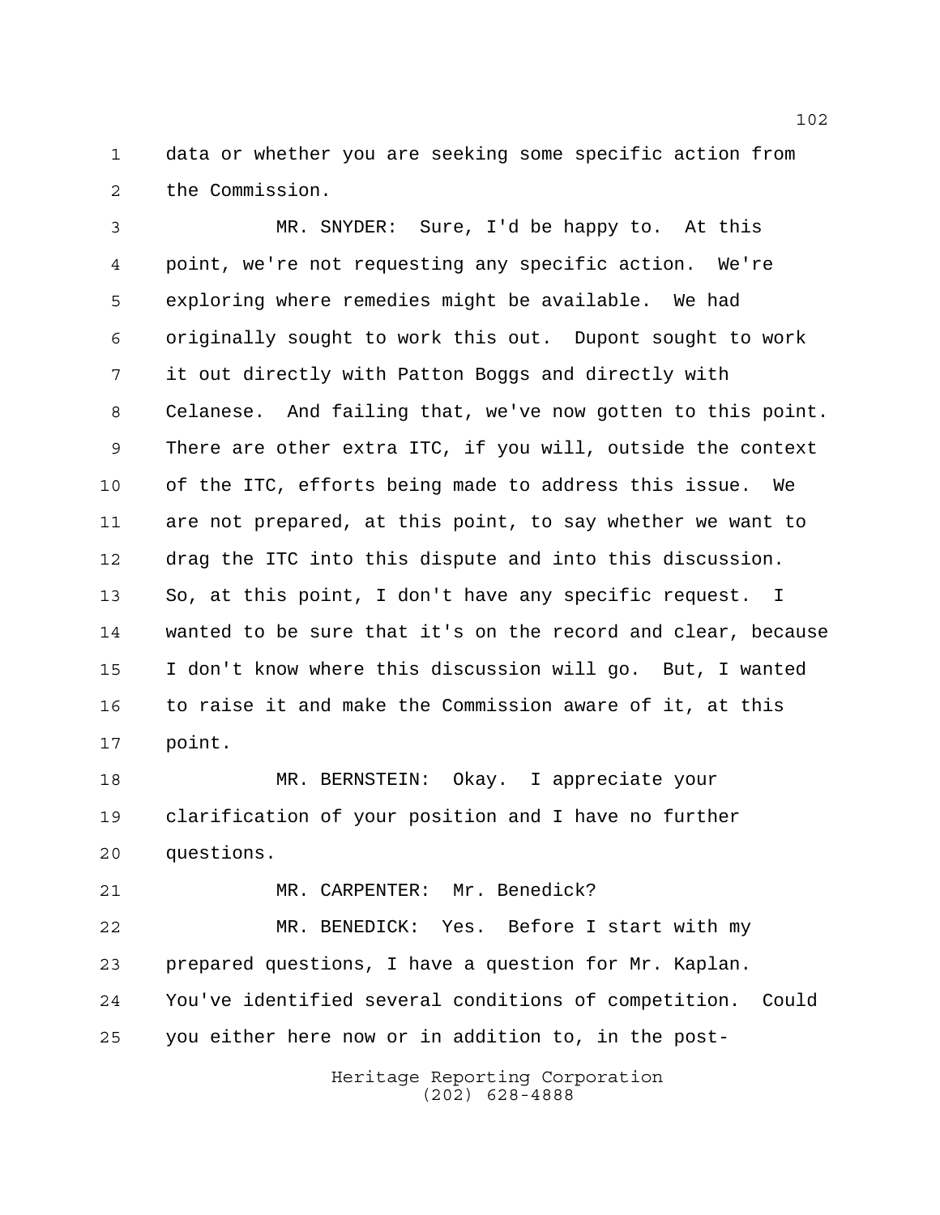data or whether you are seeking some specific action from the Commission.

MR. SNYDER: Sure, I'd be happy to. At this point, we're not requesting any specific action. We're exploring where remedies might be available. We had originally sought to work this out. Dupont sought to work it out directly with Patton Boggs and directly with Celanese. And failing that, we've now gotten to this point. There are other extra ITC, if you will, outside the context of the ITC, efforts being made to address this issue. We are not prepared, at this point, to say whether we want to drag the ITC into this dispute and into this discussion. So, at this point, I don't have any specific request. I wanted to be sure that it's on the record and clear, because I don't know where this discussion will go. But, I wanted to raise it and make the Commission aware of it, at this point.

MR. BERNSTEIN: Okay. I appreciate your clarification of your position and I have no further questions.

MR. CARPENTER: Mr. Benedick?

MR. BENEDICK: Yes. Before I start with my prepared questions, I have a question for Mr. Kaplan. You've identified several conditions of competition. Could you either here now or in addition to, in the post-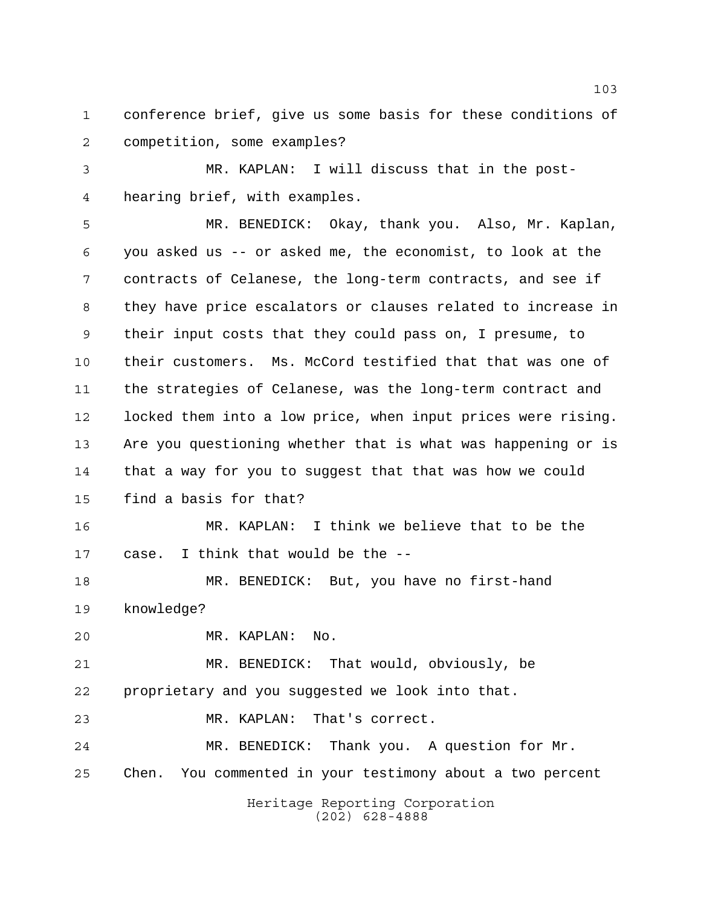conference brief, give us some basis for these conditions of competition, some examples?

MR. KAPLAN: I will discuss that in the post-hearing brief, with examples.

MR. BENEDICK: Okay, thank you. Also, Mr. Kaplan, you asked us -- or asked me, the economist, to look at the contracts of Celanese, the long-term contracts, and see if they have price escalators or clauses related to increase in their input costs that they could pass on, I presume, to their customers. Ms. McCord testified that that was one of the strategies of Celanese, was the long-term contract and locked them into a low price, when input prices were rising. Are you questioning whether that is what was happening or is that a way for you to suggest that that was how we could find a basis for that?

MR. KAPLAN: I think we believe that to be the case. I think that would be the --

MR. BENEDICK: But, you have no first-hand knowledge?

MR. KAPLAN: No.

MR. BENEDICK: That would, obviously, be proprietary and you suggested we look into that.

MR. KAPLAN: That's correct.

MR. BENEDICK: Thank you. A question for Mr. Chen. You commented in your testimony about a two percent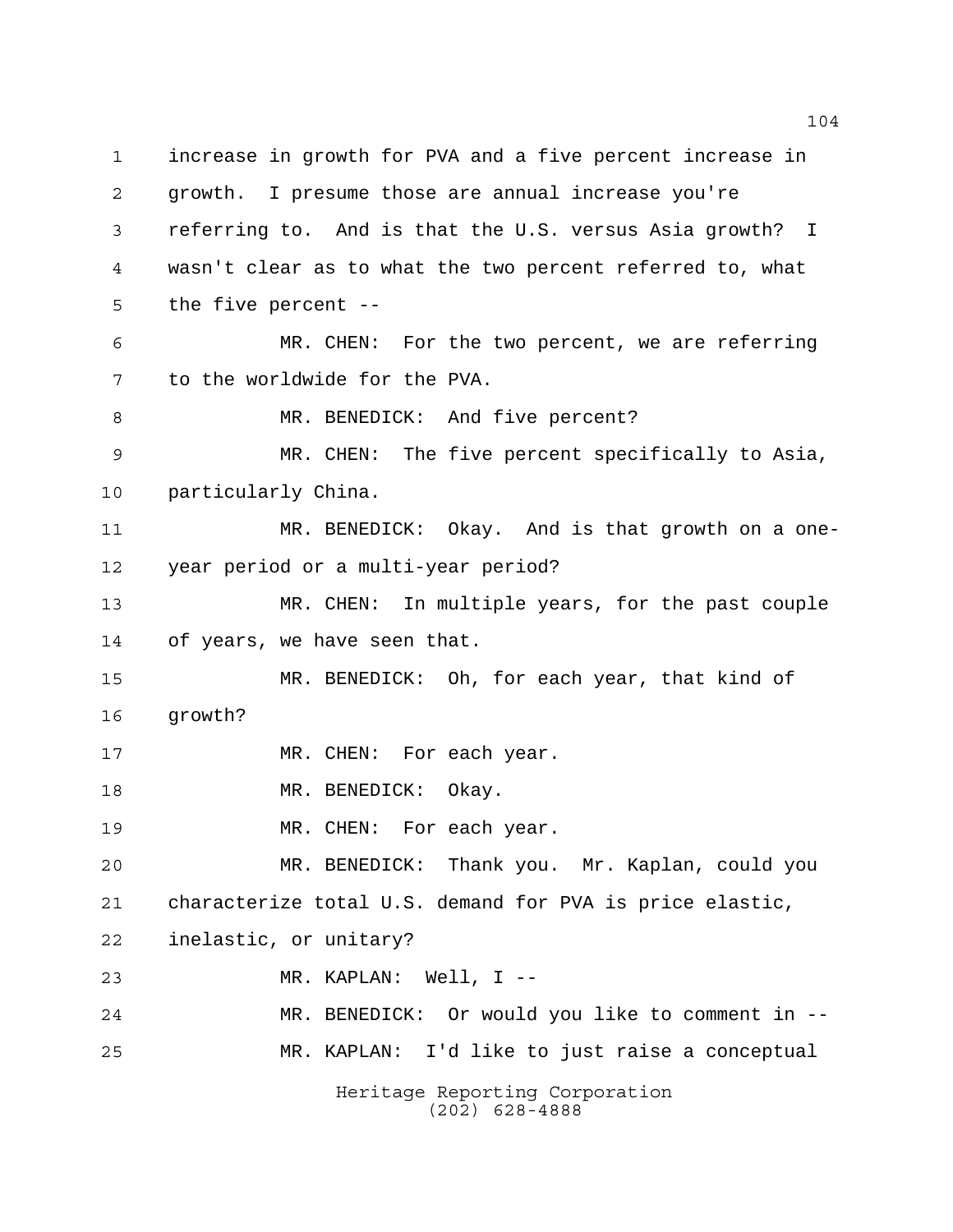increase in growth for PVA and a five percent increase in growth. I presume those are annual increase you're referring to. And is that the U.S. versus Asia growth? I wasn't clear as to what the two percent referred to, what the five percent --

MR. CHEN: For the two percent, we are referring to the worldwide for the PVA.

MR. BENEDICK: And five percent?

MR. CHEN: The five percent specifically to Asia, particularly China.

MR. BENEDICK: Okay. And is that growth on a one-year period or a multi-year period?

MR. CHEN: In multiple years, for the past couple of years, we have seen that.

MR. BENEDICK: Oh, for each year, that kind of growth?

MR. CHEN: For each year.

MR. BENEDICK: Okay.

MR. CHEN: For each year.

MR. BENEDICK: Thank you. Mr. Kaplan, could you characterize total U.S. demand for PVA is price elastic, inelastic, or unitary?

MR. KAPLAN: Well, I --

MR. BENEDICK: Or would you like to comment in --

MR. KAPLAN: I'd like to just raise a conceptual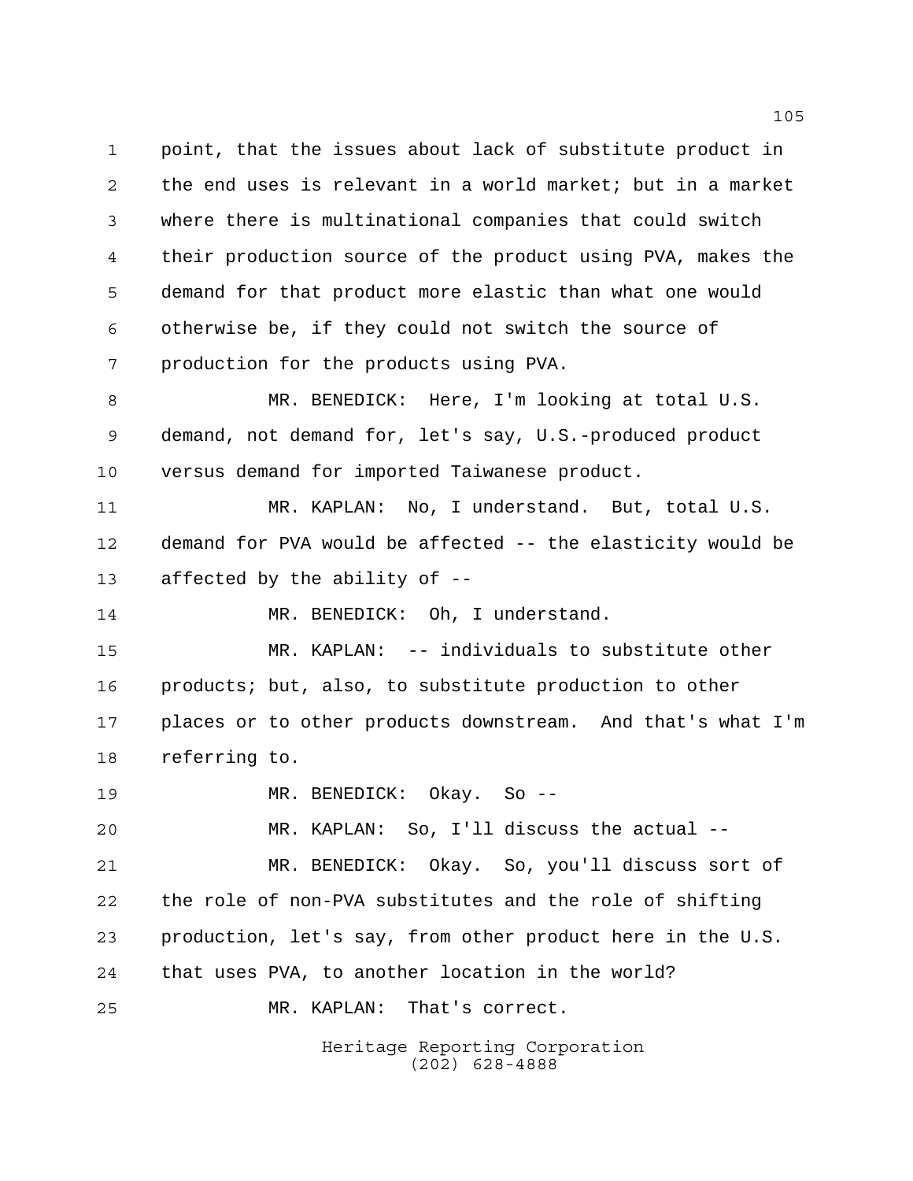point, that the issues about lack of substitute product in the end uses is relevant in a world market; but in a market where there is multinational companies that could switch their production source of the product using PVA, makes the demand for that product more elastic than what one would otherwise be, if they could not switch the source of production for the products using PVA.

MR. BENEDICK: Here, I'm looking at total U.S. demand, not demand for, let's say, U.S.-produced product versus demand for imported Taiwanese product.

MR. KAPLAN: No, I understand. But, total U.S. demand for PVA would be affected -- the elasticity would be affected by the ability of --

MR. BENEDICK: Oh, I understand.

MR. KAPLAN: -- individuals to substitute other products; but, also, to substitute production to other places or to other products downstream. And that's what I'm referring to.

MR. BENEDICK: Okay. So --

MR. KAPLAN: So, I'll discuss the actual --

MR. BENEDICK: Okay. So, you'll discuss sort of the role of non-PVA substitutes and the role of shifting production, let's say, from other product here in the U.S. that uses PVA, to another location in the world?

MR. KAPLAN: That's correct.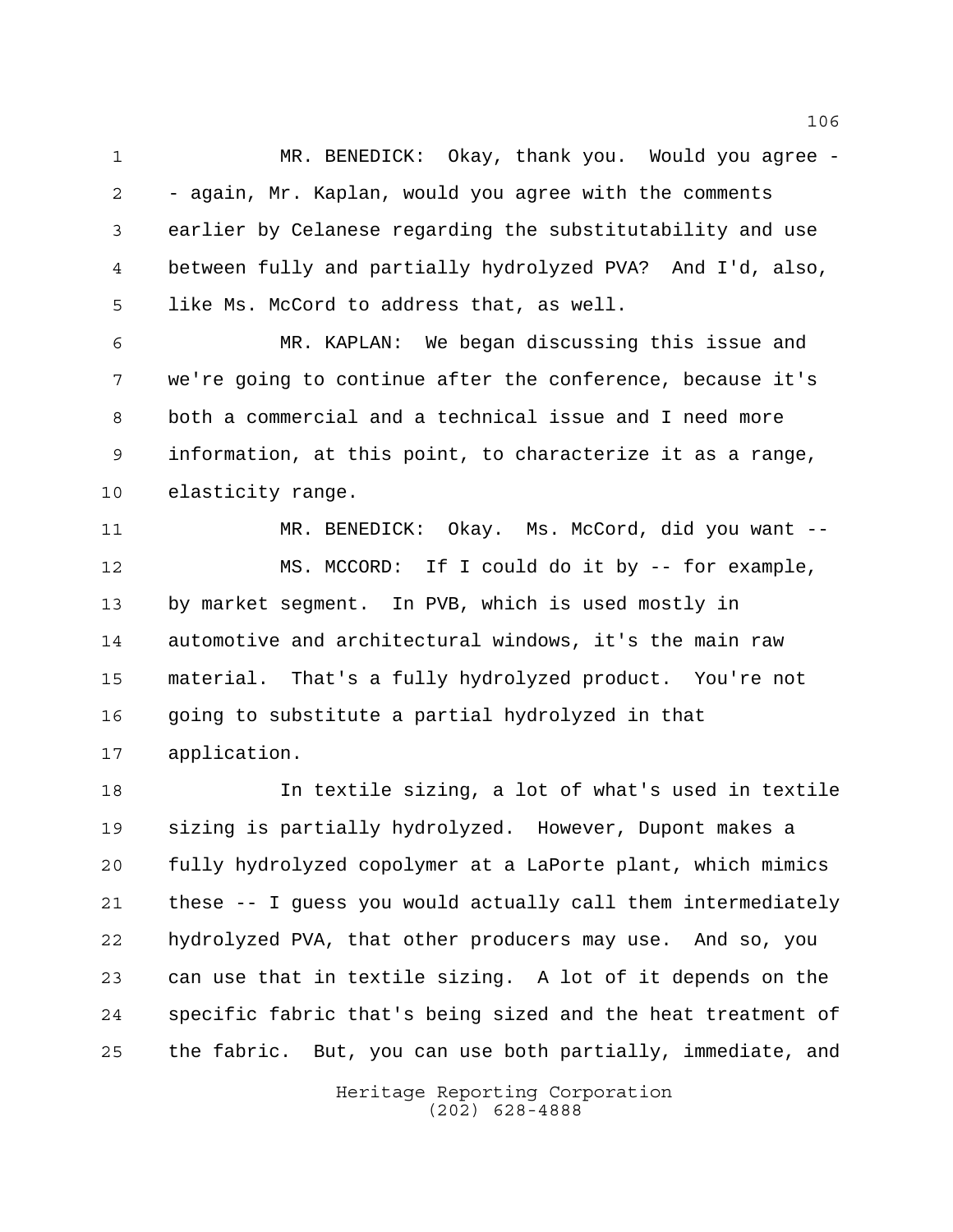MR. BENEDICK: Okay, thank you. Would you agree -- again, Mr. Kaplan, would you agree with the comments earlier by Celanese regarding the substitutability and use between fully and partially hydrolyzed PVA? And I'd, also, like Ms. McCord to address that, as well.

MR. KAPLAN: We began discussing this issue and we're going to continue after the conference, because it's both a commercial and a technical issue and I need more information, at this point, to characterize it as a range, elasticity range.

MR. BENEDICK: Okay. Ms. McCord, did you want --

MS. MCCORD: If I could do it by -- for example, by market segment. In PVB, which is used mostly in automotive and architectural windows, it's the main raw material. That's a fully hydrolyzed product. You're not going to substitute a partial hydrolyzed in that application.

In textile sizing, a lot of what's used in textile sizing is partially hydrolyzed. However, Dupont makes a fully hydrolyzed copolymer at a LaPorte plant, which mimics these -- I guess you would actually call them intermediately hydrolyzed PVA, that other producers may use. And so, you can use that in textile sizing. A lot of it depends on the specific fabric that's being sized and the heat treatment of the fabric. But, you can use both partially, immediate, and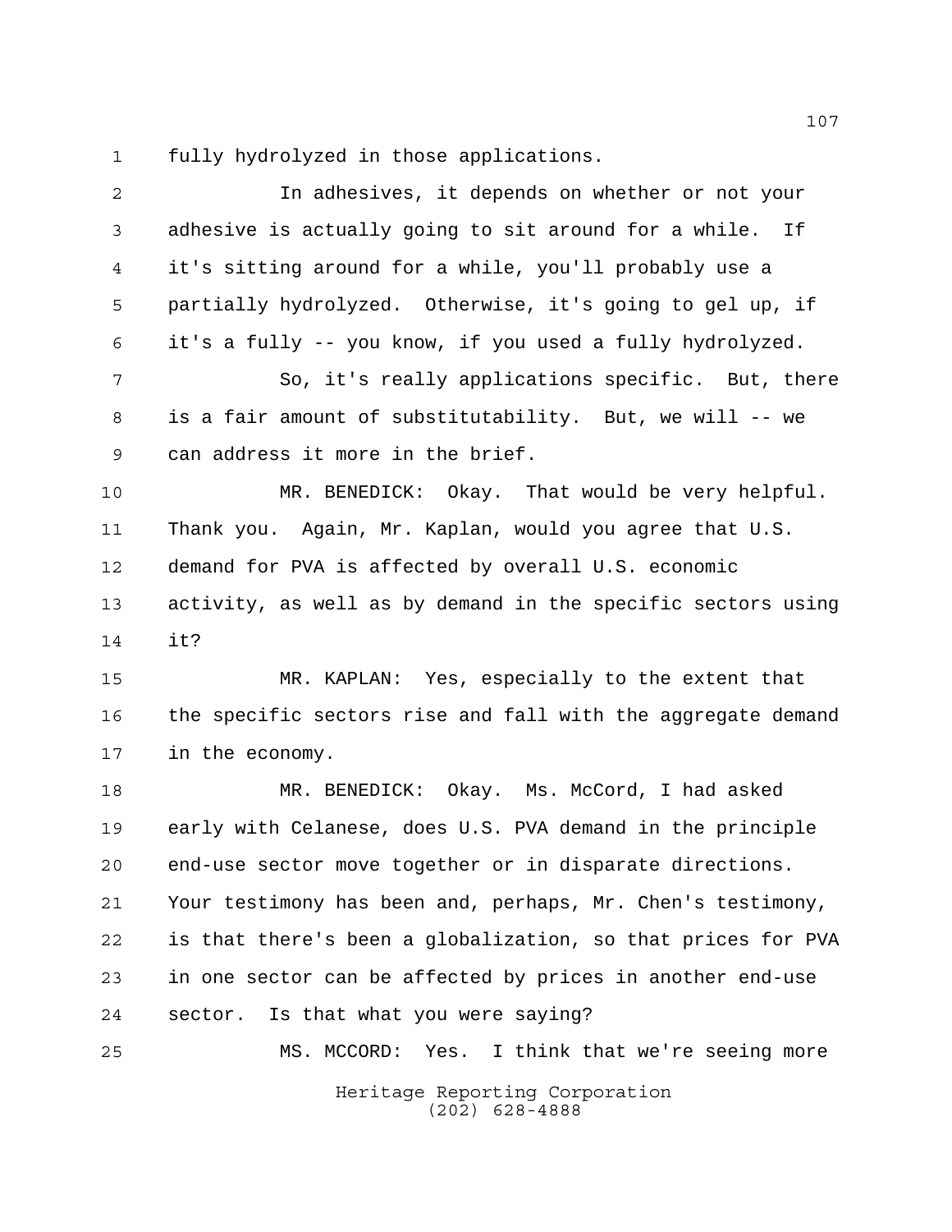fully hydrolyzed in those applications.

In adhesives, it depends on whether or not your adhesive is actually going to sit around for a while. If it's sitting around for a while, you'll probably use a partially hydrolyzed. Otherwise, it's going to gel up, if it's a fully -- you know, if you used a fully hydrolyzed.

So, it's really applications specific. But, there is a fair amount of substitutability. But, we will -- we can address it more in the brief.

MR. BENEDICK: Okay. That would be very helpful. Thank you. Again, Mr. Kaplan, would you agree that U.S. demand for PVA is affected by overall U.S. economic activity, as well as by demand in the specific sectors using it?

MR. KAPLAN: Yes, especially to the extent that the specific sectors rise and fall with the aggregate demand in the economy.

MR. BENEDICK: Okay. Ms. McCord, I had asked early with Celanese, does U.S. PVA demand in the principle end-use sector move together or in disparate directions. Your testimony has been and, perhaps, Mr. Chen's testimony, is that there's been a globalization, so that prices for PVA in one sector can be affected by prices in another end-use sector. Is that what you were saying?

MS. MCCORD: Yes. I think that we're seeing more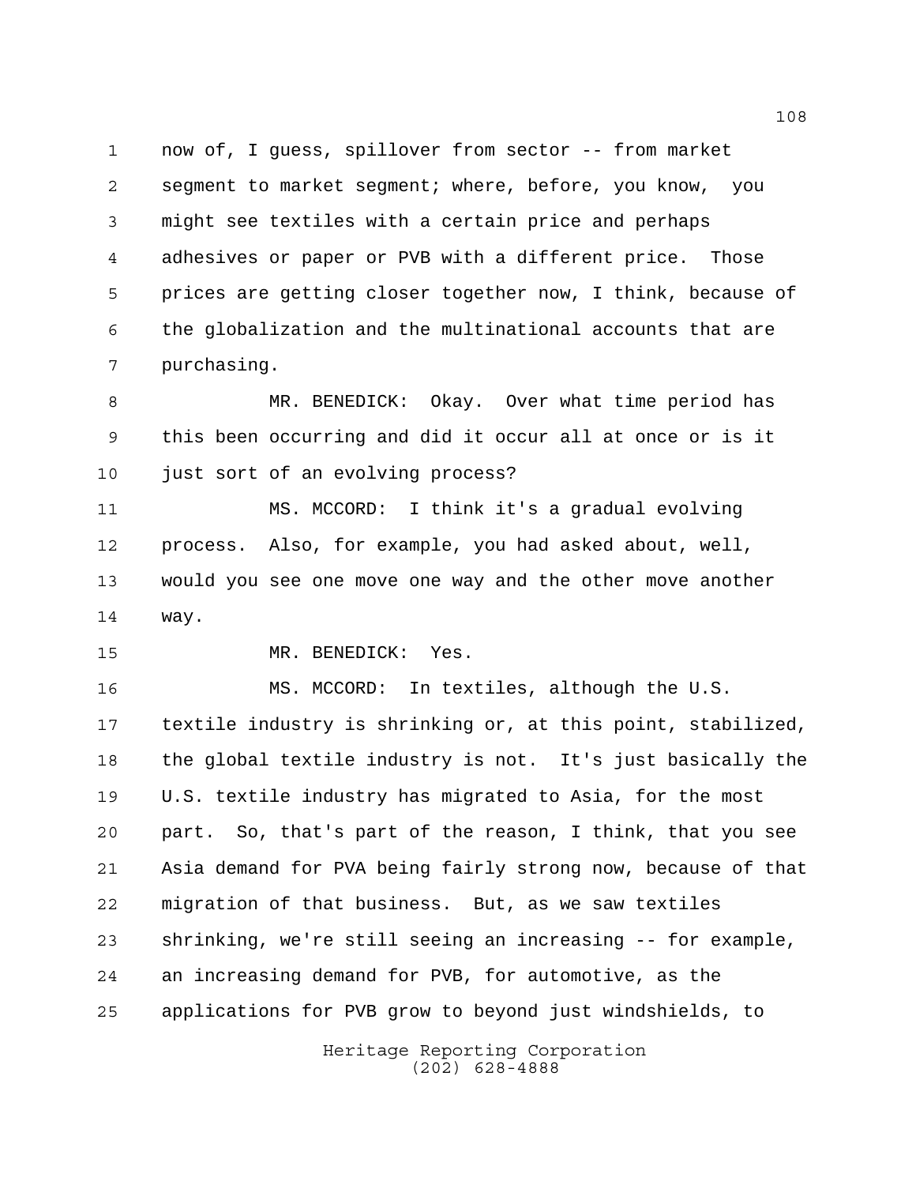now of, I guess, spillover from sector -- from market segment to market segment; where, before, you know, you might see textiles with a certain price and perhaps adhesives or paper or PVB with a different price. Those prices are getting closer together now, I think, because of the globalization and the multinational accounts that are purchasing.

MR. BENEDICK: Okay. Over what time period has this been occurring and did it occur all at once or is it just sort of an evolving process?

MS. MCCORD: I think it's a gradual evolving process. Also, for example, you had asked about, well, would you see one move one way and the other move another way.

MR. BENEDICK: Yes.

MS. MCCORD: In textiles, although the U.S. textile industry is shrinking or, at this point, stabilized, the global textile industry is not. It's just basically the U.S. textile industry has migrated to Asia, for the most part. So, that's part of the reason, I think, that you see Asia demand for PVA being fairly strong now, because of that migration of that business. But, as we saw textiles shrinking, we're still seeing an increasing -- for example, an increasing demand for PVB, for automotive, as the applications for PVB grow to beyond just windshields, to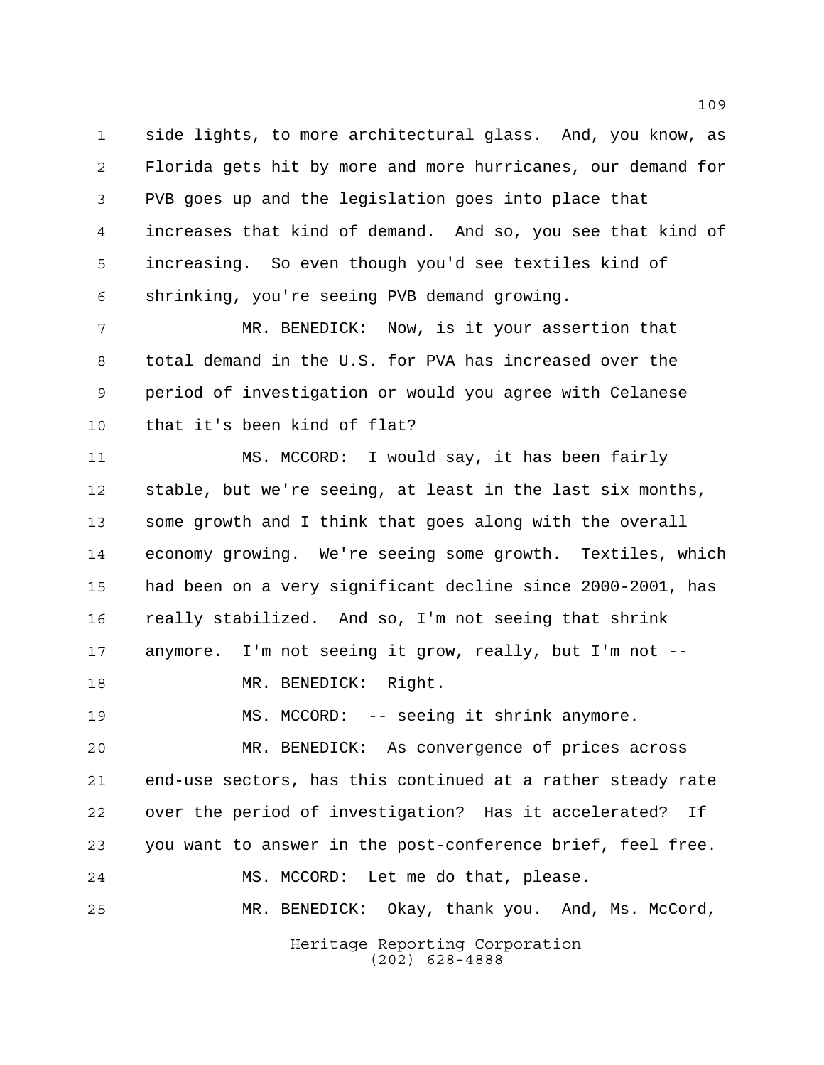side lights, to more architectural glass. And, you know, as Florida gets hit by more and more hurricanes, our demand for PVB goes up and the legislation goes into place that increases that kind of demand. And so, you see that kind of increasing. So even though you'd see textiles kind of shrinking, you're seeing PVB demand growing.

MR. BENEDICK: Now, is it your assertion that total demand in the U.S. for PVA has increased over the period of investigation or would you agree with Celanese that it's been kind of flat?

MS. MCCORD: I would say, it has been fairly stable, but we're seeing, at least in the last six months, some growth and I think that goes along with the overall economy growing. We're seeing some growth. Textiles, which had been on a very significant decline since 2000-2001, has really stabilized. And so, I'm not seeing that shrink anymore. I'm not seeing it grow, really, but I'm not --

MR. BENEDICK: Right.

MS. MCCORD: -- seeing it shrink anymore.

MR. BENEDICK: As convergence of prices across end-use sectors, has this continued at a rather steady rate over the period of investigation? Has it accelerated? If you want to answer in the post-conference brief, feel free.

MS. MCCORD: Let me do that, please.

MR. BENEDICK: Okay, thank you. And, Ms. McCord,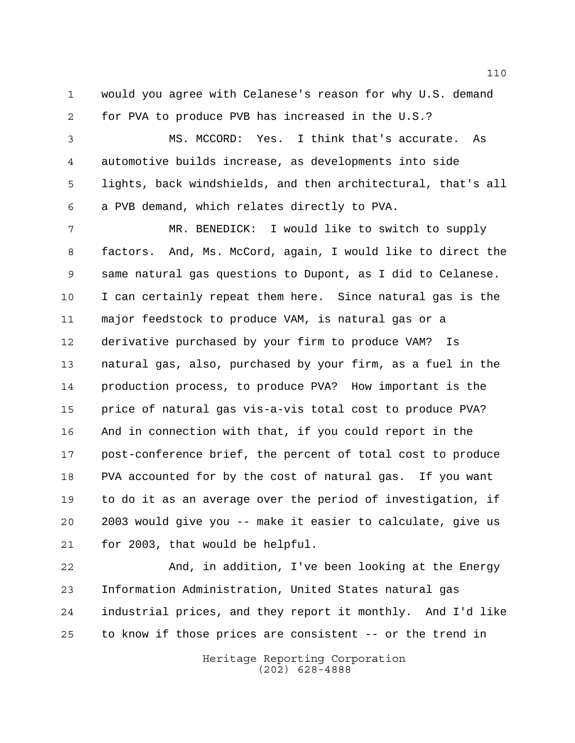would you agree with Celanese's reason for why U.S. demand for PVA to produce PVB has increased in the U.S.?

MS. MCCORD: Yes. I think that's accurate. As automotive builds increase, as developments into side lights, back windshields, and then architectural, that's all a PVB demand, which relates directly to PVA.

MR. BENEDICK: I would like to switch to supply factors. And, Ms. McCord, again, I would like to direct the same natural gas questions to Dupont, as I did to Celanese. I can certainly repeat them here. Since natural gas is the major feedstock to produce VAM, is natural gas or a derivative purchased by your firm to produce VAM? Is natural gas, also, purchased by your firm, as a fuel in the production process, to produce PVA? How important is the price of natural gas vis-a-vis total cost to produce PVA? And in connection with that, if you could report in the post-conference brief, the percent of total cost to produce PVA accounted for by the cost of natural gas. If you want to do it as an average over the period of investigation, if 2003 would give you -- make it easier to calculate, give us for 2003, that would be helpful.

And, in addition, I've been looking at the Energy Information Administration, United States natural gas industrial prices, and they report it monthly. And I'd like to know if those prices are consistent -- or the trend in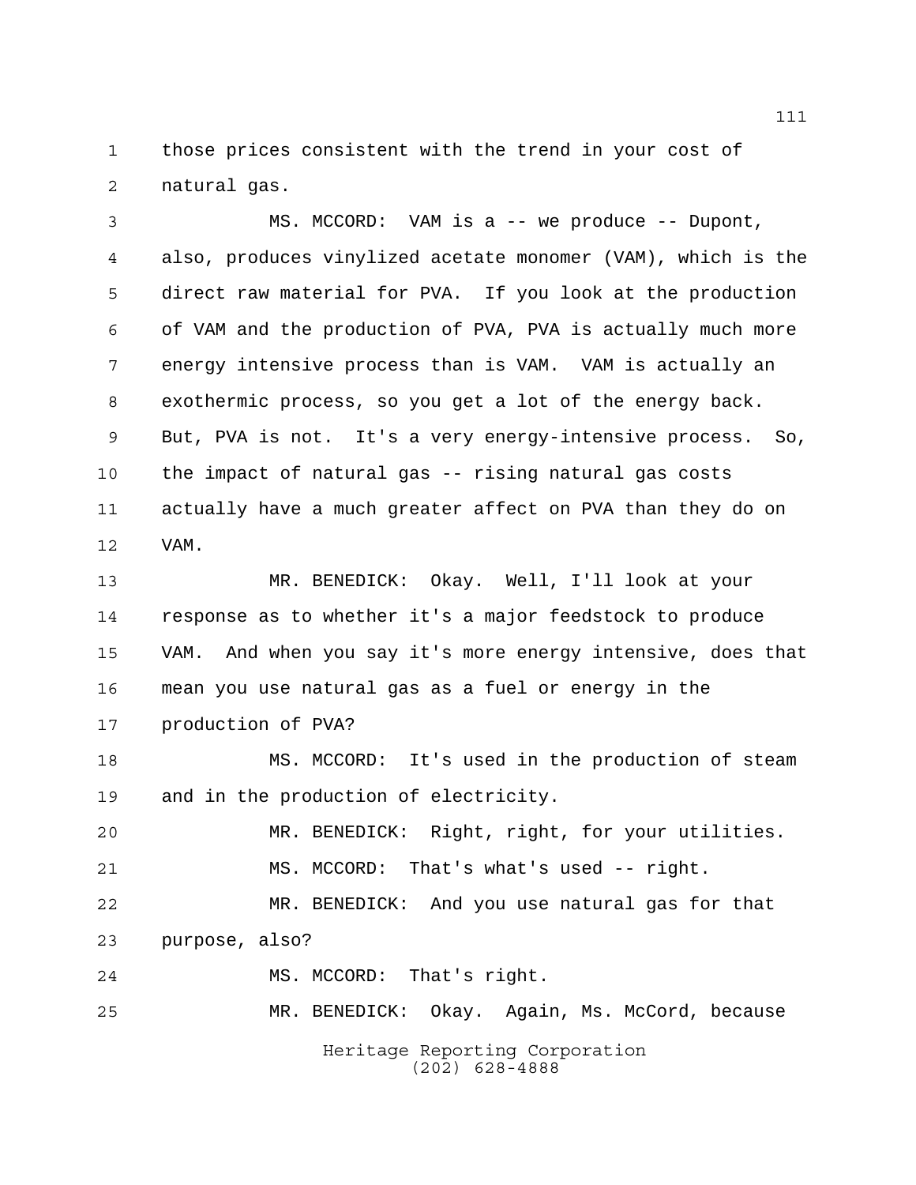those prices consistent with the trend in your cost of natural gas.

MS. MCCORD: VAM is a -- we produce -- Dupont, also, produces vinylized acetate monomer (VAM), which is the direct raw material for PVA. If you look at the production of VAM and the production of PVA, PVA is actually much more energy intensive process than is VAM. VAM is actually an exothermic process, so you get a lot of the energy back. But, PVA is not. It's a very energy-intensive process. So, the impact of natural gas -- rising natural gas costs actually have a much greater affect on PVA than they do on VAM.

MR. BENEDICK: Okay. Well, I'll look at your response as to whether it's a major feedstock to produce VAM. And when you say it's more energy intensive, does that mean you use natural gas as a fuel or energy in the production of PVA?

MS. MCCORD: It's used in the production of steam and in the production of electricity.

MR. BENEDICK: Right, right, for your utilities.

MS. MCCORD: That's what's used -- right.

MR. BENEDICK: And you use natural gas for that purpose, also?

MS. MCCORD: That's right.

MR. BENEDICK: Okay. Again, Ms. McCord, because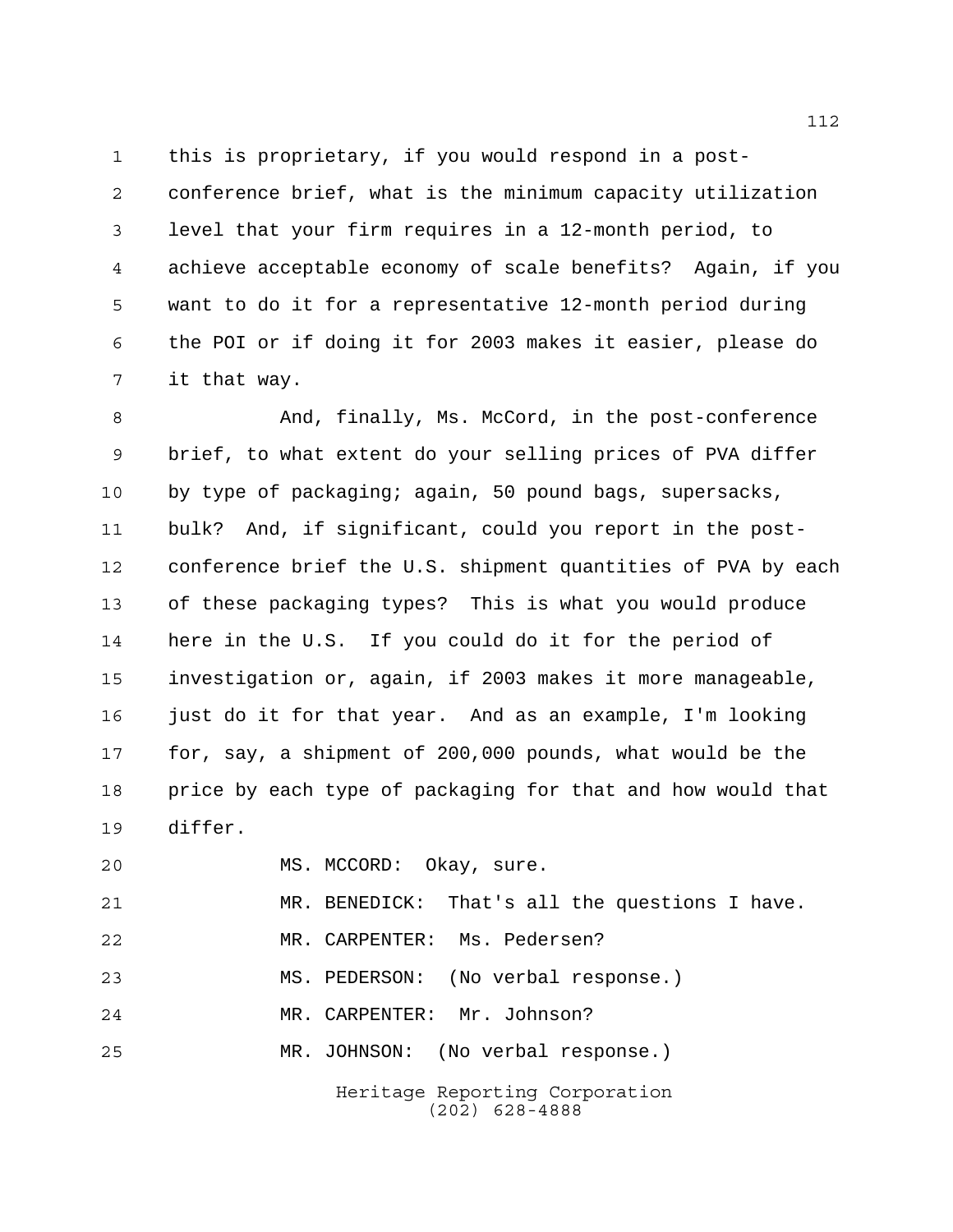this is proprietary, if you would respond in a post-conference brief, what is the minimum capacity utilization level that your firm requires in a 12-month period, to achieve acceptable economy of scale benefits? Again, if you want to do it for a representative 12-month period during the POI or if doing it for 2003 makes it easier, please do it that way.

And, finally, Ms. McCord, in the post-conference brief, to what extent do your selling prices of PVA differ by type of packaging; again, 50 pound bags, supersacks, bulk? And, if significant, could you report in the post-conference brief the U.S. shipment quantities of PVA by each of these packaging types? This is what you would produce here in the U.S. If you could do it for the period of investigation or, again, if 2003 makes it more manageable, just do it for that year. And as an example, I'm looking for, say, a shipment of 200,000 pounds, what would be the price by each type of packaging for that and how would that differ.

MS. MCCORD: Okay, sure.

MR. BENEDICK: That's all the questions I have.

MR. CARPENTER: Ms. Pedersen?

MS. PEDERSON: (No verbal response.)

MR. CARPENTER: Mr. Johnson?

MR. JOHNSON: (No verbal response.)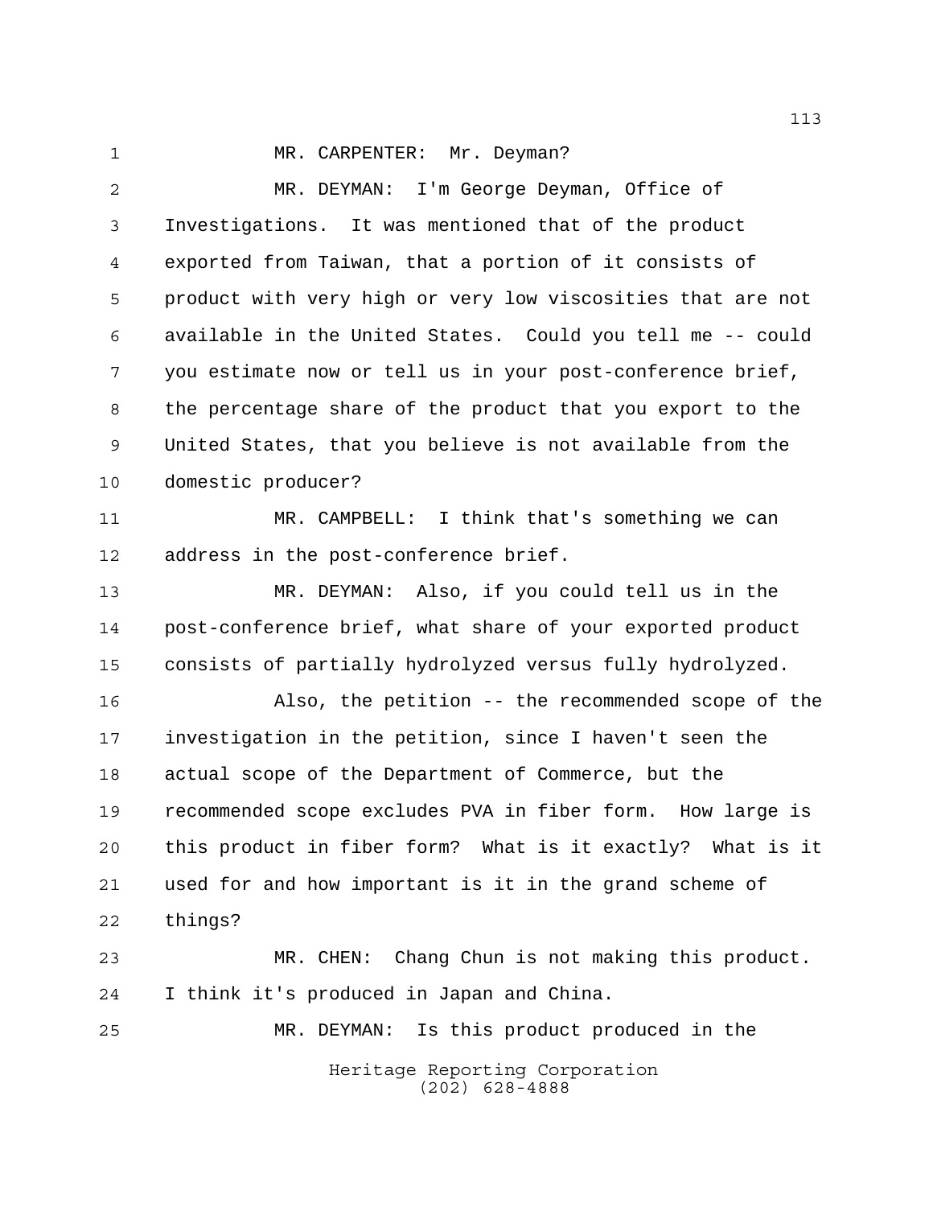MR. CARPENTER: Mr. Deyman?

MR. DEYMAN: I'm George Deyman, Office of Investigations. It was mentioned that of the product exported from Taiwan, that a portion of it consists of product with very high or very low viscosities that are not available in the United States. Could you tell me -- could you estimate now or tell us in your post-conference brief, the percentage share of the product that you export to the United States, that you believe is not available from the domestic producer?

MR. CAMPBELL: I think that's something we can address in the post-conference brief.

MR. DEYMAN: Also, if you could tell us in the post-conference brief, what share of your exported product consists of partially hydrolyzed versus fully hydrolyzed.

Also, the petition -- the recommended scope of the investigation in the petition, since I haven't seen the actual scope of the Department of Commerce, but the recommended scope excludes PVA in fiber form. How large is this product in fiber form? What is it exactly? What is it used for and how important is it in the grand scheme of things?

MR. CHEN: Chang Chun is not making this product. I think it's produced in Japan and China.

MR. DEYMAN: Is this product produced in the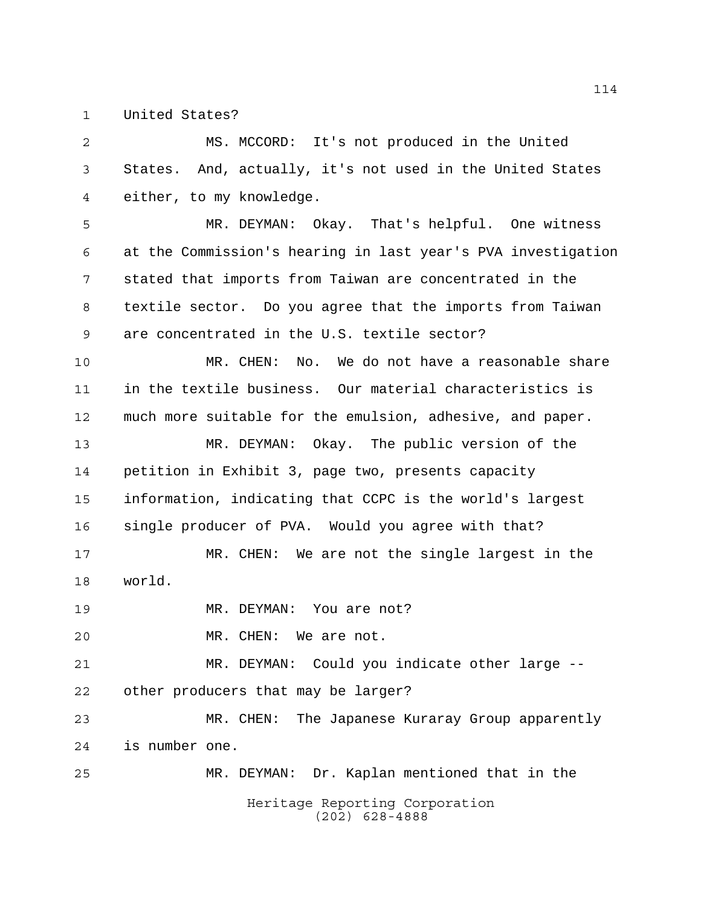United States?

MS. MCCORD: It's not produced in the United States. And, actually, it's not used in the United States either, to my knowledge.

MR. DEYMAN: Okay. That's helpful. One witness at the Commission's hearing in last year's PVA investigation stated that imports from Taiwan are concentrated in the textile sector. Do you agree that the imports from Taiwan are concentrated in the U.S. textile sector?

MR. CHEN: No. We do not have a reasonable share in the textile business. Our material characteristics is much more suitable for the emulsion, adhesive, and paper.

MR. DEYMAN: Okay. The public version of the petition in Exhibit 3, page two, presents capacity information, indicating that CCPC is the world's largest single producer of PVA. Would you agree with that?

MR. CHEN: We are not the single largest in the world.

MR. DEYMAN: You are not?

MR. CHEN: We are not.

MR. DEYMAN: Could you indicate other large -- other producers that may be larger?

MR. CHEN: The Japanese Kuraray Group apparently is number one.

MR. DEYMAN: Dr. Kaplan mentioned that in the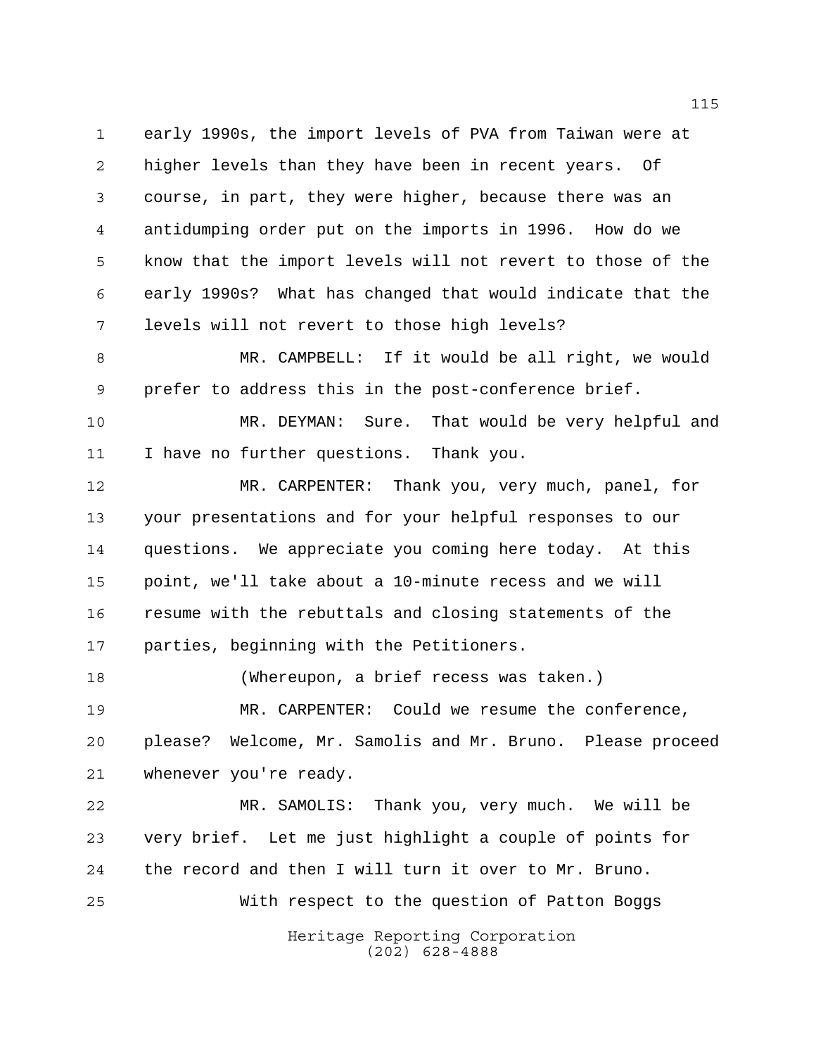early 1990s, the import levels of PVA from Taiwan were at higher levels than they have been in recent years. Of course, in part, they were higher, because there was an antidumping order put on the imports in 1996. How do we know that the import levels will not revert to those of the early 1990s? What has changed that would indicate that the levels will not revert to those high levels?

MR. CAMPBELL: If it would be all right, we would prefer to address this in the post-conference brief.

MR. DEYMAN: Sure. That would be very helpful and I have no further questions. Thank you.

MR. CARPENTER: Thank you, very much, panel, for your presentations and for your helpful responses to our questions. We appreciate you coming here today. At this point, we'll take about a 10-minute recess and we will resume with the rebuttals and closing statements of the parties, beginning with the Petitioners.

(Whereupon, a brief recess was taken.)

MR. CARPENTER: Could we resume the conference, please? Welcome, Mr. Samolis and Mr. Bruno. Please proceed whenever you're ready.

MR. SAMOLIS: Thank you, very much. We will be very brief. Let me just highlight a couple of points for the record and then I will turn it over to Mr. Bruno.

With respect to the question of Patton Boggs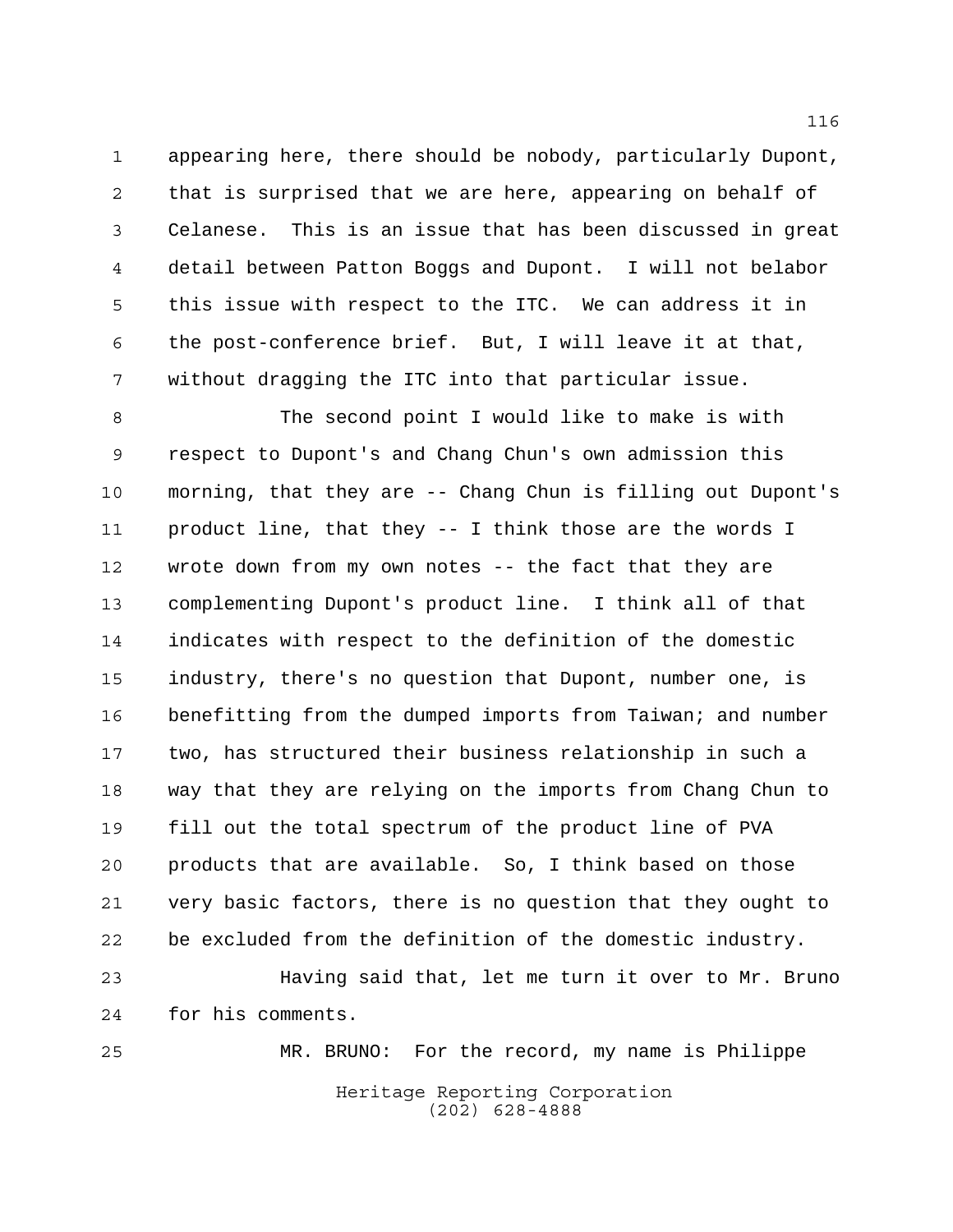appearing here, there should be nobody, particularly Dupont, that is surprised that we are here, appearing on behalf of Celanese. This is an issue that has been discussed in great detail between Patton Boggs and Dupont. I will not belabor this issue with respect to the ITC. We can address it in the post-conference brief. But, I will leave it at that, without dragging the ITC into that particular issue.

The second point I would like to make is with respect to Dupont's and Chang Chun's own admission this morning, that they are -- Chang Chun is filling out Dupont's product line, that they -- I think those are the words I wrote down from my own notes -- the fact that they are complementing Dupont's product line. I think all of that indicates with respect to the definition of the domestic industry, there's no question that Dupont, number one, is benefitting from the dumped imports from Taiwan; and number two, has structured their business relationship in such a way that they are relying on the imports from Chang Chun to fill out the total spectrum of the product line of PVA products that are available. So, I think based on those very basic factors, there is no question that they ought to be excluded from the definition of the domestic industry.

Having said that, let me turn it over to Mr. Bruno for his comments.

MR. BRUNO: For the record, my name is Philippe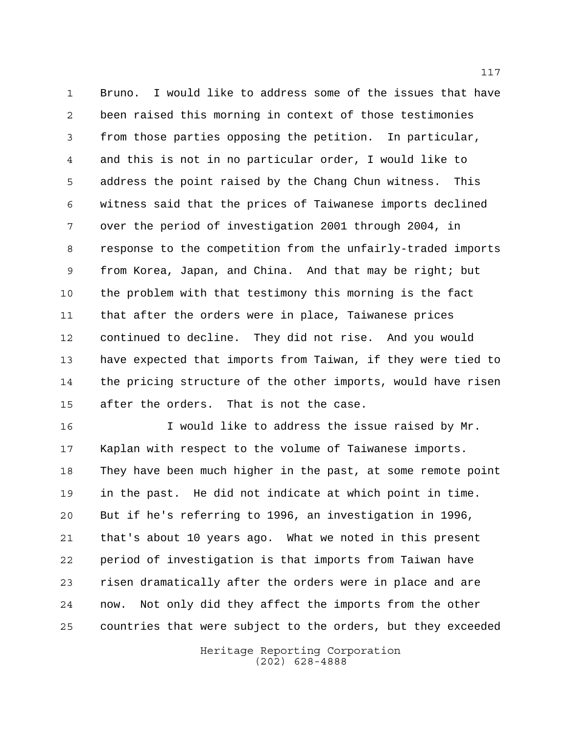Bruno. I would like to address some of the issues that have been raised this morning in context of those testimonies from those parties opposing the petition. In particular, and this is not in no particular order, I would like to address the point raised by the Chang Chun witness. This witness said that the prices of Taiwanese imports declined over the period of investigation 2001 through 2004, in response to the competition from the unfairly-traded imports from Korea, Japan, and China. And that may be right; but the problem with that testimony this morning is the fact that after the orders were in place, Taiwanese prices continued to decline. They did not rise. And you would have expected that imports from Taiwan, if they were tied to the pricing structure of the other imports, would have risen after the orders. That is not the case.

I would like to address the issue raised by Mr. Kaplan with respect to the volume of Taiwanese imports. They have been much higher in the past, at some remote point in the past. He did not indicate at which point in time. But if he's referring to 1996, an investigation in 1996, that's about 10 years ago. What we noted in this present period of investigation is that imports from Taiwan have risen dramatically after the orders were in place and are now. Not only did they affect the imports from the other countries that were subject to the orders, but they exceeded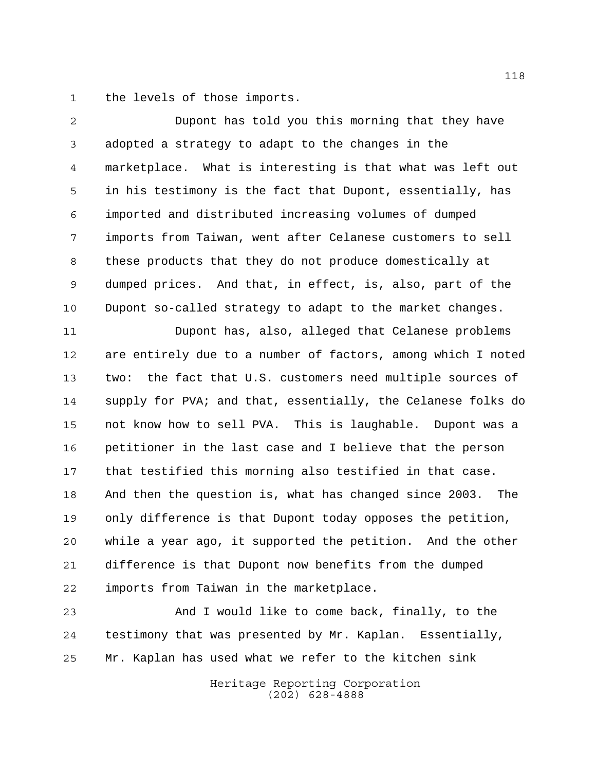the levels of those imports.

Dupont has told you this morning that they have adopted a strategy to adapt to the changes in the marketplace. What is interesting is that what was left out in his testimony is the fact that Dupont, essentially, has imported and distributed increasing volumes of dumped imports from Taiwan, went after Celanese customers to sell these products that they do not produce domestically at dumped prices. And that, in effect, is, also, part of the Dupont so-called strategy to adapt to the market changes.

Dupont has, also, alleged that Celanese problems are entirely due to a number of factors, among which I noted two: the fact that U.S. customers need multiple sources of supply for PVA; and that, essentially, the Celanese folks do not know how to sell PVA. This is laughable. Dupont was a petitioner in the last case and I believe that the person that testified this morning also testified in that case. And then the question is, what has changed since 2003. The only difference is that Dupont today opposes the petition, while a year ago, it supported the petition. And the other difference is that Dupont now benefits from the dumped imports from Taiwan in the marketplace.

And I would like to come back, finally, to the testimony that was presented by Mr. Kaplan. Essentially, Mr. Kaplan has used what we refer to the kitchen sink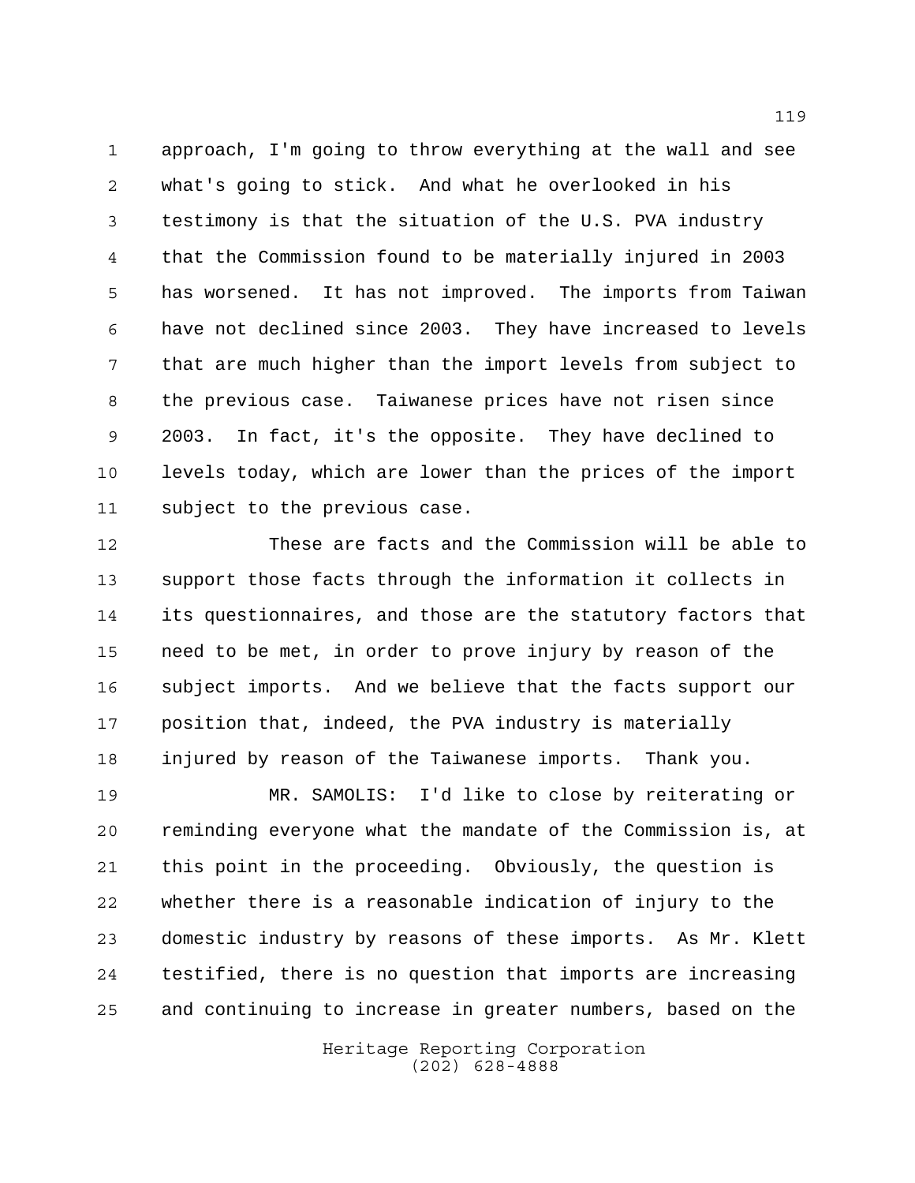approach, I'm going to throw everything at the wall and see what's going to stick. And what he overlooked in his testimony is that the situation of the U.S. PVA industry that the Commission found to be materially injured in 2003 has worsened. It has not improved. The imports from Taiwan have not declined since 2003. They have increased to levels that are much higher than the import levels from subject to the previous case. Taiwanese prices have not risen since 2003. In fact, it's the opposite. They have declined to levels today, which are lower than the prices of the import subject to the previous case.

These are facts and the Commission will be able to support those facts through the information it collects in its questionnaires, and those are the statutory factors that need to be met, in order to prove injury by reason of the subject imports. And we believe that the facts support our position that, indeed, the PVA industry is materially injured by reason of the Taiwanese imports. Thank you.

MR. SAMOLIS: I'd like to close by reiterating or reminding everyone what the mandate of the Commission is, at this point in the proceeding. Obviously, the question is whether there is a reasonable indication of injury to the domestic industry by reasons of these imports. As Mr. Klett testified, there is no question that imports are increasing and continuing to increase in greater numbers, based on the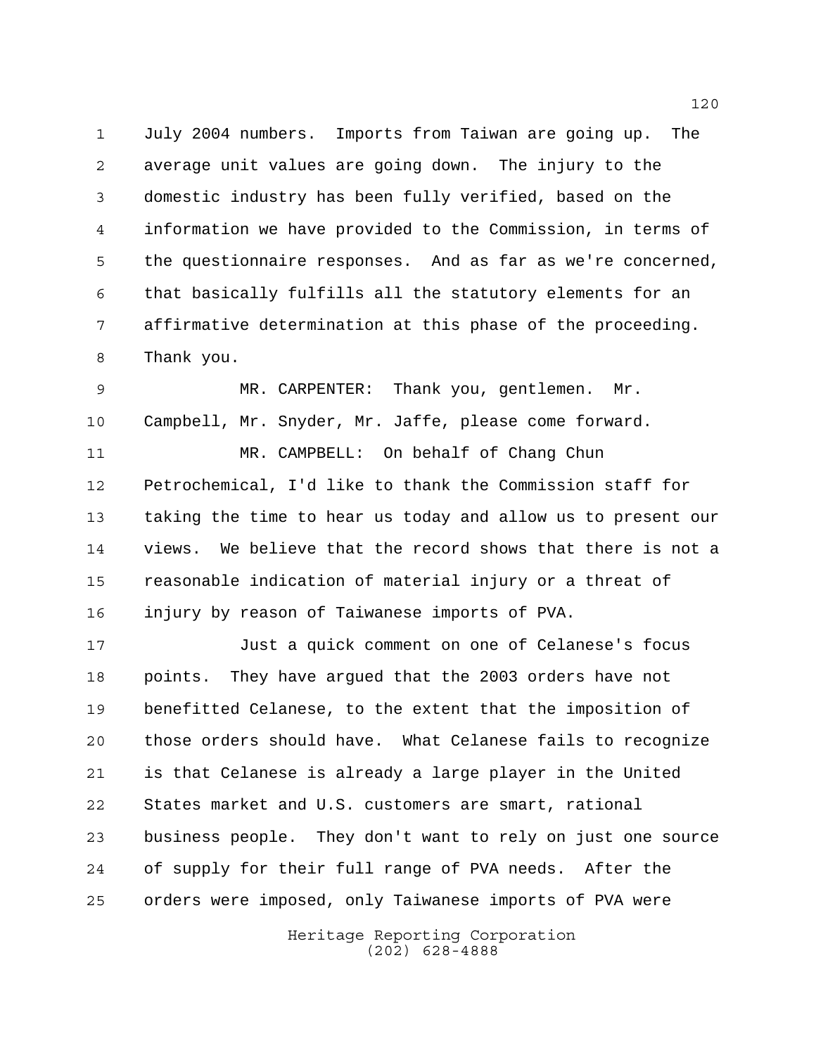July 2004 numbers. Imports from Taiwan are going up. The average unit values are going down. The injury to the domestic industry has been fully verified, based on the information we have provided to the Commission, in terms of the questionnaire responses. And as far as we're concerned, that basically fulfills all the statutory elements for an affirmative determination at this phase of the proceeding. Thank you.

MR. CARPENTER: Thank you, gentlemen. Mr. Campbell, Mr. Snyder, Mr. Jaffe, please come forward.

MR. CAMPBELL: On behalf of Chang Chun Petrochemical, I'd like to thank the Commission staff for taking the time to hear us today and allow us to present our views. We believe that the record shows that there is not a reasonable indication of material injury or a threat of injury by reason of Taiwanese imports of PVA.

Just a quick comment on one of Celanese's focus points. They have argued that the 2003 orders have not benefitted Celanese, to the extent that the imposition of those orders should have. What Celanese fails to recognize is that Celanese is already a large player in the United States market and U.S. customers are smart, rational business people. They don't want to rely on just one source of supply for their full range of PVA needs. After the orders were imposed, only Taiwanese imports of PVA were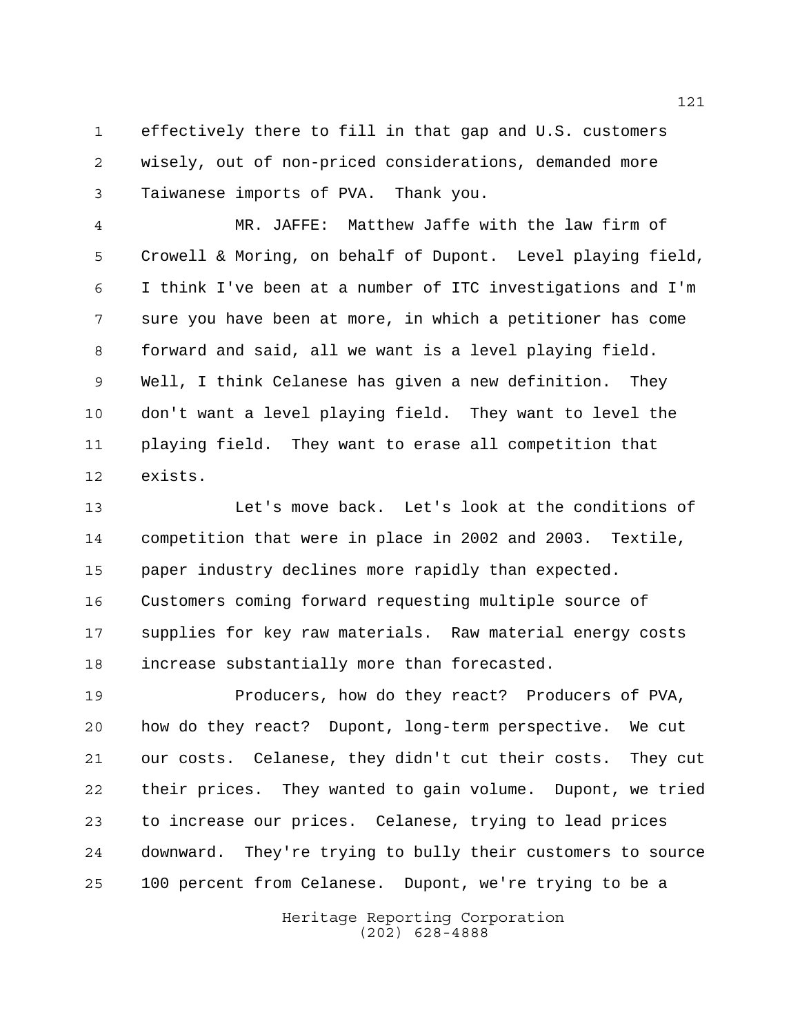effectively there to fill in that gap and U.S. customers wisely, out of non-priced considerations, demanded more Taiwanese imports of PVA. Thank you.

MR. JAFFE: Matthew Jaffe with the law firm of Crowell & Moring, on behalf of Dupont. Level playing field, I think I've been at a number of ITC investigations and I'm sure you have been at more, in which a petitioner has come forward and said, all we want is a level playing field. Well, I think Celanese has given a new definition. They don't want a level playing field. They want to level the playing field. They want to erase all competition that exists.

Let's move back. Let's look at the conditions of competition that were in place in 2002 and 2003. Textile, paper industry declines more rapidly than expected. Customers coming forward requesting multiple source of supplies for key raw materials. Raw material energy costs increase substantially more than forecasted.

Producers, how do they react? Producers of PVA, how do they react? Dupont, long-term perspective. We cut our costs. Celanese, they didn't cut their costs. They cut their prices. They wanted to gain volume. Dupont, we tried to increase our prices. Celanese, trying to lead prices downward. They're trying to bully their customers to source 100 percent from Celanese. Dupont, we're trying to be a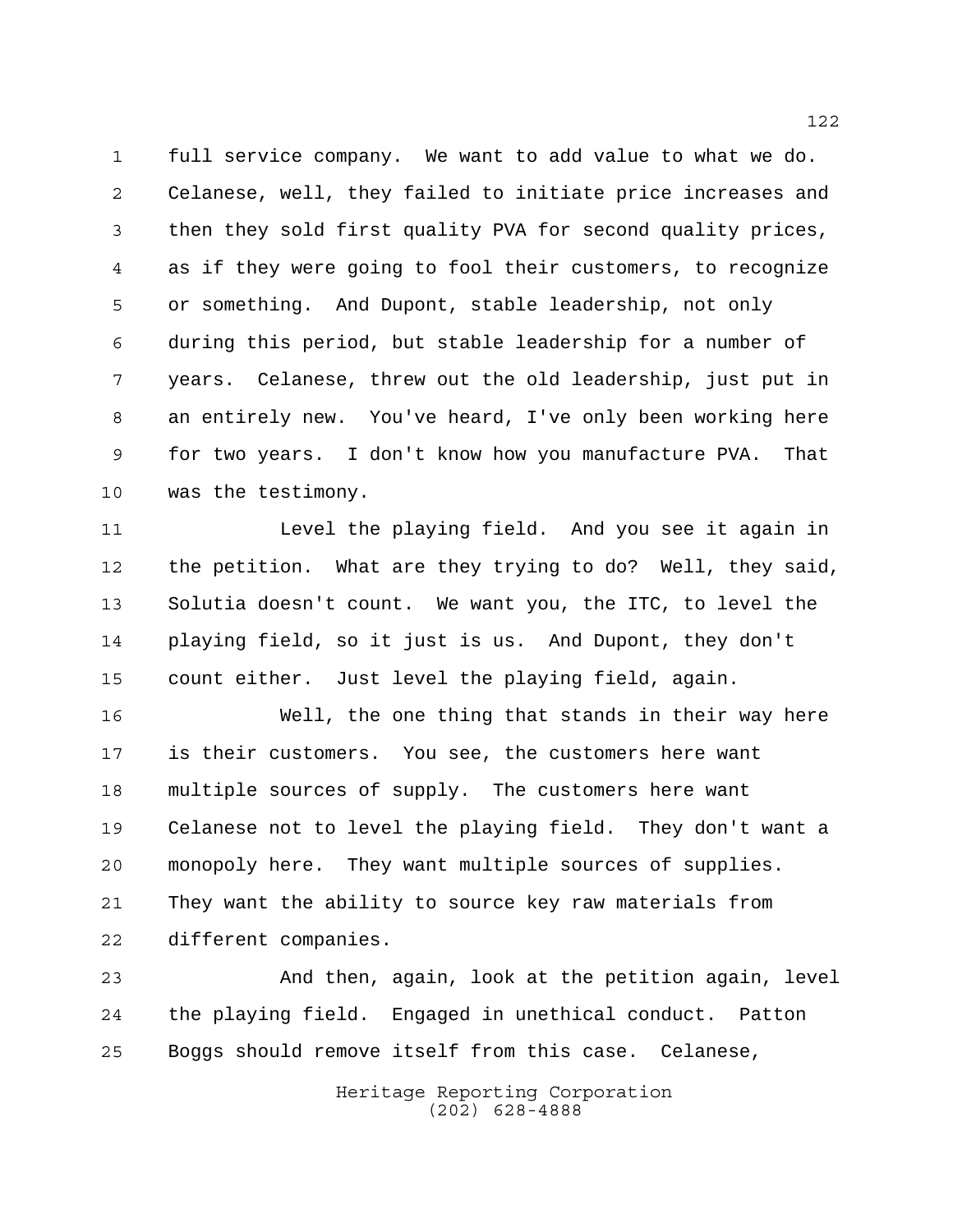full service company. We want to add value to what we do. Celanese, well, they failed to initiate price increases and then they sold first quality PVA for second quality prices, as if they were going to fool their customers, to recognize or something. And Dupont, stable leadership, not only during this period, but stable leadership for a number of years. Celanese, threw out the old leadership, just put in an entirely new. You've heard, I've only been working here for two years. I don't know how you manufacture PVA. That was the testimony.

Level the playing field. And you see it again in the petition. What are they trying to do? Well, they said, Solutia doesn't count. We want you, the ITC, to level the playing field, so it just is us. And Dupont, they don't count either. Just level the playing field, again.

Well, the one thing that stands in their way here is their customers. You see, the customers here want multiple sources of supply. The customers here want Celanese not to level the playing field. They don't want a monopoly here. They want multiple sources of supplies. They want the ability to source key raw materials from different companies.

And then, again, look at the petition again, level the playing field. Engaged in unethical conduct. Patton Boggs should remove itself from this case. Celanese,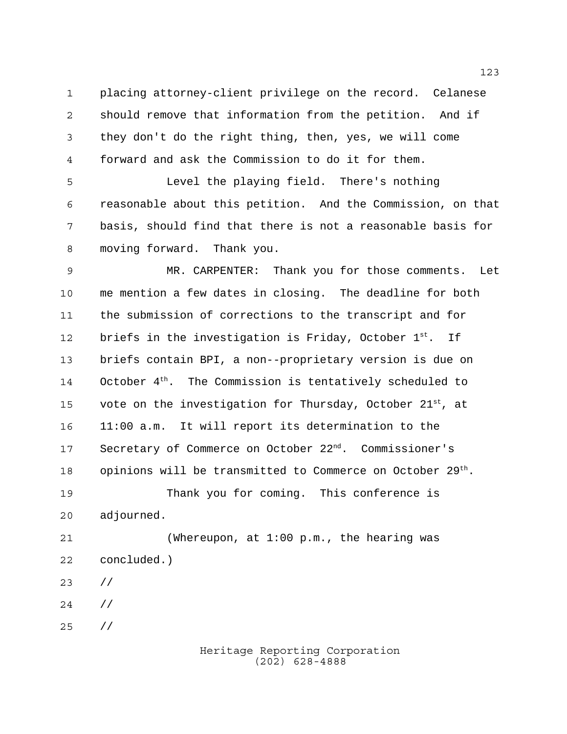placing attorney-client privilege on the record. Celanese should remove that information from the petition. And if they don't do the right thing, then, yes, we will come forward and ask the Commission to do it for them.

Level the playing field. There's nothing reasonable about this petition. And the Commission, on that basis, should find that there is not a reasonable basis for moving forward. Thank you.

MR. CARPENTER: Thank you for those comments. Let me mention a few dates in closing. The deadline for both the submission of corrections to the transcript and for briefs in the investigation is Friday, October 1st. If briefs contain BPI, a non--proprietary version is due on October 4th. The Commission is tentatively scheduled to vote on the investigation for Thursday, October 21st, at 11:00 a.m. It will report its determination to the Secretary of Commerce on October 22nd. Commissioner's opinions will be transmitted to Commerce on October 29th.

Thank you for coming. This conference is adjourned.

(Whereupon, at 1:00 p.m., the hearing was concluded.)

//

//

//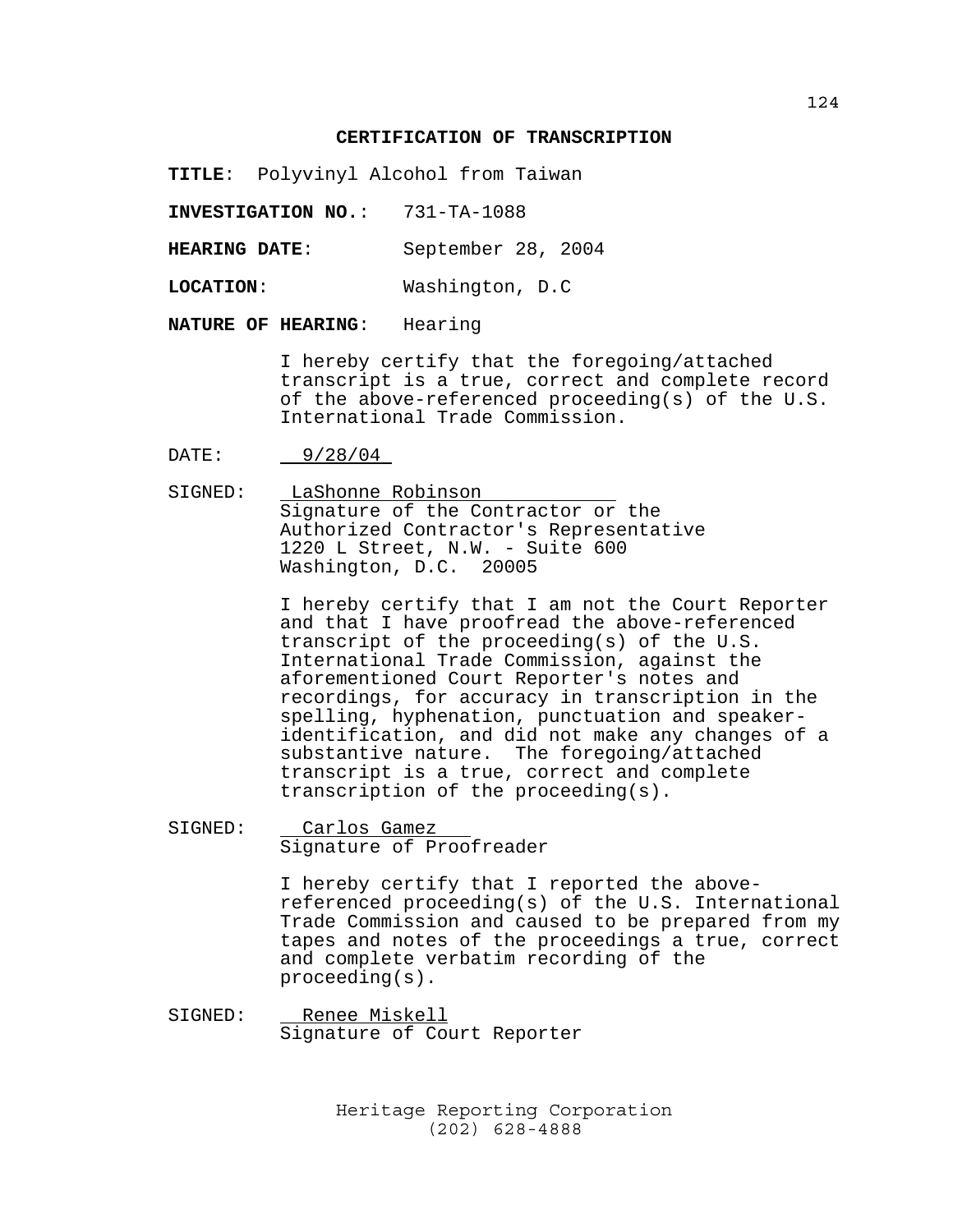## CERTIFICATION OF TRANSCRIPTION

**TITLE**: Polyvinyl Alcohol from Taiwan

**INVESTIGATION NO.**: 731-TA-1088

**HEARING DATE**: September 28, 2004

**LOCATION**: Washington, D.C

**NATURE OF HEARING**: Hearing

I hereby certify that the foregoing/attached transcript is a true, correct and complete record of the above-referenced proceeding(s) of the U.S. International Trade Commission.

DATE: 9/28/04

SIGNED: LaShonne Robinson
Signature of the Contractor or the Authorized Contractor's Representative
1220 L Street, N.W. - Suite 600
Washington, D.C. 20005

I hereby certify that I am not the Court Reporter and that I have proofread the above-referenced transcript of the proceeding(s) of the U.S. International Trade Commission, against the aforementioned Court Reporter's notes and recordings, for accuracy in transcription in the spelling, hyphenation, punctuation and speaker-identification, and did not make any changes of a substantive nature. The foregoing/attached transcript is a true, correct and complete transcription of the proceeding(s).

SIGNED: Carlos Gamez
Signature of Proofreader

I hereby certify that I reported the above-referenced proceeding(s) of the U.S. International Trade Commission and caused to be prepared from my tapes and notes of the proceedings a true, correct and complete verbatim recording of the proceeding(s).

SIGNED: Renee Miskell
Signature of Court Reporter